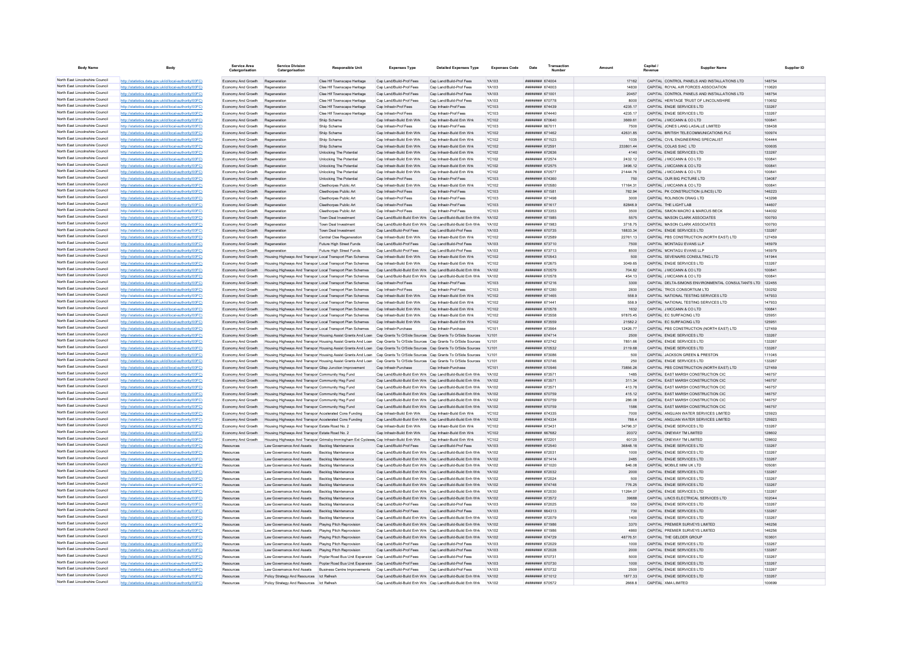| Body Name | Body | Service Area Catergorisation | Service Division Catergorisation | Responsible Unit | Expenses Type | Detailed Expenses Type | Expenses Code | Date | Transaction Number | Amount | Capital / Revenue | Supplier Name | Supplier ID |
|---|---|---|---|---|---|---|---|---|---|---|---|---|---|
| North East Lincolnshire Council | http://statistics.data.gov.uk/id/local-authority/00FC) | Economy And Growth | Regeneration | Clee Hill Townscape Heritage | Cap Land/Build-Prof Fees | Cap Land/Build-Prof Fees | YA103 | ######## | 674004 | 17162 | CAPITAL | CONTROL PANELS AND INSTALLATIONS LTD | 148754 |
| North East Lincolnshire Council | http://statistics.data.gov.uk/id/local-authority/00FC) | Economy And Growth | Regeneration | Clee Hill Townscape Heritage | Cap Land/Build-Prof Fees | Cap Land/Build-Prof Fees | YA103 | ######## | 674003 | 14830 | CAPITAL | ROYAL AIR FORCES ASSOCIATION | 110620 |
| North East Lincolnshire Council | http://statistics.data.gov.uk/id/local-authority/00FC) | Economy And Growth | Regeneration | Clee Hill Townscape Heritage | Cap Land/Build-Prof Fees | Cap Land/Build-Prof Fees | YA103 | ######## | 671001 | 20457 | CAPITAL | CONTROL PANELS AND INSTALLATIONS LTD | 148754 |
| North East Lincolnshire Council | http://statistics.data.gov.uk/id/local-authority/00FC) | Economy And Growth | Regeneration | Clee Hill Townscape Heritage | Cap Land/Build-Prof Fees | Cap Land/Build-Prof Fees | YA103 | ######## | 670778 | 8000 | CAPITAL | HERITAGE TRUST OF LINCOLNSHIRE | 110652 |
| North East Lincolnshire Council | http://statistics.data.gov.uk/id/local-authority/00FC) | Economy And Growth | Regeneration | Clee Hill Townscape Heritage | Cap Infrastr-Prof Fees | Cap Infrastr-Prof Fees | YC103 | ######## | 674439 | 4235.17 | CAPITAL | ENGIE SERVICES LTD | 133267 |
| North East Lincolnshire Council | http://statistics.data.gov.uk/id/local-authority/00FC) | Economy And Growth | Regeneration | Clee Hill Townscape Heritage | Cap Infrastr-Prof Fees | Cap Infrastr-Prof Fees | YC103 | ######## | 674440 | 4235.17 | CAPITAL | ENGIE SERVICES LTD | 133267 |
| North East Lincolnshire Council | http://statistics.data.gov.uk/id/local-authority/00FC) | Economy And Growth | Regeneration | Ship Scheme | Cap Infrastr-Build Enh Wrk | Cap Infrastr-Build Enh Wrk | YC102 | ######## | 670640 | 3669.61 | CAPITAL | J MCCANN & CO LTD | 100841 |
| North East Lincolnshire Council | http://statistics.data.gov.uk/id/local-authority/00FC) | Economy And Growth | Regeneration | Ship Scheme | Cap Infrastr-Prof Fees | Cap Infrastr-Prof Fees | YC103 | ######## | 667011 | 7500 | CAPITAL | JONES LANG LASALLE LIMITED | 138438 |
| North East Lincolnshire Council | http://statistics.data.gov.uk/id/local-authority/00FC) | Economy And Growth | Regeneration | Ship Scheme | Cap Infrastr-Build Enh Wrk | Cap Infrastr-Build Enh Wrk | YC102 | ######## | 671462 | 42631.85 | CAPITAL | BRITISH TELECOMMUNICATIONS PLC | 100974 |
| North East Lincolnshire Council | http://statistics.data.gov.uk/id/local-authority/00FC) | Economy And Growth | Regeneration | Ship Scheme | Cap Infrastr-Build Enh Wrk | Cap Infrastr-Build Enh Wrk | YC102 | ######## | 671523 | 1035 | CAPITAL | CIVIL ENGINEERING SPECIALIST | 104444 |
| North East Lincolnshire Council | http://statistics.data.gov.uk/id/local-authority/00FC) | Economy And Growth | Regeneration | Ship Scheme | Cap Infrastr-Build Enh Wrk | Cap Infrastr-Build Enh Wrk | YC102 | ######## | 672591 | 233801.44 | CAPITAL | COLAS SIAC LTD | 100605 |
| North East Lincolnshire Council | http://statistics.data.gov.uk/id/local-authority/00FC) | Economy And Growth | Regeneration | Unlocking The Potential | Cap Infrastr-Build Enh Wrk | Cap Infrastr-Build Enh Wrk | YC102 | ######## | 672636 | 4140 | CAPITAL | ENGIE SERVICES LTD | 133267 |
| North East Lincolnshire Council | http://statistics.data.gov.uk/id/local-authority/00FC) | Economy And Growth | Regeneration | Unlocking The Potential | Cap Infrastr-Build Enh Wrk | Cap Infrastr-Build Enh Wrk | YC102 | ######## | 672574 | 2432.12 | CAPITAL | J MCCANN & CO LTD | 100841 |
| North East Lincolnshire Council | http://statistics.data.gov.uk/id/local-authority/00FC) | Economy And Growth | Regeneration | Unlocking The Potential | Cap Infrastr-Build Enh Wrk | Cap Infrastr-Build Enh Wrk | YC102 | ######## | 672575 | 3496.12 | CAPITAL | J MCCANN & CO LTD | 100841 |
| North East Lincolnshire Council | http://statistics.data.gov.uk/id/local-authority/00FC) | Economy And Growth | Regeneration | Unlocking The Potential | Cap Infrastr-Build Enh Wrk | Cap Infrastr-Build Enh Wrk | YC102 | ######## | 670577 | 21444.76 | CAPITAL | J MCCANN & CO LTD | 100841 |
| North East Lincolnshire Council | http://statistics.data.gov.uk/id/local-authority/00FC) | Economy And Growth | Regeneration | Unlocking The Potential | Cap Infrastr-Prof Fees | Cap Infrastr-Prof Fees | YC103 | ######## | 674360 | 750 | CAPITAL | OUR BIG PICTURE LTD | 134087 |
| North East Lincolnshire Council | http://statistics.data.gov.uk/id/local-authority/00FC) | Economy And Growth | Regeneration | Cleethorpes Public Art | Cap Infrastr-Build Enh Wrk | Cap Infrastr-Build Enh Wrk | YC102 | ######## | 670580 | 17164.31 | CAPITAL | J MCCANN & CO LTD | 100841 |
| North East Lincolnshire Council | http://statistics.data.gov.uk/id/local-authority/00FC) | Economy And Growth | Regeneration | Cleethorpes Public Art | Cap Infrastr-Prof Fees | Cap Infrastr-Prof Fees | YC103 | ######## | 671581 | 782.94 | CAPITAL | PK CONSTRUCTION (LINCS) LTD | 146223 |
| North East Lincolnshire Council | http://statistics.data.gov.uk/id/local-authority/00FC) | Economy And Growth | Regeneration | Cleethorpes Public Art | Cap Infrastr-Prof Fees | Cap Infrastr-Prof Fees | YC103 | ######## | 671498 | 3000 | CAPITAL | ROLINSON CRAIG LTD | 143298 |
| North East Lincolnshire Council | http://statistics.data.gov.uk/id/local-authority/00FC) | Economy And Growth | Regeneration | Cleethorpes Public Art | Cap Infrastr-Prof Fees | Cap Infrastr-Prof Fees | YC103 | ######## | 671617 | 82846.9 | CAPITAL | THE LIGHT LAB | 144607 |
| North East Lincolnshire Council | http://statistics.data.gov.uk/id/local-authority/00FC) | Economy And Growth | Regeneration | Cleethorpes Public Art | Cap Infrastr-Prof Fees | Cap Infrastr-Prof Fees | YC103 | ######## | 673353 | 3500 | CAPITAL | SIMON MACRO & MARCUS BECK | 144002 |
| North East Lincolnshire Council | http://statistics.data.gov.uk/id/local-authority/00FC) | Economy And Growth | Regeneration | Town Deal Investment | Cap Land/Build-Build Enh Wrk | Cap Land/Build-Build Enh Wrk | YA102 | ######## | 671985 | 5575 | CAPITAL | MASON CLARK ASSOCIATES | 100793 |
| North East Lincolnshire Council | http://statistics.data.gov.uk/id/local-authority/00FC) | Economy And Growth | Regeneration | Town Deal Investment | Cap Land/Build-Build Enh Wrk | Cap Land/Build-Build Enh Wrk | YA102 | ######## | 671983 | 3718.75 | CAPITAL | MASON CLARK ASSOCIATES | 100793 |
| North East Lincolnshire Council | http://statistics.data.gov.uk/id/local-authority/00FC) | Economy And Growth | Regeneration | Town Deal Investment | Cap Land/Build-Prof Fees | Cap Land/Build-Prof Fees | YA103 | ######## | 670735 | 18633.34 | CAPITAL | ENGIE SERVICES LTD | 133267 |
| North East Lincolnshire Council | http://statistics.data.gov.uk/id/local-authority/00FC) | Economy And Growth | Regeneration | Central Clee Regeneration | Cap Infrastr-Build Enh Wrk | Cap Infrastr-Build Enh Wrk | YC102 | ######## | 672589 | 22761.13 | CAPITAL | PBS CONSTRUCTION (NORTH EAST) LTD | 127459 |
| North East Lincolnshire Council | http://statistics.data.gov.uk/id/local-authority/00FC) | Economy And Growth | Regeneration | Future High Street Funds | Cap Land/Build-Prof Fees | Cap Land/Build-Prof Fees | YA103 | ######## | 673710 | 7500 | CAPITAL | MONTAGU EVANS LLP | 145979 |
| North East Lincolnshire Council | http://statistics.data.gov.uk/id/local-authority/00FC) | Economy And Growth | Regeneration | Future High Street Funds | Cap Land/Build-Prof Fees | Cap Land/Build-Prof Fees | YA103 | ######## | 673713 | 8500 | CAPITAL | MONTAGU EVANS LLP | 145979 |
| North East Lincolnshire Council | http://statistics.data.gov.uk/id/local-authority/00FC) | Economy And Growth | Housing Highways And Transpor | Local Transport Plan Schemes | Cap Infrastr-Build Enh Wrk | Cap Infrastr-Build Enh Wrk | YC102 | ######## | 670543 | 500 | CAPITAL | SEVENAIRS CONSULTING LTD | 141944 |
| North East Lincolnshire Council | http://statistics.data.gov.uk/id/local-authority/00FC) | Economy And Growth | Housing Highways And Transpor | Local Transport Plan Schemes | Cap Infrastr-Build Enh Wrk | Cap Infrastr-Build Enh Wrk | YC102 | ######## | 672675 | 3049.65 | CAPITAL | ENGIE SERVICES LTD | 133267 |
| North East Lincolnshire Council | http://statistics.data.gov.uk/id/local-authority/00FC) | Economy And Growth | Housing Highways And Transpor | Local Transport Plan Schemes | Cap Land/Build-Build Enh Wrk | Cap Land/Build-Build Enh Wrk | YA102 | ######## | 670579 | 704.82 | CAPITAL | J MCCANN & CO LTD | 100841 |
| North East Lincolnshire Council | http://statistics.data.gov.uk/id/local-authority/00FC) | Economy And Growth | Housing Highways And Transpor | Local Transport Plan Schemes | Cap Land/Build-Build Enh Wrk | Cap Land/Build-Build Enh Wrk | YA102 | ######## | 670578 | 454.13 | CAPITAL | J MCCANN & CO LTD | 100841 |
| North East Lincolnshire Council | http://statistics.data.gov.uk/id/local-authority/00FC) | Economy And Growth | Housing Highways And Transpor | Local Transport Plan Schemes | Cap Infrastr-Prof Fees | Cap Infrastr-Prof Fees | YC103 | ######## | 671216 | 3300 | CAPITAL | DELTA-SIMONS ENVIRONMENTAL CONSULTANTS LTD | 122455 |
| North East Lincolnshire Council | http://statistics.data.gov.uk/id/local-authority/00FC) | Economy And Growth | Housing Highways And Transpor | Local Transport Plan Schemes | Cap Infrastr-Prof Fees | Cap Infrastr-Prof Fees | YC103 | ######## | 671280 | 2830 | CAPITAL | TRICS CONSORTIUM LTD | 130252 |
| North East Lincolnshire Council | http://statistics.data.gov.uk/id/local-authority/00FC) | Economy And Growth | Housing Highways And Transpor | Local Transport Plan Schemes | Cap Infrastr-Build Enh Wrk | Cap Infrastr-Build Enh Wrk | YC102 | ######## | 671465 | 558.9 | CAPITAL | NATIONAL TESTING SERVICES LTD | 147933 |
| North East Lincolnshire Council | http://statistics.data.gov.uk/id/local-authority/00FC) | Economy And Growth | Housing Highways And Transpor | Local Transport Plan Schemes | Cap Infrastr-Build Enh Wrk | Cap Infrastr-Build Enh Wrk | YC102 | ######## | 671441 | 558.9 | CAPITAL | NATIONAL TESTING SERVICES LTD | 147933 |
| North East Lincolnshire Council | http://statistics.data.gov.uk/id/local-authority/00FC) | Economy And Growth | Housing Highways And Transpor | Local Transport Plan Schemes | Cap Infrastr-Build Enh Wrk | Cap Infrastr-Build Enh Wrk | YC102 | ######## | 670578 | 1632 | CAPITAL | J MCCANN & CO LTD | 100841 |
| North East Lincolnshire Council | http://statistics.data.gov.uk/id/local-authority/00FC) | Economy And Growth | Housing Highways And Transpor | Local Transport Plan Schemes | Cap Infrastr-Build Enh Wrk | Cap Infrastr-Build Enh Wrk | YC102 | ######## | 673558 | 97875.45 | CAPITAL | EC SURFACING LTD | 125951 |
| North East Lincolnshire Council | http://statistics.data.gov.uk/id/local-authority/00FC) | Economy And Growth | Housing Highways And Transpor | Local Transport Plan Schemes | Cap Infrastr-Build Enh Wrk | Cap Infrastr-Build Enh Wrk | YC102 | ######## | 673559 | 21582.2 | CAPITAL | EC SURFACING LTD | 125951 |
| North East Lincolnshire Council | http://statistics.data.gov.uk/id/local-authority/00FC) | Economy And Growth | Housing Highways And Transpor | Local Transport Plan Schemes | Cap Infrastr-Purchase | Cap Infrastr-Purchase | YC101 | ######## | 673564 | 12426.77 | CAPITAL | PBS CONSTRUCTION (NORTH EAST) LTD | 127459 |
| North East Lincolnshire Council | http://statistics.data.gov.uk/id/local-authority/00FC) | Economy And Growth | Housing Highways And Transpor | Housing Assist Grants And Loan | Cap Grants To O/Side Sources | Cap Grants To O/Side Sources | YJ101 | ######## | 674714 | 2500 | CAPITAL | ENGIE SERVICES LTD | 133267 |
| North East Lincolnshire Council | http://statistics.data.gov.uk/id/local-authority/00FC) | Economy And Growth | Housing Highways And Transpor | Housing Assist Grants And Loan | Cap Grants To O/Side Sources | Cap Grants To O/Side Sources | YJ101 | ######## | 672742 | 7851.66 | CAPITAL | ENGIE SERVICES LTD | 133267 |
| North East Lincolnshire Council | http://statistics.data.gov.uk/id/local-authority/00FC) | Economy And Growth | Housing Highways And Transpor | Housing Assist Grants And Loan | Cap Grants To O/Side Sources | Cap Grants To O/Side Sources | YJ101 | ######## | 670532 | 2119.68 | CAPITAL | ENGIE SERVICES LTD | 133267 |
| North East Lincolnshire Council | http://statistics.data.gov.uk/id/local-authority/00FC) | Economy And Growth | Housing Highways And Transpor | Housing Assist Grants And Loan | Cap Grants To O/Side Sources | Cap Grants To O/Side Sources | YJ101 | ######## | 673086 | 500 | CAPITAL | JACKSON GREEN & PRESTON | 111045 |
| North East Lincolnshire Council | http://statistics.data.gov.uk/id/local-authority/00FC) | Economy And Growth | Housing Highways And Transpor | Housing Assist Grants And Loan | Cap Grants To O/Side Sources | Cap Grants To O/Side Sources | YJ101 | ######## | 670746 | 250 | CAPITAL | ENGIE SERVICES LTD | 133267 |
| North East Lincolnshire Council | http://statistics.data.gov.uk/id/local-authority/00FC) | Economy And Growth | Housing Highways And Transpor | Gilep Junction Improvement | Cap Infrastr-Purchase | Cap Infrastr-Purchase | YC101 | ######## | 670546 | 73856.26 | CAPITAL | PBS CONSTRUCTION (NORTH EAST) LTD | 127459 |
| North East Lincolnshire Council | http://statistics.data.gov.uk/id/local-authority/00FC) | Economy And Growth | Housing Highways And Transpor | Community Hsg Fund | Cap Land/Build-Build Enh Wrk | Cap Land/Build-Build Enh Wrk | YA102 | ######## | 673571 | 1485 | CAPITAL | EAST MARSH CONSTRUCTION CIC | 146757 |
| North East Lincolnshire Council | http://statistics.data.gov.uk/id/local-authority/00FC) | Economy And Growth | Housing Highways And Transpor | Community Hsg Fund | Cap Land/Build-Build Enh Wrk | Cap Land/Build-Build Enh Wrk | YA102 | ######## | 673571 | 311.34 | CAPITAL | EAST MARSH CONSTRUCTION CIC | 146757 |
| North East Lincolnshire Council | http://statistics.data.gov.uk/id/local-authority/00FC) | Economy And Growth | Housing Highways And Transpor | Community Hsg Fund | Cap Land/Build-Build Enh Wrk | Cap Land/Build-Build Enh Wrk | YA102 | ######## | 673571 | 413.78 | CAPITAL | EAST MARSH CONSTRUCTION CIC | 146757 |
| North East Lincolnshire Council | http://statistics.data.gov.uk/id/local-authority/00FC) | Economy And Growth | Housing Highways And Transpor | Community Hsg Fund | Cap Land/Build-Build Enh Wrk | Cap Land/Build-Build Enh Wrk | YA102 | ######## | 670759 | 415.12 | CAPITAL | EAST MARSH CONSTRUCTION CIC | 146757 |
| North East Lincolnshire Council | http://statistics.data.gov.uk/id/local-authority/00FC) | Economy And Growth | Housing Highways And Transpor | Community Hsg Fund | Cap Land/Build-Build Enh Wrk | Cap Land/Build-Build Enh Wrk | YA102 | ######## | 670759 | 286.08 | CAPITAL | EAST MARSH CONSTRUCTION CIC | 146757 |
| North East Lincolnshire Council | http://statistics.data.gov.uk/id/local-authority/00FC) | Economy And Growth | Housing Highways And Transpor | Community Hsg Fund | Cap Land/Build-Build Enh Wrk | Cap Land/Build-Build Enh Wrk | YA102 | ######## | 670759 | 1588 | CAPITAL | EAST MARSH CONSTRUCTION CIC | 146757 |
| North East Lincolnshire Council | http://statistics.data.gov.uk/id/local-authority/00FC) | Economy And Growth | Housing Highways And Transpor | Accelerated Cons Funding | Cap Infrastr-Build Enh Wrk | Cap Infrastr-Build Enh Wrk | YC102 | ######## | 674335 | 7000 | CAPITAL | ANGLIAN WATER SERVICES LIMITED | 125923 |
| North East Lincolnshire Council | http://statistics.data.gov.uk/id/local-authority/00FC) | Economy And Growth | Housing Highways And Transpor | Accelerated Cons Funding | Cap Land/Build-Build Enh Wrk | Cap Land/Build-Build Enh Wrk | YA102 | ######## | 674334 | 788.4 | CAPITAL | ANGLIAN WATER SERVICES LIMITED | 125923 |
| North East Lincolnshire Council | http://statistics.data.gov.uk/id/local-authority/00FC) | Economy And Growth | Housing Highways And Transpor | Estate Road No. 2 | Cap Infrastr-Build Enh Wrk | Cap Infrastr-Build Enh Wrk | YC102 | ######## | 673431 | 34796.37 | CAPITAL | ENGIE SERVICES LTD | 133267 |
| North East Lincolnshire Council | http://statistics.data.gov.uk/id/local-authority/00FC) | Economy And Growth | Housing Highways And Transpor | Estate Road No. 2 | Cap Infrastr-Build Enh Wrk | Cap Infrastr-Build Enh Wrk | YC102 | ######## | 667682 | 20372 | CAPITAL | ONEWAY TM LIMITED | 128602 |
| North East Lincolnshire Council | http://statistics.data.gov.uk/id/local-authority/00FC) | Economy And Growth | Housing Highways And Transpor | Grimsby-Immingham Ext Cycleway | Cap Infrastr-Build Enh Wrk | Cap Infrastr-Build Enh Wrk | YC102 | ######## | 672201 | 60120 | CAPITAL | ONEWAY TM LIMITED | 128602 |
| North East Lincolnshire Council | http://statistics.data.gov.uk/id/local-authority/00FC) | Resources | Law Governance And Assets | Backlog Maintenance | Cap Land/Build-Prof Fees | Cap Land/Build-Prof Fees | YA103 | ######## | 672540 | 36848.18 | CAPITAL | ENGIE SERVICES LTD | 133267 |
| North East Lincolnshire Council | http://statistics.data.gov.uk/id/local-authority/00FC) | Resources | Law Governance And Assets | Backlog Maintenance | Cap Land/Build-Build Enh Wrk | Cap Land/Build-Build Enh Wrk | YA102 | ######## | 672031 | 1000 | CAPITAL | ENGIE SERVICES LTD | 133267 |
| North East Lincolnshire Council | http://statistics.data.gov.uk/id/local-authority/00FC) | Resources | Law Governance And Assets | Backlog Maintenance | Cap Land/Build-Build Enh Wrk | Cap Land/Build-Build Enh Wrk | YA102 | ######## | 671414 | 2485 | CAPITAL | ENGIE SERVICES LTD | 133267 |
| North East Lincolnshire Council | http://statistics.data.gov.uk/id/local-authority/00FC) | Resources | Law Governance And Assets | Backlog Maintenance | Cap Land/Build-Build Enh Wrk | Cap Land/Build-Build Enh Wrk | YA102 | ######## | 671020 | 846.06 | CAPITAL | MOBILE MINI UK LTD | 105081 |
| North East Lincolnshire Council | http://statistics.data.gov.uk/id/local-authority/00FC) | Resources | Law Governance And Assets | Backlog Maintenance | Cap Land/Build-Build Enh Wrk | Cap Land/Build-Build Enh Wrk | YA102 | ######## | 672032 | 2000 | CAPITAL | ENGIE SERVICES LTD | 133267 |
| North East Lincolnshire Council | http://statistics.data.gov.uk/id/local-authority/00FC) | Resources | Law Governance And Assets | Backlog Maintenance | Cap Land/Build-Build Enh Wrk | Cap Land/Build-Build Enh Wrk | YA102 | ######## | 672024 | 500 | CAPITAL | ENGIE SERVICES LTD | 133267 |
| North East Lincolnshire Council | http://statistics.data.gov.uk/id/local-authority/00FC) | Resources | Law Governance And Assets | Backlog Maintenance | Cap Land/Build-Build Enh Wrk | Cap Land/Build-Build Enh Wrk | YA102 | ######## | 674748 | 776.25 | CAPITAL | ENGIE SERVICES LTD | 133267 |
| North East Lincolnshire Council | http://statistics.data.gov.uk/id/local-authority/00FC) | Resources | Law Governance And Assets | Backlog Maintenance | Cap Land/Build-Build Enh Wrk | Cap Land/Build-Build Enh Wrk | YA102 | ######## | 672030 | 11264.07 | CAPITAL | ENGIE SERVICES LTD | 133267 |
| North East Lincolnshire Council | http://statistics.data.gov.uk/id/local-authority/00FC) | Resources | Law Governance And Assets | Backlog Maintenance | Cap Land/Build-Build Enh Wrk | Cap Land/Build-Build Enh Wrk | YA102 | ######## | 673572 | 39688 | CAPITAL | LINCS ELECTRICAL SERVICES LTD | 102044 |
| North East Lincolnshire Council | http://statistics.data.gov.uk/id/local-authority/00FC) | Resources | Law Governance And Assets | Backlog Maintenance | Cap Land/Build-Prof Fees | Cap Land/Build-Prof Fees | YA103 | ######## | 672025 | 550 | CAPITAL | ENGIE SERVICES LTD | 133267 |
| North East Lincolnshire Council | http://statistics.data.gov.uk/id/local-authority/00FC) | Resources | Law Governance And Assets | Backlog Maintenance | Cap Land/Build-Prof Fees | Cap Land/Build-Prof Fees | YA103 | ######## | 664313 | 730 | CAPITAL | ENGIE SERVICES LTD | 133267 |
| North East Lincolnshire Council | http://statistics.data.gov.uk/id/local-authority/00FC) | Resources | Law Governance And Assets | Backlog Maintenance | Cap Land/Build-Build Enh Wrk | Cap Land/Build-Build Enh Wrk | YA102 | ######## | 672079 | 1400 | CAPITAL | ENGIE SERVICES LTD | 133267 |
| North East Lincolnshire Council | http://statistics.data.gov.uk/id/local-authority/00FC) | Resources | Law Governance And Assets | Playing Pitch Reprovision | Cap Land/Build-Build Enh Wrk | Cap Land/Build-Build Enh Wrk | YA102 | ######## | 671986 | 3370 | CAPITAL | PREMIER SURVEYS LIMITED | 146256 |
| North East Lincolnshire Council | http://statistics.data.gov.uk/id/local-authority/00FC) | Resources | Law Governance And Assets | Playing Pitch Reprovision | Cap Land/Build-Build Enh Wrk | Cap Land/Build-Build Enh Wrk | YA102 | ######## | 671986 | 4860 | CAPITAL | PREMIER SURVEYS LIMITED | 146256 |
| North East Lincolnshire Council | http://statistics.data.gov.uk/id/local-authority/00FC) | Resources | Law Governance And Assets | Playing Pitch Reprovision | Cap Land/Build-Build Enh Wrk | Cap Land/Build-Build Enh Wrk | YA102 | ######## | 674729 | 48776.51 | CAPITAL | THE GELDER GROUP | 103601 |
| North East Lincolnshire Council | http://statistics.data.gov.uk/id/local-authority/00FC) | Resources | Law Governance And Assets | Playing Pitch Reprovision | Cap Land/Build-Prof Fees | Cap Land/Build-Prof Fees | YA103 | ######## | 672029 | 1000 | CAPITAL | ENGIE SERVICES LTD | 133267 |
| North East Lincolnshire Council | http://statistics.data.gov.uk/id/local-authority/00FC) | Resources | Law Governance And Assets | Playing Pitch Reprovision | Cap Land/Build-Prof Fees | Cap Land/Build-Prof Fees | YA103 | ######## | 672028 | 2000 | CAPITAL | ENGIE SERVICES LTD | 133267 |
| North East Lincolnshire Council | http://statistics.data.gov.uk/id/local-authority/00FC) | Resources | Law Governance And Assets | Poplar Road Bus Unit Expansion | Cap Land/Build-Prof Fees | Cap Land/Build-Prof Fees | YA103 | ######## | 670731 | 5000 | CAPITAL | ENGIE SERVICES LTD | 133267 |
| North East Lincolnshire Council | http://statistics.data.gov.uk/id/local-authority/00FC) | Resources | Law Governance And Assets | Poplar Road Bus Unit Expansion | Cap Land/Build-Prof Fees | Cap Land/Build-Prof Fees | YA103 | ######## | 670730 | 1000 | CAPITAL | ENGIE SERVICES LTD | 133267 |
| North East Lincolnshire Council | http://statistics.data.gov.uk/id/local-authority/00FC) | Resources | Law Governance And Assets | Business Centre Improvements | Cap Land/Build-Prof Fees | Cap Land/Build-Prof Fees | YA103 | ######## | 670732 | 2500 | CAPITAL | ENGIE SERVICES LTD | 133267 |
| North East Lincolnshire Council | http://statistics.data.gov.uk/id/local-authority/00FC) | Resources | Policy Strategy And Resources | Ict Refresh | Cap Land/Build-Build Enh Wrk | Cap Land/Build-Build Enh Wrk | YA102 | ######## | 671012 | 1877.33 | CAPITAL | ENGIE SERVICES LTD | 133267 |
| North East Lincolnshire Council | http://statistics.data.gov.uk/id/local-authority/00FC) | Resources | Policy Strategy And Resources | Ict Refresh | Cap Land/Build-Build Enh Wrk | Cap Land/Build-Build Enh Wrk | YA102 | ######## | 670572 | 2668.8 | CAPITAL | XMA LIMITED | 100699 |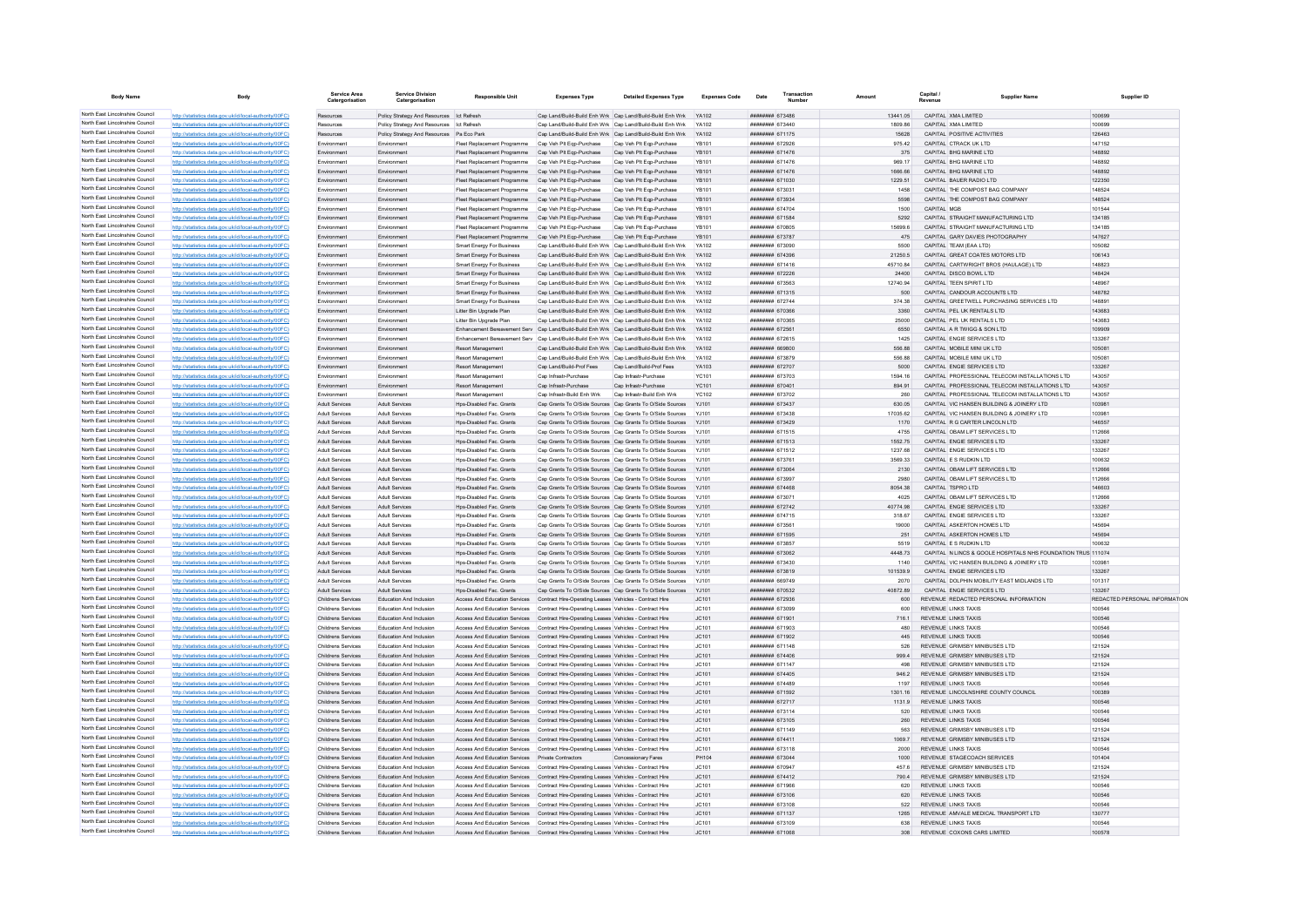| Body Name | Body | Service Area Catergorisation | Service Division Catergorisation | Responsible Unit | Expenses Type | Detailed Expenses Type | Expenses Code | Date | Transaction Number | Amount | Capital / Revenue | Supplier Name | Supplier ID |
|---|---|---|---|---|---|---|---|---|---|---|---|---|---|
| North East Lincolnshire Council | http://statistics.data.gov.uk/id/local-authority/00FC) | Resources | Policy Strategy And Resources | Ict Refresh | Cap Land/Build-Build Enh Wrk | Cap Land/Build-Build Enh Wrk | YA102 | ######## | 673486 | 13441.05 | CAPITAL | XMA LIMITED | 100699 |
| North East Lincolnshire Council | http://statistics.data.gov.uk/id/local-authority/00FC) | Resources | Policy Strategy And Resources | Ict Refresh | Cap Land/Build-Build Enh Wrk | Cap Land/Build-Build Enh Wrk | YA102 | ######## | 673440 | 1809.86 | CAPITAL | XMA LIMITED | 100699 |
| North East Lincolnshire Council | http://statistics.data.gov.uk/id/local-authority/00FC) | Resources | Policy Strategy And Resources | Pa Eco Park | Cap Land/Build-Build Enh Wrk | Cap Land/Build-Build Enh Wrk | YA102 | ######## | 671175 | 15628 | CAPITAL | POSITIVE ACTIVITIES | 126463 |
| North East Lincolnshire Council | http://statistics.data.gov.uk/id/local-authority/00FC) | Environment | Environment | Fleet Replacement Programme | Cap Veh Plt Eqp-Purchase | Cap Veh Plt Eqp-Purchase | YB101 | ######## | 672926 | 975.42 | CAPITAL | CTRACK UK LTD | 147152 |
| North East Lincolnshire Council | http://statistics.data.gov.uk/id/local-authority/00FC) | Environment | Environment | Fleet Replacement Programme | Cap Veh Plt Eqp-Purchase | Cap Veh Plt Eqp-Purchase | YB101 | ######## | 671476 | 375 | CAPITAL | BHG MARINE LTD | 148892 |
| North East Lincolnshire Council | http://statistics.data.gov.uk/id/local-authority/00FC) | Environment | Environment | Fleet Replacement Programme | Cap Veh Plt Eqp-Purchase | Cap Veh Plt Eqp-Purchase | YB101 | ######## | 671476 | 969.17 | CAPITAL | BHG MARINE LTD | 148892 |
| North East Lincolnshire Council | http://statistics.data.gov.uk/id/local-authority/00FC) | Environment | Environment | Fleet Replacement Programme | Cap Veh Plt Eqp-Purchase | Cap Veh Plt Eqp-Purchase | YB101 | ######## | 671476 | 1666.66 | CAPITAL | BHG MARINE LTD | 148892 |
| North East Lincolnshire Council | http://statistics.data.gov.uk/id/local-authority/00FC) | Environment | Environment | Fleet Replacement Programme | Cap Veh Plt Eqp-Purchase | Cap Veh Plt Eqp-Purchase | YB101 | ######## | 671030 | 1229.51 | CAPITAL | BAUER RADIO LTD | 122350 |
| North East Lincolnshire Council | http://statistics.data.gov.uk/id/local-authority/00FC) | Environment | Environment | Fleet Replacement Programme | Cap Veh Plt Eqp-Purchase | Cap Veh Plt Eqp-Purchase | YB101 | ######## | 673031 | 1458 | CAPITAL | THE COMPOST BAG COMPANY | 148524 |
| North East Lincolnshire Council | http://statistics.data.gov.uk/id/local-authority/00FC) | Environment | Environment | Fleet Replacement Programme | Cap Veh Plt Eqp-Purchase | Cap Veh Plt Eqp-Purchase | YB101 | ######## | 673934 | 5598 | CAPITAL | THE COMPOST BAG COMPANY | 148524 |
| North East Lincolnshire Council | http://statistics.data.gov.uk/id/local-authority/00FC) | Environment | Environment | Fleet Replacement Programme | Cap Veh Plt Eqp-Purchase | Cap Veh Plt Eqp-Purchase | YB101 | ######## | 674704 | 1500 | CAPITAL | MGB | 101544 |
| North East Lincolnshire Council | http://statistics.data.gov.uk/id/local-authority/00FC) | Environment | Environment | Fleet Replacement Programme | Cap Veh Plt Eqp-Purchase | Cap Veh Plt Eqp-Purchase | YB101 | ######## | 671584 | 5292 | CAPITAL | STRAIGHT MANUFACTURING LTD | 134185 |
| North East Lincolnshire Council | http://statistics.data.gov.uk/id/local-authority/00FC) | Environment | Environment | Fleet Replacement Programme | Cap Veh Plt Eqp-Purchase | Cap Veh Plt Eqp-Purchase | YB101 | ######## | 670805 | 15699.6 | CAPITAL | STRAIGHT MANUFACTURING LTD | 134185 |
| North East Lincolnshire Council | http://statistics.data.gov.uk/id/local-authority/00FC) | Environment | Environment | Fleet Replacement Programme | Cap Veh Plt Eqp-Purchase | Cap Veh Plt Eqp-Purchase | YB101 | ######## | 673787 | 475 | CAPITAL | GARY DAVIES PHOTOGRAPHY | 147627 |
| North East Lincolnshire Council | http://statistics.data.gov.uk/id/local-authority/00FC) | Environment | Environment | Smart Energy For Business | Cap Land/Build-Build Enh Wrk | Cap Land/Build-Build Enh Wrk | YA102 | ######## | 673090 | 5500 | CAPITAL | TEAM (EAA LTD) | 105082 |
| North East Lincolnshire Council | http://statistics.data.gov.uk/id/local-authority/00FC) | Environment | Environment | Smart Energy For Business | Cap Land/Build-Build Enh Wrk | Cap Land/Build-Build Enh Wrk | YA102 | ######## | 674396 | 21250.5 | CAPITAL | GREAT COATES MOTORS LTD | 106143 |
| North East Lincolnshire Council | http://statistics.data.gov.uk/id/local-authority/00FC) | Environment | Environment | Smart Energy For Business | Cap Land/Build-Build Enh Wrk | Cap Land/Build-Build Enh Wrk | YA102 | ######## | 671416 | 45710.84 | CAPITAL | CARTWRIGHT BROS (HAULAGE) LTD | 148823 |
| North East Lincolnshire Council | http://statistics.data.gov.uk/id/local-authority/00FC) | Environment | Environment | Smart Energy For Business | Cap Land/Build-Build Enh Wrk | Cap Land/Build-Build Enh Wrk | YA102 | ######## | 672226 | 24400 | CAPITAL | DISCO BOWL LTD | 148424 |
| North East Lincolnshire Council | http://statistics.data.gov.uk/id/local-authority/00FC) | Environment | Environment | Smart Energy For Business | Cap Land/Build-Build Enh Wrk | Cap Land/Build-Build Enh Wrk | YA102 | ######## | 673563 | 12740.94 | CAPITAL | TEEN SPIRIT LTD | 148967 |
| North East Lincolnshire Council | http://statistics.data.gov.uk/id/local-authority/00FC) | Environment | Environment | Smart Energy For Business | Cap Land/Build-Build Enh Wrk | Cap Land/Build-Build Enh Wrk | YA102 | ######## | 671315 | 500 | CAPITAL | CANDOUR ACCOUNTS LTD | 148782 |
| North East Lincolnshire Council | http://statistics.data.gov.uk/id/local-authority/00FC) | Environment | Environment | Smart Energy For Business | Cap Land/Build-Build Enh Wrk | Cap Land/Build-Build Enh Wrk | YA102 | ######## | 672744 | 374.38 | CAPITAL | GREETWELL PURCHASING SERVICES LTD | 148891 |
| North East Lincolnshire Council | http://statistics.data.gov.uk/id/local-authority/00FC) | Environment | Environment | Litter Bin Upgrade Plan | Cap Land/Build-Build Enh Wrk | Cap Land/Build-Build Enh Wrk | YA102 | ######## | 670366 | 3360 | CAPITAL | PEL UK RENTALS LTD | 143683 |
| North East Lincolnshire Council | http://statistics.data.gov.uk/id/local-authority/00FC) | Environment | Environment | Litter Bin Upgrade Plan | Cap Land/Build-Build Enh Wrk | Cap Land/Build-Build Enh Wrk | YA102 | ######## | 670365 | 25000 | CAPITAL | PEL UK RENTALS LTD | 143683 |
| North East Lincolnshire Council | http://statistics.data.gov.uk/id/local-authority/00FC) | Environment | Environment | Enhancement Bereavement Serv | Cap Land/Build-Build Enh Wrk | Cap Land/Build-Build Enh Wrk | YA102 | ######## | 672561 | 6550 | CAPITAL | A R TWIGG & SON LTD | 109909 |
| North East Lincolnshire Council | http://statistics.data.gov.uk/id/local-authority/00FC) | Environment | Environment | Enhancement Bereavement Serv | Cap Land/Build-Build Enh Wrk | Cap Land/Build-Build Enh Wrk | YA102 | ######## | 672615 | 1425 | CAPITAL | ENGIE SERVICES LTD | 133267 |
| North East Lincolnshire Council | http://statistics.data.gov.uk/id/local-authority/00FC) | Environment | Environment | Resort Management | Cap Land/Build-Build Enh Wrk | Cap Land/Build-Build Enh Wrk | YA102 | ######## | 669800 | 556.88 | CAPITAL | MOBILE MINI UK LTD | 105081 |
| North East Lincolnshire Council | http://statistics.data.gov.uk/id/local-authority/00FC) | Environment | Environment | Resort Management | Cap Land/Build-Build Enh Wrk | Cap Land/Build-Build Enh Wrk | YA102 | ######## | 673879 | 556.88 | CAPITAL | MOBILE MINI UK LTD | 105081 |
| North East Lincolnshire Council | http://statistics.data.gov.uk/id/local-authority/00FC) | Environment | Environment | Resort Management | Cap Land/Build-Prof Fees | Cap Land/Build-Prof Fees | YA103 | ######## | 672707 | 5000 | CAPITAL | ENGIE SERVICES LTD | 133267 |
| North East Lincolnshire Council | http://statistics.data.gov.uk/id/local-authority/00FC) | Environment | Environment | Resort Management | Cap Infrastr-Purchase | Cap Infrastr-Purchase | YC101 | ######## | 673703 | 1594.16 | CAPITAL | PROFESSIONAL TELECOM INSTALLATIONS LTD | 143057 |
| North East Lincolnshire Council | http://statistics.data.gov.uk/id/local-authority/00FC) | Environment | Environment | Resort Management | Cap Infrastr-Purchase | Cap Infrastr-Purchase | YC101 | ######## | 670401 | 894.91 | CAPITAL | PROFESSIONAL TELECOM INSTALLATIONS LTD | 143057 |
| North East Lincolnshire Council | http://statistics.data.gov.uk/id/local-authority/00FC) | Environment | Environment | Resort Management | Cap Infrastr-Build Enh Wrk | Cap Infrastr-Build Enh Wrk | YC102 | ######## | 673702 | 260 | CAPITAL | PROFESSIONAL TELECOM INSTALLATIONS LTD | 143057 |
| North East Lincolnshire Council | http://statistics.data.gov.uk/id/local-authority/00FC) | Adult Services | Adult Services | Hps-Disabled Fac. Grants | Cap Grants To O/Side Sources | Cap Grants To O/Side Sources | YJ101 | ######## | 673437 | 630.05 | CAPITAL | VIC HANSEN BUILDING & JOINERY LTD | 103981 |
| North East Lincolnshire Council | http://statistics.data.gov.uk/id/local-authority/00FC) | Adult Services | Adult Services | Hps-Disabled Fac. Grants | Cap Grants To O/Side Sources | Cap Grants To O/Side Sources | YJ101 | ######## | 673438 | 17035.62 | CAPITAL | VIC HANSEN BUILDING & JOINERY LTD | 103981 |
| North East Lincolnshire Council | http://statistics.data.gov.uk/id/local-authority/00FC) | Adult Services | Adult Services | Hps-Disabled Fac. Grants | Cap Grants To O/Side Sources | Cap Grants To O/Side Sources | YJ101 | ######## | 673429 | 1170 | CAPITAL | R G CARTER LINCOLN LTD | 146557 |
| North East Lincolnshire Council | http://statistics.data.gov.uk/id/local-authority/00FC) | Adult Services | Adult Services | Hps-Disabled Fac. Grants | Cap Grants To O/Side Sources | Cap Grants To O/Side Sources | YJ101 | ######## | 671515 | 4755 | CAPITAL | OBAM LIFT SERVICES LTD | 112666 |
| North East Lincolnshire Council | http://statistics.data.gov.uk/id/local-authority/00FC) | Adult Services | Adult Services | Hps-Disabled Fac. Grants | Cap Grants To O/Side Sources | Cap Grants To O/Side Sources | YJ101 | ######## | 671513 | 1552.75 | CAPITAL | ENGIE SERVICES LTD | 133267 |
| North East Lincolnshire Council | http://statistics.data.gov.uk/id/local-authority/00FC) | Adult Services | Adult Services | Hps-Disabled Fac. Grants | Cap Grants To O/Side Sources | Cap Grants To O/Side Sources | YJ101 | ######## | 671512 | 1237.68 | CAPITAL | ENGIE SERVICES LTD | 133267 |
| North East Lincolnshire Council | http://statistics.data.gov.uk/id/local-authority/00FC) | Adult Services | Adult Services | Hps-Disabled Fac. Grants | Cap Grants To O/Side Sources | Cap Grants To O/Side Sources | YJ101 | ######## | 673761 | 3569.33 | CAPITAL | E S RUDKIN LTD | 100632 |
| North East Lincolnshire Council | http://statistics.data.gov.uk/id/local-authority/00FC) | Adult Services | Adult Services | Hps-Disabled Fac. Grants | Cap Grants To O/Side Sources | Cap Grants To O/Side Sources | YJ101 | ######## | 673064 | 2130 | CAPITAL | OBAM LIFT SERVICES LTD | 112666 |
| North East Lincolnshire Council | http://statistics.data.gov.uk/id/local-authority/00FC) | Adult Services | Adult Services | Hps-Disabled Fac. Grants | Cap Grants To O/Side Sources | Cap Grants To O/Side Sources | YJ101 | ######## | 673997 | 2980 | CAPITAL | OBAM LIFT SERVICES LTD | 112666 |
| North East Lincolnshire Council | http://statistics.data.gov.uk/id/local-authority/00FC) | Adult Services | Adult Services | Hps-Disabled Fac. Grants | Cap Grants To O/Side Sources | Cap Grants To O/Side Sources | YJ101 | ######## | 674468 | 8054.38 | CAPITAL | TSPRO LTD | 146603 |
| North East Lincolnshire Council | http://statistics.data.gov.uk/id/local-authority/00FC) | Adult Services | Adult Services | Hps-Disabled Fac. Grants | Cap Grants To O/Side Sources | Cap Grants To O/Side Sources | YJ101 | ######## | 673071 | 4025 | CAPITAL | OBAM LIFT SERVICES LTD | 112666 |
| North East Lincolnshire Council | http://statistics.data.gov.uk/id/local-authority/00FC) | Adult Services | Adult Services | Hps-Disabled Fac. Grants | Cap Grants To O/Side Sources | Cap Grants To O/Side Sources | YJ101 | ######## | 672742 | 40774.98 | CAPITAL | ENGIE SERVICES LTD | 133267 |
| North East Lincolnshire Council | http://statistics.data.gov.uk/id/local-authority/00FC) | Adult Services | Adult Services | Hps-Disabled Fac. Grants | Cap Grants To O/Side Sources | Cap Grants To O/Side Sources | YJ101 | ######## | 674715 | 318.67 | CAPITAL | ENGIE SERVICES LTD | 133267 |
| North East Lincolnshire Council | http://statistics.data.gov.uk/id/local-authority/00FC) | Adult Services | Adult Services | Hps-Disabled Fac. Grants | Cap Grants To O/Side Sources | Cap Grants To O/Side Sources | YJ101 | ######## | 673661 | 19000 | CAPITAL | ASKERTON HOMES LTD | 145694 |
| North East Lincolnshire Council | http://statistics.data.gov.uk/id/local-authority/00FC) | Adult Services | Adult Services | Hps-Disabled Fac. Grants | Cap Grants To O/Side Sources | Cap Grants To O/Side Sources | YJ101 | ######## | 671595 | 251 | CAPITAL | ASKERTON HOMES LTD | 145694 |
| North East Lincolnshire Council | http://statistics.data.gov.uk/id/local-authority/00FC) | Adult Services | Adult Services | Hps-Disabled Fac. Grants | Cap Grants To O/Side Sources | Cap Grants To O/Side Sources | YJ101 | ######## | 673857 | 5519 | CAPITAL | E S RUDKIN LTD | 100632 |
| North East Lincolnshire Council | http://statistics.data.gov.uk/id/local-authority/00FC) | Adult Services | Adult Services | Hps-Disabled Fac. Grants | Cap Grants To O/Side Sources | Cap Grants To O/Side Sources | YJ101 | ######## | 673062 | 4448.73 | CAPITAL | N LINCS & GOOLE HOSPITALS NHS FOUNDATION TRUST | 111074 |
| North East Lincolnshire Council | http://statistics.data.gov.uk/id/local-authority/00FC) | Adult Services | Adult Services | Hps-Disabled Fac. Grants | Cap Grants To O/Side Sources | Cap Grants To O/Side Sources | YJ101 | ######## | 673430 | 1140 | CAPITAL | VIC HANSEN BUILDING & JOINERY LTD | 103981 |
| North East Lincolnshire Council | http://statistics.data.gov.uk/id/local-authority/00FC) | Adult Services | Adult Services | Hps-Disabled Fac. Grants | Cap Grants To O/Side Sources | Cap Grants To O/Side Sources | YJ101 | ######## | 673819 | 101539.9 | CAPITAL | ENGIE SERVICES LTD | 133267 |
| North East Lincolnshire Council | http://statistics.data.gov.uk/id/local-authority/00FC) | Adult Services | Adult Services | Hps-Disabled Fac. Grants | Cap Grants To O/Side Sources | Cap Grants To O/Side Sources | YJ101 | ######## | 669749 | 2070 | CAPITAL | DOLPHIN MOBILITY EAST MIDLANDS LTD | 101317 |
| North East Lincolnshire Council | http://statistics.data.gov.uk/id/local-authority/00FC) | Adult Services | Adult Services | Hps-Disabled Fac. Grants | Cap Grants To O/Side Sources | Cap Grants To O/Side Sources | YJ101 | ######## | 670532 | 40872.89 | CAPITAL | ENGIE SERVICES LTD | 133267 |
| North East Lincolnshire Council | http://statistics.data.gov.uk/id/local-authority/00FC) | Childrens Services | Education And Inclusion | Access And Education Services | Contract Hire-Operating Leases | Vehicles - Contract Hire | JC101 | ######## | 672936 | 600 | REVENUE | REDACTED PERSONAL INFORMATION | REDACTED PERSONAL INFORMATION |
| North East Lincolnshire Council | http://statistics.data.gov.uk/id/local-authority/00FC) | Childrens Services | Education And Inclusion | Access And Education Services | Contract Hire-Operating Leases | Vehicles - Contract Hire | JC101 | ######## | 673099 | 600 | REVENUE | LINKS TAXIS | 100546 |
| North East Lincolnshire Council | http://statistics.data.gov.uk/id/local-authority/00FC) | Childrens Services | Education And Inclusion | Access And Education Services | Contract Hire-Operating Leases | Vehicles - Contract Hire | JC101 | ######## | 671901 | 716.1 | REVENUE | LINKS TAXIS | 100546 |
| North East Lincolnshire Council | http://statistics.data.gov.uk/id/local-authority/00FC) | Childrens Services | Education And Inclusion | Access And Education Services | Contract Hire-Operating Leases | Vehicles - Contract Hire | JC101 | ######## | 671903 | 480 | REVENUE | LINKS TAXIS | 100546 |
| North East Lincolnshire Council | http://statistics.data.gov.uk/id/local-authority/00FC) | Childrens Services | Education And Inclusion | Access And Education Services | Contract Hire-Operating Leases | Vehicles - Contract Hire | JC101 | ######## | 671902 | 445 | REVENUE | LINKS TAXIS | 100546 |
| North East Lincolnshire Council | http://statistics.data.gov.uk/id/local-authority/00FC) | Childrens Services | Education And Inclusion | Access And Education Services | Contract Hire-Operating Leases | Vehicles - Contract Hire | JC101 | ######## | 671146 | 526 | REVENUE | GRIMSBY MINIBUSES LTD | 121524 |
| North East Lincolnshire Council | http://statistics.data.gov.uk/id/local-authority/00FC) | Childrens Services | Education And Inclusion | Access And Education Services | Contract Hire-Operating Leases | Vehicles - Contract Hire | JC101 | ######## | 674406 | 999.4 | REVENUE | GRIMSBY MINIBUSES LTD | 121524 |
| North East Lincolnshire Council | http://statistics.data.gov.uk/id/local-authority/00FC) | Childrens Services | Education And Inclusion | Access And Education Services | Contract Hire-Operating Leases | Vehicles - Contract Hire | JC101 | ######## | 671147 | 498 | REVENUE | GRIMSBY MINIBUSES LTD | 121524 |
| North East Lincolnshire Council | http://statistics.data.gov.uk/id/local-authority/00FC) | Childrens Services | Education And Inclusion | Access And Education Services | Contract Hire-Operating Leases | Vehicles - Contract Hire | JC101 | ######## | 674405 | 946.2 | REVENUE | GRIMSBY MINIBUSES LTD | 121524 |
| North East Lincolnshire Council | http://statistics.data.gov.uk/id/local-authority/00FC) | Childrens Services | Education And Inclusion | Access And Education Services | Contract Hire-Operating Leases | Vehicles - Contract Hire | JC101 | ######## | 674489 | 1197 | REVENUE | LINKS TAXIS | 100546 |
| North East Lincolnshire Council | http://statistics.data.gov.uk/id/local-authority/00FC) | Childrens Services | Education And Inclusion | Access And Education Services | Contract Hire-Operating Leases | Vehicles - Contract Hire | JC101 | ######## | 671592 | 1301.16 | REVENUE | LINCOLNSHIRE COUNTY COUNCIL | 100389 |
| North East Lincolnshire Council | http://statistics.data.gov.uk/id/local-authority/00FC) | Childrens Services | Education And Inclusion | Access And Education Services | Contract Hire-Operating Leases | Vehicles - Contract Hire | JC101 | ######## | 672717 | 1131.9 | REVENUE | LINKS TAXIS | 100546 |
| North East Lincolnshire Council | http://statistics.data.gov.uk/id/local-authority/00FC) | Childrens Services | Education And Inclusion | Access And Education Services | Contract Hire-Operating Leases | Vehicles - Contract Hire | JC101 | ######## | 673114 | 520 | REVENUE | LINKS TAXIS | 100546 |
| North East Lincolnshire Council | http://statistics.data.gov.uk/id/local-authority/00FC) | Childrens Services | Education And Inclusion | Access And Education Services | Contract Hire-Operating Leases | Vehicles - Contract Hire | JC101 | ######## | 673105 | 260 | REVENUE | LINKS TAXIS | 100546 |
| North East Lincolnshire Council | http://statistics.data.gov.uk/id/local-authority/00FC) | Childrens Services | Education And Inclusion | Access And Education Services | Contract Hire-Operating Leases | Vehicles - Contract Hire | JC101 | ######## | 671149 | 563 | REVENUE | GRIMSBY MINIBUSES LTD | 121524 |
| North East Lincolnshire Council | http://statistics.data.gov.uk/id/local-authority/00FC) | Childrens Services | Education And Inclusion | Access And Education Services | Contract Hire-Operating Leases | Vehicles - Contract Hire | JC101 | ######## | 674411 | 1069.7 | REVENUE | GRIMSBY MINIBUSES LTD | 121524 |
| North East Lincolnshire Council | http://statistics.data.gov.uk/id/local-authority/00FC) | Childrens Services | Education And Inclusion | Access And Education Services | Contract Hire-Operating Leases | Vehicles - Contract Hire | JC101 | ######## | 673118 | 2000 | REVENUE | LINKS TAXIS | 100546 |
| North East Lincolnshire Council | http://statistics.data.gov.uk/id/local-authority/00FC) | Childrens Services | Education And Inclusion | Access And Education Services | Private Contractors | Concessionary Fares | PH104 | ######## | 673044 | 1000 | REVENUE | STAGECOACH SERVICES | 101404 |
| North East Lincolnshire Council | http://statistics.data.gov.uk/id/local-authority/00FC) | Childrens Services | Education And Inclusion | Access And Education Services | Contract Hire-Operating Leases | Vehicles - Contract Hire | JC101 | ######## | 670947 | 457.6 | REVENUE | GRIMSBY MINIBUSES LTD | 121524 |
| North East Lincolnshire Council | http://statistics.data.gov.uk/id/local-authority/00FC) | Childrens Services | Education And Inclusion | Access And Education Services | Contract Hire-Operating Leases | Vehicles - Contract Hire | JC101 | ######## | 674412 | 790.4 | REVENUE | GRIMSBY MINIBUSES LTD | 121524 |
| North East Lincolnshire Council | http://statistics.data.gov.uk/id/local-authority/00FC) | Childrens Services | Education And Inclusion | Access And Education Services | Contract Hire-Operating Leases | Vehicles - Contract Hire | JC101 | ######## | 671966 | 620 | REVENUE | LINKS TAXIS | 100546 |
| North East Lincolnshire Council | http://statistics.data.gov.uk/id/local-authority/00FC) | Childrens Services | Education And Inclusion | Access And Education Services | Contract Hire-Operating Leases | Vehicles - Contract Hire | JC101 | ######## | 673106 | 620 | REVENUE | LINKS TAXIS | 100546 |
| North East Lincolnshire Council | http://statistics.data.gov.uk/id/local-authority/00FC) | Childrens Services | Education And Inclusion | Access And Education Services | Contract Hire-Operating Leases | Vehicles - Contract Hire | JC101 | ######## | 673108 | 522 | REVENUE | LINKS TAXIS | 100546 |
| North East Lincolnshire Council | http://statistics.data.gov.uk/id/local-authority/00FC) | Childrens Services | Education And Inclusion | Access And Education Services | Contract Hire-Operating Leases | Vehicles - Contract Hire | JC101 | ######## | 671137 | 1265 | REVENUE | AMVALE MEDICAL TRANSPORT LTD | 130777 |
| North East Lincolnshire Council | http://statistics.data.gov.uk/id/local-authority/00FC) | Childrens Services | Education And Inclusion | Access And Education Services | Contract Hire-Operating Leases | Vehicles - Contract Hire | JC101 | ######## | 673109 | 638 | REVENUE | LINKS TAXIS | 100546 |
| North East Lincolnshire Council | http://statistics.data.gov.uk/id/local-authority/00FC) | Childrens Services | Education And Inclusion | Access And Education Services | Contract Hire-Operating Leases | Vehicles - Contract Hire | JC101 | ######## | 671068 | 308 | REVENUE | COXONS CARS LIMITED | 100578 |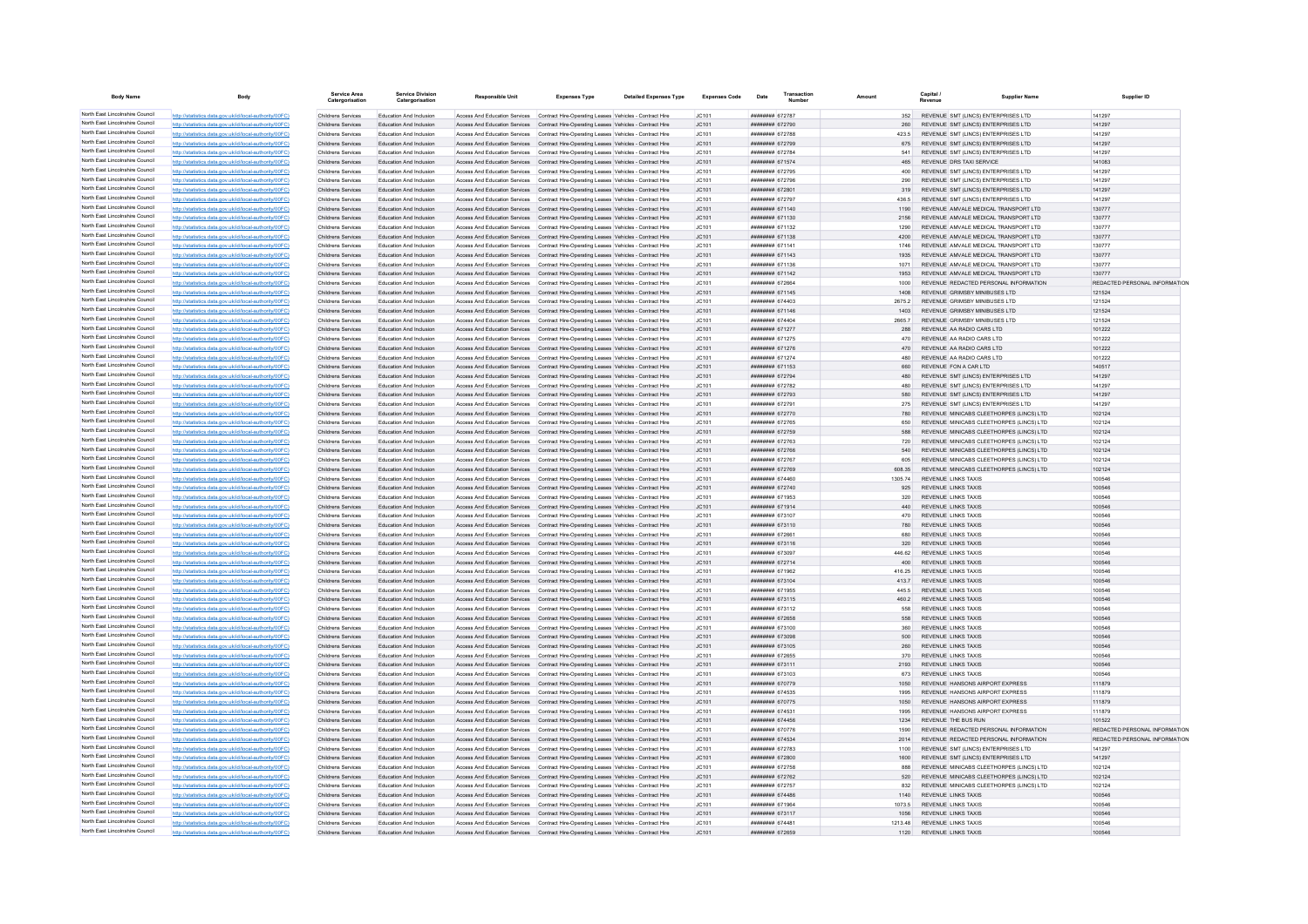| Body Name | Body | Service Area Catergorisation | Service Division Catergorisation | Responsible Unit | Expenses Type | Detailed Expenses Type | Expenses Code | Date | Transaction Number | Amount | Capital / Revenue | Supplier Name | Supplier ID |
|---|---|---|---|---|---|---|---|---|---|---|---|---|---|
| North East Lincolnshire Council | http://statistics.data.gov.uk/id/local-authority/00FC) | Childrens Services | Education And Inclusion | Access And Education Services | Contract Hire-Operating Leases | Vehicles - Contract Hire | JC101 | ######## | 672787 | 352 | REVENUE | SMT (LINCS) ENTERPRISES LTD | 141297 |
| North East Lincolnshire Council | http://statistics.data.gov.uk/id/local-authority/00FC) | Childrens Services | Education And Inclusion | Access And Education Services | Contract Hire-Operating Leases | Vehicles - Contract Hire | JC101 | ######## | 672790 | 260 | REVENUE | SMT (LINCS) ENTERPRISES LTD | 141297 |
| North East Lincolnshire Council | http://statistics.data.gov.uk/id/local-authority/00FC) | Childrens Services | Education And Inclusion | Access And Education Services | Contract Hire-Operating Leases | Vehicles - Contract Hire | JC101 | ######## | 672788 | 423.5 | REVENUE | SMT (LINCS) ENTERPRISES LTD | 141297 |
| North East Lincolnshire Council | http://statistics.data.gov.uk/id/local-authority/00FC) | Childrens Services | Education And Inclusion | Access And Education Services | Contract Hire-Operating Leases | Vehicles - Contract Hire | JC101 | ######## | 672799 | 675 | REVENUE | SMT (LINCS) ENTERPRISES LTD | 141297 |
| North East Lincolnshire Council | http://statistics.data.gov.uk/id/local-authority/00FC) | Childrens Services | Education And Inclusion | Access And Education Services | Contract Hire-Operating Leases | Vehicles - Contract Hire | JC101 | ######## | 672784 | 541 | REVENUE | SMT (LINCS) ENTERPRISES LTD | 141297 |
| North East Lincolnshire Council | http://statistics.data.gov.uk/id/local-authority/00FC) | Childrens Services | Education And Inclusion | Access And Education Services | Contract Hire-Operating Leases | Vehicles - Contract Hire | JC101 | ######## | 671574 | 465 | REVENUE | DRS TAXI SERVICE | 141083 |
| North East Lincolnshire Council | http://statistics.data.gov.uk/id/local-authority/00FC) | Childrens Services | Education And Inclusion | Access And Education Services | Contract Hire-Operating Leases | Vehicles - Contract Hire | JC101 | ######## | 672795 | 400 | REVENUE | SMT (LINCS) ENTERPRISES LTD | 141297 |
| North East Lincolnshire Council | http://statistics.data.gov.uk/id/local-authority/00FC) | Childrens Services | Education And Inclusion | Access And Education Services | Contract Hire-Operating Leases | Vehicles - Contract Hire | JC101 | ######## | 672796 | 290 | REVENUE | SMT (LINCS) ENTERPRISES LTD | 141297 |
| North East Lincolnshire Council | http://statistics.data.gov.uk/id/local-authority/00FC) | Childrens Services | Education And Inclusion | Access And Education Services | Contract Hire-Operating Leases | Vehicles - Contract Hire | JC101 | ######## | 672801 | 319 | REVENUE | SMT (LINCS) ENTERPRISES LTD | 141297 |
| North East Lincolnshire Council | http://statistics.data.gov.uk/id/local-authority/00FC) | Childrens Services | Education And Inclusion | Access And Education Services | Contract Hire-Operating Leases | Vehicles - Contract Hire | JC101 | ######## | 672797 | 436.5 | REVENUE | SMT (LINCS) ENTERPRISES LTD | 141297 |
| North East Lincolnshire Council | http://statistics.data.gov.uk/id/local-authority/00FC) | Childrens Services | Education And Inclusion | Access And Education Services | Contract Hire-Operating Leases | Vehicles - Contract Hire | JC101 | ######## | 671140 | 1190 | REVENUE | AMVALE MEDICAL TRANSPORT LTD | 130777 |
| North East Lincolnshire Council | http://statistics.data.gov.uk/id/local-authority/00FC) | Childrens Services | Education And Inclusion | Access And Education Services | Contract Hire-Operating Leases | Vehicles - Contract Hire | JC101 | ######## | 671130 | 2156 | REVENUE | AMVALE MEDICAL TRANSPORT LTD | 130777 |
| North East Lincolnshire Council | http://statistics.data.gov.uk/id/local-authority/00FC) | Childrens Services | Education And Inclusion | Access And Education Services | Contract Hire-Operating Leases | Vehicles - Contract Hire | JC101 | ######## | 671132 | 1290 | REVENUE | AMVALE MEDICAL TRANSPORT LTD | 130777 |
| North East Lincolnshire Council | http://statistics.data.gov.uk/id/local-authority/00FC) | Childrens Services | Education And Inclusion | Access And Education Services | Contract Hire-Operating Leases | Vehicles - Contract Hire | JC101 | ######## | 671138 | 4200 | REVENUE | AMVALE MEDICAL TRANSPORT LTD | 130777 |
| North East Lincolnshire Council | http://statistics.data.gov.uk/id/local-authority/00FC) | Childrens Services | Education And Inclusion | Access And Education Services | Contract Hire-Operating Leases | Vehicles - Contract Hire | JC101 | ######## | 671141 | 1746 | REVENUE | AMVALE MEDICAL TRANSPORT LTD | 130777 |
| North East Lincolnshire Council | http://statistics.data.gov.uk/id/local-authority/00FC) | Childrens Services | Education And Inclusion | Access And Education Services | Contract Hire-Operating Leases | Vehicles - Contract Hire | JC101 | ######## | 671143 | 1935 | REVENUE | AMVALE MEDICAL TRANSPORT LTD | 130777 |
| North East Lincolnshire Council | http://statistics.data.gov.uk/id/local-authority/00FC) | Childrens Services | Education And Inclusion | Access And Education Services | Contract Hire-Operating Leases | Vehicles - Contract Hire | JC101 | ######## | 671136 | 1071 | REVENUE | AMVALE MEDICAL TRANSPORT LTD | 130777 |
| North East Lincolnshire Council | http://statistics.data.gov.uk/id/local-authority/00FC) | Childrens Services | Education And Inclusion | Access And Education Services | Contract Hire-Operating Leases | Vehicles - Contract Hire | JC101 | ######## | 671142 | 1953 | REVENUE | AMVALE MEDICAL TRANSPORT LTD | 130777 |
| North East Lincolnshire Council | http://statistics.data.gov.uk/id/local-authority/00FC) | Childrens Services | Education And Inclusion | Access And Education Services | Contract Hire-Operating Leases | Vehicles - Contract Hire | JC101 | ######## | 672664 | 1000 | REVENUE | REDACTED PERSONAL INFORMATION | REDACTED PERSONAL INFORMATION |
| North East Lincolnshire Council | http://statistics.data.gov.uk/id/local-authority/00FC) | Childrens Services | Education And Inclusion | Access And Education Services | Contract Hire-Operating Leases | Vehicles - Contract Hire | JC101 | ######## | 671145 | 1408 | REVENUE | GRIMSBY MINIBUSES LTD | 121524 |
| North East Lincolnshire Council | http://statistics.data.gov.uk/id/local-authority/00FC) | Childrens Services | Education And Inclusion | Access And Education Services | Contract Hire-Operating Leases | Vehicles - Contract Hire | JC101 | ######## | 674403 | 2675.2 | REVENUE | GRIMSBY MINIBUSES LTD | 121524 |
| North East Lincolnshire Council | http://statistics.data.gov.uk/id/local-authority/00FC) | Childrens Services | Education And Inclusion | Access And Education Services | Contract Hire-Operating Leases | Vehicles - Contract Hire | JC101 | ######## | 671146 | 1403 | REVENUE | GRIMSBY MINIBUSES LTD | 121524 |
| North East Lincolnshire Council | http://statistics.data.gov.uk/id/local-authority/00FC) | Childrens Services | Education And Inclusion | Access And Education Services | Contract Hire-Operating Leases | Vehicles - Contract Hire | JC101 | ######## | 674404 | 2665.7 | REVENUE | GRIMSBY MINIBUSES LTD | 121524 |
| North East Lincolnshire Council | http://statistics.data.gov.uk/id/local-authority/00FC) | Childrens Services | Education And Inclusion | Access And Education Services | Contract Hire-Operating Leases | Vehicles - Contract Hire | JC101 | ######## | 671277 | 288 | REVENUE | AA RADIO CARS LTD | 101222 |
| North East Lincolnshire Council | http://statistics.data.gov.uk/id/local-authority/00FC) | Childrens Services | Education And Inclusion | Access And Education Services | Contract Hire-Operating Leases | Vehicles - Contract Hire | JC101 | ######## | 671275 | 470 | REVENUE | AA RADIO CARS LTD | 101222 |
| North East Lincolnshire Council | http://statistics.data.gov.uk/id/local-authority/00FC) | Childrens Services | Education And Inclusion | Access And Education Services | Contract Hire-Operating Leases | Vehicles - Contract Hire | JC101 | ######## | 671276 | 470 | REVENUE | AA RADIO CARS LTD | 101222 |
| North East Lincolnshire Council | http://statistics.data.gov.uk/id/local-authority/00FC) | Childrens Services | Education And Inclusion | Access And Education Services | Contract Hire-Operating Leases | Vehicles - Contract Hire | JC101 | ######## | 671274 | 480 | REVENUE | AA RADIO CARS LTD | 101222 |
| North East Lincolnshire Council | http://statistics.data.gov.uk/id/local-authority/00FC) | Childrens Services | Education And Inclusion | Access And Education Services | Contract Hire-Operating Leases | Vehicles - Contract Hire | JC101 | ######## | 671153 | 660 | REVENUE | FON A CAR LTD | 140517 |
| North East Lincolnshire Council | http://statistics.data.gov.uk/id/local-authority/00FC) | Childrens Services | Education And Inclusion | Access And Education Services | Contract Hire-Operating Leases | Vehicles - Contract Hire | JC101 | ######## | 672794 | 480 | REVENUE | SMT (LINCS) ENTERPRISES LTD | 141297 |
| North East Lincolnshire Council | http://statistics.data.gov.uk/id/local-authority/00FC) | Childrens Services | Education And Inclusion | Access And Education Services | Contract Hire-Operating Leases | Vehicles - Contract Hire | JC101 | ######## | 672782 | 480 | REVENUE | SMT (LINCS) ENTERPRISES LTD | 141297 |
| North East Lincolnshire Council | http://statistics.data.gov.uk/id/local-authority/00FC) | Childrens Services | Education And Inclusion | Access And Education Services | Contract Hire-Operating Leases | Vehicles - Contract Hire | JC101 | ######## | 672793 | 580 | REVENUE | SMT (LINCS) ENTERPRISES LTD | 141297 |
| North East Lincolnshire Council | http://statistics.data.gov.uk/id/local-authority/00FC) | Childrens Services | Education And Inclusion | Access And Education Services | Contract Hire-Operating Leases | Vehicles - Contract Hire | JC101 | ######## | 672791 | 275 | REVENUE | SMT (LINCS) ENTERPRISES LTD | 141297 |
| North East Lincolnshire Council | http://statistics.data.gov.uk/id/local-authority/00FC) | Childrens Services | Education And Inclusion | Access And Education Services | Contract Hire-Operating Leases | Vehicles - Contract Hire | JC101 | ######## | 672770 | 780 | REVENUE | MINICABS CLEETHORPES (LINCS) LTD | 102124 |
| North East Lincolnshire Council | http://statistics.data.gov.uk/id/local-authority/00FC) | Childrens Services | Education And Inclusion | Access And Education Services | Contract Hire-Operating Leases | Vehicles - Contract Hire | JC101 | ######## | 672765 | 650 | REVENUE | MINICABS CLEETHORPES (LINCS) LTD | 102124 |
| North East Lincolnshire Council | http://statistics.data.gov.uk/id/local-authority/00FC) | Childrens Services | Education And Inclusion | Access And Education Services | Contract Hire-Operating Leases | Vehicles - Contract Hire | JC101 | ######## | 672759 | 588 | REVENUE | MINICABS CLEETHORPES (LINCS) LTD | 102124 |
| North East Lincolnshire Council | http://statistics.data.gov.uk/id/local-authority/00FC) | Childrens Services | Education And Inclusion | Access And Education Services | Contract Hire-Operating Leases | Vehicles - Contract Hire | JC101 | ######## | 672763 | 720 | REVENUE | MINICABS CLEETHORPES (LINCS) LTD | 102124 |
| North East Lincolnshire Council | http://statistics.data.gov.uk/id/local-authority/00FC) | Childrens Services | Education And Inclusion | Access And Education Services | Contract Hire-Operating Leases | Vehicles - Contract Hire | JC101 | ######## | 672766 | 540 | REVENUE | MINICABS CLEETHORPES (LINCS) LTD | 102124 |
| North East Lincolnshire Council | http://statistics.data.gov.uk/id/local-authority/00FC) | Childrens Services | Education And Inclusion | Access And Education Services | Contract Hire-Operating Leases | Vehicles - Contract Hire | JC101 | ######## | 672767 | 605 | REVENUE | MINICABS CLEETHORPES (LINCS) LTD | 102124 |
| North East Lincolnshire Council | http://statistics.data.gov.uk/id/local-authority/00FC) | Childrens Services | Education And Inclusion | Access And Education Services | Contract Hire-Operating Leases | Vehicles - Contract Hire | JC101 | ######## | 672769 | 608.35 | REVENUE | MINICABS CLEETHORPES (LINCS) LTD | 102124 |
| North East Lincolnshire Council | http://statistics.data.gov.uk/id/local-authority/00FC) | Childrens Services | Education And Inclusion | Access And Education Services | Contract Hire-Operating Leases | Vehicles - Contract Hire | JC101 | ######## | 674460 | 1305.74 | REVENUE | LINKS TAXIS | 100546 |
| North East Lincolnshire Council | http://statistics.data.gov.uk/id/local-authority/00FC) | Childrens Services | Education And Inclusion | Access And Education Services | Contract Hire-Operating Leases | Vehicles - Contract Hire | JC101 | ######## | 672740 | 925 | REVENUE | LINKS TAXIS | 100546 |
| North East Lincolnshire Council | http://statistics.data.gov.uk/id/local-authority/00FC) | Childrens Services | Education And Inclusion | Access And Education Services | Contract Hire-Operating Leases | Vehicles - Contract Hire | JC101 | ######## | 671953 | 320 | REVENUE | LINKS TAXIS | 100546 |
| North East Lincolnshire Council | http://statistics.data.gov.uk/id/local-authority/00FC) | Childrens Services | Education And Inclusion | Access And Education Services | Contract Hire-Operating Leases | Vehicles - Contract Hire | JC101 | ######## | 671914 | 440 | REVENUE | LINKS TAXIS | 100546 |
| North East Lincolnshire Council | http://statistics.data.gov.uk/id/local-authority/00FC) | Childrens Services | Education And Inclusion | Access And Education Services | Contract Hire-Operating Leases | Vehicles - Contract Hire | JC101 | ######## | 673107 | 470 | REVENUE | LINKS TAXIS | 100546 |
| North East Lincolnshire Council | http://statistics.data.gov.uk/id/local-authority/00FC) | Childrens Services | Education And Inclusion | Access And Education Services | Contract Hire-Operating Leases | Vehicles - Contract Hire | JC101 | ######## | 673110 | 780 | REVENUE | LINKS TAXIS | 100546 |
| North East Lincolnshire Council | http://statistics.data.gov.uk/id/local-authority/00FC) | Childrens Services | Education And Inclusion | Access And Education Services | Contract Hire-Operating Leases | Vehicles - Contract Hire | JC101 | ######## | 672661 | 680 | REVENUE | LINKS TAXIS | 100546 |
| North East Lincolnshire Council | http://statistics.data.gov.uk/id/local-authority/00FC) | Childrens Services | Education And Inclusion | Access And Education Services | Contract Hire-Operating Leases | Vehicles - Contract Hire | JC101 | ######## | 673116 | 320 | REVENUE | LINKS TAXIS | 100546 |
| North East Lincolnshire Council | http://statistics.data.gov.uk/id/local-authority/00FC) | Childrens Services | Education And Inclusion | Access And Education Services | Contract Hire-Operating Leases | Vehicles - Contract Hire | JC101 | ######## | 673097 | 446.62 | REVENUE | LINKS TAXIS | 100546 |
| North East Lincolnshire Council | http://statistics.data.gov.uk/id/local-authority/00FC) | Childrens Services | Education And Inclusion | Access And Education Services | Contract Hire-Operating Leases | Vehicles - Contract Hire | JC101 | ######## | 672714 | 400 | REVENUE | LINKS TAXIS | 100546 |
| North East Lincolnshire Council | http://statistics.data.gov.uk/id/local-authority/00FC) | Childrens Services | Education And Inclusion | Access And Education Services | Contract Hire-Operating Leases | Vehicles - Contract Hire | JC101 | ######## | 671962 | 416.25 | REVENUE | LINKS TAXIS | 100546 |
| North East Lincolnshire Council | http://statistics.data.gov.uk/id/local-authority/00FC) | Childrens Services | Education And Inclusion | Access And Education Services | Contract Hire-Operating Leases | Vehicles - Contract Hire | JC101 | ######## | 673104 | 413.7 | REVENUE | LINKS TAXIS | 100546 |
| North East Lincolnshire Council | http://statistics.data.gov.uk/id/local-authority/00FC) | Childrens Services | Education And Inclusion | Access And Education Services | Contract Hire-Operating Leases | Vehicles - Contract Hire | JC101 | ######## | 671955 | 445.5 | REVENUE | LINKS TAXIS | 100546 |
| North East Lincolnshire Council | http://statistics.data.gov.uk/id/local-authority/00FC) | Childrens Services | Education And Inclusion | Access And Education Services | Contract Hire-Operating Leases | Vehicles - Contract Hire | JC101 | ######## | 673115 | 460.2 | REVENUE | LINKS TAXIS | 100546 |
| North East Lincolnshire Council | http://statistics.data.gov.uk/id/local-authority/00FC) | Childrens Services | Education And Inclusion | Access And Education Services | Contract Hire-Operating Leases | Vehicles - Contract Hire | JC101 | ######## | 673112 | 558 | REVENUE | LINKS TAXIS | 100546 |
| North East Lincolnshire Council | http://statistics.data.gov.uk/id/local-authority/00FC) | Childrens Services | Education And Inclusion | Access And Education Services | Contract Hire-Operating Leases | Vehicles - Contract Hire | JC101 | ######## | 672658 | 558 | REVENUE | LINKS TAXIS | 100546 |
| North East Lincolnshire Council | http://statistics.data.gov.uk/id/local-authority/00FC) | Childrens Services | Education And Inclusion | Access And Education Services | Contract Hire-Operating Leases | Vehicles - Contract Hire | JC101 | ######## | 673100 | 360 | REVENUE | LINKS TAXIS | 100546 |
| North East Lincolnshire Council | http://statistics.data.gov.uk/id/local-authority/00FC) | Childrens Services | Education And Inclusion | Access And Education Services | Contract Hire-Operating Leases | Vehicles - Contract Hire | JC101 | ######## | 673098 | 500 | REVENUE | LINKS TAXIS | 100546 |
| North East Lincolnshire Council | http://statistics.data.gov.uk/id/local-authority/00FC) | Childrens Services | Education And Inclusion | Access And Education Services | Contract Hire-Operating Leases | Vehicles - Contract Hire | JC101 | ######## | 673105 | 260 | REVENUE | LINKS TAXIS | 100546 |
| North East Lincolnshire Council | http://statistics.data.gov.uk/id/local-authority/00FC) | Childrens Services | Education And Inclusion | Access And Education Services | Contract Hire-Operating Leases | Vehicles - Contract Hire | JC101 | ######## | 672655 | 370 | REVENUE | LINKS TAXIS | 100546 |
| North East Lincolnshire Council | http://statistics.data.gov.uk/id/local-authority/00FC) | Childrens Services | Education And Inclusion | Access And Education Services | Contract Hire-Operating Leases | Vehicles - Contract Hire | JC101 | ######## | 673111 | 2193 | REVENUE | LINKS TAXIS | 100546 |
| North East Lincolnshire Council | http://statistics.data.gov.uk/id/local-authority/00FC) | Childrens Services | Education And Inclusion | Access And Education Services | Contract Hire-Operating Leases | Vehicles - Contract Hire | JC101 | ######## | 673103 | 673 | REVENUE | LINKS TAXIS | 100546 |
| North East Lincolnshire Council | http://statistics.data.gov.uk/id/local-authority/00FC) | Childrens Services | Education And Inclusion | Access And Education Services | Contract Hire-Operating Leases | Vehicles - Contract Hire | JC101 | ######## | 670779 | 1050 | REVENUE | HANSONS AIRPORT EXPRESS | 111879 |
| North East Lincolnshire Council | http://statistics.data.gov.uk/id/local-authority/00FC) | Childrens Services | Education And Inclusion | Access And Education Services | Contract Hire-Operating Leases | Vehicles - Contract Hire | JC101 | ######## | 674535 | 1995 | REVENUE | HANSONS AIRPORT EXPRESS | 111879 |
| North East Lincolnshire Council | http://statistics.data.gov.uk/id/local-authority/00FC) | Childrens Services | Education And Inclusion | Access And Education Services | Contract Hire-Operating Leases | Vehicles - Contract Hire | JC101 | ######## | 670775 | 1050 | REVENUE | HANSONS AIRPORT EXPRESS | 111879 |
| North East Lincolnshire Council | http://statistics.data.gov.uk/id/local-authority/00FC) | Childrens Services | Education And Inclusion | Access And Education Services | Contract Hire-Operating Leases | Vehicles - Contract Hire | JC101 | ######## | 674531 | 1995 | REVENUE | HANSONS AIRPORT EXPRESS | 111879 |
| North East Lincolnshire Council | http://statistics.data.gov.uk/id/local-authority/00FC) | Childrens Services | Education And Inclusion | Access And Education Services | Contract Hire-Operating Leases | Vehicles - Contract Hire | JC101 | ######## | 674456 | 1234 | REVENUE | THE BUS RUN | 101522 |
| North East Lincolnshire Council | http://statistics.data.gov.uk/id/local-authority/00FC) | Childrens Services | Education And Inclusion | Access And Education Services | Contract Hire-Operating Leases | Vehicles - Contract Hire | JC101 | ######## | 670776 | 1590 | REVENUE | REDACTED PERSONAL INFORMATION | REDACTED PERSONAL INFORMATION |
| North East Lincolnshire Council | http://statistics.data.gov.uk/id/local-authority/00FC) | Childrens Services | Education And Inclusion | Access And Education Services | Contract Hire-Operating Leases | Vehicles - Contract Hire | JC101 | ######## | 674534 | 2014 | REVENUE | REDACTED PERSONAL INFORMATION | REDACTED PERSONAL INFORMATION |
| North East Lincolnshire Council | http://statistics.data.gov.uk/id/local-authority/00FC) | Childrens Services | Education And Inclusion | Access And Education Services | Contract Hire-Operating Leases | Vehicles - Contract Hire | JC101 | ######## | 672783 | 1100 | REVENUE | SMT (LINCS) ENTERPRISES LTD | 141297 |
| North East Lincolnshire Council | http://statistics.data.gov.uk/id/local-authority/00FC) | Childrens Services | Education And Inclusion | Access And Education Services | Contract Hire-Operating Leases | Vehicles - Contract Hire | JC101 | ######## | 672800 | 1600 | REVENUE | SMT (LINCS) ENTERPRISES LTD | 141297 |
| North East Lincolnshire Council | http://statistics.data.gov.uk/id/local-authority/00FC) | Childrens Services | Education And Inclusion | Access And Education Services | Contract Hire-Operating Leases | Vehicles - Contract Hire | JC101 | ######## | 672758 | 888 | REVENUE | MINICABS CLEETHORPES (LINCS) LTD | 102124 |
| North East Lincolnshire Council | http://statistics.data.gov.uk/id/local-authority/00FC) | Childrens Services | Education And Inclusion | Access And Education Services | Contract Hire-Operating Leases | Vehicles - Contract Hire | JC101 | ######## | 672762 | 520 | REVENUE | MINICABS CLEETHORPES (LINCS) LTD | 102124 |
| North East Lincolnshire Council | http://statistics.data.gov.uk/id/local-authority/00FC) | Childrens Services | Education And Inclusion | Access And Education Services | Contract Hire-Operating Leases | Vehicles - Contract Hire | JC101 | ######## | 672757 | 832 | REVENUE | MINICABS CLEETHORPES (LINCS) LTD | 102124 |
| North East Lincolnshire Council | http://statistics.data.gov.uk/id/local-authority/00FC) | Childrens Services | Education And Inclusion | Access And Education Services | Contract Hire-Operating Leases | Vehicles - Contract Hire | JC101 | ######## | 674486 | 1140 | REVENUE | LINKS TAXIS | 100546 |
| North East Lincolnshire Council | http://statistics.data.gov.uk/id/local-authority/00FC) | Childrens Services | Education And Inclusion | Access And Education Services | Contract Hire-Operating Leases | Vehicles - Contract Hire | JC101 | ######## | 671964 | 1073.5 | REVENUE | LINKS TAXIS | 100546 |
| North East Lincolnshire Council | http://statistics.data.gov.uk/id/local-authority/00FC) | Childrens Services | Education And Inclusion | Access And Education Services | Contract Hire-Operating Leases | Vehicles - Contract Hire | JC101 | ######## | 673117 | 1058 | REVENUE | LINKS TAXIS | 100546 |
| North East Lincolnshire Council | http://statistics.data.gov.uk/id/local-authority/00FC) | Childrens Services | Education And Inclusion | Access And Education Services | Contract Hire-Operating Leases | Vehicles - Contract Hire | JC101 | ######## | 674481 | 1213.48 | REVENUE | LINKS TAXIS | 100546 |
| North East Lincolnshire Council | http://statistics.data.gov.uk/id/local-authority/00FC) | Childrens Services | Education And Inclusion | Access And Education Services | Contract Hire-Operating Leases | Vehicles - Contract Hire | JC101 | ######## | 672659 | 1120 | REVENUE | LINKS TAXIS | 100546 |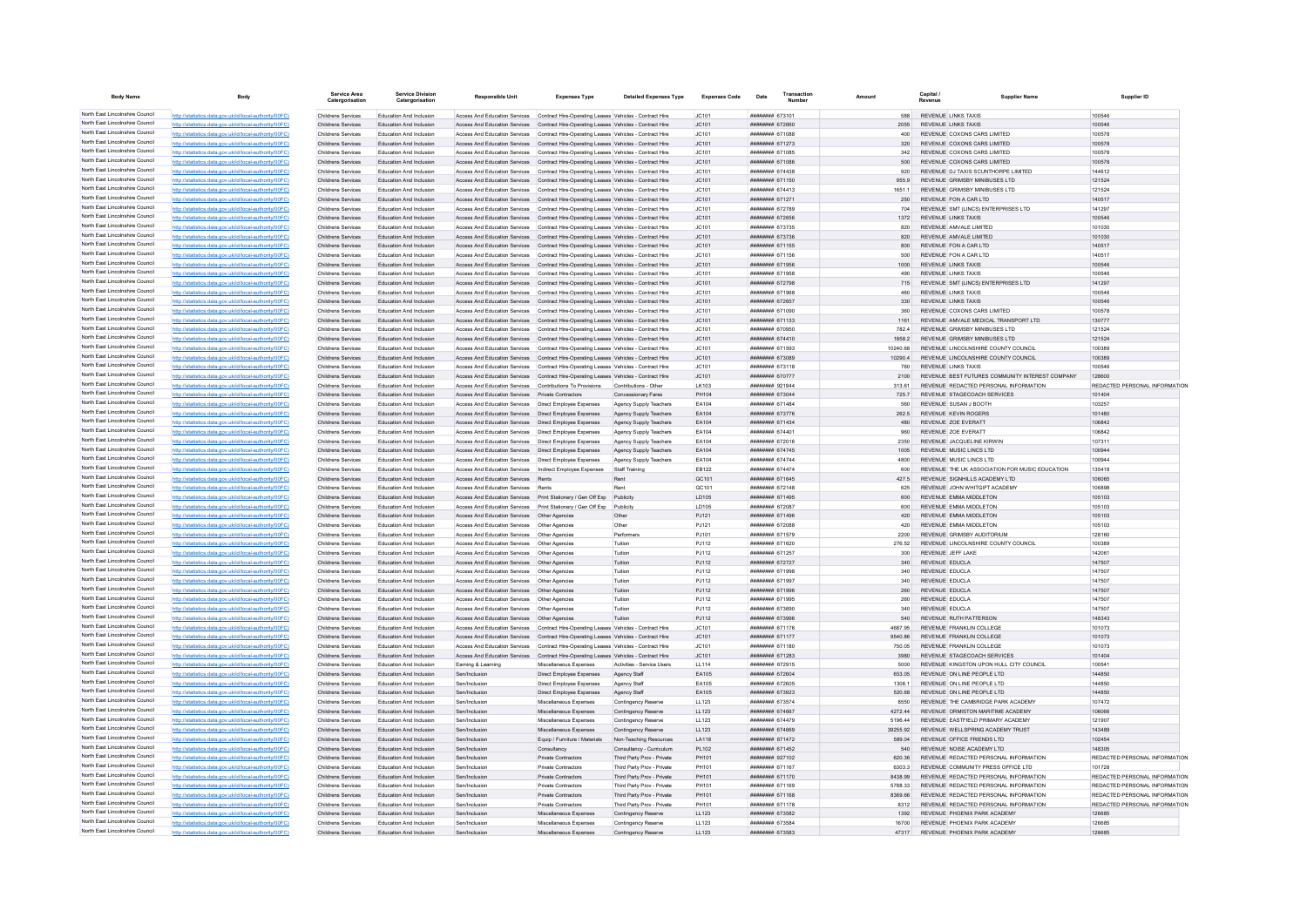| Body Name | Body | Service Area Catergorisation | Service Division Catergorisation | Responsible Unit | Expenses Type | Detailed Expenses Type | Expenses Code | Date | Transaction Number | Amount | Capital / Revenue | Supplier Name | Supplier ID |
|---|---|---|---|---|---|---|---|---|---|---|---|---|---|
| North East Lincolnshire Council | http://statistics.data.gov.uk/id/local-authority/00FC) | Childrens Services | Education And Inclusion | Access And Education Services | Contract Hire-Operating Leases | Vehicles - Contract Hire | JC101 | ######## | 673101 | 588 | REVENUE | LINKS TAXIS | 100546 |
| North East Lincolnshire Council | http://statistics.data.gov.uk/id/local-authority/00FC) | Childrens Services | Education And Inclusion | Access And Education Services | Contract Hire-Operating Leases | Vehicles - Contract Hire | JC101 | ######## | 672660 | 2055 | REVENUE | LINKS TAXIS | 100546 |
| North East Lincolnshire Council | http://statistics.data.gov.uk/id/local-authority/00FC) | Childrens Services | Education And Inclusion | Access And Education Services | Contract Hire-Operating Leases | Vehicles - Contract Hire | JC101 | ######## | 671088 | 400 | REVENUE | COXONS CARS LIMITED | 100578 |
| North East Lincolnshire Council | http://statistics.data.gov.uk/id/local-authority/00FC) | Childrens Services | Education And Inclusion | Access And Education Services | Contract Hire-Operating Leases | Vehicles - Contract Hire | JC101 | ######## | 671273 | 320 | REVENUE | COXONS CARS LIMITED | 100578 |
| North East Lincolnshire Council | http://statistics.data.gov.uk/id/local-authority/00FC) | Childrens Services | Education And Inclusion | Access And Education Services | Contract Hire-Operating Leases | Vehicles - Contract Hire | JC101 | ######## | 671085 | 342 | REVENUE | COXONS CARS LIMITED | 100578 |
| North East Lincolnshire Council | http://statistics.data.gov.uk/id/local-authority/00FC) | Childrens Services | Education And Inclusion | Access And Education Services | Contract Hire-Operating Leases | Vehicles - Contract Hire | JC101 | ######## | 671086 | 500 | REVENUE | COXONS CARS LIMITED | 100578 |
| North East Lincolnshire Council | http://statistics.data.gov.uk/id/local-authority/00FC) | Childrens Services | Education And Inclusion | Access And Education Services | Contract Hire-Operating Leases | Vehicles - Contract Hire | JC101 | ######## | 674438 | 920 | REVENUE | DJ TAXIS SCUNTHORPE LIMITED | 144612 |
| North East Lincolnshire Council | http://statistics.data.gov.uk/id/local-authority/00FC) | Childrens Services | Education And Inclusion | Access And Education Services | Contract Hire-Operating Leases | Vehicles - Contract Hire | JC101 | ######## | 671150 | 955.9 | REVENUE | GRIMSBY MINIBUSES LTD | 121524 |
| North East Lincolnshire Council | http://statistics.data.gov.uk/id/local-authority/00FC) | Childrens Services | Education And Inclusion | Access And Education Services | Contract Hire-Operating Leases | Vehicles - Contract Hire | JC101 | ######## | 674413 | 1651.1 | REVENUE | GRIMSBY MINIBUSES LTD | 121524 |
| North East Lincolnshire Council | http://statistics.data.gov.uk/id/local-authority/00FC) | Childrens Services | Education And Inclusion | Access And Education Services | Contract Hire-Operating Leases | Vehicles - Contract Hire | JC101 | ######## | 671271 | 250 | REVENUE | FON A CAR LTD | 140517 |
| North East Lincolnshire Council | http://statistics.data.gov.uk/id/local-authority/00FC) | Childrens Services | Education And Inclusion | Access And Education Services | Contract Hire-Operating Leases | Vehicles - Contract Hire | JC101 | ######## | 672789 | 704 | REVENUE | SMT (LINCS) ENTERPRISES LTD | 141297 |
| North East Lincolnshire Council | http://statistics.data.gov.uk/id/local-authority/00FC) | Childrens Services | Education And Inclusion | Access And Education Services | Contract Hire-Operating Leases | Vehicles - Contract Hire | JC101 | ######## | 672656 | 1372 | REVENUE | LINKS TAXIS | 100546 |
| North East Lincolnshire Council | http://statistics.data.gov.uk/id/local-authority/00FC) | Childrens Services | Education And Inclusion | Access And Education Services | Contract Hire-Operating Leases | Vehicles - Contract Hire | JC101 | ######## | 673735 | 820 | REVENUE | AMVALE LIMITED | 101030 |
| North East Lincolnshire Council | http://statistics.data.gov.uk/id/local-authority/00FC) | Childrens Services | Education And Inclusion | Access And Education Services | Contract Hire-Operating Leases | Vehicles - Contract Hire | JC101 | ######## | 673736 | 820 | REVENUE | AMVALE LIMITED | 101030 |
| North East Lincolnshire Council | http://statistics.data.gov.uk/id/local-authority/00FC) | Childrens Services | Education And Inclusion | Access And Education Services | Contract Hire-Operating Leases | Vehicles - Contract Hire | JC101 | ######## | 671155 | 800 | REVENUE | FON A CAR LTD | 140517 |
| North East Lincolnshire Council | http://statistics.data.gov.uk/id/local-authority/00FC) | Childrens Services | Education And Inclusion | Access And Education Services | Contract Hire-Operating Leases | Vehicles - Contract Hire | JC101 | ######## | 671156 | 500 | REVENUE | FON A CAR LTD | 140517 |
| North East Lincolnshire Council | http://statistics.data.gov.uk/id/local-authority/00FC) | Childrens Services | Education And Inclusion | Access And Education Services | Contract Hire-Operating Leases | Vehicles - Contract Hire | JC101 | ######## | 671956 | 1000 | REVENUE | LINKS TAXIS | 100546 |
| North East Lincolnshire Council | http://statistics.data.gov.uk/id/local-authority/00FC) | Childrens Services | Education And Inclusion | Access And Education Services | Contract Hire-Operating Leases | Vehicles - Contract Hire | JC101 | ######## | 671958 | 490 | REVENUE | LINKS TAXIS | 100546 |
| North East Lincolnshire Council | http://statistics.data.gov.uk/id/local-authority/00FC) | Childrens Services | Education And Inclusion | Access And Education Services | Contract Hire-Operating Leases | Vehicles - Contract Hire | JC101 | ######## | 672798 | 715 | REVENUE | SMT (LINCS) ENTERPRISES LTD | 141297 |
| North East Lincolnshire Council | http://statistics.data.gov.uk/id/local-authority/00FC) | Childrens Services | Education And Inclusion | Access And Education Services | Contract Hire-Operating Leases | Vehicles - Contract Hire | JC101 | ######## | 671968 | 460 | REVENUE | LINKS TAXIS | 100546 |
| North East Lincolnshire Council | http://statistics.data.gov.uk/id/local-authority/00FC) | Childrens Services | Education And Inclusion | Access And Education Services | Contract Hire-Operating Leases | Vehicles - Contract Hire | JC101 | ######## | 672657 | 330 | REVENUE | LINKS TAXIS | 100546 |
| North East Lincolnshire Council | http://statistics.data.gov.uk/id/local-authority/00FC) | Childrens Services | Education And Inclusion | Access And Education Services | Contract Hire-Operating Leases | Vehicles - Contract Hire | JC101 | ######## | 671090 | 360 | REVENUE | COXONS CARS LIMITED | 100578 |
| North East Lincolnshire Council | http://statistics.data.gov.uk/id/local-authority/00FC) | Childrens Services | Education And Inclusion | Access And Education Services | Contract Hire-Operating Leases | Vehicles - Contract Hire | JC101 | ######## | 671133 | 1161 | REVENUE | AMVALE MEDICAL TRANSPORT LTD | 130777 |
| North East Lincolnshire Council | http://statistics.data.gov.uk/id/local-authority/00FC) | Childrens Services | Education And Inclusion | Access And Education Services | Contract Hire-Operating Leases | Vehicles - Contract Hire | JC101 | ######## | 670950 | 782.4 | REVENUE | GRIMSBY MINIBUSES LTD | 121524 |
| North East Lincolnshire Council | http://statistics.data.gov.uk/id/local-authority/00FC) | Childrens Services | Education And Inclusion | Access And Education Services | Contract Hire-Operating Leases | Vehicles - Contract Hire | JC101 | ######## | 674410 | 1858.2 | REVENUE | GRIMSBY MINIBUSES LTD | 121524 |
| North East Lincolnshire Council | http://statistics.data.gov.uk/id/local-authority/00FC) | Childrens Services | Education And Inclusion | Access And Education Services | Contract Hire-Operating Leases | Vehicles - Contract Hire | JC101 | ######## | 671593 | 10240.68 | REVENUE | LINCOLNSHIRE COUNTY COUNCIL | 100389 |
| North East Lincolnshire Council | http://statistics.data.gov.uk/id/local-authority/00FC) | Childrens Services | Education And Inclusion | Access And Education Services | Contract Hire-Operating Leases | Vehicles - Contract Hire | JC101 | ######## | 673089 | 10290.4 | REVENUE | LINCOLNSHIRE COUNTY COUNCIL | 100389 |
| North East Lincolnshire Council | http://statistics.data.gov.uk/id/local-authority/00FC) | Childrens Services | Education And Inclusion | Access And Education Services | Contract Hire-Operating Leases | Vehicles - Contract Hire | JC101 | ######## | 673118 | 760 | REVENUE | LINKS TAXIS | 100546 |
| North East Lincolnshire Council | http://statistics.data.gov.uk/id/local-authority/00FC) | Childrens Services | Education And Inclusion | Access And Education Services | Contract Hire-Operating Leases | Vehicles - Contract Hire | JC101 | ######## | 670777 | 2100 | REVENUE | BEST FUTURES COMMUNITY INTEREST COMPANY | 128600 |
| North East Lincolnshire Council | http://statistics.data.gov.uk/id/local-authority/00FC) | Childrens Services | Education And Inclusion | Access And Education Services | Contributions To Provisions | Contributions - Other | LK103 | ######## | 921944 | 313.61 | REVENUE | REDACTED PERSONAL INFORMATION | REDACTED PERSONAL INFORMATION |
| North East Lincolnshire Council | http://statistics.data.gov.uk/id/local-authority/00FC) | Childrens Services | Education And Inclusion | Access And Education Services | Private Contractors | Concessionary Fares | PH104 | ######## | 673044 | 725.7 | REVENUE | STAGECOACH SERVICES | 101404 |
| North East Lincolnshire Council | http://statistics.data.gov.uk/id/local-authority/00FC) | Childrens Services | Education And Inclusion | Access And Education Services | Direct Employee Expenses | Agency Supply Teachers | EA104 | ######## | 671484 | 560 | REVENUE | SUSAN J BOOTH | 103257 |
| North East Lincolnshire Council | http://statistics.data.gov.uk/id/local-authority/00FC) | Childrens Services | Education And Inclusion | Access And Education Services | Direct Employee Expenses | Agency Supply Teachers | EA104 | ######## | 673776 | 262.5 | REVENUE | KEVIN ROGERS | 101480 |
| North East Lincolnshire Council | http://statistics.data.gov.uk/id/local-authority/00FC) | Childrens Services | Education And Inclusion | Access And Education Services | Direct Employee Expenses | Agency Supply Teachers | EA104 | ######## | 671434 | 480 | REVENUE | ZOE EVERATT | 106842 |
| North East Lincolnshire Council | http://statistics.data.gov.uk/id/local-authority/00FC) | Childrens Services | Education And Inclusion | Access And Education Services | Direct Employee Expenses | Agency Supply Teachers | EA104 | ######## | 674401 | 960 | REVENUE | ZOE EVERATT | 106842 |
| North East Lincolnshire Council | http://statistics.data.gov.uk/id/local-authority/00FC) | Childrens Services | Education And Inclusion | Access And Education Services | Direct Employee Expenses | Agency Supply Teachers | EA104 | ######## | 672016 | 2350 | REVENUE | JACQUELINE KIRWIN | 107311 |
| North East Lincolnshire Council | http://statistics.data.gov.uk/id/local-authority/00FC) | Childrens Services | Education And Inclusion | Access And Education Services | Direct Employee Expenses | Agency Supply Teachers | EA104 | ######## | 674745 | 1005 | REVENUE | MUSIC LINCS LTD | 100944 |
| North East Lincolnshire Council | http://statistics.data.gov.uk/id/local-authority/00FC) | Childrens Services | Education And Inclusion | Access And Education Services | Direct Employee Expenses | Agency Supply Teachers | EA104 | ######## | 674744 | 4800 | REVENUE | MUSIC LINCS LTD | 100944 |
| North East Lincolnshire Council | http://statistics.data.gov.uk/id/local-authority/00FC) | Childrens Services | Education And Inclusion | Access And Education Services | Indirect Employee Expenses | Staff Training | EB122 | ######## | 674474 | 600 | REVENUE | THE UK ASSOCIATION FOR MUSIC EDUCATION | 135418 |
| North East Lincolnshire Council | http://statistics.data.gov.uk/id/local-authority/00FC) | Childrens Services | Education And Inclusion | Access And Education Services | Rents | Rent | GC101 | ######## | 671645 | 427.5 | REVENUE | SIGNHILLS ACADEMY LTD | 106065 |
| North East Lincolnshire Council | http://statistics.data.gov.uk/id/local-authority/00FC) | Childrens Services | Education And Inclusion | Access And Education Services | Rents | Rent | GC101 | ######## | 672148 | 625 | REVENUE | JOHN WHITGIFT ACADEMY | 106898 |
| North East Lincolnshire Council | http://statistics.data.gov.uk/id/local-authority/00FC) | Childrens Services | Education And Inclusion | Access And Education Services | Print Stationery / Gen Off Exp | Publicity | LD105 | ######## | 671495 | 600 | REVENUE | EMMA MIDDLETON | 105103 |
| North East Lincolnshire Council | http://statistics.data.gov.uk/id/local-authority/00FC) | Childrens Services | Education And Inclusion | Access And Education Services | Print Stationery / Gen Off Exp | Publicity | LD105 | ######## | 672087 | 600 | REVENUE | EMMA MIDDLETON | 105103 |
| North East Lincolnshire Council | http://statistics.data.gov.uk/id/local-authority/00FC) | Childrens Services | Education And Inclusion | Access And Education Services | Other Agencies | Other | PJ121 | ######## | 671496 | 420 | REVENUE | EMMA MIDDLETON | 105103 |
| North East Lincolnshire Council | http://statistics.data.gov.uk/id/local-authority/00FC) | Childrens Services | Education And Inclusion | Access And Education Services | Other Agencies | Other | PJ121 | ######## | 672088 | 420 | REVENUE | EMMA MIDDLETON | 105103 |
| North East Lincolnshire Council | http://statistics.data.gov.uk/id/local-authority/00FC) | Childrens Services | Education And Inclusion | Access And Education Services | Other Agencies | Performers | PJ101 | ######## | 671579 | 2200 | REVENUE | GRIMSBY AUDITORIUM | 128160 |
| North East Lincolnshire Council | http://statistics.data.gov.uk/id/local-authority/00FC) | Childrens Services | Education And Inclusion | Access And Education Services | Other Agencies | Tuition | PJ112 | ######## | 671620 | 276.52 | REVENUE | LINCOLNSHIRE COUNTY COUNCIL | 100389 |
| North East Lincolnshire Council | http://statistics.data.gov.uk/id/local-authority/00FC) | Childrens Services | Education And Inclusion | Access And Education Services | Other Agencies | Tuition | PJ112 | ######## | 671257 | 300 | REVENUE | JEFF LAKE | 142061 |
| North East Lincolnshire Council | http://statistics.data.gov.uk/id/local-authority/00FC) | Childrens Services | Education And Inclusion | Access And Education Services | Other Agencies | Tuition | PJ112 | ######## | 672727 | 340 | REVENUE | EDUCLA | 147507 |
| North East Lincolnshire Council | http://statistics.data.gov.uk/id/local-authority/00FC) | Childrens Services | Education And Inclusion | Access And Education Services | Other Agencies | Tuition | PJ112 | ######## | 671998 | 340 | REVENUE | EDUCLA | 147507 |
| North East Lincolnshire Council | http://statistics.data.gov.uk/id/local-authority/00FC) | Childrens Services | Education And Inclusion | Access And Education Services | Other Agencies | Tuition | PJ112 | ######## | 671997 | 340 | REVENUE | EDUCLA | 147507 |
| North East Lincolnshire Council | http://statistics.data.gov.uk/id/local-authority/00FC) | Childrens Services | Education And Inclusion | Access And Education Services | Other Agencies | Tuition | PJ112 | ######## | 671996 | 260 | REVENUE | EDUCLA | 147507 |
| North East Lincolnshire Council | http://statistics.data.gov.uk/id/local-authority/00FC) | Childrens Services | Education And Inclusion | Access And Education Services | Other Agencies | Tuition | PJ112 | ######## | 671995 | 260 | REVENUE | EDUCLA | 147507 |
| North East Lincolnshire Council | http://statistics.data.gov.uk/id/local-authority/00FC) | Childrens Services | Education And Inclusion | Access And Education Services | Other Agencies | Tuition | PJ112 | ######## | 673690 | 340 | REVENUE | EDUCLA | 147507 |
| North East Lincolnshire Council | http://statistics.data.gov.uk/id/local-authority/00FC) | Childrens Services | Education And Inclusion | Access And Education Services | Other Agencies | Tuition | PJ112 | ######## | 673996 | 540 | REVENUE | RUTH PATTERSON | 148343 |
| North East Lincolnshire Council | http://statistics.data.gov.uk/id/local-authority/00FC) | Childrens Services | Education And Inclusion | Access And Education Services | Contract Hire-Operating Leases | Vehicles - Contract Hire | JC101 | ######## | 671176 | 4687.95 | REVENUE | FRANKLIN COLLEGE | 101073 |
| North East Lincolnshire Council | http://statistics.data.gov.uk/id/local-authority/00FC) | Childrens Services | Education And Inclusion | Access And Education Services | Contract Hire-Operating Leases | Vehicles - Contract Hire | JC101 | ######## | 671177 | 9540.86 | REVENUE | FRANKLIN COLLEGE | 101073 |
| North East Lincolnshire Council | http://statistics.data.gov.uk/id/local-authority/00FC) | Childrens Services | Education And Inclusion | Access And Education Services | Contract Hire-Operating Leases | Vehicles - Contract Hire | JC101 | ######## | 671180 | 750.05 | REVENUE | FRANKLIN COLLEGE | 101073 |
| North East Lincolnshire Council | http://statistics.data.gov.uk/id/local-authority/00FC) | Childrens Services | Education And Inclusion | Access And Education Services | Contract Hire-Operating Leases | Vehicles - Contract Hire | JC101 | ######## | 671283 | 3980 | REVENUE | STAGECOACH SERVICES | 101404 |
| North East Lincolnshire Council | http://statistics.data.gov.uk/id/local-authority/00FC) | Childrens Services | Education And Inclusion | Earning & Learning | Miscellaneous Expenses | Activities - Service Users | LL114 | ######## | 672915 | 5000 | REVENUE | KINGSTON UPON HULL CITY COUNCIL | 100541 |
| North East Lincolnshire Council | http://statistics.data.gov.uk/id/local-authority/00FC) | Childrens Services | Education And Inclusion | Sen/Inclusion | Direct Employee Expenses | Agency Staff | EA105 | ######## | 672604 | 653.05 | REVENUE | ON LINE PEOPLE LTD | 144850 |
| North East Lincolnshire Council | http://statistics.data.gov.uk/id/local-authority/00FC) | Childrens Services | Education And Inclusion | Sen/Inclusion | Direct Employee Expenses | Agency Staff | EA105 | ######## | 672605 | 1306.1 | REVENUE | ON LINE PEOPLE LTD | 144850 |
| North East Lincolnshire Council | http://statistics.data.gov.uk/id/local-authority/00FC) | Childrens Services | Education And Inclusion | Sen/Inclusion | Direct Employee Expenses | Agency Staff | EA105 | ######## | 673923 | 520.68 | REVENUE | ON LINE PEOPLE LTD | 144850 |
| North East Lincolnshire Council | http://statistics.data.gov.uk/id/local-authority/00FC) | Childrens Services | Education And Inclusion | Sen/Inclusion | Miscellaneous Expenses | Contingency Reserve | LL123 | ######## | 673574 | 8550 | REVENUE | THE CAMBRIDGE PARK ACADEMY | 107472 |
| North East Lincolnshire Council | http://statistics.data.gov.uk/id/local-authority/00FC) | Childrens Services | Education And Inclusion | Sen/Inclusion | Miscellaneous Expenses | Contingency Reserve | LL123 | ######## | 674667 | 4272.44 | REVENUE | ORMISTON MARITIME ACADEMY | 106066 |
| North East Lincolnshire Council | http://statistics.data.gov.uk/id/local-authority/00FC) | Childrens Services | Education And Inclusion | Sen/Inclusion | Miscellaneous Expenses | Contingency Reserve | LL123 | ######## | 674479 | 5196.44 | REVENUE | EASTFIELD PRIMARY ACADEMY | 121907 |
| North East Lincolnshire Council | http://statistics.data.gov.uk/id/local-authority/00FC) | Childrens Services | Education And Inclusion | Sen/Inclusion | Miscellaneous Expenses | Contingency Reserve | LL123 | ######## | 674669 | 39255.92 | REVENUE | WELLSPRING ACADEMY TRUST | 143489 |
| North East Lincolnshire Council | http://statistics.data.gov.uk/id/local-authority/00FC) | Childrens Services | Education And Inclusion | Sen/Inclusion | Equip / Furniture / Materials | Non-Teaching Resources | LA118 | ######## | 671472 | 589.04 | REVENUE | OFFICE FRIENDS LTD | 102454 |
| North East Lincolnshire Council | http://statistics.data.gov.uk/id/local-authority/00FC) | Childrens Services | Education And Inclusion | Sen/Inclusion | Consultancy | Consultancy - Curriculum | PL102 | ######## | 671452 | 540 | REVENUE | NOISE ACADEMY LTD | 148305 |
| North East Lincolnshire Council | http://statistics.data.gov.uk/id/local-authority/00FC) | Childrens Services | Education And Inclusion | Sen/Inclusion | Private Contractors | Third Party Prov - Private | PH101 | ######## | 927102 | 620.36 | REVENUE | REDACTED PERSONAL INFORMATION | REDACTED PERSONAL INFORMATION |
| North East Lincolnshire Council | http://statistics.data.gov.uk/id/local-authority/00FC) | Childrens Services | Education And Inclusion | Sen/Inclusion | Private Contractors | Third Party Prov - Private | PH101 | ######## | 671167 | 6303.3 | REVENUE | COMMUNITY PRESS OFFICE LTD | 101728 |
| North East Lincolnshire Council | http://statistics.data.gov.uk/id/local-authority/00FC) | Childrens Services | Education And Inclusion | Sen/Inclusion | Private Contractors | Third Party Prov - Private | PH101 | ######## | 671170 | 8438.99 | REVENUE | REDACTED PERSONAL INFORMATION | REDACTED PERSONAL INFORMATION |
| North East Lincolnshire Council | http://statistics.data.gov.uk/id/local-authority/00FC) | Childrens Services | Education And Inclusion | Sen/Inclusion | Private Contractors | Third Party Prov - Private | PH101 | ######## | 671169 | 5768.33 | REVENUE | REDACTED PERSONAL INFORMATION | REDACTED PERSONAL INFORMATION |
| North East Lincolnshire Council | http://statistics.data.gov.uk/id/local-authority/00FC) | Childrens Services | Education And Inclusion | Sen/Inclusion | Private Contractors | Third Party Prov - Private | PH101 | ######## | 671168 | 8369.66 | REVENUE | REDACTED PERSONAL INFORMATION | REDACTED PERSONAL INFORMATION |
| North East Lincolnshire Council | http://statistics.data.gov.uk/id/local-authority/00FC) | Childrens Services | Education And Inclusion | Sen/Inclusion | Private Contractors | Third Party Prov - Private | PH101 | ######## | 671178 | 8312 | REVENUE | REDACTED PERSONAL INFORMATION | REDACTED PERSONAL INFORMATION |
| North East Lincolnshire Council | http://statistics.data.gov.uk/id/local-authority/00FC) | Childrens Services | Education And Inclusion | Sen/Inclusion | Miscellaneous Expenses | Contingency Reserve | LL123 | ######## | 673582 | 1392 | REVENUE | PHOENIX PARK ACADEMY | 126685 |
| North East Lincolnshire Council | http://statistics.data.gov.uk/id/local-authority/00FC) | Childrens Services | Education And Inclusion | Sen/Inclusion | Miscellaneous Expenses | Contingency Reserve | LL123 | ######## | 673584 | 16700 | REVENUE | PHOENIX PARK ACADEMY | 126685 |
| North East Lincolnshire Council | http://statistics.data.gov.uk/id/local-authority/00FC) | Childrens Services | Education And Inclusion | Sen/Inclusion | Miscellaneous Expenses | Contingency Reserve | LL123 | ######## | 673583 | 47317 | REVENUE | PHOENIX PARK ACADEMY | 126685 |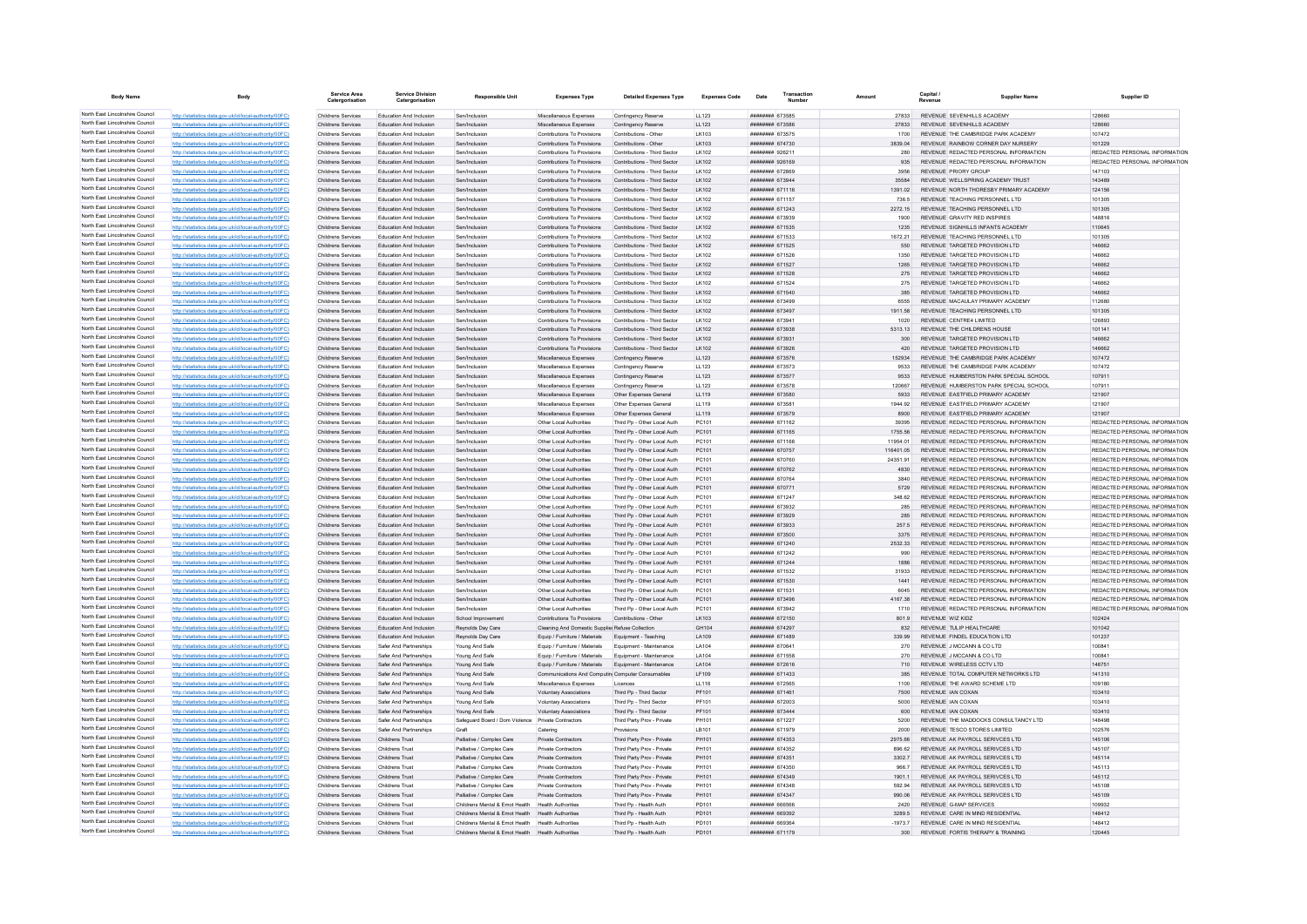| Body Name | Body | Service Area Catergorisation | Service Division Catergorisation | Responsible Unit | Expenses Type | Detailed Expenses Type | Expenses Code | Date | Transaction Number | Amount | Capital / Revenue | Supplier Name | Supplier ID |
|---|---|---|---|---|---|---|---|---|---|---|---|---|---|
| North East Lincolnshire Council | http://statistics.data.gov.uk/id/local-authority/00FC) | Childrens Services | Education And Inclusion | Sen/Inclusion | Miscellaneous Expenses | Contingency Reserve | LL123 | ######## 673585 | | 27833 | REVENUE | SEVENHILLS ACADEMY | 128660 |
| North East Lincolnshire Council | http://statistics.data.gov.uk/id/local-authority/00FC) | Childrens Services | Education And Inclusion | Sen/Inclusion | Miscellaneous Expenses | Contingency Reserve | LL123 | ######## 673586 | | 27833 | REVENUE | SEVENHILLS ACADEMY | 128660 |
| North East Lincolnshire Council | http://statistics.data.gov.uk/id/local-authority/00FC) | Childrens Services | Education And Inclusion | Sen/Inclusion | Contributions To Provisions | Contributions - Other | LK103 | ######## 673575 | | 1700 | REVENUE | THE CAMBRIDGE PARK ACADEMY | 107472 |
| North East Lincolnshire Council | http://statistics.data.gov.uk/id/local-authority/00FC) | Childrens Services | Education And Inclusion | Sen/Inclusion | Contributions To Provisions | Contributions - Other | LK103 | ######## 674730 | | 3839.04 | REVENUE | RAINBOW CORNER DAY NURSERY | 101229 |
| North East Lincolnshire Council | http://statistics.data.gov.uk/id/local-authority/00FC) | Childrens Services | Education And Inclusion | Sen/Inclusion | Contributions To Provisions | Contributions - Third Sector | LK102 | ######## 926211 | | 280 | REVENUE | REDACTED PERSONAL INFORMATION | REDACTED PERSONAL INFORMATION |
| North East Lincolnshire Council | http://statistics.data.gov.uk/id/local-authority/00FC) | Childrens Services | Education And Inclusion | Sen/Inclusion | Contributions To Provisions | Contributions - Third Sector | LK102 | ######## 926169 | | 935 | REVENUE | REDACTED PERSONAL INFORMATION | REDACTED PERSONAL INFORMATION |
| North East Lincolnshire Council | http://statistics.data.gov.uk/id/local-authority/00FC) | Childrens Services | Education And Inclusion | Sen/Inclusion | Contributions To Provisions | Contributions - Third Sector | LK102 | ######## 672869 | | 3956 | REVENUE | PRIORY GROUP | 147103 |
| North East Lincolnshire Council | http://statistics.data.gov.uk/id/local-authority/00FC) | Childrens Services | Education And Inclusion | Sen/Inclusion | Contributions To Provisions | Contributions - Third Sector | LK102 | ######## 673944 | | 35584 | REVENUE | WELLSPRING ACADEMY TRUST | 143489 |
| North East Lincolnshire Council | http://statistics.data.gov.uk/id/local-authority/00FC) | Childrens Services | Education And Inclusion | Sen/Inclusion | Contributions To Provisions | Contributions - Third Sector | LK102 | ######## 671116 | | 1391.02 | REVENUE | NORTH THORESBY PRIMARY ACADEMY | 124156 |
| North East Lincolnshire Council | http://statistics.data.gov.uk/id/local-authority/00FC) | Childrens Services | Education And Inclusion | Sen/Inclusion | Contributions To Provisions | Contributions - Third Sector | LK102 | ######## 671157 | | 736.5 | REVENUE | TEACHING PERSONNEL LTD | 101305 |
| North East Lincolnshire Council | http://statistics.data.gov.uk/id/local-authority/00FC) | Childrens Services | Education And Inclusion | Sen/Inclusion | Contributions To Provisions | Contributions - Third Sector | LK102 | ######## 671243 | | 2272.15 | REVENUE | TEACHING PERSONNEL LTD | 101305 |
| North East Lincolnshire Council | http://statistics.data.gov.uk/id/local-authority/00FC) | Childrens Services | Education And Inclusion | Sen/Inclusion | Contributions To Provisions | Contributions - Third Sector | LK102 | ######## 673939 | | 1900 | REVENUE | GRAVITY RED INSPIRES | 148816 |
| North East Lincolnshire Council | http://statistics.data.gov.uk/id/local-authority/00FC) | Childrens Services | Education And Inclusion | Sen/Inclusion | Contributions To Provisions | Contributions - Third Sector | LK102 | ######## 671535 | | 1235 | REVENUE | SIGNHILLS INFANTS ACADEMY | 110645 |
| North East Lincolnshire Council | http://statistics.data.gov.uk/id/local-authority/00FC) | Childrens Services | Education And Inclusion | Sen/Inclusion | Contributions To Provisions | Contributions - Third Sector | LK102 | ######## 671533 | | 1672.21 | REVENUE | TEACHING PERSONNEL LTD | 101305 |
| North East Lincolnshire Council | http://statistics.data.gov.uk/id/local-authority/00FC) | Childrens Services | Education And Inclusion | Sen/Inclusion | Contributions To Provisions | Contributions - Third Sector | LK102 | ######## 671525 | | 550 | REVENUE | TARGETED PROVISION LTD | 146662 |
| North East Lincolnshire Council | http://statistics.data.gov.uk/id/local-authority/00FC) | Childrens Services | Education And Inclusion | Sen/Inclusion | Contributions To Provisions | Contributions - Third Sector | LK102 | ######## 671526 | | 1350 | REVENUE | TARGETED PROVISION LTD | 146662 |
| North East Lincolnshire Council | http://statistics.data.gov.uk/id/local-authority/00FC) | Childrens Services | Education And Inclusion | Sen/Inclusion | Contributions To Provisions | Contributions - Third Sector | LK102 | ######## 671527 | | 1265 | REVENUE | TARGETED PROVISION LTD | 146662 |
| North East Lincolnshire Council | http://statistics.data.gov.uk/id/local-authority/00FC) | Childrens Services | Education And Inclusion | Sen/Inclusion | Contributions To Provisions | Contributions - Third Sector | LK102 | ######## 671528 | | 275 | REVENUE | TARGETED PROVISION LTD | 146662 |
| North East Lincolnshire Council | http://statistics.data.gov.uk/id/local-authority/00FC) | Childrens Services | Education And Inclusion | Sen/Inclusion | Contributions To Provisions | Contributions - Third Sector | LK102 | ######## 671524 | | 275 | REVENUE | TARGETED PROVISION LTD | 146662 |
| North East Lincolnshire Council | http://statistics.data.gov.uk/id/local-authority/00FC) | Childrens Services | Education And Inclusion | Sen/Inclusion | Contributions To Provisions | Contributions - Third Sector | LK102 | ######## 671540 | | 385 | REVENUE | TARGETED PROVISION LTD | 146662 |
| North East Lincolnshire Council | http://statistics.data.gov.uk/id/local-authority/00FC) | Childrens Services | Education And Inclusion | Sen/Inclusion | Contributions To Provisions | Contributions - Third Sector | LK102 | ######## 673499 | | 6555 | REVENUE | MACAULAY PRIMARY ACADEMY | 112680 |
| North East Lincolnshire Council | http://statistics.data.gov.uk/id/local-authority/00FC) | Childrens Services | Education And Inclusion | Sen/Inclusion | Contributions To Provisions | Contributions - Third Sector | LK102 | ######## 673497 | | 1911.58 | REVENUE | TEACHING PERSONNEL LTD | 101305 |
| North East Lincolnshire Council | http://statistics.data.gov.uk/id/local-authority/00FC) | Childrens Services | Education And Inclusion | Sen/Inclusion | Contributions To Provisions | Contributions - Third Sector | LK102 | ######## 673941 | | 1020 | REVENUE | CENTRE4 LIMITED | 126893 |
| North East Lincolnshire Council | http://statistics.data.gov.uk/id/local-authority/00FC) | Childrens Services | Education And Inclusion | Sen/Inclusion | Contributions To Provisions | Contributions - Third Sector | LK102 | ######## 673938 | | 5313.13 | REVENUE | THE CHILDRENS HOUSE | 101141 |
| North East Lincolnshire Council | http://statistics.data.gov.uk/id/local-authority/00FC) | Childrens Services | Education And Inclusion | Sen/Inclusion | Contributions To Provisions | Contributions - Third Sector | LK102 | ######## 673931 | | 300 | REVENUE | TARGETED PROVISION LTD | 146662 |
| North East Lincolnshire Council | http://statistics.data.gov.uk/id/local-authority/00FC) | Childrens Services | Education And Inclusion | Sen/Inclusion | Contributions To Provisions | Contributions - Third Sector | LK102 | ######## 673926 | | 420 | REVENUE | TARGETED PROVISION LTD | 146662 |
| North East Lincolnshire Council | http://statistics.data.gov.uk/id/local-authority/00FC) | Childrens Services | Education And Inclusion | Sen/Inclusion | Miscellaneous Expenses | Contingency Reserve | LL123 | ######## 673576 | | 152934 | REVENUE | THE CAMBRIDGE PARK ACADEMY | 107472 |
| North East Lincolnshire Council | http://statistics.data.gov.uk/id/local-authority/00FC) | Childrens Services | Education And Inclusion | Sen/Inclusion | Miscellaneous Expenses | Contingency Reserve | LL123 | ######## 673573 | | 9533 | REVENUE | THE CAMBRIDGE PARK ACADEMY | 107472 |
| North East Lincolnshire Council | http://statistics.data.gov.uk/id/local-authority/00FC) | Childrens Services | Education And Inclusion | Sen/Inclusion | Miscellaneous Expenses | Contingency Reserve | LL123 | ######## 673577 | | 9533 | REVENUE | HUMBERSTON PARK SPECIAL SCHOOL | 107911 |
| North East Lincolnshire Council | http://statistics.data.gov.uk/id/local-authority/00FC) | Childrens Services | Education And Inclusion | Sen/Inclusion | Miscellaneous Expenses | Contingency Reserve | LL123 | ######## 673578 | | 120667 | REVENUE | HUMBERSTON PARK SPECIAL SCHOOL | 107911 |
| North East Lincolnshire Council | http://statistics.data.gov.uk/id/local-authority/00FC) | Childrens Services | Education And Inclusion | Sen/Inclusion | Miscellaneous Expenses | Other Expenses General | LL119 | ######## 673580 | | 5933 | REVENUE | EASTFIELD PRIMARY ACADEMY | 121907 |
| North East Lincolnshire Council | http://statistics.data.gov.uk/id/local-authority/00FC) | Childrens Services | Education And Inclusion | Sen/Inclusion | Miscellaneous Expenses | Other Expenses General | LL119 | ######## 673581 | | 1944.92 | REVENUE | EASTFIELD PRIMARY ACADEMY | 121907 |
| North East Lincolnshire Council | http://statistics.data.gov.uk/id/local-authority/00FC) | Childrens Services | Education And Inclusion | Sen/Inclusion | Miscellaneous Expenses | Other Expenses General | LL119 | ######## 673579 | | 8900 | REVENUE | EASTFIELD PRIMARY ACADEMY | 121907 |
| North East Lincolnshire Council | http://statistics.data.gov.uk/id/local-authority/00FC) | Childrens Services | Education And Inclusion | Sen/Inclusion | Other Local Authorities | Third Pp - Other Local Auth | PC101 | ######## 671162 | | 39395 | REVENUE | REDACTED PERSONAL INFORMATION | REDACTED PERSONAL INFORMATION |
| North East Lincolnshire Council | http://statistics.data.gov.uk/id/local-authority/00FC) | Childrens Services | Education And Inclusion | Sen/Inclusion | Other Local Authorities | Third Pp - Other Local Auth | PC101 | ######## 671165 | | 1755.56 | REVENUE | REDACTED PERSONAL INFORMATION | REDACTED PERSONAL INFORMATION |
| North East Lincolnshire Council | http://statistics.data.gov.uk/id/local-authority/00FC) | Childrens Services | Education And Inclusion | Sen/Inclusion | Other Local Authorities | Third Pp - Other Local Auth | PC101 | ######## 671166 | | 11954.01 | REVENUE | REDACTED PERSONAL INFORMATION | REDACTED PERSONAL INFORMATION |
| North East Lincolnshire Council | http://statistics.data.gov.uk/id/local-authority/00FC) | Childrens Services | Education And Inclusion | Sen/Inclusion | Other Local Authorities | Third Pp - Other Local Auth | PC101 | ######## 670757 | | 116401.05 | REVENUE | REDACTED PERSONAL INFORMATION | REDACTED PERSONAL INFORMATION |
| North East Lincolnshire Council | http://statistics.data.gov.uk/id/local-authority/00FC) | Childrens Services | Education And Inclusion | Sen/Inclusion | Other Local Authorities | Third Pp - Other Local Auth | PC101 | ######## 670760 | | 24351.91 | REVENUE | REDACTED PERSONAL INFORMATION | REDACTED PERSONAL INFORMATION |
| North East Lincolnshire Council | http://statistics.data.gov.uk/id/local-authority/00FC) | Childrens Services | Education And Inclusion | Sen/Inclusion | Other Local Authorities | Third Pp - Other Local Auth | PC101 | ######## 670762 | | 4830 | REVENUE | REDACTED PERSONAL INFORMATION | REDACTED PERSONAL INFORMATION |
| North East Lincolnshire Council | http://statistics.data.gov.uk/id/local-authority/00FC) | Childrens Services | Education And Inclusion | Sen/Inclusion | Other Local Authorities | Third Pp - Other Local Auth | PC101 | ######## 670764 | | 3840 | REVENUE | REDACTED PERSONAL INFORMATION | REDACTED PERSONAL INFORMATION |
| North East Lincolnshire Council | http://statistics.data.gov.uk/id/local-authority/00FC) | Childrens Services | Education And Inclusion | Sen/Inclusion | Other Local Authorities | Third Pp - Other Local Auth | PC101 | ######## 670771 | | 5729 | REVENUE | REDACTED PERSONAL INFORMATION | REDACTED PERSONAL INFORMATION |
| North East Lincolnshire Council | http://statistics.data.gov.uk/id/local-authority/00FC) | Childrens Services | Education And Inclusion | Sen/Inclusion | Other Local Authorities | Third Pp - Other Local Auth | PC101 | ######## 671247 | | 348.62 | REVENUE | REDACTED PERSONAL INFORMATION | REDACTED PERSONAL INFORMATION |
| North East Lincolnshire Council | http://statistics.data.gov.uk/id/local-authority/00FC) | Childrens Services | Education And Inclusion | Sen/Inclusion | Other Local Authorities | Third Pp - Other Local Auth | PC101 | ######## 673932 | | 285 | REVENUE | REDACTED PERSONAL INFORMATION | REDACTED PERSONAL INFORMATION |
| North East Lincolnshire Council | http://statistics.data.gov.uk/id/local-authority/00FC) | Childrens Services | Education And Inclusion | Sen/Inclusion | Other Local Authorities | Third Pp - Other Local Auth | PC101 | ######## 673929 | | 285 | REVENUE | REDACTED PERSONAL INFORMATION | REDACTED PERSONAL INFORMATION |
| North East Lincolnshire Council | http://statistics.data.gov.uk/id/local-authority/00FC) | Childrens Services | Education And Inclusion | Sen/Inclusion | Other Local Authorities | Third Pp - Other Local Auth | PC101 | ######## 673933 | | 257.5 | REVENUE | REDACTED PERSONAL INFORMATION | REDACTED PERSONAL INFORMATION |
| North East Lincolnshire Council | http://statistics.data.gov.uk/id/local-authority/00FC) | Childrens Services | Education And Inclusion | Sen/Inclusion | Other Local Authorities | Third Pp - Other Local Auth | PC101 | ######## 673500 | | 3375 | REVENUE | REDACTED PERSONAL INFORMATION | REDACTED PERSONAL INFORMATION |
| North East Lincolnshire Council | http://statistics.data.gov.uk/id/local-authority/00FC) | Childrens Services | Education And Inclusion | Sen/Inclusion | Other Local Authorities | Third Pp - Other Local Auth | PC101 | ######## 671240 | | 2532.33 | REVENUE | REDACTED PERSONAL INFORMATION | REDACTED PERSONAL INFORMATION |
| North East Lincolnshire Council | http://statistics.data.gov.uk/id/local-authority/00FC) | Childrens Services | Education And Inclusion | Sen/Inclusion | Other Local Authorities | Third Pp - Other Local Auth | PC101 | ######## 671242 | | 990 | REVENUE | REDACTED PERSONAL INFORMATION | REDACTED PERSONAL INFORMATION |
| North East Lincolnshire Council | http://statistics.data.gov.uk/id/local-authority/00FC) | Childrens Services | Education And Inclusion | Sen/Inclusion | Other Local Authorities | Third Pp - Other Local Auth | PC101 | ######## 671244 | | 1886 | REVENUE | REDACTED PERSONAL INFORMATION | REDACTED PERSONAL INFORMATION |
| North East Lincolnshire Council | http://statistics.data.gov.uk/id/local-authority/00FC) | Childrens Services | Education And Inclusion | Sen/Inclusion | Other Local Authorities | Third Pp - Other Local Auth | PC101 | ######## 671532 | | 31933 | REVENUE | REDACTED PERSONAL INFORMATION | REDACTED PERSONAL INFORMATION |
| North East Lincolnshire Council | http://statistics.data.gov.uk/id/local-authority/00FC) | Childrens Services | Education And Inclusion | Sen/Inclusion | Other Local Authorities | Third Pp - Other Local Auth | PC101 | ######## 671530 | | 1441 | REVENUE | REDACTED PERSONAL INFORMATION | REDACTED PERSONAL INFORMATION |
| North East Lincolnshire Council | http://statistics.data.gov.uk/id/local-authority/00FC) | Childrens Services | Education And Inclusion | Sen/Inclusion | Other Local Authorities | Third Pp - Other Local Auth | PC101 | ######## 671531 | | 6045 | REVENUE | REDACTED PERSONAL INFORMATION | REDACTED PERSONAL INFORMATION |
| North East Lincolnshire Council | http://statistics.data.gov.uk/id/local-authority/00FC) | Childrens Services | Education And Inclusion | Sen/Inclusion | Other Local Authorities | Third Pp - Other Local Auth | PC101 | ######## 673496 | | 4167.38 | REVENUE | REDACTED PERSONAL INFORMATION | REDACTED PERSONAL INFORMATION |
| North East Lincolnshire Council | http://statistics.data.gov.uk/id/local-authority/00FC) | Childrens Services | Education And Inclusion | Sen/Inclusion | Other Local Authorities | Third Pp - Other Local Auth | PC101 | ######## 673942 | | 1710 | REVENUE | REDACTED PERSONAL INFORMATION | REDACTED PERSONAL INFORMATION |
| North East Lincolnshire Council | http://statistics.data.gov.uk/id/local-authority/00FC) | Childrens Services | Education And Inclusion | School Improvement | Contributions To Provisions | Contributions - Other | LK103 | ######## 672150 | | 801.9 | REVENUE | WIZ KIDZ | 102424 |
| North East Lincolnshire Council | http://statistics.data.gov.uk/id/local-authority/00FC) | Childrens Services | Education And Inclusion | Reynolds Day Care | Cleaning And Domestic Supplies | Refuse Collection | GH104 | ######## 674297 | | 832 | REVENUE | TULIP HEALTHCARE | 101042 |
| North East Lincolnshire Council | http://statistics.data.gov.uk/id/local-authority/00FC) | Childrens Services | Education And Inclusion | Reynolds Day Care | Equip / Furniture / Materials | Equipment - Teaching | LA109 | ######## 671489 | | 339.99 | REVENUE | FINDEL EDUCATION LTD | 101237 |
| North East Lincolnshire Council | http://statistics.data.gov.uk/id/local-authority/00FC) | Childrens Services | Safer And Partnerships | Young And Safe | Equip / Furniture / Materials | Equipment - Maintenance | LA104 | ######## 670641 | | 270 | REVENUE | J MCCANN & CO LTD | 100841 |
| North East Lincolnshire Council | http://statistics.data.gov.uk/id/local-authority/00FC) | Childrens Services | Safer And Partnerships | Young And Safe | Equip / Furniture / Materials | Equipment - Maintenance | LA104 | ######## 671558 | | 270 | REVENUE | J MCCANN & CO LTD | 100841 |
| North East Lincolnshire Council | http://statistics.data.gov.uk/id/local-authority/00FC) | Childrens Services | Safer And Partnerships | Young And Safe | Equip / Furniture / Materials | Equipment - Maintenance | LA104 | ######## 672616 | | 710 | REVENUE | WIRELESS CCTV LTD | 148751 |
| North East Lincolnshire Council | http://statistics.data.gov.uk/id/local-authority/00FC) | Childrens Services | Safer And Partnerships | Young And Safe | Communications And Computing | Computer Consumables | LF109 | ######## 671433 | | 385 | REVENUE | TOTAL COMPUTER NETWORKS LTD | 141310 |
| North East Lincolnshire Council | http://statistics.data.gov.uk/id/local-authority/00FC) | Childrens Services | Safer And Partnerships | Young And Safe | Miscellaneous Expenses | Licences | LL116 | ######## 672565 | | 1100 | REVENUE | THE AWARD SCHEME LTD | 109180 |
| North East Lincolnshire Council | http://statistics.data.gov.uk/id/local-authority/00FC) | Childrens Services | Safer And Partnerships | Young And Safe | Voluntary Associations | Third Pp - Third Sector | PF101 | ######## 671461 | | 7500 | REVENUE | IAN COXAN | 103410 |
| North East Lincolnshire Council | http://statistics.data.gov.uk/id/local-authority/00FC) | Childrens Services | Safer And Partnerships | Young And Safe | Voluntary Associations | Third Pp - Third Sector | PF101 | ######## 672003 | | 5000 | REVENUE | IAN COXAN | 103410 |
| North East Lincolnshire Council | http://statistics.data.gov.uk/id/local-authority/00FC) | Childrens Services | Safer And Partnerships | Young And Safe | Voluntary Associations | Third Pp - Third Sector | PF101 | ######## 673444 | | 600 | REVENUE | IAN COXAN | 103410 |
| North East Lincolnshire Council | http://statistics.data.gov.uk/id/local-authority/00FC) | Childrens Services | Safer And Partnerships | Safeguard Board / Dom Violence | Private Contractors | Third Party Prov - Private | PH101 | ######## 671227 | | 5200 | REVENUE | THE MADDOCKS CONSULTANCY LTD | 148498 |
| North East Lincolnshire Council | http://statistics.data.gov.uk/id/local-authority/00FC) | Childrens Services | Safer And Partnerships | Graft | Catering | Provisions | LB101 | ######## 671979 | | 2000 | REVENUE | TESCO STORES LIMITED | 102576 |
| North East Lincolnshire Council | http://statistics.data.gov.uk/id/local-authority/00FC) | Childrens Services | Childrens Trust | Palliative / Complex Care | Private Contractors | Third Party Prov - Private | PH101 | ######## 674353 | | 2975.66 | REVENUE | AK PAYROLL SERIVCES LTD | 145106 |
| North East Lincolnshire Council | http://statistics.data.gov.uk/id/local-authority/00FC) | Childrens Services | Childrens Trust | Palliative / Complex Care | Private Contractors | Third Party Prov - Private | PH101 | ######## 674352 | | 896.62 | REVENUE | AK PAYROLL SERIVCES LTD | 145107 |
| North East Lincolnshire Council | http://statistics.data.gov.uk/id/local-authority/00FC) | Childrens Services | Childrens Trust | Palliative / Complex Care | Private Contractors | Third Party Prov - Private | PH101 | ######## 674351 | | 3302.7 | REVENUE | AK PAYROLL SERIVCES LTD | 145114 |
| North East Lincolnshire Council | http://statistics.data.gov.uk/id/local-authority/00FC) | Childrens Services | Childrens Trust | Palliative / Complex Care | Private Contractors | Third Party Prov - Private | PH101 | ######## 674350 | | 966.7 | REVENUE | AK PAYROLL SERIVCES LTD | 145113 |
| North East Lincolnshire Council | http://statistics.data.gov.uk/id/local-authority/00FC) | Childrens Services | Childrens Trust | Palliative / Complex Care | Private Contractors | Third Party Prov - Private | PH101 | ######## 674349 | | 1901.1 | REVENUE | AK PAYROLL SERIVCES LTD | 145112 |
| North East Lincolnshire Council | http://statistics.data.gov.uk/id/local-authority/00FC) | Childrens Services | Childrens Trust | Palliative / Complex Care | Private Contractors | Third Party Prov - Private | PH101 | ######## 674348 | | 592.94 | REVENUE | AK PAYROLL SERIVCES LTD | 145108 |
| North East Lincolnshire Council | http://statistics.data.gov.uk/id/local-authority/00FC) | Childrens Services | Childrens Trust | Palliative / Complex Care | Private Contractors | Third Party Prov - Private | PH101 | ######## 674347 | | 990.06 | REVENUE | AK PAYROLL SERIVCES LTD | 145109 |
| North East Lincolnshire Council | http://statistics.data.gov.uk/id/local-authority/00FC) | Childrens Services | Childrens Trust | Childrens Mental & Emot Health | Health Authorities | Third Pp - Health Auth | PD101 | ######## 668966 | | 2420 | REVENUE | G-MAP SERVICES | 109932 |
| North East Lincolnshire Council | http://statistics.data.gov.uk/id/local-authority/00FC) | Childrens Services | Childrens Trust | Childrens Mental & Emot Health | Health Authorities | Third Pp - Health Auth | PD101 | ######## 669392 | | 3289.5 | REVENUE | CARE IN MIND RESIDENTIAL | 148412 |
| North East Lincolnshire Council | http://statistics.data.gov.uk/id/local-authority/00FC) | Childrens Services | Childrens Trust | Childrens Mental & Emot Health | Health Authorities | Third Pp - Health Auth | PD101 | ######## 669364 | | -1973.7 | REVENUE | CARE IN MIND RESIDENTIAL | 148412 |
| North East Lincolnshire Council | http://statistics.data.gov.uk/id/local-authority/00FC) | Childrens Services | Childrens Trust | Childrens Mental & Emot Health | Health Authorities | Third Pp - Health Auth | PD101 | ######## 671179 | | 300 | REVENUE | FORTIS THERAPY & TRAINING | 120445 |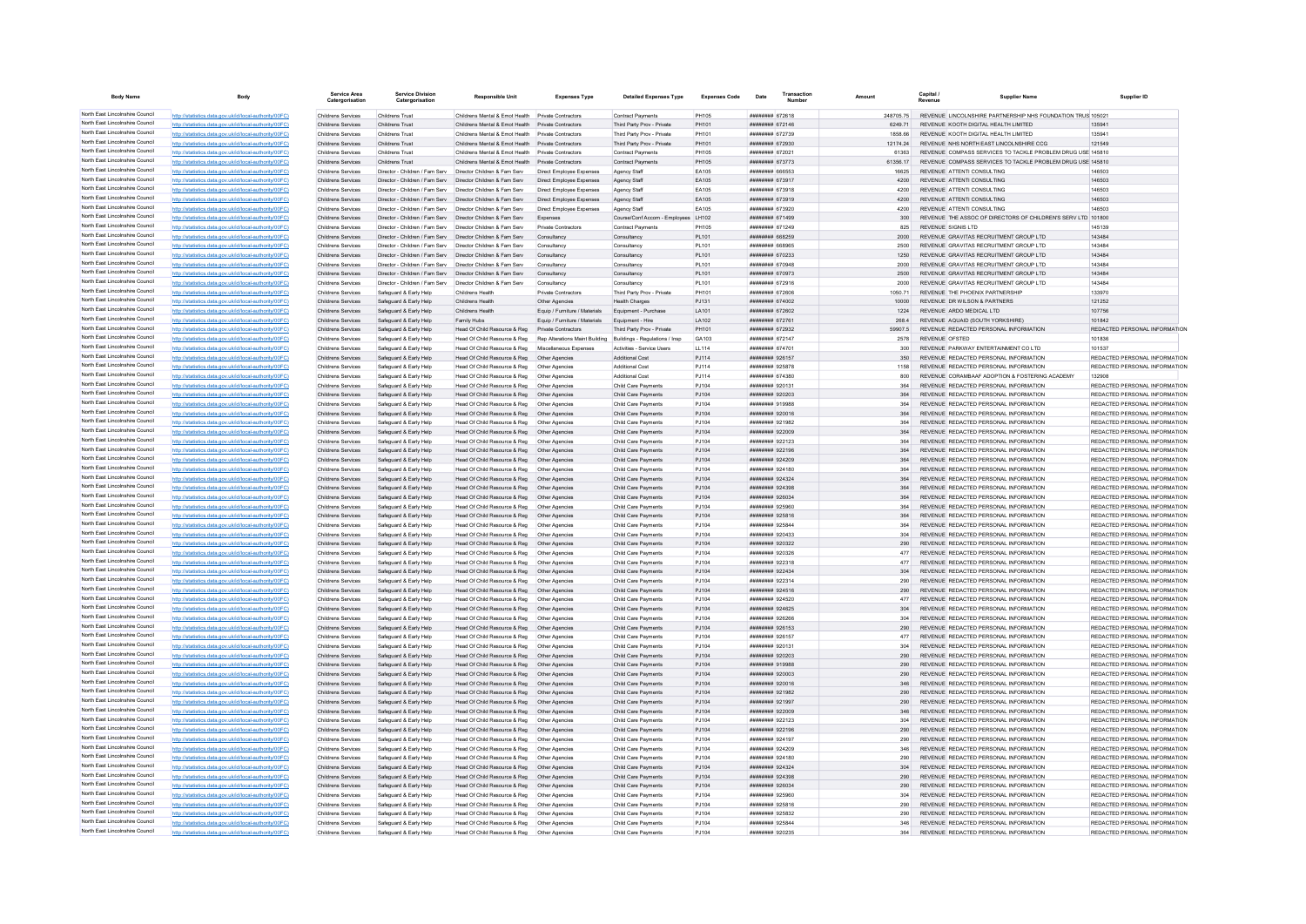| Body Name | Body | Service Area Catergorisation | Service Division Catergorisation | Responsible Unit | Expenses Type | Detailed Expenses Type | Expenses Code | Date | Transaction Number | Amount | Capital / Revenue | Supplier Name | Supplier ID |
|---|---|---|---|---|---|---|---|---|---|---|---|---|---|
| North East Lincolnshire Council | http://statistics.data.gov.uk/id/local-authority/00FC) | Childrens Services | Childrens Trust | Childrens Mental & Emot Health | Private Contractors | Contract Payments | PH105 | ######## | 672618 | 248705.75 | REVENUE | LINCOLNSHIRE PARTNERSHIP NHS FOUNDATION TRUST | 105021 |
| North East Lincolnshire Council | http://statistics.data.gov.uk/id/local-authority/00FC) | Childrens Services | Childrens Trust | Childrens Mental & Emot Health | Private Contractors | Third Party Prov - Private | PH101 | ######## | 672146 | 6249.71 | REVENUE | KOOTH DIGITAL HEALTH LIMITED | 135941 |
| North East Lincolnshire Council | http://statistics.data.gov.uk/id/local-authority/00FC) | Childrens Services | Childrens Trust | Childrens Mental & Emot Health | Private Contractors | Third Party Prov - Private | PH101 | ######## | 672739 | 1858.66 | REVENUE | KOOTH DIGITAL HEALTH LIMITED | 135941 |
| North East Lincolnshire Council | http://statistics.data.gov.uk/id/local-authority/00FC) | Childrens Services | Childrens Trust | Childrens Mental & Emot Health | Private Contractors | Third Party Prov - Private | PH101 | ######## | 672930 | 12174.24 | REVENUE | NHS NORTH EAST LINCOLNSHIRE CCG | 121549 |
| North East Lincolnshire Council | http://statistics.data.gov.uk/id/local-authority/00FC) | Childrens Services | Childrens Trust | Childrens Mental & Emot Health | Private Contractors | Contract Payments | PH105 | ######## | 672021 | 61363 | REVENUE | COMPASS SERVICES TO TACKLE PROBLEM DRUG USE | 145810 |
| North East Lincolnshire Council | http://statistics.data.gov.uk/id/local-authority/00FC) | Childrens Services | Childrens Trust | Childrens Mental & Emot Health | Private Contractors | Contract Payments | PH105 | ######## | 673773 | 61356.17 | REVENUE | COMPASS SERVICES TO TACKLE PROBLEM DRUG USE | 145810 |
| North East Lincolnshire Council | http://statistics.data.gov.uk/id/local-authority/00FC) | Childrens Services | Director - Children / Fam Serv | Director Children & Fam Serv | Direct Employee Expenses | Agency Staff | EA105 | ######## | 666553 | 16625 | REVENUE | ATTENTI CONSULTING | 146503 |
| North East Lincolnshire Council | http://statistics.data.gov.uk/id/local-authority/00FC) | Childrens Services | Director - Children / Fam Serv | Director Children & Fam Serv | Direct Employee Expenses | Agency Staff | EA105 | ######## | 673917 | 4200 | REVENUE | ATTENTI CONSULTING | 146503 |
| North East Lincolnshire Council | http://statistics.data.gov.uk/id/local-authority/00FC) | Childrens Services | Director - Children / Fam Serv | Director Children & Fam Serv | Direct Employee Expenses | Agency Staff | EA105 | ######## | 673918 | 4200 | REVENUE | ATTENTI CONSULTING | 146503 |
| North East Lincolnshire Council | http://statistics.data.gov.uk/id/local-authority/00FC) | Childrens Services | Director - Children / Fam Serv | Director Children & Fam Serv | Direct Employee Expenses | Agency Staff | EA105 | ######## | 673919 | 4200 | REVENUE | ATTENTI CONSULTING | 146503 |
| North East Lincolnshire Council | http://statistics.data.gov.uk/id/local-authority/00FC) | Childrens Services | Director - Children / Fam Serv | Director Children & Fam Serv | Direct Employee Expenses | Agency Staff | EA105 | ######## | 673920 | 4200 | REVENUE | ATTENTI CONSULTING | 146503 |
| North East Lincolnshire Council | http://statistics.data.gov.uk/id/local-authority/00FC) | Childrens Services | Director - Children / Fam Serv | Director Children & Fam Serv | Expenses | Course/Conf Accom - Employees | LH102 | ######## | 671499 | 300 | REVENUE | THE ASSOC OF DIRECTORS OF CHILDREN'S SERV LTD | 101800 |
| North East Lincolnshire Council | http://statistics.data.gov.uk/id/local-authority/00FC) | Childrens Services | Director - Children / Fam Serv | Director Children & Fam Serv | Private Contractors | Contract Payments | PH105 | ######## | 671249 | 825 | REVENUE | SIGNIS LTD | 145139 |
| North East Lincolnshire Council | http://statistics.data.gov.uk/id/local-authority/00FC) | Childrens Services | Director - Children / Fam Serv | Director Children & Fam Serv | Consultancy | Consultancy | PL101 | ######## | 668259 | 2000 | REVENUE | GRAVITAS RECRUITMENT GROUP LTD | 143484 |
| North East Lincolnshire Council | http://statistics.data.gov.uk/id/local-authority/00FC) | Childrens Services | Director - Children / Fam Serv | Director Children & Fam Serv | Consultancy | Consultancy | PL101 | ######## | 668965 | 2500 | REVENUE | GRAVITAS RECRUITMENT GROUP LTD | 143484 |
| North East Lincolnshire Council | http://statistics.data.gov.uk/id/local-authority/00FC) | Childrens Services | Director - Children / Fam Serv | Director Children & Fam Serv | Consultancy | Consultancy | PL101 | ######## | 670233 | 1250 | REVENUE | GRAVITAS RECRUITMENT GROUP LTD | 143484 |
| North East Lincolnshire Council | http://statistics.data.gov.uk/id/local-authority/00FC) | Childrens Services | Director - Children / Fam Serv | Director Children & Fam Serv | Consultancy | Consultancy | PL101 | ######## | 670948 | 2000 | REVENUE | GRAVITAS RECRUITMENT GROUP LTD | 143484 |
| North East Lincolnshire Council | http://statistics.data.gov.uk/id/local-authority/00FC) | Childrens Services | Director - Children / Fam Serv | Director Children & Fam Serv | Consultancy | Consultancy | PL101 | ######## | 670973 | 2500 | REVENUE | GRAVITAS RECRUITMENT GROUP LTD | 143484 |
| North East Lincolnshire Council | http://statistics.data.gov.uk/id/local-authority/00FC) | Childrens Services | Director - Children / Fam Serv | Director Children & Fam Serv | Consultancy | Consultancy | PL101 | ######## | 672916 | 2000 | REVENUE | GRAVITAS RECRUITMENT GROUP LTD | 143484 |
| North East Lincolnshire Council | http://statistics.data.gov.uk/id/local-authority/00FC) | Childrens Services | Safeguard & Early Help | Childrens Health | Private Contractors | Third Party Prov - Private | PH101 | ######## | 672606 | 1050.71 | REVENUE | THE PHOENIX PARTNERSHIP | 133970 |
| North East Lincolnshire Council | http://statistics.data.gov.uk/id/local-authority/00FC) | Childrens Services | Safeguard & Early Help | Childrens Health | Other Agencies | Health Charges | PJ131 | ######## | 674002 | 10000 | REVENUE | DR WILSON & PARTNERS | 121252 |
| North East Lincolnshire Council | http://statistics.data.gov.uk/id/local-authority/00FC) | Childrens Services | Safeguard & Early Help | Childrens Health | Equip / Furniture / Materials | Equipment - Purchase | LA101 | ######## | 672602 | 1224 | REVENUE | ARDO MEDICAL LTD | 107756 |
| North East Lincolnshire Council | http://statistics.data.gov.uk/id/local-authority/00FC) | Childrens Services | Safeguard & Early Help | Family Hubs | Equip / Furniture / Materials | Equipment - Hire | LA102 | ######## | 672761 | 268.4 | REVENUE | AQUAID (SOUTH YORKSHIRE) | 101842 |
| North East Lincolnshire Council | http://statistics.data.gov.uk/id/local-authority/00FC) | Childrens Services | Safeguard & Early Help | Head Of Child Resource & Reg | Private Contractors | Third Party Prov - Private | PH101 | ######## | 672932 | 59907.5 | REVENUE | REDACTED PERSONAL INFORMATION | REDACTED PERSONAL INFORMATION |
| North East Lincolnshire Council | http://statistics.data.gov.uk/id/local-authority/00FC) | Childrens Services | Safeguard & Early Help | Head Of Child Resource & Reg | Rep Alterations Maint Building | Buildings - Regulations / Insp | GA103 | ######## | 672147 | 2578 | REVENUE | OFSTED | 101836 |
| North East Lincolnshire Council | http://statistics.data.gov.uk/id/local-authority/00FC) | Childrens Services | Safeguard & Early Help | Head Of Child Resource & Reg | Miscellaneous Expenses | Activities - Service Users | LL114 | ######## | 674701 | 300 | REVENUE | PARKWAY ENTERTAINMENT CO LTD | 101537 |
| North East Lincolnshire Council | http://statistics.data.gov.uk/id/local-authority/00FC) | Childrens Services | Safeguard & Early Help | Head Of Child Resource & Reg | Other Agencies | Additional Cost | PJ114 | ######## | 926157 | 350 | REVENUE | REDACTED PERSONAL INFORMATION | REDACTED PERSONAL INFORMATION |
| North East Lincolnshire Council | http://statistics.data.gov.uk/id/local-authority/00FC) | Childrens Services | Safeguard & Early Help | Head Of Child Resource & Reg | Other Agencies | Additional Cost | PJ114 | ######## | 925878 | 1158 | REVENUE | REDACTED PERSONAL INFORMATION | REDACTED PERSONAL INFORMATION |
| North East Lincolnshire Council | http://statistics.data.gov.uk/id/local-authority/00FC) | Childrens Services | Safeguard & Early Help | Head Of Child Resource & Reg | Other Agencies | Additional Cost | PJ114 | ######## | 674380 | 800 | REVENUE | CORAMBAAF ADOPTION & FOSTERING ACADEMY | 132608 |
| North East Lincolnshire Council | http://statistics.data.gov.uk/id/local-authority/00FC) | Childrens Services | Safeguard & Early Help | Head Of Child Resource & Reg | Other Agencies | Child Care Payments | PJ104 | ######## | 920131 | 364 | REVENUE | REDACTED PERSONAL INFORMATION | REDACTED PERSONAL INFORMATION |
| North East Lincolnshire Council | http://statistics.data.gov.uk/id/local-authority/00FC) | Childrens Services | Safeguard & Early Help | Head Of Child Resource & Reg | Other Agencies | Child Care Payments | PJ104 | ######## | 920203 | 364 | REVENUE | REDACTED PERSONAL INFORMATION | REDACTED PERSONAL INFORMATION |
| North East Lincolnshire Council | http://statistics.data.gov.uk/id/local-authority/00FC) | Childrens Services | Safeguard & Early Help | Head Of Child Resource & Reg | Other Agencies | Child Care Payments | PJ104 | ######## | 919988 | 364 | REVENUE | REDACTED PERSONAL INFORMATION | REDACTED PERSONAL INFORMATION |
| North East Lincolnshire Council | http://statistics.data.gov.uk/id/local-authority/00FC) | Childrens Services | Safeguard & Early Help | Head Of Child Resource & Reg | Other Agencies | Child Care Payments | PJ104 | ######## | 920016 | 364 | REVENUE | REDACTED PERSONAL INFORMATION | REDACTED PERSONAL INFORMATION |
| North East Lincolnshire Council | http://statistics.data.gov.uk/id/local-authority/00FC) | Childrens Services | Safeguard & Early Help | Head Of Child Resource & Reg | Other Agencies | Child Care Payments | PJ104 | ######## | 921982 | 364 | REVENUE | REDACTED PERSONAL INFORMATION | REDACTED PERSONAL INFORMATION |
| North East Lincolnshire Council | http://statistics.data.gov.uk/id/local-authority/00FC) | Childrens Services | Safeguard & Early Help | Head Of Child Resource & Reg | Other Agencies | Child Care Payments | PJ104 | ######## | 922009 | 364 | REVENUE | REDACTED PERSONAL INFORMATION | REDACTED PERSONAL INFORMATION |
| North East Lincolnshire Council | http://statistics.data.gov.uk/id/local-authority/00FC) | Childrens Services | Safeguard & Early Help | Head Of Child Resource & Reg | Other Agencies | Child Care Payments | PJ104 | ######## | 922123 | 364 | REVENUE | REDACTED PERSONAL INFORMATION | REDACTED PERSONAL INFORMATION |
| North East Lincolnshire Council | http://statistics.data.gov.uk/id/local-authority/00FC) | Childrens Services | Safeguard & Early Help | Head Of Child Resource & Reg | Other Agencies | Child Care Payments | PJ104 | ######## | 922196 | 364 | REVENUE | REDACTED PERSONAL INFORMATION | REDACTED PERSONAL INFORMATION |
| North East Lincolnshire Council | http://statistics.data.gov.uk/id/local-authority/00FC) | Childrens Services | Safeguard & Early Help | Head Of Child Resource & Reg | Other Agencies | Child Care Payments | PJ104 | ######## | 924209 | 364 | REVENUE | REDACTED PERSONAL INFORMATION | REDACTED PERSONAL INFORMATION |
| North East Lincolnshire Council | http://statistics.data.gov.uk/id/local-authority/00FC) | Childrens Services | Safeguard & Early Help | Head Of Child Resource & Reg | Other Agencies | Child Care Payments | PJ104 | ######## | 924180 | 364 | REVENUE | REDACTED PERSONAL INFORMATION | REDACTED PERSONAL INFORMATION |
| North East Lincolnshire Council | http://statistics.data.gov.uk/id/local-authority/00FC) | Childrens Services | Safeguard & Early Help | Head Of Child Resource & Reg | Other Agencies | Child Care Payments | PJ104 | ######## | 924324 | 364 | REVENUE | REDACTED PERSONAL INFORMATION | REDACTED PERSONAL INFORMATION |
| North East Lincolnshire Council | http://statistics.data.gov.uk/id/local-authority/00FC) | Childrens Services | Safeguard & Early Help | Head Of Child Resource & Reg | Other Agencies | Child Care Payments | PJ104 | ######## | 924398 | 364 | REVENUE | REDACTED PERSONAL INFORMATION | REDACTED PERSONAL INFORMATION |
| North East Lincolnshire Council | http://statistics.data.gov.uk/id/local-authority/00FC) | Childrens Services | Safeguard & Early Help | Head Of Child Resource & Reg | Other Agencies | Child Care Payments | PJ104 | ######## | 926034 | 364 | REVENUE | REDACTED PERSONAL INFORMATION | REDACTED PERSONAL INFORMATION |
| North East Lincolnshire Council | http://statistics.data.gov.uk/id/local-authority/00FC) | Childrens Services | Safeguard & Early Help | Head Of Child Resource & Reg | Other Agencies | Child Care Payments | PJ104 | ######## | 925960 | 364 | REVENUE | REDACTED PERSONAL INFORMATION | REDACTED PERSONAL INFORMATION |
| North East Lincolnshire Council | http://statistics.data.gov.uk/id/local-authority/00FC) | Childrens Services | Safeguard & Early Help | Head Of Child Resource & Reg | Other Agencies | Child Care Payments | PJ104 | ######## | 925816 | 364 | REVENUE | REDACTED PERSONAL INFORMATION | REDACTED PERSONAL INFORMATION |
| North East Lincolnshire Council | http://statistics.data.gov.uk/id/local-authority/00FC) | Childrens Services | Safeguard & Early Help | Head Of Child Resource & Reg | Other Agencies | Child Care Payments | PJ104 | ######## | 925844 | 364 | REVENUE | REDACTED PERSONAL INFORMATION | REDACTED PERSONAL INFORMATION |
| North East Lincolnshire Council | http://statistics.data.gov.uk/id/local-authority/00FC) | Childrens Services | Safeguard & Early Help | Head Of Child Resource & Reg | Other Agencies | Child Care Payments | PJ104 | ######## | 920433 | 304 | REVENUE | REDACTED PERSONAL INFORMATION | REDACTED PERSONAL INFORMATION |
| North East Lincolnshire Council | http://statistics.data.gov.uk/id/local-authority/00FC) | Childrens Services | Safeguard & Early Help | Head Of Child Resource & Reg | Other Agencies | Child Care Payments | PJ104 | ######## | 920322 | 290 | REVENUE | REDACTED PERSONAL INFORMATION | REDACTED PERSONAL INFORMATION |
| North East Lincolnshire Council | http://statistics.data.gov.uk/id/local-authority/00FC) | Childrens Services | Safeguard & Early Help | Head Of Child Resource & Reg | Other Agencies | Child Care Payments | PJ104 | ######## | 920326 | 477 | REVENUE | REDACTED PERSONAL INFORMATION | REDACTED PERSONAL INFORMATION |
| North East Lincolnshire Council | http://statistics.data.gov.uk/id/local-authority/00FC) | Childrens Services | Safeguard & Early Help | Head Of Child Resource & Reg | Other Agencies | Child Care Payments | PJ104 | ######## | 922318 | 477 | REVENUE | REDACTED PERSONAL INFORMATION | REDACTED PERSONAL INFORMATION |
| North East Lincolnshire Council | http://statistics.data.gov.uk/id/local-authority/00FC) | Childrens Services | Safeguard & Early Help | Head Of Child Resource & Reg | Other Agencies | Child Care Payments | PJ104 | ######## | 922434 | 304 | REVENUE | REDACTED PERSONAL INFORMATION | REDACTED PERSONAL INFORMATION |
| North East Lincolnshire Council | http://statistics.data.gov.uk/id/local-authority/00FC) | Childrens Services | Safeguard & Early Help | Head Of Child Resource & Reg | Other Agencies | Child Care Payments | PJ104 | ######## | 922314 | 290 | REVENUE | REDACTED PERSONAL INFORMATION | REDACTED PERSONAL INFORMATION |
| North East Lincolnshire Council | http://statistics.data.gov.uk/id/local-authority/00FC) | Childrens Services | Safeguard & Early Help | Head Of Child Resource & Reg | Other Agencies | Child Care Payments | PJ104 | ######## | 924516 | 290 | REVENUE | REDACTED PERSONAL INFORMATION | REDACTED PERSONAL INFORMATION |
| North East Lincolnshire Council | http://statistics.data.gov.uk/id/local-authority/00FC) | Childrens Services | Safeguard & Early Help | Head Of Child Resource & Reg | Other Agencies | Child Care Payments | PJ104 | ######## | 924520 | 477 | REVENUE | REDACTED PERSONAL INFORMATION | REDACTED PERSONAL INFORMATION |
| North East Lincolnshire Council | http://statistics.data.gov.uk/id/local-authority/00FC) | Childrens Services | Safeguard & Early Help | Head Of Child Resource & Reg | Other Agencies | Child Care Payments | PJ104 | ######## | 924625 | 304 | REVENUE | REDACTED PERSONAL INFORMATION | REDACTED PERSONAL INFORMATION |
| North East Lincolnshire Council | http://statistics.data.gov.uk/id/local-authority/00FC) | Childrens Services | Safeguard & Early Help | Head Of Child Resource & Reg | Other Agencies | Child Care Payments | PJ104 | ######## | 926266 | 304 | REVENUE | REDACTED PERSONAL INFORMATION | REDACTED PERSONAL INFORMATION |
| North East Lincolnshire Council | http://statistics.data.gov.uk/id/local-authority/00FC) | Childrens Services | Safeguard & Early Help | Head Of Child Resource & Reg | Other Agencies | Child Care Payments | PJ104 | ######## | 926153 | 290 | REVENUE | REDACTED PERSONAL INFORMATION | REDACTED PERSONAL INFORMATION |
| North East Lincolnshire Council | http://statistics.data.gov.uk/id/local-authority/00FC) | Childrens Services | Safeguard & Early Help | Head Of Child Resource & Reg | Other Agencies | Child Care Payments | PJ104 | ######## | 926157 | 477 | REVENUE | REDACTED PERSONAL INFORMATION | REDACTED PERSONAL INFORMATION |
| North East Lincolnshire Council | http://statistics.data.gov.uk/id/local-authority/00FC) | Childrens Services | Safeguard & Early Help | Head Of Child Resource & Reg | Other Agencies | Child Care Payments | PJ104 | ######## | 920131 | 304 | REVENUE | REDACTED PERSONAL INFORMATION | REDACTED PERSONAL INFORMATION |
| North East Lincolnshire Council | http://statistics.data.gov.uk/id/local-authority/00FC) | Childrens Services | Safeguard & Early Help | Head Of Child Resource & Reg | Other Agencies | Child Care Payments | PJ104 | ######## | 920203 | 290 | REVENUE | REDACTED PERSONAL INFORMATION | REDACTED PERSONAL INFORMATION |
| North East Lincolnshire Council | http://statistics.data.gov.uk/id/local-authority/00FC) | Childrens Services | Safeguard & Early Help | Head Of Child Resource & Reg | Other Agencies | Child Care Payments | PJ104 | ######## | 919988 | 290 | REVENUE | REDACTED PERSONAL INFORMATION | REDACTED PERSONAL INFORMATION |
| North East Lincolnshire Council | http://statistics.data.gov.uk/id/local-authority/00FC) | Childrens Services | Safeguard & Early Help | Head Of Child Resource & Reg | Other Agencies | Child Care Payments | PJ104 | ######## | 920003 | 290 | REVENUE | REDACTED PERSONAL INFORMATION | REDACTED PERSONAL INFORMATION |
| North East Lincolnshire Council | http://statistics.data.gov.uk/id/local-authority/00FC) | Childrens Services | Safeguard & Early Help | Head Of Child Resource & Reg | Other Agencies | Child Care Payments | PJ104 | ######## | 920016 | 346 | REVENUE | REDACTED PERSONAL INFORMATION | REDACTED PERSONAL INFORMATION |
| North East Lincolnshire Council | http://statistics.data.gov.uk/id/local-authority/00FC) | Childrens Services | Safeguard & Early Help | Head Of Child Resource & Reg | Other Agencies | Child Care Payments | PJ104 | ######## | 921982 | 290 | REVENUE | REDACTED PERSONAL INFORMATION | REDACTED PERSONAL INFORMATION |
| North East Lincolnshire Council | http://statistics.data.gov.uk/id/local-authority/00FC) | Childrens Services | Safeguard & Early Help | Head Of Child Resource & Reg | Other Agencies | Child Care Payments | PJ104 | ######## | 921997 | 290 | REVENUE | REDACTED PERSONAL INFORMATION | REDACTED PERSONAL INFORMATION |
| North East Lincolnshire Council | http://statistics.data.gov.uk/id/local-authority/00FC) | Childrens Services | Safeguard & Early Help | Head Of Child Resource & Reg | Other Agencies | Child Care Payments | PJ104 | ######## | 922009 | 346 | REVENUE | REDACTED PERSONAL INFORMATION | REDACTED PERSONAL INFORMATION |
| North East Lincolnshire Council | http://statistics.data.gov.uk/id/local-authority/00FC) | Childrens Services | Safeguard & Early Help | Head Of Child Resource & Reg | Other Agencies | Child Care Payments | PJ104 | ######## | 922123 | 304 | REVENUE | REDACTED PERSONAL INFORMATION | REDACTED PERSONAL INFORMATION |
| North East Lincolnshire Council | http://statistics.data.gov.uk/id/local-authority/00FC) | Childrens Services | Safeguard & Early Help | Head Of Child Resource & Reg | Other Agencies | Child Care Payments | PJ104 | ######## | 922196 | 290 | REVENUE | REDACTED PERSONAL INFORMATION | REDACTED PERSONAL INFORMATION |
| North East Lincolnshire Council | http://statistics.data.gov.uk/id/local-authority/00FC) | Childrens Services | Safeguard & Early Help | Head Of Child Resource & Reg | Other Agencies | Child Care Payments | PJ104 | ######## | 924197 | 290 | REVENUE | REDACTED PERSONAL INFORMATION | REDACTED PERSONAL INFORMATION |
| North East Lincolnshire Council | http://statistics.data.gov.uk/id/local-authority/00FC) | Childrens Services | Safeguard & Early Help | Head Of Child Resource & Reg | Other Agencies | Child Care Payments | PJ104 | ######## | 924209 | 346 | REVENUE | REDACTED PERSONAL INFORMATION | REDACTED PERSONAL INFORMATION |
| North East Lincolnshire Council | http://statistics.data.gov.uk/id/local-authority/00FC) | Childrens Services | Safeguard & Early Help | Head Of Child Resource & Reg | Other Agencies | Child Care Payments | PJ104 | ######## | 924180 | 290 | REVENUE | REDACTED PERSONAL INFORMATION | REDACTED PERSONAL INFORMATION |
| North East Lincolnshire Council | http://statistics.data.gov.uk/id/local-authority/00FC) | Childrens Services | Safeguard & Early Help | Head Of Child Resource & Reg | Other Agencies | Child Care Payments | PJ104 | ######## | 924324 | 304 | REVENUE | REDACTED PERSONAL INFORMATION | REDACTED PERSONAL INFORMATION |
| North East Lincolnshire Council | http://statistics.data.gov.uk/id/local-authority/00FC) | Childrens Services | Safeguard & Early Help | Head Of Child Resource & Reg | Other Agencies | Child Care Payments | PJ104 | ######## | 924398 | 290 | REVENUE | REDACTED PERSONAL INFORMATION | REDACTED PERSONAL INFORMATION |
| North East Lincolnshire Council | http://statistics.data.gov.uk/id/local-authority/00FC) | Childrens Services | Safeguard & Early Help | Head Of Child Resource & Reg | Other Agencies | Child Care Payments | PJ104 | ######## | 926034 | 290 | REVENUE | REDACTED PERSONAL INFORMATION | REDACTED PERSONAL INFORMATION |
| North East Lincolnshire Council | http://statistics.data.gov.uk/id/local-authority/00FC) | Childrens Services | Safeguard & Early Help | Head Of Child Resource & Reg | Other Agencies | Child Care Payments | PJ104 | ######## | 925960 | 304 | REVENUE | REDACTED PERSONAL INFORMATION | REDACTED PERSONAL INFORMATION |
| North East Lincolnshire Council | http://statistics.data.gov.uk/id/local-authority/00FC) | Childrens Services | Safeguard & Early Help | Head Of Child Resource & Reg | Other Agencies | Child Care Payments | PJ104 | ######## | 925816 | 290 | REVENUE | REDACTED PERSONAL INFORMATION | REDACTED PERSONAL INFORMATION |
| North East Lincolnshire Council | http://statistics.data.gov.uk/id/local-authority/00FC) | Childrens Services | Safeguard & Early Help | Head Of Child Resource & Reg | Other Agencies | Child Care Payments | PJ104 | ######## | 925832 | 290 | REVENUE | REDACTED PERSONAL INFORMATION | REDACTED PERSONAL INFORMATION |
| North East Lincolnshire Council | http://statistics.data.gov.uk/id/local-authority/00FC) | Childrens Services | Safeguard & Early Help | Head Of Child Resource & Reg | Other Agencies | Child Care Payments | PJ104 | ######## | 925844 | 346 | REVENUE | REDACTED PERSONAL INFORMATION | REDACTED PERSONAL INFORMATION |
| North East Lincolnshire Council | http://statistics.data.gov.uk/id/local-authority/00FC) | Childrens Services | Safeguard & Early Help | Head Of Child Resource & Reg | Other Agencies | Child Care Payments | PJ104 | ######## | 920235 | 364 | REVENUE | REDACTED PERSONAL INFORMATION | REDACTED PERSONAL INFORMATION |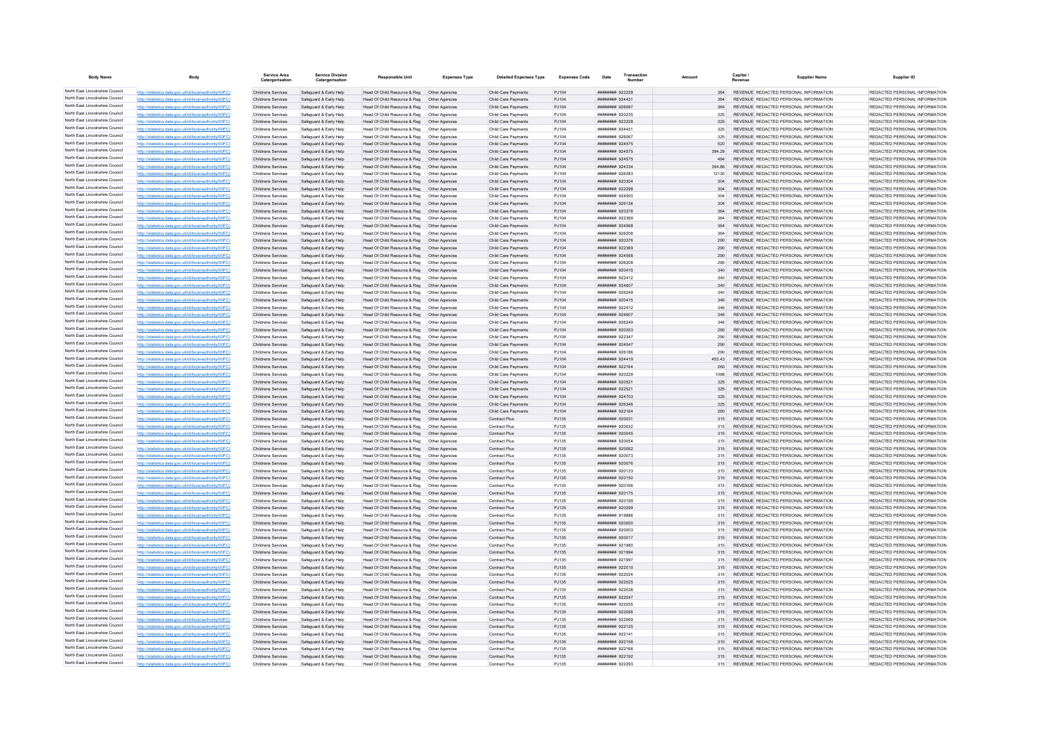| Body Name | Body | Service Area Catergorisation | Service Division Catergorisation | Responsible Unit | Expenses Type | Detailed Expenses Type | Expenses Code | Date | Transaction Number | Amount | Capital / Revenue | Supplier Name | Supplier ID |
|---|---|---|---|---|---|---|---|---|---|---|---|---|---|
| North East Lincolnshire Council | http://statistics.data.gov.uk/id/local-authority/00FC) | Childrens Services | Safeguard & Early Help | Head Of Child Resource & Reg | Other Agencies | Child Care Payments | PJ104 | ######## | 922228 | 364 | REVENUE | REDACTED PERSONAL INFORMATION | REDACTED PERSONAL INFORMATION |
| North East Lincolnshire Council | http://statistics.data.gov.uk/id/local-authority/00FC) | Childrens Services | Safeguard & Early Help | Head Of Child Resource & Reg | Other Agencies | Child Care Payments | PJ104 | ######## | 924431 | 364 | REVENUE | REDACTED PERSONAL INFORMATION | REDACTED PERSONAL INFORMATION |
| North East Lincolnshire Council | http://statistics.data.gov.uk/id/local-authority/00FC) | Childrens Services | Safeguard & Early Help | Head Of Child Resource & Reg | Other Agencies | Child Care Payments | PJ104 | ######## | 926067 | 364 | REVENUE | REDACTED PERSONAL INFORMATION | REDACTED PERSONAL INFORMATION |
| North East Lincolnshire Council | http://statistics.data.gov.uk/id/local-authority/00FC) | Childrens Services | Safeguard & Early Help | Head Of Child Resource & Reg | Other Agencies | Child Care Payments | PJ104 | ######## | 920235 | 325 | REVENUE | REDACTED PERSONAL INFORMATION | REDACTED PERSONAL INFORMATION |
| North East Lincolnshire Council | http://statistics.data.gov.uk/id/local-authority/00FC) | Childrens Services | Safeguard & Early Help | Head Of Child Resource & Reg | Other Agencies | Child Care Payments | PJ104 | ######## | 922228 | 325 | REVENUE | REDACTED PERSONAL INFORMATION | REDACTED PERSONAL INFORMATION |
| North East Lincolnshire Council | http://statistics.data.gov.uk/id/local-authority/00FC) | Childrens Services | Safeguard & Early Help | Head Of Child Resource & Reg | Other Agencies | Child Care Payments | PJ104 | ######## | 924431 | 325 | REVENUE | REDACTED PERSONAL INFORMATION | REDACTED PERSONAL INFORMATION |
| North East Lincolnshire Council | http://statistics.data.gov.uk/id/local-authority/00FC) | Childrens Services | Safeguard & Early Help | Head Of Child Resource & Reg | Other Agencies | Child Care Payments | PJ104 | ######## | 926067 | 325 | REVENUE | REDACTED PERSONAL INFORMATION | REDACTED PERSONAL INFORMATION |
| North East Lincolnshire Council | http://statistics.data.gov.uk/id/local-authority/00FC) | Childrens Services | Safeguard & Early Help | Head Of Child Resource & Reg | Other Agencies | Child Care Payments | PJ104 | ######## | 924575 | 520 | REVENUE | REDACTED PERSONAL INFORMATION | REDACTED PERSONAL INFORMATION |
| North East Lincolnshire Council | http://statistics.data.gov.uk/id/local-authority/00FC) | Childrens Services | Safeguard & Early Help | Head Of Child Resource & Reg | Other Agencies | Child Care Payments | PJ104 | ######## | 924575 | 394.29 | REVENUE | REDACTED PERSONAL INFORMATION | REDACTED PERSONAL INFORMATION |
| North East Lincolnshire Council | http://statistics.data.gov.uk/id/local-authority/00FC) | Childrens Services | Safeguard & Early Help | Head Of Child Resource & Reg | Other Agencies | Child Care Payments | PJ104 | ######## | 924575 | 494 | REVENUE | REDACTED PERSONAL INFORMATION | REDACTED PERSONAL INFORMATION |
| North East Lincolnshire Council | http://statistics.data.gov.uk/id/local-authority/00FC) | Childrens Services | Safeguard & Early Help | Head Of Child Resource & Reg | Other Agencies | Child Care Payments | PJ104 | ######## | 924334 | 354.86 | REVENUE | REDACTED PERSONAL INFORMATION | REDACTED PERSONAL INFORMATION |
| North East Lincolnshire Council | http://statistics.data.gov.uk/id/local-authority/00FC) | Childrens Services | Safeguard & Early Help | Head Of Child Resource & Reg | Other Agencies | Child Care Payments | PJ104 | ######## | 926383 | 12130 | REVENUE | REDACTED PERSONAL INFORMATION | REDACTED PERSONAL INFORMATION |
| North East Lincolnshire Council | http://statistics.data.gov.uk/id/local-authority/00FC) | Childrens Services | Safeguard & Early Help | Head Of Child Resource & Reg | Other Agencies | Child Care Payments | PJ104 | ######## | 920304 | 304 | REVENUE | REDACTED PERSONAL INFORMATION | REDACTED PERSONAL INFORMATION |
| North East Lincolnshire Council | http://statistics.data.gov.uk/id/local-authority/00FC) | Childrens Services | Safeguard & Early Help | Head Of Child Resource & Reg | Other Agencies | Child Care Payments | PJ104 | ######## | 922298 | 304 | REVENUE | REDACTED PERSONAL INFORMATION | REDACTED PERSONAL INFORMATION |
| North East Lincolnshire Council | http://statistics.data.gov.uk/id/local-authority/00FC) | Childrens Services | Safeguard & Early Help | Head Of Child Resource & Reg | Other Agencies | Child Care Payments | PJ104 | ######## | 924500 | 304 | REVENUE | REDACTED PERSONAL INFORMATION | REDACTED PERSONAL INFORMATION |
| North East Lincolnshire Council | http://statistics.data.gov.uk/id/local-authority/00FC) | Childrens Services | Safeguard & Early Help | Head Of Child Resource & Reg | Other Agencies | Child Care Payments | PJ104 | ######## | 926136 | 304 | REVENUE | REDACTED PERSONAL INFORMATION | REDACTED PERSONAL INFORMATION |
| North East Lincolnshire Council | http://statistics.data.gov.uk/id/local-authority/00FC) | Childrens Services | Safeguard & Early Help | Head Of Child Resource & Reg | Other Agencies | Child Care Payments | PJ104 | ######## | 920376 | 364 | REVENUE | REDACTED PERSONAL INFORMATION | REDACTED PERSONAL INFORMATION |
| North East Lincolnshire Council | http://statistics.data.gov.uk/id/local-authority/00FC) | Childrens Services | Safeguard & Early Help | Head Of Child Resource & Reg | Other Agencies | Child Care Payments | PJ104 | ######## | 922369 | 364 | REVENUE | REDACTED PERSONAL INFORMATION | REDACTED PERSONAL INFORMATION |
| North East Lincolnshire Council | http://statistics.data.gov.uk/id/local-authority/00FC) | Childrens Services | Safeguard & Early Help | Head Of Child Resource & Reg | Other Agencies | Child Care Payments | PJ104 | ######## | 924568 | 364 | REVENUE | REDACTED PERSONAL INFORMATION | REDACTED PERSONAL INFORMATION |
| North East Lincolnshire Council | http://statistics.data.gov.uk/id/local-authority/00FC) | Childrens Services | Safeguard & Early Help | Head Of Child Resource & Reg | Other Agencies | Child Care Payments | PJ104 | ######## | 926208 | 364 | REVENUE | REDACTED PERSONAL INFORMATION | REDACTED PERSONAL INFORMATION |
| North East Lincolnshire Council | http://statistics.data.gov.uk/id/local-authority/00FC) | Childrens Services | Safeguard & Early Help | Head Of Child Resource & Reg | Other Agencies | Child Care Payments | PJ104 | ######## | 920376 | 290 | REVENUE | REDACTED PERSONAL INFORMATION | REDACTED PERSONAL INFORMATION |
| North East Lincolnshire Council | http://statistics.data.gov.uk/id/local-authority/00FC) | Childrens Services | Safeguard & Early Help | Head Of Child Resource & Reg | Other Agencies | Child Care Payments | PJ104 | ######## | 922369 | 290 | REVENUE | REDACTED PERSONAL INFORMATION | REDACTED PERSONAL INFORMATION |
| North East Lincolnshire Council | http://statistics.data.gov.uk/id/local-authority/00FC) | Childrens Services | Safeguard & Early Help | Head Of Child Resource & Reg | Other Agencies | Child Care Payments | PJ104 | ######## | 924568 | 290 | REVENUE | REDACTED PERSONAL INFORMATION | REDACTED PERSONAL INFORMATION |
| North East Lincolnshire Council | http://statistics.data.gov.uk/id/local-authority/00FC) | Childrens Services | Safeguard & Early Help | Head Of Child Resource & Reg | Other Agencies | Child Care Payments | PJ104 | ######## | 926208 | 290 | REVENUE | REDACTED PERSONAL INFORMATION | REDACTED PERSONAL INFORMATION |
| North East Lincolnshire Council | http://statistics.data.gov.uk/id/local-authority/00FC) | Childrens Services | Safeguard & Early Help | Head Of Child Resource & Reg | Other Agencies | Child Care Payments | PJ104 | ######## | 920415 | 340 | REVENUE | REDACTED PERSONAL INFORMATION | REDACTED PERSONAL INFORMATION |
| North East Lincolnshire Council | http://statistics.data.gov.uk/id/local-authority/00FC) | Childrens Services | Safeguard & Early Help | Head Of Child Resource & Reg | Other Agencies | Child Care Payments | PJ104 | ######## | 922412 | 340 | REVENUE | REDACTED PERSONAL INFORMATION | REDACTED PERSONAL INFORMATION |
| North East Lincolnshire Council | http://statistics.data.gov.uk/id/local-authority/00FC) | Childrens Services | Safeguard & Early Help | Head Of Child Resource & Reg | Other Agencies | Child Care Payments | PJ104 | ######## | 924607 | 340 | REVENUE | REDACTED PERSONAL INFORMATION | REDACTED PERSONAL INFORMATION |
| North East Lincolnshire Council | http://statistics.data.gov.uk/id/local-authority/00FC) | Childrens Services | Safeguard & Early Help | Head Of Child Resource & Reg | Other Agencies | Child Care Payments | PJ104 | ######## | 926249 | 340 | REVENUE | REDACTED PERSONAL INFORMATION | REDACTED PERSONAL INFORMATION |
| North East Lincolnshire Council | http://statistics.data.gov.uk/id/local-authority/00FC) | Childrens Services | Safeguard & Early Help | Head Of Child Resource & Reg | Other Agencies | Child Care Payments | PJ104 | ######## | 920415 | 346 | REVENUE | REDACTED PERSONAL INFORMATION | REDACTED PERSONAL INFORMATION |
| North East Lincolnshire Council | http://statistics.data.gov.uk/id/local-authority/00FC) | Childrens Services | Safeguard & Early Help | Head Of Child Resource & Reg | Other Agencies | Child Care Payments | PJ104 | ######## | 922412 | 346 | REVENUE | REDACTED PERSONAL INFORMATION | REDACTED PERSONAL INFORMATION |
| North East Lincolnshire Council | http://statistics.data.gov.uk/id/local-authority/00FC) | Childrens Services | Safeguard & Early Help | Head Of Child Resource & Reg | Other Agencies | Child Care Payments | PJ104 | ######## | 924607 | 346 | REVENUE | REDACTED PERSONAL INFORMATION | REDACTED PERSONAL INFORMATION |
| North East Lincolnshire Council | http://statistics.data.gov.uk/id/local-authority/00FC) | Childrens Services | Safeguard & Early Help | Head Of Child Resource & Reg | Other Agencies | Child Care Payments | PJ104 | ######## | 926249 | 346 | REVENUE | REDACTED PERSONAL INFORMATION | REDACTED PERSONAL INFORMATION |
| North East Lincolnshire Council | http://statistics.data.gov.uk/id/local-authority/00FC) | Childrens Services | Safeguard & Early Help | Head Of Child Resource & Reg | Other Agencies | Child Care Payments | PJ104 | ######## | 920353 | 290 | REVENUE | REDACTED PERSONAL INFORMATION | REDACTED PERSONAL INFORMATION |
| North East Lincolnshire Council | http://statistics.data.gov.uk/id/local-authority/00FC) | Childrens Services | Safeguard & Early Help | Head Of Child Resource & Reg | Other Agencies | Child Care Payments | PJ104 | ######## | 922347 | 290 | REVENUE | REDACTED PERSONAL INFORMATION | REDACTED PERSONAL INFORMATION |
| North East Lincolnshire Council | http://statistics.data.gov.uk/id/local-authority/00FC) | Childrens Services | Safeguard & Early Help | Head Of Child Resource & Reg | Other Agencies | Child Care Payments | PJ104 | ######## | 924547 | 290 | REVENUE | REDACTED PERSONAL INFORMATION | REDACTED PERSONAL INFORMATION |
| North East Lincolnshire Council | http://statistics.data.gov.uk/id/local-authority/00FC) | Childrens Services | Safeguard & Early Help | Head Of Child Resource & Reg | Other Agencies | Child Care Payments | PJ104 | ######## | 926186 | 290 | REVENUE | REDACTED PERSONAL INFORMATION | REDACTED PERSONAL INFORMATION |
| North East Lincolnshire Council | http://statistics.data.gov.uk/id/local-authority/00FC) | Childrens Services | Safeguard & Early Help | Head Of Child Resource & Reg | Other Agencies | Child Care Payments | PJ104 | ######## | 924419 | 453.43 | REVENUE | REDACTED PERSONAL INFORMATION | REDACTED PERSONAL INFORMATION |
| North East Lincolnshire Council | http://statistics.data.gov.uk/id/local-authority/00FC) | Childrens Services | Safeguard & Early Help | Head Of Child Resource & Reg | Other Agencies | Child Care Payments | PJ104 | ######## | 922164 | 260 | REVENUE | REDACTED PERSONAL INFORMATION | REDACTED PERSONAL INFORMATION |
| North East Lincolnshire Council | http://statistics.data.gov.uk/id/local-authority/00FC) | Childrens Services | Safeguard & Early Help | Head Of Child Resource & Reg | Other Agencies | Child Care Payments | PJ104 | ######## | 920229 | 1098 | REVENUE | REDACTED PERSONAL INFORMATION | REDACTED PERSONAL INFORMATION |
| North East Lincolnshire Council | http://statistics.data.gov.uk/id/local-authority/00FC) | Childrens Services | Safeguard & Early Help | Head Of Child Resource & Reg | Other Agencies | Child Care Payments | PJ104 | ######## | 920521 | 325 | REVENUE | REDACTED PERSONAL INFORMATION | REDACTED PERSONAL INFORMATION |
| North East Lincolnshire Council | http://statistics.data.gov.uk/id/local-authority/00FC) | Childrens Services | Safeguard & Early Help | Head Of Child Resource & Reg | Other Agencies | Child Care Payments | PJ104 | ######## | 922521 | 325 | REVENUE | REDACTED PERSONAL INFORMATION | REDACTED PERSONAL INFORMATION |
| North East Lincolnshire Council | http://statistics.data.gov.uk/id/local-authority/00FC) | Childrens Services | Safeguard & Early Help | Head Of Child Resource & Reg | Other Agencies | Child Care Payments | PJ104 | ######## | 924703 | 325 | REVENUE | REDACTED PERSONAL INFORMATION | REDACTED PERSONAL INFORMATION |
| North East Lincolnshire Council | http://statistics.data.gov.uk/id/local-authority/00FC) | Childrens Services | Safeguard & Early Help | Head Of Child Resource & Reg | Other Agencies | Child Care Payments | PJ104 | ######## | 926346 | 325 | REVENUE | REDACTED PERSONAL INFORMATION | REDACTED PERSONAL INFORMATION |
| North East Lincolnshire Council | http://statistics.data.gov.uk/id/local-authority/00FC) | Childrens Services | Safeguard & Early Help | Head Of Child Resource & Reg | Other Agencies | Child Care Payments | PJ104 | ######## | 922164 | 260 | REVENUE | REDACTED PERSONAL INFORMATION | REDACTED PERSONAL INFORMATION |
| North East Lincolnshire Council | http://statistics.data.gov.uk/id/local-authority/00FC) | Childrens Services | Safeguard & Early Help | Head Of Child Resource & Reg | Other Agencies | Contract Plus | PJ135 | ######## | 920031 | 315 | REVENUE | REDACTED PERSONAL INFORMATION | REDACTED PERSONAL INFORMATION |
| North East Lincolnshire Council | http://statistics.data.gov.uk/id/local-authority/00FC) | Childrens Services | Safeguard & Early Help | Head Of Child Resource & Reg | Other Agencies | Contract Plus | PJ135 | ######## | 920032 | 315 | REVENUE | REDACTED PERSONAL INFORMATION | REDACTED PERSONAL INFORMATION |
| North East Lincolnshire Council | http://statistics.data.gov.uk/id/local-authority/00FC) | Childrens Services | Safeguard & Early Help | Head Of Child Resource & Reg | Other Agencies | Contract Plus | PJ135 | ######## | 920045 | 315 | REVENUE | REDACTED PERSONAL INFORMATION | REDACTED PERSONAL INFORMATION |
| North East Lincolnshire Council | http://statistics.data.gov.uk/id/local-authority/00FC) | Childrens Services | Safeguard & Early Help | Head Of Child Resource & Reg | Other Agencies | Contract Plus | PJ135 | ######## | 920054 | 315 | REVENUE | REDACTED PERSONAL INFORMATION | REDACTED PERSONAL INFORMATION |
| North East Lincolnshire Council | http://statistics.data.gov.uk/id/local-authority/00FC) | Childrens Services | Safeguard & Early Help | Head Of Child Resource & Reg | Other Agencies | Contract Plus | PJ135 | ######## | 920062 | 315 | REVENUE | REDACTED PERSONAL INFORMATION | REDACTED PERSONAL INFORMATION |
| North East Lincolnshire Council | http://statistics.data.gov.uk/id/local-authority/00FC) | Childrens Services | Safeguard & Early Help | Head Of Child Resource & Reg | Other Agencies | Contract Plus | PJ135 | ######## | 920073 | 315 | REVENUE | REDACTED PERSONAL INFORMATION | REDACTED PERSONAL INFORMATION |
| North East Lincolnshire Council | http://statistics.data.gov.uk/id/local-authority/00FC) | Childrens Services | Safeguard & Early Help | Head Of Child Resource & Reg | Other Agencies | Contract Plus | PJ135 | ######## | 920076 | 315 | REVENUE | REDACTED PERSONAL INFORMATION | REDACTED PERSONAL INFORMATION |
| North East Lincolnshire Council | http://statistics.data.gov.uk/id/local-authority/00FC) | Childrens Services | Safeguard & Early Help | Head Of Child Resource & Reg | Other Agencies | Contract Plus | PJ135 | ######## | 920133 | 315 | REVENUE | REDACTED PERSONAL INFORMATION | REDACTED PERSONAL INFORMATION |
| North East Lincolnshire Council | http://statistics.data.gov.uk/id/local-authority/00FC) | Childrens Services | Safeguard & Early Help | Head Of Child Resource & Reg | Other Agencies | Contract Plus | PJ135 | ######## | 920150 | 315 | REVENUE | REDACTED PERSONAL INFORMATION | REDACTED PERSONAL INFORMATION |
| North East Lincolnshire Council | http://statistics.data.gov.uk/id/local-authority/00FC) | Childrens Services | Safeguard & Early Help | Head Of Child Resource & Reg | Other Agencies | Contract Plus | PJ135 | ######## | 920166 | 315 | REVENUE | REDACTED PERSONAL INFORMATION | REDACTED PERSONAL INFORMATION |
| North East Lincolnshire Council | http://statistics.data.gov.uk/id/local-authority/00FC) | Childrens Services | Safeguard & Early Help | Head Of Child Resource & Reg | Other Agencies | Contract Plus | PJ135 | ######## | 920175 | 315 | REVENUE | REDACTED PERSONAL INFORMATION | REDACTED PERSONAL INFORMATION |
| North East Lincolnshire Council | http://statistics.data.gov.uk/id/local-authority/00FC) | Childrens Services | Safeguard & Early Help | Head Of Child Resource & Reg | Other Agencies | Contract Plus | PJ135 | ######## | 920199 | 315 | REVENUE | REDACTED PERSONAL INFORMATION | REDACTED PERSONAL INFORMATION |
| North East Lincolnshire Council | http://statistics.data.gov.uk/id/local-authority/00FC) | Childrens Services | Safeguard & Early Help | Head Of Child Resource & Reg | Other Agencies | Contract Plus | PJ135 | ######## | 920299 | 315 | REVENUE | REDACTED PERSONAL INFORMATION | REDACTED PERSONAL INFORMATION |
| North East Lincolnshire Council | http://statistics.data.gov.uk/id/local-authority/00FC) | Childrens Services | Safeguard & Early Help | Head Of Child Resource & Reg | Other Agencies | Contract Plus | PJ135 | ######## | 919986 | 315 | REVENUE | REDACTED PERSONAL INFORMATION | REDACTED PERSONAL INFORMATION |
| North East Lincolnshire Council | http://statistics.data.gov.uk/id/local-authority/00FC) | Childrens Services | Safeguard & Early Help | Head Of Child Resource & Reg | Other Agencies | Contract Plus | PJ135 | ######## | 920000 | 315 | REVENUE | REDACTED PERSONAL INFORMATION | REDACTED PERSONAL INFORMATION |
| North East Lincolnshire Council | http://statistics.data.gov.uk/id/local-authority/00FC) | Childrens Services | Safeguard & Early Help | Head Of Child Resource & Reg | Other Agencies | Contract Plus | PJ135 | ######## | 920003 | 315 | REVENUE | REDACTED PERSONAL INFORMATION | REDACTED PERSONAL INFORMATION |
| North East Lincolnshire Council | http://statistics.data.gov.uk/id/local-authority/00FC) | Childrens Services | Safeguard & Early Help | Head Of Child Resource & Reg | Other Agencies | Contract Plus | PJ135 | ######## | 920017 | 315 | REVENUE | REDACTED PERSONAL INFORMATION | REDACTED PERSONAL INFORMATION |
| North East Lincolnshire Council | http://statistics.data.gov.uk/id/local-authority/00FC) | Childrens Services | Safeguard & Early Help | Head Of Child Resource & Reg | Other Agencies | Contract Plus | PJ135 | ######## | 921980 | 315 | REVENUE | REDACTED PERSONAL INFORMATION | REDACTED PERSONAL INFORMATION |
| North East Lincolnshire Council | http://statistics.data.gov.uk/id/local-authority/00FC) | Childrens Services | Safeguard & Early Help | Head Of Child Resource & Reg | Other Agencies | Contract Plus | PJ135 | ######## | 921994 | 315 | REVENUE | REDACTED PERSONAL INFORMATION | REDACTED PERSONAL INFORMATION |
| North East Lincolnshire Council | http://statistics.data.gov.uk/id/local-authority/00FC) | Childrens Services | Safeguard & Early Help | Head Of Child Resource & Reg | Other Agencies | Contract Plus | PJ135 | ######## | 921997 | 315 | REVENUE | REDACTED PERSONAL INFORMATION | REDACTED PERSONAL INFORMATION |
| North East Lincolnshire Council | http://statistics.data.gov.uk/id/local-authority/00FC) | Childrens Services | Safeguard & Early Help | Head Of Child Resource & Reg | Other Agencies | Contract Plus | PJ135 | ######## | 922010 | 315 | REVENUE | REDACTED PERSONAL INFORMATION | REDACTED PERSONAL INFORMATION |
| North East Lincolnshire Council | http://statistics.data.gov.uk/id/local-authority/00FC) | Childrens Services | Safeguard & Early Help | Head Of Child Resource & Reg | Other Agencies | Contract Plus | PJ135 | ######## | 922024 | 315 | REVENUE | REDACTED PERSONAL INFORMATION | REDACTED PERSONAL INFORMATION |
| North East Lincolnshire Council | http://statistics.data.gov.uk/id/local-authority/00FC) | Childrens Services | Safeguard & Early Help | Head Of Child Resource & Reg | Other Agencies | Contract Plus | PJ135 | ######## | 922025 | 315 | REVENUE | REDACTED PERSONAL INFORMATION | REDACTED PERSONAL INFORMATION |
| North East Lincolnshire Council | http://statistics.data.gov.uk/id/local-authority/00FC) | Childrens Services | Safeguard & Early Help | Head Of Child Resource & Reg | Other Agencies | Contract Plus | PJ135 | ######## | 922038 | 315 | REVENUE | REDACTED PERSONAL INFORMATION | REDACTED PERSONAL INFORMATION |
| North East Lincolnshire Council | http://statistics.data.gov.uk/id/local-authority/00FC) | Childrens Services | Safeguard & Early Help | Head Of Child Resource & Reg | Other Agencies | Contract Plus | PJ135 | ######## | 922047 | 315 | REVENUE | REDACTED PERSONAL INFORMATION | REDACTED PERSONAL INFORMATION |
| North East Lincolnshire Council | http://statistics.data.gov.uk/id/local-authority/00FC) | Childrens Services | Safeguard & Early Help | Head Of Child Resource & Reg | Other Agencies | Contract Plus | PJ135 | ######## | 922055 | 315 | REVENUE | REDACTED PERSONAL INFORMATION | REDACTED PERSONAL INFORMATION |
| North East Lincolnshire Council | http://statistics.data.gov.uk/id/local-authority/00FC) | Childrens Services | Safeguard & Early Help | Head Of Child Resource & Reg | Other Agencies | Contract Plus | PJ135 | ######## | 922066 | 315 | REVENUE | REDACTED PERSONAL INFORMATION | REDACTED PERSONAL INFORMATION |
| North East Lincolnshire Council | http://statistics.data.gov.uk/id/local-authority/00FC) | Childrens Services | Safeguard & Early Help | Head Of Child Resource & Reg | Other Agencies | Contract Plus | PJ135 | ######## | 922069 | 315 | REVENUE | REDACTED PERSONAL INFORMATION | REDACTED PERSONAL INFORMATION |
| North East Lincolnshire Council | http://statistics.data.gov.uk/id/local-authority/00FC) | Childrens Services | Safeguard & Early Help | Head Of Child Resource & Reg | Other Agencies | Contract Plus | PJ135 | ######## | 922125 | 315 | REVENUE | REDACTED PERSONAL INFORMATION | REDACTED PERSONAL INFORMATION |
| North East Lincolnshire Council | http://statistics.data.gov.uk/id/local-authority/00FC) | Childrens Services | Safeguard & Early Help | Head Of Child Resource & Reg | Other Agencies | Contract Plus | PJ135 | ######## | 922141 | 315 | REVENUE | REDACTED PERSONAL INFORMATION | REDACTED PERSONAL INFORMATION |
| North East Lincolnshire Council | http://statistics.data.gov.uk/id/local-authority/00FC) | Childrens Services | Safeguard & Early Help | Head Of Child Resource & Reg | Other Agencies | Contract Plus | PJ135 | ######## | 922158 | 315 | REVENUE | REDACTED PERSONAL INFORMATION | REDACTED PERSONAL INFORMATION |
| North East Lincolnshire Council | http://statistics.data.gov.uk/id/local-authority/00FC) | Childrens Services | Safeguard & Early Help | Head Of Child Resource & Reg | Other Agencies | Contract Plus | PJ135 | ######## | 922168 | 315 | REVENUE | REDACTED PERSONAL INFORMATION | REDACTED PERSONAL INFORMATION |
| North East Lincolnshire Council | http://statistics.data.gov.uk/id/local-authority/00FC) | Childrens Services | Safeguard & Early Help | Head Of Child Resource & Reg | Other Agencies | Contract Plus | PJ135 | ######## | 922192 | 315 | REVENUE | REDACTED PERSONAL INFORMATION | REDACTED PERSONAL INFORMATION |
| North East Lincolnshire Council | http://statistics.data.gov.uk/id/local-authority/00FC) | Childrens Services | Safeguard & Early Help | Head Of Child Resource & Reg | Other Agencies | Contract Plus | PJ135 | ######## | 922293 | 315 | REVENUE | REDACTED PERSONAL INFORMATION | REDACTED PERSONAL INFORMATION |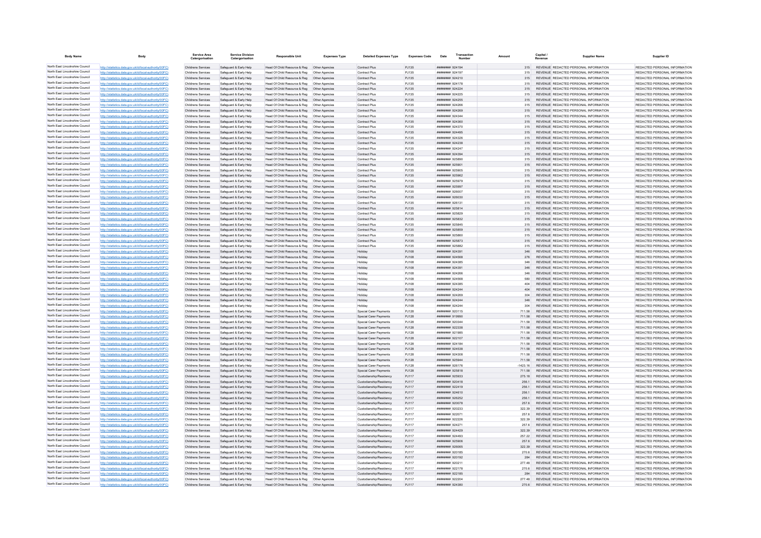| Body Name | Body | Service Area Catergorisation | Service Division Catergorisation | Responsible Unit | Expenses Type | Detailed Expenses Type | Expenses Code | Date | Transaction Number | Amount | Capital / Revenue | Supplier Name | Supplier ID |
|---|---|---|---|---|---|---|---|---|---|---|---|---|---|
| North East Lincolnshire Council | http://statistics.data.gov.uk/id/local-authority/00FC) | Childrens Services | Safeguard & Early Help | Head Of Child Resource & Reg | Other Agencies | Contract Plus | PJ135 | ######## | 924194 | 315 | REVENUE | REDACTED PERSONAL INFORMATION | REDACTED PERSONAL INFORMATION |
| North East Lincolnshire Council | http://statistics.data.gov.uk/id/local-authority/00FC) | Childrens Services | Safeguard & Early Help | Head Of Child Resource & Reg | Other Agencies | Contract Plus | PJ135 | ######## | 924197 | 315 | REVENUE | REDACTED PERSONAL INFORMATION | REDACTED PERSONAL INFORMATION |
| North East Lincolnshire Council | http://statistics.data.gov.uk/id/local-authority/00FC) | Childrens Services | Safeguard & Early Help | Head Of Child Resource & Reg | Other Agencies | Contract Plus | PJ135 | ######## | 924210 | 315 | REVENUE | REDACTED PERSONAL INFORMATION | REDACTED PERSONAL INFORMATION |
| North East Lincolnshire Council | http://statistics.data.gov.uk/id/local-authority/00FC) | Childrens Services | Safeguard & Early Help | Head Of Child Resource & Reg | Other Agencies | Contract Plus | PJ135 | ######## | 924178 | 315 | REVENUE | REDACTED PERSONAL INFORMATION | REDACTED PERSONAL INFORMATION |
| North East Lincolnshire Council | http://statistics.data.gov.uk/id/local-authority/00FC) | Childrens Services | Safeguard & Early Help | Head Of Child Resource & Reg | Other Agencies | Contract Plus | PJ135 | ######## | 924224 | 315 | REVENUE | REDACTED PERSONAL INFORMATION | REDACTED PERSONAL INFORMATION |
| North East Lincolnshire Council | http://statistics.data.gov.uk/id/local-authority/00FC) | Childrens Services | Safeguard & Early Help | Head Of Child Resource & Reg | Other Agencies | Contract Plus | PJ135 | ######## | 924225 | 315 | REVENUE | REDACTED PERSONAL INFORMATION | REDACTED PERSONAL INFORMATION |
| North East Lincolnshire Council | http://statistics.data.gov.uk/id/local-authority/00FC) | Childrens Services | Safeguard & Early Help | Head Of Child Resource & Reg | Other Agencies | Contract Plus | PJ135 | ######## | 924255 | 315 | REVENUE | REDACTED PERSONAL INFORMATION | REDACTED PERSONAL INFORMATION |
| North East Lincolnshire Council | http://statistics.data.gov.uk/id/local-authority/00FC) | Childrens Services | Safeguard & Early Help | Head Of Child Resource & Reg | Other Agencies | Contract Plus | PJ135 | ######## | 924266 | 315 | REVENUE | REDACTED PERSONAL INFORMATION | REDACTED PERSONAL INFORMATION |
| North East Lincolnshire Council | http://statistics.data.gov.uk/id/local-authority/00FC) | Childrens Services | Safeguard & Early Help | Head Of Child Resource & Reg | Other Agencies | Contract Plus | PJ135 | ######## | 924269 | 315 | REVENUE | REDACTED PERSONAL INFORMATION | REDACTED PERSONAL INFORMATION |
| North East Lincolnshire Council | http://statistics.data.gov.uk/id/local-authority/00FC) | Childrens Services | Safeguard & Early Help | Head Of Child Resource & Reg | Other Agencies | Contract Plus | PJ135 | ######## | 924344 | 315 | REVENUE | REDACTED PERSONAL INFORMATION | REDACTED PERSONAL INFORMATION |
| North East Lincolnshire Council | http://statistics.data.gov.uk/id/local-authority/00FC) | Childrens Services | Safeguard & Early Help | Head Of Child Resource & Reg | Other Agencies | Contract Plus | PJ135 | ######## | 924360 | 315 | REVENUE | REDACTED PERSONAL INFORMATION | REDACTED PERSONAL INFORMATION |
| North East Lincolnshire Council | http://statistics.data.gov.uk/id/local-authority/00FC) | Childrens Services | Safeguard & Early Help | Head Of Child Resource & Reg | Other Agencies | Contract Plus | PJ135 | ######## | 924370 | 315 | REVENUE | REDACTED PERSONAL INFORMATION | REDACTED PERSONAL INFORMATION |
| North East Lincolnshire Council | http://statistics.data.gov.uk/id/local-authority/00FC) | Childrens Services | Safeguard & Early Help | Head Of Child Resource & Reg | Other Agencies | Contract Plus | PJ135 | ######## | 924495 | 315 | REVENUE | REDACTED PERSONAL INFORMATION | REDACTED PERSONAL INFORMATION |
| North East Lincolnshire Council | http://statistics.data.gov.uk/id/local-authority/00FC) | Childrens Services | Safeguard & Early Help | Head Of Child Resource & Reg | Other Agencies | Contract Plus | PJ135 | ######## | 924326 | 315 | REVENUE | REDACTED PERSONAL INFORMATION | REDACTED PERSONAL INFORMATION |
| North East Lincolnshire Council | http://statistics.data.gov.uk/id/local-authority/00FC) | Childrens Services | Safeguard & Early Help | Head Of Child Resource & Reg | Other Agencies | Contract Plus | PJ135 | ######## | 924238 | 315 | REVENUE | REDACTED PERSONAL INFORMATION | REDACTED PERSONAL INFORMATION |
| North East Lincolnshire Council | http://statistics.data.gov.uk/id/local-authority/00FC) | Childrens Services | Safeguard & Early Help | Head Of Child Resource & Reg | Other Agencies | Contract Plus | PJ135 | ######## | 924247 | 315 | REVENUE | REDACTED PERSONAL INFORMATION | REDACTED PERSONAL INFORMATION |
| North East Lincolnshire Council | http://statistics.data.gov.uk/id/local-authority/00FC) | Childrens Services | Safeguard & Early Help | Head Of Child Resource & Reg | Other Agencies | Contract Plus | PJ135 | ######## | 924394 | 315 | REVENUE | REDACTED PERSONAL INFORMATION | REDACTED PERSONAL INFORMATION |
| North East Lincolnshire Council | http://statistics.data.gov.uk/id/local-authority/00FC) | Childrens Services | Safeguard & Early Help | Head Of Child Resource & Reg | Other Agencies | Contract Plus | PJ135 | ######## | 925890 | 315 | REVENUE | REDACTED PERSONAL INFORMATION | REDACTED PERSONAL INFORMATION |
| North East Lincolnshire Council | http://statistics.data.gov.uk/id/local-authority/00FC) | Childrens Services | Safeguard & Early Help | Head Of Child Resource & Reg | Other Agencies | Contract Plus | PJ135 | ######## | 925901 | 315 | REVENUE | REDACTED PERSONAL INFORMATION | REDACTED PERSONAL INFORMATION |
| North East Lincolnshire Council | http://statistics.data.gov.uk/id/local-authority/00FC) | Childrens Services | Safeguard & Early Help | Head Of Child Resource & Reg | Other Agencies | Contract Plus | PJ135 | ######## | 925905 | 315 | REVENUE | REDACTED PERSONAL INFORMATION | REDACTED PERSONAL INFORMATION |
| North East Lincolnshire Council | http://statistics.data.gov.uk/id/local-authority/00FC) | Childrens Services | Safeguard & Early Help | Head Of Child Resource & Reg | Other Agencies | Contract Plus | PJ135 | ######## | 925962 | 315 | REVENUE | REDACTED PERSONAL INFORMATION | REDACTED PERSONAL INFORMATION |
| North East Lincolnshire Council | http://statistics.data.gov.uk/id/local-authority/00FC) | Childrens Services | Safeguard & Early Help | Head Of Child Resource & Reg | Other Agencies | Contract Plus | PJ135 | ######## | 925979 | 315 | REVENUE | REDACTED PERSONAL INFORMATION | REDACTED PERSONAL INFORMATION |
| North East Lincolnshire Council | http://statistics.data.gov.uk/id/local-authority/00FC) | Childrens Services | Safeguard & Early Help | Head Of Child Resource & Reg | Other Agencies | Contract Plus | PJ135 | ######## | 925997 | 315 | REVENUE | REDACTED PERSONAL INFORMATION | REDACTED PERSONAL INFORMATION |
| North East Lincolnshire Council | http://statistics.data.gov.uk/id/local-authority/00FC) | Childrens Services | Safeguard & Early Help | Head Of Child Resource & Reg | Other Agencies | Contract Plus | PJ135 | ######## | 926007 | 315 | REVENUE | REDACTED PERSONAL INFORMATION | REDACTED PERSONAL INFORMATION |
| North East Lincolnshire Council | http://statistics.data.gov.uk/id/local-authority/00FC) | Childrens Services | Safeguard & Early Help | Head Of Child Resource & Reg | Other Agencies | Contract Plus | PJ135 | ######## | 926030 | 315 | REVENUE | REDACTED PERSONAL INFORMATION | REDACTED PERSONAL INFORMATION |
| North East Lincolnshire Council | http://statistics.data.gov.uk/id/local-authority/00FC) | Childrens Services | Safeguard & Early Help | Head Of Child Resource & Reg | Other Agencies | Contract Plus | PJ135 | ######## | 926131 | 315 | REVENUE | REDACTED PERSONAL INFORMATION | REDACTED PERSONAL INFORMATION |
| North East Lincolnshire Council | http://statistics.data.gov.uk/id/local-authority/00FC) | Childrens Services | Safeguard & Early Help | Head Of Child Resource & Reg | Other Agencies | Contract Plus | PJ135 | ######## | 925814 | 315 | REVENUE | REDACTED PERSONAL INFORMATION | REDACTED PERSONAL INFORMATION |
| North East Lincolnshire Council | http://statistics.data.gov.uk/id/local-authority/00FC) | Childrens Services | Safeguard & Early Help | Head Of Child Resource & Reg | Other Agencies | Contract Plus | PJ135 | ######## | 925829 | 315 | REVENUE | REDACTED PERSONAL INFORMATION | REDACTED PERSONAL INFORMATION |
| North East Lincolnshire Council | http://statistics.data.gov.uk/id/local-authority/00FC) | Childrens Services | Safeguard & Early Help | Head Of Child Resource & Reg | Other Agencies | Contract Plus | PJ135 | ######## | 925832 | 315 | REVENUE | REDACTED PERSONAL INFORMATION | REDACTED PERSONAL INFORMATION |
| North East Lincolnshire Council | http://statistics.data.gov.uk/id/local-authority/00FC) | Childrens Services | Safeguard & Early Help | Head Of Child Resource & Reg | Other Agencies | Contract Plus | PJ135 | ######## | 925845 | 315 | REVENUE | REDACTED PERSONAL INFORMATION | REDACTED PERSONAL INFORMATION |
| North East Lincolnshire Council | http://statistics.data.gov.uk/id/local-authority/00FC) | Childrens Services | Safeguard & Early Help | Head Of Child Resource & Reg | Other Agencies | Contract Plus | PJ135 | ######## | 925859 | 315 | REVENUE | REDACTED PERSONAL INFORMATION | REDACTED PERSONAL INFORMATION |
| North East Lincolnshire Council | http://statistics.data.gov.uk/id/local-authority/00FC) | Childrens Services | Safeguard & Early Help | Head Of Child Resource & Reg | Other Agencies | Contract Plus | PJ135 | ######## | 925860 | 315 | REVENUE | REDACTED PERSONAL INFORMATION | REDACTED PERSONAL INFORMATION |
| North East Lincolnshire Council | http://statistics.data.gov.uk/id/local-authority/00FC) | Childrens Services | Safeguard & Early Help | Head Of Child Resource & Reg | Other Agencies | Contract Plus | PJ135 | ######## | 925873 | 315 | REVENUE | REDACTED PERSONAL INFORMATION | REDACTED PERSONAL INFORMATION |
| North East Lincolnshire Council | http://statistics.data.gov.uk/id/local-authority/00FC) | Childrens Services | Safeguard & Early Help | Head Of Child Resource & Reg | Other Agencies | Contract Plus | PJ135 | ######## | 925882 | 315 | REVENUE | REDACTED PERSONAL INFORMATION | REDACTED PERSONAL INFORMATION |
| North East Lincolnshire Council | http://statistics.data.gov.uk/id/local-authority/00FC) | Childrens Services | Safeguard & Early Help | Head Of Child Resource & Reg | Other Agencies | Holiday | PJ108 | ######## | 924391 | 346 | REVENUE | REDACTED PERSONAL INFORMATION | REDACTED PERSONAL INFORMATION |
| North East Lincolnshire Council | http://statistics.data.gov.uk/id/local-authority/00FC) | Childrens Services | Safeguard & Early Help | Head Of Child Resource & Reg | Other Agencies | Holiday | PJ108 | ######## | 924568 | 276 | REVENUE | REDACTED PERSONAL INFORMATION | REDACTED PERSONAL INFORMATION |
| North East Lincolnshire Council | http://statistics.data.gov.uk/id/local-authority/00FC) | Childrens Services | Safeguard & Early Help | Head Of Child Resource & Reg | Other Agencies | Holiday | PJ108 | ######## | 924385 | 346 | REVENUE | REDACTED PERSONAL INFORMATION | REDACTED PERSONAL INFORMATION |
| North East Lincolnshire Council | http://statistics.data.gov.uk/id/local-authority/00FC) | Childrens Services | Safeguard & Early Help | Head Of Child Resource & Reg | Other Agencies | Holiday | PJ108 | ######## | 924391 | 346 | REVENUE | REDACTED PERSONAL INFORMATION | REDACTED PERSONAL INFORMATION |
| North East Lincolnshire Council | http://statistics.data.gov.uk/id/local-authority/00FC) | Childrens Services | Safeguard & Early Help | Head Of Child Resource & Reg | Other Agencies | Holiday | PJ108 | ######## | 924266 | 346 | REVENUE | REDACTED PERSONAL INFORMATION | REDACTED PERSONAL INFORMATION |
| North East Lincolnshire Council | http://statistics.data.gov.uk/id/local-authority/00FC) | Childrens Services | Safeguard & Early Help | Head Of Child Resource & Reg | Other Agencies | Holiday | PJ108 | ######## | 924568 | 580 | REVENUE | REDACTED PERSONAL INFORMATION | REDACTED PERSONAL INFORMATION |
| North East Lincolnshire Council | http://statistics.data.gov.uk/id/local-authority/00FC) | Childrens Services | Safeguard & Early Help | Head Of Child Resource & Reg | Other Agencies | Holiday | PJ108 | ######## | 924385 | 404 | REVENUE | REDACTED PERSONAL INFORMATION | REDACTED PERSONAL INFORMATION |
| North East Lincolnshire Council | http://statistics.data.gov.uk/id/local-authority/00FC) | Childrens Services | Safeguard & Early Help | Head Of Child Resource & Reg | Other Agencies | Holiday | PJ108 | ######## | 924244 | 404 | REVENUE | REDACTED PERSONAL INFORMATION | REDACTED PERSONAL INFORMATION |
| North East Lincolnshire Council | http://statistics.data.gov.uk/id/local-authority/00FC) | Childrens Services | Safeguard & Early Help | Head Of Child Resource & Reg | Other Agencies | Holiday | PJ108 | ######## | 924269 | 304 | REVENUE | REDACTED PERSONAL INFORMATION | REDACTED PERSONAL INFORMATION |
| North East Lincolnshire Council | http://statistics.data.gov.uk/id/local-authority/00FC) | Childrens Services | Safeguard & Early Help | Head Of Child Resource & Reg | Other Agencies | Holiday | PJ108 | ######## | 924244 | 346 | REVENUE | REDACTED PERSONAL INFORMATION | REDACTED PERSONAL INFORMATION |
| North East Lincolnshire Council | http://statistics.data.gov.uk/id/local-authority/00FC) | Childrens Services | Safeguard & Early Help | Head Of Child Resource & Reg | Other Agencies | Holiday | PJ108 | ######## | 924244 | 304 | REVENUE | REDACTED PERSONAL INFORMATION | REDACTED PERSONAL INFORMATION |
| North East Lincolnshire Council | http://statistics.data.gov.uk/id/local-authority/00FC) | Childrens Services | Safeguard & Early Help | Head Of Child Resource & Reg | Other Agencies | Special Carer Payments | PJ128 | ######## | 920115 | 711.58 | REVENUE | REDACTED PERSONAL INFORMATION | REDACTED PERSONAL INFORMATION |
| North East Lincolnshire Council | http://statistics.data.gov.uk/id/local-authority/00FC) | Childrens Services | Safeguard & Early Help | Head Of Child Resource & Reg | Other Agencies | Special Carer Payments | PJ128 | ######## | 919990 | 711.58 | REVENUE | REDACTED PERSONAL INFORMATION | REDACTED PERSONAL INFORMATION |
| North East Lincolnshire Council | http://statistics.data.gov.uk/id/local-authority/00FC) | Childrens Services | Safeguard & Early Help | Head Of Child Resource & Reg | Other Agencies | Special Carer Payments | PJ128 | ######## | 920344 | 711.58 | REVENUE | REDACTED PERSONAL INFORMATION | REDACTED PERSONAL INFORMATION |
| North East Lincolnshire Council | http://statistics.data.gov.uk/id/local-authority/00FC) | Childrens Services | Safeguard & Early Help | Head Of Child Resource & Reg | Other Agencies | Special Carer Payments | PJ128 | ######## | 922338 | 711.58 | REVENUE | REDACTED PERSONAL INFORMATION | REDACTED PERSONAL INFORMATION |
| North East Lincolnshire Council | http://statistics.data.gov.uk/id/local-authority/00FC) | Childrens Services | Safeguard & Early Help | Head Of Child Resource & Reg | Other Agencies | Special Carer Payments | PJ128 | ######## | 921985 | 711.58 | REVENUE | REDACTED PERSONAL INFORMATION | REDACTED PERSONAL INFORMATION |
| North East Lincolnshire Council | http://statistics.data.gov.uk/id/local-authority/00FC) | Childrens Services | Safeguard & Early Help | Head Of Child Resource & Reg | Other Agencies | Special Carer Payments | PJ128 | ######## | 922107 | 711.58 | REVENUE | REDACTED PERSONAL INFORMATION | REDACTED PERSONAL INFORMATION |
| North East Lincolnshire Council | http://statistics.data.gov.uk/id/local-authority/00FC) | Childrens Services | Safeguard & Early Help | Head Of Child Resource & Reg | Other Agencies | Special Carer Payments | PJ128 | ######## | 924184 | 711.58 | REVENUE | REDACTED PERSONAL INFORMATION | REDACTED PERSONAL INFORMATION |
| North East Lincolnshire Council | http://statistics.data.gov.uk/id/local-authority/00FC) | Childrens Services | Safeguard & Early Help | Head Of Child Resource & Reg | Other Agencies | Special Carer Payments | PJ128 | ######## | 924538 | 711.58 | REVENUE | REDACTED PERSONAL INFORMATION | REDACTED PERSONAL INFORMATION |
| North East Lincolnshire Council | http://statistics.data.gov.uk/id/local-authority/00FC) | Childrens Services | Safeguard & Early Help | Head Of Child Resource & Reg | Other Agencies | Special Carer Payments | PJ128 | ######## | 924308 | 711.58 | REVENUE | REDACTED PERSONAL INFORMATION | REDACTED PERSONAL INFORMATION |
| North East Lincolnshire Council | http://statistics.data.gov.uk/id/local-authority/00FC) | Childrens Services | Safeguard & Early Help | Head Of Child Resource & Reg | Other Agencies | Special Carer Payments | PJ128 | ######## | 925944 | 711.58 | REVENUE | REDACTED PERSONAL INFORMATION | REDACTED PERSONAL INFORMATION |
| North East Lincolnshire Council | http://statistics.data.gov.uk/id/local-authority/00FC) | Childrens Services | Safeguard & Early Help | Head Of Child Resource & Reg | Other Agencies | Special Carer Payments | PJ128 | ######## | 926176 | -1423.16 | REVENUE | REDACTED PERSONAL INFORMATION | REDACTED PERSONAL INFORMATION |
| North East Lincolnshire Council | http://statistics.data.gov.uk/id/local-authority/00FC) | Childrens Services | Safeguard & Early Help | Head Of Child Resource & Reg | Other Agencies | Special Carer Payments | PJ128 | ######## | 925818 | 711.58 | REVENUE | REDACTED PERSONAL INFORMATION | REDACTED PERSONAL INFORMATION |
| North East Lincolnshire Council | http://statistics.data.gov.uk/id/local-authority/00FC) | Childrens Services | Safeguard & Early Help | Head Of Child Resource & Reg | Other Agencies | Custodianship/Residency | PJ117 | ######## | 925933 | 275.18 | REVENUE | REDACTED PERSONAL INFORMATION | REDACTED PERSONAL INFORMATION |
| North East Lincolnshire Council | http://statistics.data.gov.uk/id/local-authority/00FC) | Childrens Services | Safeguard & Early Help | Head Of Child Resource & Reg | Other Agencies | Custodianship/Residency | PJ117 | ######## | 920418 | 256.1 | REVENUE | REDACTED PERSONAL INFORMATION | REDACTED PERSONAL INFORMATION |
| North East Lincolnshire Council | http://statistics.data.gov.uk/id/local-authority/00FC) | Childrens Services | Safeguard & Early Help | Head Of Child Resource & Reg | Other Agencies | Custodianship/Residency | PJ117 | ######## | 922419 | 256.1 | REVENUE | REDACTED PERSONAL INFORMATION | REDACTED PERSONAL INFORMATION |
| North East Lincolnshire Council | http://statistics.data.gov.uk/id/local-authority/00FC) | Childrens Services | Safeguard & Early Help | Head Of Child Resource & Reg | Other Agencies | Custodianship/Residency | PJ117 | ######## | 924610 | 256.1 | REVENUE | REDACTED PERSONAL INFORMATION | REDACTED PERSONAL INFORMATION |
| North East Lincolnshire Council | http://statistics.data.gov.uk/id/local-authority/00FC) | Childrens Services | Safeguard & Early Help | Head Of Child Resource & Reg | Other Agencies | Custodianship/Residency | PJ117 | ######## | 926252 | 256.1 | REVENUE | REDACTED PERSONAL INFORMATION | REDACTED PERSONAL INFORMATION |
| North East Lincolnshire Council | http://statistics.data.gov.uk/id/local-authority/00FC) | Childrens Services | Safeguard & Early Help | Head Of Child Resource & Reg | Other Agencies | Custodianship/Residency | PJ117 | ######## | 920078 | 257.6 | REVENUE | REDACTED PERSONAL INFORMATION | REDACTED PERSONAL INFORMATION |
| North East Lincolnshire Council | http://statistics.data.gov.uk/id/local-authority/00FC) | Childrens Services | Safeguard & Early Help | Head Of Child Resource & Reg | Other Agencies | Custodianship/Residency | PJ117 | ######## | 920233 | 322.39 | REVENUE | REDACTED PERSONAL INFORMATION | REDACTED PERSONAL INFORMATION |
| North East Lincolnshire Council | http://statistics.data.gov.uk/id/local-authority/00FC) | Childrens Services | Safeguard & Early Help | Head Of Child Resource & Reg | Other Agencies | Custodianship/Residency | PJ117 | ######## | 922071 | 257.6 | REVENUE | REDACTED PERSONAL INFORMATION | REDACTED PERSONAL INFORMATION |
| North East Lincolnshire Council | http://statistics.data.gov.uk/id/local-authority/00FC) | Childrens Services | Safeguard & Early Help | Head Of Child Resource & Reg | Other Agencies | Custodianship/Residency | PJ117 | ######## | 922226 | 322.39 | REVENUE | REDACTED PERSONAL INFORMATION | REDACTED PERSONAL INFORMATION |
| North East Lincolnshire Council | http://statistics.data.gov.uk/id/local-authority/00FC) | Childrens Services | Safeguard & Early Help | Head Of Child Resource & Reg | Other Agencies | Custodianship/Residency | PJ117 | ######## | 924271 | 257.6 | REVENUE | REDACTED PERSONAL INFORMATION | REDACTED PERSONAL INFORMATION |
| North East Lincolnshire Council | http://statistics.data.gov.uk/id/local-authority/00FC) | Childrens Services | Safeguard & Early Help | Head Of Child Resource & Reg | Other Agencies | Custodianship/Residency | PJ117 | ######## | 924429 | 322.39 | REVENUE | REDACTED PERSONAL INFORMATION | REDACTED PERSONAL INFORMATION |
| North East Lincolnshire Council | http://statistics.data.gov.uk/id/local-authority/00FC) | Childrens Services | Safeguard & Early Help | Head Of Child Resource & Reg | Other Agencies | Custodianship/Residency | PJ117 | ######## | 924493 | 257.22 | REVENUE | REDACTED PERSONAL INFORMATION | REDACTED PERSONAL INFORMATION |
| North East Lincolnshire Council | http://statistics.data.gov.uk/id/local-authority/00FC) | Childrens Services | Safeguard & Early Help | Head Of Child Resource & Reg | Other Agencies | Custodianship/Residency | PJ117 | ######## | 925906 | 257.6 | REVENUE | REDACTED PERSONAL INFORMATION | REDACTED PERSONAL INFORMATION |
| North East Lincolnshire Council | http://statistics.data.gov.uk/id/local-authority/00FC) | Childrens Services | Safeguard & Early Help | Head Of Child Resource & Reg | Other Agencies | Custodianship/Residency | PJ117 | ######## | 926065 | 322.39 | REVENUE | REDACTED PERSONAL INFORMATION | REDACTED PERSONAL INFORMATION |
| North East Lincolnshire Council | http://statistics.data.gov.uk/id/local-authority/00FC) | Childrens Services | Safeguard & Early Help | Head Of Child Resource & Reg | Other Agencies | Custodianship/Residency | PJ117 | ######## | 920185 | 270.6 | REVENUE | REDACTED PERSONAL INFORMATION | REDACTED PERSONAL INFORMATION |
| North East Lincolnshire Council | http://statistics.data.gov.uk/id/local-authority/00FC) | Childrens Services | Safeguard & Early Help | Head Of Child Resource & Reg | Other Agencies | Custodianship/Residency | PJ117 | ######## | 920192 | 284 | REVENUE | REDACTED PERSONAL INFORMATION | REDACTED PERSONAL INFORMATION |
| North East Lincolnshire Council | http://statistics.data.gov.uk/id/local-authority/00FC) | Childrens Services | Safeguard & Early Help | Head Of Child Resource & Reg | Other Agencies | Custodianship/Residency | PJ117 | ######## | 920211 | 277.48 | REVENUE | REDACTED PERSONAL INFORMATION | REDACTED PERSONAL INFORMATION |
| North East Lincolnshire Council | http://statistics.data.gov.uk/id/local-authority/00FC) | Childrens Services | Safeguard & Early Help | Head Of Child Resource & Reg | Other Agencies | Custodianship/Residency | PJ117 | ######## | 922178 | 270.6 | REVENUE | REDACTED PERSONAL INFORMATION | REDACTED PERSONAL INFORMATION |
| North East Lincolnshire Council | http://statistics.data.gov.uk/id/local-authority/00FC) | Childrens Services | Safeguard & Early Help | Head Of Child Resource & Reg | Other Agencies | Custodianship/Residency | PJ117 | ######## | 922185 | 284 | REVENUE | REDACTED PERSONAL INFORMATION | REDACTED PERSONAL INFORMATION |
| North East Lincolnshire Council | http://statistics.data.gov.uk/id/local-authority/00FC) | Childrens Services | Safeguard & Early Help | Head Of Child Resource & Reg | Other Agencies | Custodianship/Residency | PJ117 | ######## | 922204 | 277.48 | REVENUE | REDACTED PERSONAL INFORMATION | REDACTED PERSONAL INFORMATION |
| North East Lincolnshire Council | http://statistics.data.gov.uk/id/local-authority/00FC) | Childrens Services | Safeguard & Early Help | Head Of Child Resource & Reg | Other Agencies | Custodianship/Residency | PJ117 | ######## | 924380 | 270.6 | REVENUE | REDACTED PERSONAL INFORMATION | REDACTED PERSONAL INFORMATION |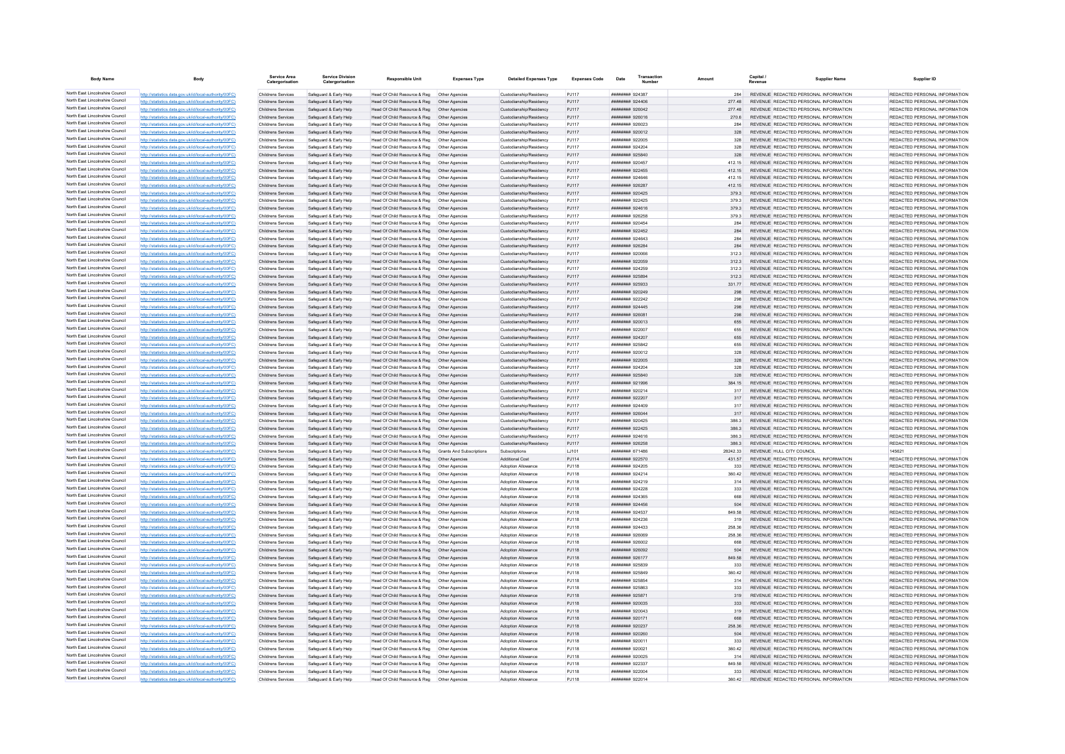| Body Name | Body | Service Area Catergorisation | Service Division Catergorisation | Responsible Unit | Expenses Type | Detailed Expenses Type | Expenses Code | Date | Transaction Number | Amount | Capital / Revenue | Supplier Name | Supplier ID |
|---|---|---|---|---|---|---|---|---|---|---|---|---|---|
| North East Lincolnshire Council | http://statistics.data.gov.uk/id/local-authority/00FC) | Childrens Services | Safeguard & Early Help | Head Of Child Resource & Reg | Other Agencies | Custodianship/Residency | PJ117 | ######## | 924387 | 284 | REVENUE | REDACTED PERSONAL INFORMATION | REDACTED PERSONAL INFORMATION |
| North East Lincolnshire Council | http://statistics.data.gov.uk/id/local-authority/00FC) | Childrens Services | Safeguard & Early Help | Head Of Child Resource & Reg | Other Agencies | Custodianship/Residency | PJ117 | ######## | 924406 | 277.48 | REVENUE | REDACTED PERSONAL INFORMATION | REDACTED PERSONAL INFORMATION |
| North East Lincolnshire Council | http://statistics.data.gov.uk/id/local-authority/00FC) | Childrens Services | Safeguard & Early Help | Head Of Child Resource & Reg | Other Agencies | Custodianship/Residency | PJ117 | ######## | 926042 | 277.48 | REVENUE | REDACTED PERSONAL INFORMATION | REDACTED PERSONAL INFORMATION |
| North East Lincolnshire Council | http://statistics.data.gov.uk/id/local-authority/00FC) | Childrens Services | Safeguard & Early Help | Head Of Child Resource & Reg | Other Agencies | Custodianship/Residency | PJ117 | ######## | 926016 | 270.6 | REVENUE | REDACTED PERSONAL INFORMATION | REDACTED PERSONAL INFORMATION |
| North East Lincolnshire Council | http://statistics.data.gov.uk/id/local-authority/00FC) | Childrens Services | Safeguard & Early Help | Head Of Child Resource & Reg | Other Agencies | Custodianship/Residency | PJ117 | ######## | 926023 | 284 | REVENUE | REDACTED PERSONAL INFORMATION | REDACTED PERSONAL INFORMATION |
| North East Lincolnshire Council | http://statistics.data.gov.uk/id/local-authority/00FC) | Childrens Services | Safeguard & Early Help | Head Of Child Resource & Reg | Other Agencies | Custodianship/Residency | PJ117 | ######## | 920012 | 328 | REVENUE | REDACTED PERSONAL INFORMATION | REDACTED PERSONAL INFORMATION |
| North East Lincolnshire Council | http://statistics.data.gov.uk/id/local-authority/00FC) | Childrens Services | Safeguard & Early Help | Head Of Child Resource & Reg | Other Agencies | Custodianship/Residency | PJ117 | ######## | 922005 | 328 | REVENUE | REDACTED PERSONAL INFORMATION | REDACTED PERSONAL INFORMATION |
| North East Lincolnshire Council | http://statistics.data.gov.uk/id/local-authority/00FC) | Childrens Services | Safeguard & Early Help | Head Of Child Resource & Reg | Other Agencies | Custodianship/Residency | PJ117 | ######## | 924204 | 328 | REVENUE | REDACTED PERSONAL INFORMATION | REDACTED PERSONAL INFORMATION |
| North East Lincolnshire Council | http://statistics.data.gov.uk/id/local-authority/00FC) | Childrens Services | Safeguard & Early Help | Head Of Child Resource & Reg | Other Agencies | Custodianship/Residency | PJ117 | ######## | 925840 | 328 | REVENUE | REDACTED PERSONAL INFORMATION | REDACTED PERSONAL INFORMATION |
| North East Lincolnshire Council | http://statistics.data.gov.uk/id/local-authority/00FC) | Childrens Services | Safeguard & Early Help | Head Of Child Resource & Reg | Other Agencies | Custodianship/Residency | PJ117 | ######## | 920457 | 412.15 | REVENUE | REDACTED PERSONAL INFORMATION | REDACTED PERSONAL INFORMATION |
| North East Lincolnshire Council | http://statistics.data.gov.uk/id/local-authority/00FC) | Childrens Services | Safeguard & Early Help | Head Of Child Resource & Reg | Other Agencies | Custodianship/Residency | PJ117 | ######## | 922455 | 412.15 | REVENUE | REDACTED PERSONAL INFORMATION | REDACTED PERSONAL INFORMATION |
| North East Lincolnshire Council | http://statistics.data.gov.uk/id/local-authority/00FC) | Childrens Services | Safeguard & Early Help | Head Of Child Resource & Reg | Other Agencies | Custodianship/Residency | PJ117 | ######## | 924646 | 412.15 | REVENUE | REDACTED PERSONAL INFORMATION | REDACTED PERSONAL INFORMATION |
| North East Lincolnshire Council | http://statistics.data.gov.uk/id/local-authority/00FC) | Childrens Services | Safeguard & Early Help | Head Of Child Resource & Reg | Other Agencies | Custodianship/Residency | PJ117 | ######## | 926287 | 412.15 | REVENUE | REDACTED PERSONAL INFORMATION | REDACTED PERSONAL INFORMATION |
| North East Lincolnshire Council | http://statistics.data.gov.uk/id/local-authority/00FC) | Childrens Services | Safeguard & Early Help | Head Of Child Resource & Reg | Other Agencies | Custodianship/Residency | PJ117 | ######## | 920425 | 379.3 | REVENUE | REDACTED PERSONAL INFORMATION | REDACTED PERSONAL INFORMATION |
| North East Lincolnshire Council | http://statistics.data.gov.uk/id/local-authority/00FC) | Childrens Services | Safeguard & Early Help | Head Of Child Resource & Reg | Other Agencies | Custodianship/Residency | PJ117 | ######## | 922425 | 379.3 | REVENUE | REDACTED PERSONAL INFORMATION | REDACTED PERSONAL INFORMATION |
| North East Lincolnshire Council | http://statistics.data.gov.uk/id/local-authority/00FC) | Childrens Services | Safeguard & Early Help | Head Of Child Resource & Reg | Other Agencies | Custodianship/Residency | PJ117 | ######## | 924616 | 379.3 | REVENUE | REDACTED PERSONAL INFORMATION | REDACTED PERSONAL INFORMATION |
| North East Lincolnshire Council | http://statistics.data.gov.uk/id/local-authority/00FC) | Childrens Services | Safeguard & Early Help | Head Of Child Resource & Reg | Other Agencies | Custodianship/Residency | PJ117 | ######## | 926258 | 379.3 | REVENUE | REDACTED PERSONAL INFORMATION | REDACTED PERSONAL INFORMATION |
| North East Lincolnshire Council | http://statistics.data.gov.uk/id/local-authority/00FC) | Childrens Services | Safeguard & Early Help | Head Of Child Resource & Reg | Other Agencies | Custodianship/Residency | PJ117 | ######## | 920454 | 284 | REVENUE | REDACTED PERSONAL INFORMATION | REDACTED PERSONAL INFORMATION |
| North East Lincolnshire Council | http://statistics.data.gov.uk/id/local-authority/00FC) | Childrens Services | Safeguard & Early Help | Head Of Child Resource & Reg | Other Agencies | Custodianship/Residency | PJ117 | ######## | 922452 | 284 | REVENUE | REDACTED PERSONAL INFORMATION | REDACTED PERSONAL INFORMATION |
| North East Lincolnshire Council | http://statistics.data.gov.uk/id/local-authority/00FC) | Childrens Services | Safeguard & Early Help | Head Of Child Resource & Reg | Other Agencies | Custodianship/Residency | PJ117 | ######## | 924643 | 284 | REVENUE | REDACTED PERSONAL INFORMATION | REDACTED PERSONAL INFORMATION |
| North East Lincolnshire Council | http://statistics.data.gov.uk/id/local-authority/00FC) | Childrens Services | Safeguard & Early Help | Head Of Child Resource & Reg | Other Agencies | Custodianship/Residency | PJ117 | ######## | 926284 | 284 | REVENUE | REDACTED PERSONAL INFORMATION | REDACTED PERSONAL INFORMATION |
| North East Lincolnshire Council | http://statistics.data.gov.uk/id/local-authority/00FC) | Childrens Services | Safeguard & Early Help | Head Of Child Resource & Reg | Other Agencies | Custodianship/Residency | PJ117 | ######## | 920066 | 312.3 | REVENUE | REDACTED PERSONAL INFORMATION | REDACTED PERSONAL INFORMATION |
| North East Lincolnshire Council | http://statistics.data.gov.uk/id/local-authority/00FC) | Childrens Services | Safeguard & Early Help | Head Of Child Resource & Reg | Other Agencies | Custodianship/Residency | PJ117 | ######## | 922059 | 312.3 | REVENUE | REDACTED PERSONAL INFORMATION | REDACTED PERSONAL INFORMATION |
| North East Lincolnshire Council | http://statistics.data.gov.uk/id/local-authority/00FC) | Childrens Services | Safeguard & Early Help | Head Of Child Resource & Reg | Other Agencies | Custodianship/Residency | PJ117 | ######## | 924259 | 312.3 | REVENUE | REDACTED PERSONAL INFORMATION | REDACTED PERSONAL INFORMATION |
| North East Lincolnshire Council | http://statistics.data.gov.uk/id/local-authority/00FC) | Childrens Services | Safeguard & Early Help | Head Of Child Resource & Reg | Other Agencies | Custodianship/Residency | PJ117 | ######## | 925894 | 312.3 | REVENUE | REDACTED PERSONAL INFORMATION | REDACTED PERSONAL INFORMATION |
| North East Lincolnshire Council | http://statistics.data.gov.uk/id/local-authority/00FC) | Childrens Services | Safeguard & Early Help | Head Of Child Resource & Reg | Other Agencies | Custodianship/Residency | PJ117 | ######## | 925933 | 331.77 | REVENUE | REDACTED PERSONAL INFORMATION | REDACTED PERSONAL INFORMATION |
| North East Lincolnshire Council | http://statistics.data.gov.uk/id/local-authority/00FC) | Childrens Services | Safeguard & Early Help | Head Of Child Resource & Reg | Other Agencies | Custodianship/Residency | PJ117 | ######## | 920249 | 298 | REVENUE | REDACTED PERSONAL INFORMATION | REDACTED PERSONAL INFORMATION |
| North East Lincolnshire Council | http://statistics.data.gov.uk/id/local-authority/00FC) | Childrens Services | Safeguard & Early Help | Head Of Child Resource & Reg | Other Agencies | Custodianship/Residency | PJ117 | ######## | 922242 | 298 | REVENUE | REDACTED PERSONAL INFORMATION | REDACTED PERSONAL INFORMATION |
| North East Lincolnshire Council | http://statistics.data.gov.uk/id/local-authority/00FC) | Childrens Services | Safeguard & Early Help | Head Of Child Resource & Reg | Other Agencies | Custodianship/Residency | PJ117 | ######## | 924445 | 298 | REVENUE | REDACTED PERSONAL INFORMATION | REDACTED PERSONAL INFORMATION |
| North East Lincolnshire Council | http://statistics.data.gov.uk/id/local-authority/00FC) | Childrens Services | Safeguard & Early Help | Head Of Child Resource & Reg | Other Agencies | Custodianship/Residency | PJ117 | ######## | 926081 | 298 | REVENUE | REDACTED PERSONAL INFORMATION | REDACTED PERSONAL INFORMATION |
| North East Lincolnshire Council | http://statistics.data.gov.uk/id/local-authority/00FC) | Childrens Services | Safeguard & Early Help | Head Of Child Resource & Reg | Other Agencies | Custodianship/Residency | PJ117 | ######## | 920013 | 655 | REVENUE | REDACTED PERSONAL INFORMATION | REDACTED PERSONAL INFORMATION |
| North East Lincolnshire Council | http://statistics.data.gov.uk/id/local-authority/00FC) | Childrens Services | Safeguard & Early Help | Head Of Child Resource & Reg | Other Agencies | Custodianship/Residency | PJ117 | ######## | 922007 | 655 | REVENUE | REDACTED PERSONAL INFORMATION | REDACTED PERSONAL INFORMATION |
| North East Lincolnshire Council | http://statistics.data.gov.uk/id/local-authority/00FC) | Childrens Services | Safeguard & Early Help | Head Of Child Resource & Reg | Other Agencies | Custodianship/Residency | PJ117 | ######## | 924207 | 655 | REVENUE | REDACTED PERSONAL INFORMATION | REDACTED PERSONAL INFORMATION |
| North East Lincolnshire Council | http://statistics.data.gov.uk/id/local-authority/00FC) | Childrens Services | Safeguard & Early Help | Head Of Child Resource & Reg | Other Agencies | Custodianship/Residency | PJ117 | ######## | 925842 | 655 | REVENUE | REDACTED PERSONAL INFORMATION | REDACTED PERSONAL INFORMATION |
| North East Lincolnshire Council | http://statistics.data.gov.uk/id/local-authority/00FC) | Childrens Services | Safeguard & Early Help | Head Of Child Resource & Reg | Other Agencies | Custodianship/Residency | PJ117 | ######## | 920012 | 328 | REVENUE | REDACTED PERSONAL INFORMATION | REDACTED PERSONAL INFORMATION |
| North East Lincolnshire Council | http://statistics.data.gov.uk/id/local-authority/00FC) | Childrens Services | Safeguard & Early Help | Head Of Child Resource & Reg | Other Agencies | Custodianship/Residency | PJ117 | ######## | 922005 | 328 | REVENUE | REDACTED PERSONAL INFORMATION | REDACTED PERSONAL INFORMATION |
| North East Lincolnshire Council | http://statistics.data.gov.uk/id/local-authority/00FC) | Childrens Services | Safeguard & Early Help | Head Of Child Resource & Reg | Other Agencies | Custodianship/Residency | PJ117 | ######## | 924204 | 328 | REVENUE | REDACTED PERSONAL INFORMATION | REDACTED PERSONAL INFORMATION |
| North East Lincolnshire Council | http://statistics.data.gov.uk/id/local-authority/00FC) | Childrens Services | Safeguard & Early Help | Head Of Child Resource & Reg | Other Agencies | Custodianship/Residency | PJ117 | ######## | 925840 | 328 | REVENUE | REDACTED PERSONAL INFORMATION | REDACTED PERSONAL INFORMATION |
| North East Lincolnshire Council | http://statistics.data.gov.uk/id/local-authority/00FC) | Childrens Services | Safeguard & Early Help | Head Of Child Resource & Reg | Other Agencies | Custodianship/Residency | PJ117 | ######## | 921996 | 384.15 | REVENUE | REDACTED PERSONAL INFORMATION | REDACTED PERSONAL INFORMATION |
| North East Lincolnshire Council | http://statistics.data.gov.uk/id/local-authority/00FC) | Childrens Services | Safeguard & Early Help | Head Of Child Resource & Reg | Other Agencies | Custodianship/Residency | PJ117 | ######## | 920214 | 317 | REVENUE | REDACTED PERSONAL INFORMATION | REDACTED PERSONAL INFORMATION |
| North East Lincolnshire Council | http://statistics.data.gov.uk/id/local-authority/00FC) | Childrens Services | Safeguard & Early Help | Head Of Child Resource & Reg | Other Agencies | Custodianship/Residency | PJ117 | ######## | 922207 | 317 | REVENUE | REDACTED PERSONAL INFORMATION | REDACTED PERSONAL INFORMATION |
| North East Lincolnshire Council | http://statistics.data.gov.uk/id/local-authority/00FC) | Childrens Services | Safeguard & Early Help | Head Of Child Resource & Reg | Other Agencies | Custodianship/Residency | PJ117 | ######## | 924409 | 317 | REVENUE | REDACTED PERSONAL INFORMATION | REDACTED PERSONAL INFORMATION |
| North East Lincolnshire Council | http://statistics.data.gov.uk/id/local-authority/00FC) | Childrens Services | Safeguard & Early Help | Head Of Child Resource & Reg | Other Agencies | Custodianship/Residency | PJ117 | ######## | 926044 | 317 | REVENUE | REDACTED PERSONAL INFORMATION | REDACTED PERSONAL INFORMATION |
| North East Lincolnshire Council | http://statistics.data.gov.uk/id/local-authority/00FC) | Childrens Services | Safeguard & Early Help | Head Of Child Resource & Reg | Other Agencies | Custodianship/Residency | PJ117 | ######## | 920425 | 386.3 | REVENUE | REDACTED PERSONAL INFORMATION | REDACTED PERSONAL INFORMATION |
| North East Lincolnshire Council | http://statistics.data.gov.uk/id/local-authority/00FC) | Childrens Services | Safeguard & Early Help | Head Of Child Resource & Reg | Other Agencies | Custodianship/Residency | PJ117 | ######## | 922425 | 386.3 | REVENUE | REDACTED PERSONAL INFORMATION | REDACTED PERSONAL INFORMATION |
| North East Lincolnshire Council | http://statistics.data.gov.uk/id/local-authority/00FC) | Childrens Services | Safeguard & Early Help | Head Of Child Resource & Reg | Other Agencies | Custodianship/Residency | PJ117 | ######## | 924616 | 386.3 | REVENUE | REDACTED PERSONAL INFORMATION | REDACTED PERSONAL INFORMATION |
| North East Lincolnshire Council | http://statistics.data.gov.uk/id/local-authority/00FC) | Childrens Services | Safeguard & Early Help | Head Of Child Resource & Reg | Other Agencies | Custodianship/Residency | PJ117 | ######## | 926258 | 386.3 | REVENUE | REDACTED PERSONAL INFORMATION | REDACTED PERSONAL INFORMATION |
| North East Lincolnshire Council | http://statistics.data.gov.uk/id/local-authority/00FC) | Childrens Services | Safeguard & Early Help | Head Of Child Resource & Reg | Grants And Subscriptions | Subscriptions | LJ101 | ######## | 671486 | 28242.33 | REVENUE | HULL CITY COUNCIL | 145621 |
| North East Lincolnshire Council | http://statistics.data.gov.uk/id/local-authority/00FC) | Childrens Services | Safeguard & Early Help | Head Of Child Resource & Reg | Other Agencies | Additional Cost | PJ114 | ######## | 922570 | 431.57 | REVENUE | REDACTED PERSONAL INFORMATION | REDACTED PERSONAL INFORMATION |
| North East Lincolnshire Council | http://statistics.data.gov.uk/id/local-authority/00FC) | Childrens Services | Safeguard & Early Help | Head Of Child Resource & Reg | Other Agencies | Adoption Allowance | PJ118 | ######## | 924205 | 333 | REVENUE | REDACTED PERSONAL INFORMATION | REDACTED PERSONAL INFORMATION |
| North East Lincolnshire Council | http://statistics.data.gov.uk/id/local-authority/00FC) | Childrens Services | Safeguard & Early Help | Head Of Child Resource & Reg | Other Agencies | Adoption Allowance | PJ118 | ######## | 924214 | 360.42 | REVENUE | REDACTED PERSONAL INFORMATION | REDACTED PERSONAL INFORMATION |
| North East Lincolnshire Council | http://statistics.data.gov.uk/id/local-authority/00FC) | Childrens Services | Safeguard & Early Help | Head Of Child Resource & Reg | Other Agencies | Adoption Allowance | PJ118 | ######## | 924219 | 314 | REVENUE | REDACTED PERSONAL INFORMATION | REDACTED PERSONAL INFORMATION |
| North East Lincolnshire Council | http://statistics.data.gov.uk/id/local-authority/00FC) | Childrens Services | Safeguard & Early Help | Head Of Child Resource & Reg | Other Agencies | Adoption Allowance | PJ118 | ######## | 924228 | 333 | REVENUE | REDACTED PERSONAL INFORMATION | REDACTED PERSONAL INFORMATION |
| North East Lincolnshire Council | http://statistics.data.gov.uk/id/local-authority/00FC) | Childrens Services | Safeguard & Early Help | Head Of Child Resource & Reg | Other Agencies | Adoption Allowance | PJ118 | ######## | 924365 | 668 | REVENUE | REDACTED PERSONAL INFORMATION | REDACTED PERSONAL INFORMATION |
| North East Lincolnshire Council | http://statistics.data.gov.uk/id/local-authority/00FC) | Childrens Services | Safeguard & Early Help | Head Of Child Resource & Reg | Other Agencies | Adoption Allowance | PJ118 | ######## | 924456 | 504 | REVENUE | REDACTED PERSONAL INFORMATION | REDACTED PERSONAL INFORMATION |
| North East Lincolnshire Council | http://statistics.data.gov.uk/id/local-authority/00FC) | Childrens Services | Safeguard & Early Help | Head Of Child Resource & Reg | Other Agencies | Adoption Allowance | PJ118 | ######## | 924537 | 849.58 | REVENUE | REDACTED PERSONAL INFORMATION | REDACTED PERSONAL INFORMATION |
| North East Lincolnshire Council | http://statistics.data.gov.uk/id/local-authority/00FC) | Childrens Services | Safeguard & Early Help | Head Of Child Resource & Reg | Other Agencies | Adoption Allowance | PJ118 | ######## | 924236 | 319 | REVENUE | REDACTED PERSONAL INFORMATION | REDACTED PERSONAL INFORMATION |
| North East Lincolnshire Council | http://statistics.data.gov.uk/id/local-authority/00FC) | Childrens Services | Safeguard & Early Help | Head Of Child Resource & Reg | Other Agencies | Adoption Allowance | PJ118 | ######## | 924433 | 258.36 | REVENUE | REDACTED PERSONAL INFORMATION | REDACTED PERSONAL INFORMATION |
| North East Lincolnshire Council | http://statistics.data.gov.uk/id/local-authority/00FC) | Childrens Services | Safeguard & Early Help | Head Of Child Resource & Reg | Other Agencies | Adoption Allowance | PJ118 | ######## | 926069 | 258.36 | REVENUE | REDACTED PERSONAL INFORMATION | REDACTED PERSONAL INFORMATION |
| North East Lincolnshire Council | http://statistics.data.gov.uk/id/local-authority/00FC) | Childrens Services | Safeguard & Early Help | Head Of Child Resource & Reg | Other Agencies | Adoption Allowance | PJ118 | ######## | 926002 | 668 | REVENUE | REDACTED PERSONAL INFORMATION | REDACTED PERSONAL INFORMATION |
| North East Lincolnshire Council | http://statistics.data.gov.uk/id/local-authority/00FC) | Childrens Services | Safeguard & Early Help | Head Of Child Resource & Reg | Other Agencies | Adoption Allowance | PJ118 | ######## | 926092 | 504 | REVENUE | REDACTED PERSONAL INFORMATION | REDACTED PERSONAL INFORMATION |
| North East Lincolnshire Council | http://statistics.data.gov.uk/id/local-authority/00FC) | Childrens Services | Safeguard & Early Help | Head Of Child Resource & Reg | Other Agencies | Adoption Allowance | PJ118 | ######## | 926177 | 849.58 | REVENUE | REDACTED PERSONAL INFORMATION | REDACTED PERSONAL INFORMATION |
| North East Lincolnshire Council | http://statistics.data.gov.uk/id/local-authority/00FC) | Childrens Services | Safeguard & Early Help | Head Of Child Resource & Reg | Other Agencies | Adoption Allowance | PJ118 | ######## | 925839 | 333 | REVENUE | REDACTED PERSONAL INFORMATION | REDACTED PERSONAL INFORMATION |
| North East Lincolnshire Council | http://statistics.data.gov.uk/id/local-authority/00FC) | Childrens Services | Safeguard & Early Help | Head Of Child Resource & Reg | Other Agencies | Adoption Allowance | PJ118 | ######## | 925849 | 360.42 | REVENUE | REDACTED PERSONAL INFORMATION | REDACTED PERSONAL INFORMATION |
| North East Lincolnshire Council | http://statistics.data.gov.uk/id/local-authority/00FC) | Childrens Services | Safeguard & Early Help | Head Of Child Resource & Reg | Other Agencies | Adoption Allowance | PJ118 | ######## | 925854 | 314 | REVENUE | REDACTED PERSONAL INFORMATION | REDACTED PERSONAL INFORMATION |
| North East Lincolnshire Council | http://statistics.data.gov.uk/id/local-authority/00FC) | Childrens Services | Safeguard & Early Help | Head Of Child Resource & Reg | Other Agencies | Adoption Allowance | PJ118 | ######## | 925863 | 333 | REVENUE | REDACTED PERSONAL INFORMATION | REDACTED PERSONAL INFORMATION |
| North East Lincolnshire Council | http://statistics.data.gov.uk/id/local-authority/00FC) | Childrens Services | Safeguard & Early Help | Head Of Child Resource & Reg | Other Agencies | Adoption Allowance | PJ118 | ######## | 925871 | 319 | REVENUE | REDACTED PERSONAL INFORMATION | REDACTED PERSONAL INFORMATION |
| North East Lincolnshire Council | http://statistics.data.gov.uk/id/local-authority/00FC) | Childrens Services | Safeguard & Early Help | Head Of Child Resource & Reg | Other Agencies | Adoption Allowance | PJ118 | ######## | 920035 | 333 | REVENUE | REDACTED PERSONAL INFORMATION | REDACTED PERSONAL INFORMATION |
| North East Lincolnshire Council | http://statistics.data.gov.uk/id/local-authority/00FC) | Childrens Services | Safeguard & Early Help | Head Of Child Resource & Reg | Other Agencies | Adoption Allowance | PJ118 | ######## | 920043 | 319 | REVENUE | REDACTED PERSONAL INFORMATION | REDACTED PERSONAL INFORMATION |
| North East Lincolnshire Council | http://statistics.data.gov.uk/id/local-authority/00FC) | Childrens Services | Safeguard & Early Help | Head Of Child Resource & Reg | Other Agencies | Adoption Allowance | PJ118 | ######## | 920171 | 668 | REVENUE | REDACTED PERSONAL INFORMATION | REDACTED PERSONAL INFORMATION |
| North East Lincolnshire Council | http://statistics.data.gov.uk/id/local-authority/00FC) | Childrens Services | Safeguard & Early Help | Head Of Child Resource & Reg | Other Agencies | Adoption Allowance | PJ118 | ######## | 920237 | 258.36 | REVENUE | REDACTED PERSONAL INFORMATION | REDACTED PERSONAL INFORMATION |
| North East Lincolnshire Council | http://statistics.data.gov.uk/id/local-authority/00FC) | Childrens Services | Safeguard & Early Help | Head Of Child Resource & Reg | Other Agencies | Adoption Allowance | PJ118 | ######## | 920260 | 504 | REVENUE | REDACTED PERSONAL INFORMATION | REDACTED PERSONAL INFORMATION |
| North East Lincolnshire Council | http://statistics.data.gov.uk/id/local-authority/00FC) | Childrens Services | Safeguard & Early Help | Head Of Child Resource & Reg | Other Agencies | Adoption Allowance | PJ118 | ######## | 920011 | 333 | REVENUE | REDACTED PERSONAL INFORMATION | REDACTED PERSONAL INFORMATION |
| North East Lincolnshire Council | http://statistics.data.gov.uk/id/local-authority/00FC) | Childrens Services | Safeguard & Early Help | Head Of Child Resource & Reg | Other Agencies | Adoption Allowance | PJ118 | ######## | 920021 | 360.42 | REVENUE | REDACTED PERSONAL INFORMATION | REDACTED PERSONAL INFORMATION |
| North East Lincolnshire Council | http://statistics.data.gov.uk/id/local-authority/00FC) | Childrens Services | Safeguard & Early Help | Head Of Child Resource & Reg | Other Agencies | Adoption Allowance | PJ118 | ######## | 920025 | 314 | REVENUE | REDACTED PERSONAL INFORMATION | REDACTED PERSONAL INFORMATION |
| North East Lincolnshire Council | http://statistics.data.gov.uk/id/local-authority/00FC) | Childrens Services | Safeguard & Early Help | Head Of Child Resource & Reg | Other Agencies | Adoption Allowance | PJ118 | ######## | 922337 | 849.58 | REVENUE | REDACTED PERSONAL INFORMATION | REDACTED PERSONAL INFORMATION |
| North East Lincolnshire Council | http://statistics.data.gov.uk/id/local-authority/00FC) | Childrens Services | Safeguard & Early Help | Head Of Child Resource & Reg | Other Agencies | Adoption Allowance | PJ118 | ######## | 922004 | 333 | REVENUE | REDACTED PERSONAL INFORMATION | REDACTED PERSONAL INFORMATION |
| North East Lincolnshire Council | http://statistics.data.gov.uk/id/local-authority/00FC) | Childrens Services | Safeguard & Early Help | Head Of Child Resource & Reg | Other Agencies | Adoption Allowance | PJ118 | ######## | 922014 | 360.42 | REVENUE | REDACTED PERSONAL INFORMATION | REDACTED PERSONAL INFORMATION |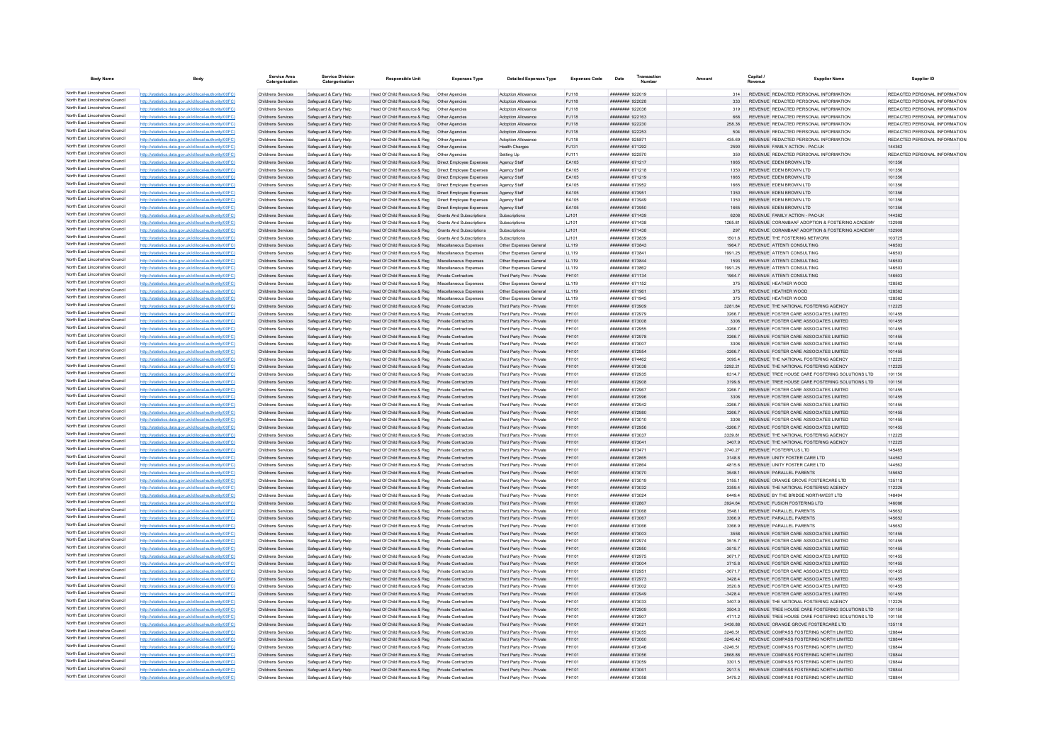| Body Name | Body | Service Area Catergorisation | Service Division Catergorisation | Responsible Unit | Expenses Type | Detailed Expenses Type | Expenses Code | Date | Transaction Number | Amount | Capital / Revenue | Supplier Name | Supplier ID |
|---|---|---|---|---|---|---|---|---|---|---|---|---|---|
| North East Lincolnshire Council | http://statistics.data.gov.uk/id/local-authority/00FC) | Childrens Services | Safeguard & Early Help | Head Of Child Resource & Reg | Other Agencies | Adoption Allowance | PJ118 | ######## | 922019 | 314 | REVENUE | REDACTED PERSONAL INFORMATION | REDACTED PERSONAL INFORMATION |
| North East Lincolnshire Council | http://statistics.data.gov.uk/id/local-authority/00FC) | Childrens Services | Safeguard & Early Help | Head Of Child Resource & Reg | Other Agencies | Adoption Allowance | PJ118 | ######## | 922028 | 333 | REVENUE | REDACTED PERSONAL INFORMATION | REDACTED PERSONAL INFORMATION |
| North East Lincolnshire Council | http://statistics.data.gov.uk/id/local-authority/00FC) | Childrens Services | Safeguard & Early Help | Head Of Child Resource & Reg | Other Agencies | Adoption Allowance | PJ118 | ######## | 922036 | 319 | REVENUE | REDACTED PERSONAL INFORMATION | REDACTED PERSONAL INFORMATION |
| North East Lincolnshire Council | http://statistics.data.gov.uk/id/local-authority/00FC) | Childrens Services | Safeguard & Early Help | Head Of Child Resource & Reg | Other Agencies | Adoption Allowance | PJ118 | ######## | 922163 | 668 | REVENUE | REDACTED PERSONAL INFORMATION | REDACTED PERSONAL INFORMATION |
| North East Lincolnshire Council | http://statistics.data.gov.uk/id/local-authority/00FC) | Childrens Services | Safeguard & Early Help | Head Of Child Resource & Reg | Other Agencies | Adoption Allowance | PJ118 | ######## | 922230 | 258.36 | REVENUE | REDACTED PERSONAL INFORMATION | REDACTED PERSONAL INFORMATION |
| North East Lincolnshire Council | http://statistics.data.gov.uk/id/local-authority/00FC) | Childrens Services | Safeguard & Early Help | Head Of Child Resource & Reg | Other Agencies | Adoption Allowance | PJ118 | ######## | 922253 | 504 | REVENUE | REDACTED PERSONAL INFORMATION | REDACTED PERSONAL INFORMATION |
| North East Lincolnshire Council | http://statistics.data.gov.uk/id/local-authority/00FC) | Childrens Services | Safeguard & Early Help | Head Of Child Resource & Reg | Other Agencies | Adoption Allowance | PJ118 | ######## | 925871 | 435.69 | REVENUE | REDACTED PERSONAL INFORMATION | REDACTED PERSONAL INFORMATION |
| North East Lincolnshire Council | http://statistics.data.gov.uk/id/local-authority/00FC) | Childrens Services | Safeguard & Early Help | Head Of Child Resource & Reg | Other Agencies | Health Charges | PJ131 | ######## | 671292 | 2590 | REVENUE | FAMILY ACTION - PAC-UK | 144362 |
| North East Lincolnshire Council | http://statistics.data.gov.uk/id/local-authority/00FC) | Childrens Services | Safeguard & Early Help | Head Of Child Resource & Reg | Other Agencies | Setting Up | PJ111 | ######## | 922570 | 350 | REVENUE | REDACTED PERSONAL INFORMATION | REDACTED PERSONAL INFORMATION |
| North East Lincolnshire Council | http://statistics.data.gov.uk/id/local-authority/00FC) | Childrens Services | Safeguard & Early Help | Head Of Child Resource & Reg | Direct Employee Expenses | Agency Staff | EA105 | ######## | 671217 | 1665 | REVENUE | EDEN BROWN LTD | 101356 |
| North East Lincolnshire Council | http://statistics.data.gov.uk/id/local-authority/00FC) | Childrens Services | Safeguard & Early Help | Head Of Child Resource & Reg | Direct Employee Expenses | Agency Staff | EA105 | ######## | 671218 | 1350 | REVENUE | EDEN BROWN LTD | 101356 |
| North East Lincolnshire Council | http://statistics.data.gov.uk/id/local-authority/00FC) | Childrens Services | Safeguard & Early Help | Head Of Child Resource & Reg | Direct Employee Expenses | Agency Staff | EA105 | ######## | 671219 | 1665 | REVENUE | EDEN BROWN LTD | 101356 |
| North East Lincolnshire Council | http://statistics.data.gov.uk/id/local-authority/00FC) | Childrens Services | Safeguard & Early Help | Head Of Child Resource & Reg | Direct Employee Expenses | Agency Staff | EA105 | ######## | 673952 | 1665 | REVENUE | EDEN BROWN LTD | 101356 |
| North East Lincolnshire Council | http://statistics.data.gov.uk/id/local-authority/00FC) | Childrens Services | Safeguard & Early Help | Head Of Child Resource & Reg | Direct Employee Expenses | Agency Staff | EA105 | ######## | 673951 | 1350 | REVENUE | EDEN BROWN LTD | 101356 |
| North East Lincolnshire Council | http://statistics.data.gov.uk/id/local-authority/00FC) | Childrens Services | Safeguard & Early Help | Head Of Child Resource & Reg | Direct Employee Expenses | Agency Staff | EA105 | ######## | 673949 | 1350 | REVENUE | EDEN BROWN LTD | 101356 |
| North East Lincolnshire Council | http://statistics.data.gov.uk/id/local-authority/00FC) | Childrens Services | Safeguard & Early Help | Head Of Child Resource & Reg | Direct Employee Expenses | Agency Staff | EA105 | ######## | 673950 | 1665 | REVENUE | EDEN BROWN LTD | 101356 |
| North East Lincolnshire Council | http://statistics.data.gov.uk/id/local-authority/00FC) | Childrens Services | Safeguard & Early Help | Head Of Child Resource & Reg | Grants And Subscriptions | Subscriptions | LJ101 | ######## | 671439 | 6208 | REVENUE | FAMILY ACTION - PAC-UK | 144362 |
| North East Lincolnshire Council | http://statistics.data.gov.uk/id/local-authority/00FC) | Childrens Services | Safeguard & Early Help | Head Of Child Resource & Reg | Grants And Subscriptions | Subscriptions | LJ101 | ######## | 671438 | 1265.81 | REVENUE | CORAMBAAF ADOPTION & FOSTERING ACADEMY | 132908 |
| North East Lincolnshire Council | http://statistics.data.gov.uk/id/local-authority/00FC) | Childrens Services | Safeguard & Early Help | Head Of Child Resource & Reg | Grants And Subscriptions | Subscriptions | LJ101 | ######## | 671438 | 297 | REVENUE | CORAMBAAF ADOPTION & FOSTERING ACADEMY | 132908 |
| North East Lincolnshire Council | http://statistics.data.gov.uk/id/local-authority/00FC) | Childrens Services | Safeguard & Early Help | Head Of Child Resource & Reg | Grants And Subscriptions | Subscriptions | LJ101 | ######## | 673839 | 1501.6 | REVENUE | THE FOSTERING NETWORK | 103725 |
| North East Lincolnshire Council | http://statistics.data.gov.uk/id/local-authority/00FC) | Childrens Services | Safeguard & Early Help | Head Of Child Resource & Reg | Miscellaneous Expenses | Other Expenses General | LL119 | ######## | 673843 | 1964.7 | REVENUE | ATTENTI CONSULTING | 146503 |
| North East Lincolnshire Council | http://statistics.data.gov.uk/id/local-authority/00FC) | Childrens Services | Safeguard & Early Help | Head Of Child Resource & Reg | Miscellaneous Expenses | Other Expenses General | LL119 | ######## | 673841 | 1991.25 | REVENUE | ATTENTI CONSULTING | 146503 |
| North East Lincolnshire Council | http://statistics.data.gov.uk/id/local-authority/00FC) | Childrens Services | Safeguard & Early Help | Head Of Child Resource & Reg | Miscellaneous Expenses | Other Expenses General | LL119 | ######## | 673844 | 1593 | REVENUE | ATTENTI CONSULTING | 146503 |
| North East Lincolnshire Council | http://statistics.data.gov.uk/id/local-authority/00FC) | Childrens Services | Safeguard & Early Help | Head Of Child Resource & Reg | Miscellaneous Expenses | Other Expenses General | LL119 | ######## | 673862 | 1991.25 | REVENUE | ATTENTI CONSULTING | 146503 |
| North East Lincolnshire Council | http://statistics.data.gov.uk/id/local-authority/00FC) | Childrens Services | Safeguard & Early Help | Head Of Child Resource & Reg | Private Contractors | Third Party Prov - Private | PH101 | ######## | 671134 | 1964.7 | REVENUE | ATTENTI CONSULTING | 146503 |
| North East Lincolnshire Council | http://statistics.data.gov.uk/id/local-authority/00FC) | Childrens Services | Safeguard & Early Help | Head Of Child Resource & Reg | Miscellaneous Expenses | Other Expenses General | LL119 | ######## | 671152 | 375 | REVENUE | HEATHER WOOD | 128562 |
| North East Lincolnshire Council | http://statistics.data.gov.uk/id/local-authority/00FC) | Childrens Services | Safeguard & Early Help | Head Of Child Resource & Reg | Miscellaneous Expenses | Other Expenses General | LL119 | ######## | 671961 | 375 | REVENUE | HEATHER WOOD | 128562 |
| North East Lincolnshire Council | http://statistics.data.gov.uk/id/local-authority/00FC) | Childrens Services | Safeguard & Early Help | Head Of Child Resource & Reg | Miscellaneous Expenses | Other Expenses General | LL119 | ######## | 671945 | 375 | REVENUE | HEATHER WOOD | 128562 |
| North East Lincolnshire Council | http://statistics.data.gov.uk/id/local-authority/00FC) | Childrens Services | Safeguard & Early Help | Head Of Child Resource & Reg | Private Contractors | Third Party Prov - Private | PH101 | ######## | 673909 | 3281.84 | REVENUE | THE NATIONAL FOSTERING AGENCY | 112225 |
| North East Lincolnshire Council | http://statistics.data.gov.uk/id/local-authority/00FC) | Childrens Services | Safeguard & Early Help | Head Of Child Resource & Reg | Private Contractors | Third Party Prov - Private | PH101 | ######## | 672979 | 3266.7 | REVENUE | FOSTER CARE ASSOCIATES LIMITED | 101455 |
| North East Lincolnshire Council | http://statistics.data.gov.uk/id/local-authority/00FC) | Childrens Services | Safeguard & Early Help | Head Of Child Resource & Reg | Private Contractors | Third Party Prov - Private | PH101 | ######## | 673008 | 3306 | REVENUE | FOSTER CARE ASSOCIATES LIMITED | 101455 |
| North East Lincolnshire Council | http://statistics.data.gov.uk/id/local-authority/00FC) | Childrens Services | Safeguard & Early Help | Head Of Child Resource & Reg | Private Contractors | Third Party Prov - Private | PH101 | ######## | 672955 | -3266.7 | REVENUE | FOSTER CARE ASSOCIATES LIMITED | 101455 |
| North East Lincolnshire Council | http://statistics.data.gov.uk/id/local-authority/00FC) | Childrens Services | Safeguard & Early Help | Head Of Child Resource & Reg | Private Contractors | Third Party Prov - Private | PH101 | ######## | 672978 | 3266.7 | REVENUE | FOSTER CARE ASSOCIATES LIMITED | 101455 |
| North East Lincolnshire Council | http://statistics.data.gov.uk/id/local-authority/00FC) | Childrens Services | Safeguard & Early Help | Head Of Child Resource & Reg | Private Contractors | Third Party Prov - Private | PH101 | ######## | 673007 | 3306 | REVENUE | FOSTER CARE ASSOCIATES LIMITED | 101455 |
| North East Lincolnshire Council | http://statistics.data.gov.uk/id/local-authority/00FC) | Childrens Services | Safeguard & Early Help | Head Of Child Resource & Reg | Private Contractors | Third Party Prov - Private | PH101 | ######## | 672954 | -3266.7 | REVENUE | FOSTER CARE ASSOCIATES LIMITED | 101455 |
| North East Lincolnshire Council | http://statistics.data.gov.uk/id/local-authority/00FC) | Childrens Services | Safeguard & Early Help | Head Of Child Resource & Reg | Private Contractors | Third Party Prov - Private | PH101 | ######## | 674462 | 3095.4 | REVENUE | THE NATIONAL FOSTERING AGENCY | 112225 |
| North East Lincolnshire Council | http://statistics.data.gov.uk/id/local-authority/00FC) | Childrens Services | Safeguard & Early Help | Head Of Child Resource & Reg | Private Contractors | Third Party Prov - Private | PH101 | ######## | 673036 | 3292.21 | REVENUE | THE NATIONAL FOSTERING AGENCY | 112225 |
| North East Lincolnshire Council | http://statistics.data.gov.uk/id/local-authority/00FC) | Childrens Services | Safeguard & Early Help | Head Of Child Resource & Reg | Private Contractors | Third Party Prov - Private | PH101 | ######## | 672935 | 6314.7 | REVENUE | TREE HOUSE CARE FOSTERING SOLUTIONS LTD | 101150 |
| North East Lincolnshire Council | http://statistics.data.gov.uk/id/local-authority/00FC) | Childrens Services | Safeguard & Early Help | Head Of Child Resource & Reg | Private Contractors | Third Party Prov - Private | PH101 | ######## | 672908 | 3199.8 | REVENUE | TREE HOUSE CARE FOSTERING SOLUTIONS LTD | 101150 |
| North East Lincolnshire Council | http://statistics.data.gov.uk/id/local-authority/00FC) | Childrens Services | Safeguard & Early Help | Head Of Child Resource & Reg | Private Contractors | Third Party Prov - Private | PH101 | ######## | 672967 | 3266.7 | REVENUE | FOSTER CARE ASSOCIATES LIMITED | 101455 |
| North East Lincolnshire Council | http://statistics.data.gov.uk/id/local-authority/00FC) | Childrens Services | Safeguard & Early Help | Head Of Child Resource & Reg | Private Contractors | Third Party Prov - Private | PH101 | ######## | 672996 | 3306 | REVENUE | FOSTER CARE ASSOCIATES LIMITED | 101455 |
| North East Lincolnshire Council | http://statistics.data.gov.uk/id/local-authority/00FC) | Childrens Services | Safeguard & Early Help | Head Of Child Resource & Reg | Private Contractors | Third Party Prov - Private | PH101 | ######## | 672942 | -3266.7 | REVENUE | FOSTER CARE ASSOCIATES LIMITED | 101455 |
| North East Lincolnshire Council | http://statistics.data.gov.uk/id/local-authority/00FC) | Childrens Services | Safeguard & Early Help | Head Of Child Resource & Reg | Private Contractors | Third Party Prov - Private | PH101 | ######## | 672980 | 3266.7 | REVENUE | FOSTER CARE ASSOCIATES LIMITED | 101455 |
| North East Lincolnshire Council | http://statistics.data.gov.uk/id/local-authority/00FC) | Childrens Services | Safeguard & Early Help | Head Of Child Resource & Reg | Private Contractors | Third Party Prov - Private | PH101 | ######## | 673010 | 3306 | REVENUE | FOSTER CARE ASSOCIATES LIMITED | 101455 |
| North East Lincolnshire Council | http://statistics.data.gov.uk/id/local-authority/00FC) | Childrens Services | Safeguard & Early Help | Head Of Child Resource & Reg | Private Contractors | Third Party Prov - Private | PH101 | ######## | 672956 | -3266.7 | REVENUE | FOSTER CARE ASSOCIATES LIMITED | 101455 |
| North East Lincolnshire Council | http://statistics.data.gov.uk/id/local-authority/00FC) | Childrens Services | Safeguard & Early Help | Head Of Child Resource & Reg | Private Contractors | Third Party Prov - Private | PH101 | ######## | 673037 | 3339.81 | REVENUE | THE NATIONAL FOSTERING AGENCY | 112225 |
| North East Lincolnshire Council | http://statistics.data.gov.uk/id/local-authority/00FC) | Childrens Services | Safeguard & Early Help | Head Of Child Resource & Reg | Private Contractors | Third Party Prov - Private | PH101 | ######## | 673041 | 3407.9 | REVENUE | THE NATIONAL FOSTERING AGENCY | 112225 |
| North East Lincolnshire Council | http://statistics.data.gov.uk/id/local-authority/00FC) | Childrens Services | Safeguard & Early Help | Head Of Child Resource & Reg | Private Contractors | Third Party Prov - Private | PH101 | ######## | 673471 | 3740.27 | REVENUE | FOSTERPLUS LTD | 145485 |
| North East Lincolnshire Council | http://statistics.data.gov.uk/id/local-authority/00FC) | Childrens Services | Safeguard & Early Help | Head Of Child Resource & Reg | Private Contractors | Third Party Prov - Private | PH101 | ######## | 672865 | 3148.8 | REVENUE | UNITY FOSTER CARE LTD | 144562 |
| North East Lincolnshire Council | http://statistics.data.gov.uk/id/local-authority/00FC) | Childrens Services | Safeguard & Early Help | Head Of Child Resource & Reg | Private Contractors | Third Party Prov - Private | PH101 | ######## | 672864 | 4815.6 | REVENUE | UNITY FOSTER CARE LTD | 144562 |
| North East Lincolnshire Council | http://statistics.data.gov.uk/id/local-authority/00FC) | Childrens Services | Safeguard & Early Help | Head Of Child Resource & Reg | Private Contractors | Third Party Prov - Private | PH101 | ######## | 673070 | 3548.1 | REVENUE | PARALLEL PARENTS | 145652 |
| North East Lincolnshire Council | http://statistics.data.gov.uk/id/local-authority/00FC) | Childrens Services | Safeguard & Early Help | Head Of Child Resource & Reg | Private Contractors | Third Party Prov - Private | PH101 | ######## | 673019 | 3155.1 | REVENUE | ORANGE GROVE FOSTERCARE LTD | 135118 |
| North East Lincolnshire Council | http://statistics.data.gov.uk/id/local-authority/00FC) | Childrens Services | Safeguard & Early Help | Head Of Child Resource & Reg | Private Contractors | Third Party Prov - Private | PH101 | ######## | 673032 | 3359.4 | REVENUE | THE NATIONAL FOSTERING AGENCY | 112225 |
| North East Lincolnshire Council | http://statistics.data.gov.uk/id/local-authority/00FC) | Childrens Services | Safeguard & Early Help | Head Of Child Resource & Reg | Private Contractors | Third Party Prov - Private | PH101 | ######## | 673024 | 6449.4 | REVENUE | BY THE BRIDGE NORTHWEST LTD | 148494 |
| North East Lincolnshire Council | http://statistics.data.gov.uk/id/local-authority/00FC) | Childrens Services | Safeguard & Early Help | Head Of Child Resource & Reg | Private Contractors | Third Party Prov - Private | PH101 | ######## | 672867 | 3924.64 | REVENUE | FUSION FOSTERING LTD | 146086 |
| North East Lincolnshire Council | http://statistics.data.gov.uk/id/local-authority/00FC) | Childrens Services | Safeguard & Early Help | Head Of Child Resource & Reg | Private Contractors | Third Party Prov - Private | PH101 | ######## | 673068 | 3548.1 | REVENUE | PARALLEL PARENTS | 145652 |
| North East Lincolnshire Council | http://statistics.data.gov.uk/id/local-authority/00FC) | Childrens Services | Safeguard & Early Help | Head Of Child Resource & Reg | Private Contractors | Third Party Prov - Private | PH101 | ######## | 673067 | 3366.9 | REVENUE | PARALLEL PARENTS | 145652 |
| North East Lincolnshire Council | http://statistics.data.gov.uk/id/local-authority/00FC) | Childrens Services | Safeguard & Early Help | Head Of Child Resource & Reg | Private Contractors | Third Party Prov - Private | PH101 | ######## | 673066 | 3366.9 | REVENUE | PARALLEL PARENTS | 145652 |
| North East Lincolnshire Council | http://statistics.data.gov.uk/id/local-authority/00FC) | Childrens Services | Safeguard & Early Help | Head Of Child Resource & Reg | Private Contractors | Third Party Prov - Private | PH101 | ######## | 673003 | 3558 | REVENUE | FOSTER CARE ASSOCIATES LIMITED | 101455 |
| North East Lincolnshire Council | http://statistics.data.gov.uk/id/local-authority/00FC) | Childrens Services | Safeguard & Early Help | Head Of Child Resource & Reg | Private Contractors | Third Party Prov - Private | PH101 | ######## | 672974 | 3515.7 | REVENUE | FOSTER CARE ASSOCIATES LIMITED | 101455 |
| North East Lincolnshire Council | http://statistics.data.gov.uk/id/local-authority/00FC) | Childrens Services | Safeguard & Early Help | Head Of Child Resource & Reg | Private Contractors | Third Party Prov - Private | PH101 | ######## | 672950 | -3515.7 | REVENUE | FOSTER CARE ASSOCIATES LIMITED | 101455 |
| North East Lincolnshire Council | http://statistics.data.gov.uk/id/local-authority/00FC) | Childrens Services | Safeguard & Early Help | Head Of Child Resource & Reg | Private Contractors | Third Party Prov - Private | PH101 | ######## | 672975 | 3671.7 | REVENUE | FOSTER CARE ASSOCIATES LIMITED | 101455 |
| North East Lincolnshire Council | http://statistics.data.gov.uk/id/local-authority/00FC) | Childrens Services | Safeguard & Early Help | Head Of Child Resource & Reg | Private Contractors | Third Party Prov - Private | PH101 | ######## | 673004 | 3715.8 | REVENUE | FOSTER CARE ASSOCIATES LIMITED | 101455 |
| North East Lincolnshire Council | http://statistics.data.gov.uk/id/local-authority/00FC) | Childrens Services | Safeguard & Early Help | Head Of Child Resource & Reg | Private Contractors | Third Party Prov - Private | PH101 | ######## | 672951 | -3671.7 | REVENUE | FOSTER CARE ASSOCIATES LIMITED | 101455 |
| North East Lincolnshire Council | http://statistics.data.gov.uk/id/local-authority/00FC) | Childrens Services | Safeguard & Early Help | Head Of Child Resource & Reg | Private Contractors | Third Party Prov - Private | PH101 | ######## | 672973 | 3428.4 | REVENUE | FOSTER CARE ASSOCIATES LIMITED | 101455 |
| North East Lincolnshire Council | http://statistics.data.gov.uk/id/local-authority/00FC) | Childrens Services | Safeguard & Early Help | Head Of Child Resource & Reg | Private Contractors | Third Party Prov - Private | PH101 | ######## | 673002 | 3520.8 | REVENUE | FOSTER CARE ASSOCIATES LIMITED | 101455 |
| North East Lincolnshire Council | http://statistics.data.gov.uk/id/local-authority/00FC) | Childrens Services | Safeguard & Early Help | Head Of Child Resource & Reg | Private Contractors | Third Party Prov - Private | PH101 | ######## | 672949 | -3428.4 | REVENUE | FOSTER CARE ASSOCIATES LIMITED | 101455 |
| North East Lincolnshire Council | http://statistics.data.gov.uk/id/local-authority/00FC) | Childrens Services | Safeguard & Early Help | Head Of Child Resource & Reg | Private Contractors | Third Party Prov - Private | PH101 | ######## | 673033 | 3407.9 | REVENUE | THE NATIONAL FOSTERING AGENCY | 112225 |
| North East Lincolnshire Council | http://statistics.data.gov.uk/id/local-authority/00FC) | Childrens Services | Safeguard & Early Help | Head Of Child Resource & Reg | Private Contractors | Third Party Prov - Private | PH101 | ######## | 672909 | 3504.3 | REVENUE | TREE HOUSE CARE FOSTERING SOLUTIONS LTD | 101150 |
| North East Lincolnshire Council | http://statistics.data.gov.uk/id/local-authority/00FC) | Childrens Services | Safeguard & Early Help | Head Of Child Resource & Reg | Private Contractors | Third Party Prov - Private | PH101 | ######## | 672907 | 4711.2 | REVENUE | TREE HOUSE CARE FOSTERING SOLUTIONS LTD | 101150 |
| North East Lincolnshire Council | http://statistics.data.gov.uk/id/local-authority/00FC) | Childrens Services | Safeguard & Early Help | Head Of Child Resource & Reg | Private Contractors | Third Party Prov - Private | PH101 | ######## | 673021 | 3436.88 | REVENUE | ORANGE GROVE FOSTERCARE LTD | 135118 |
| North East Lincolnshire Council | http://statistics.data.gov.uk/id/local-authority/00FC) | Childrens Services | Safeguard & Early Help | Head Of Child Resource & Reg | Private Contractors | Third Party Prov - Private | PH101 | ######## | 673055 | 3246.51 | REVENUE | COMPASS FOSTERING NORTH LIMITED | 128844 |
| North East Lincolnshire Council | http://statistics.data.gov.uk/id/local-authority/00FC) | Childrens Services | Safeguard & Early Help | Head Of Child Resource & Reg | Private Contractors | Third Party Prov - Private | PH101 | ######## | 673060 | 3246.42 | REVENUE | COMPASS FOSTERING NORTH LIMITED | 128844 |
| North East Lincolnshire Council | http://statistics.data.gov.uk/id/local-authority/00FC) | Childrens Services | Safeguard & Early Help | Head Of Child Resource & Reg | Private Contractors | Third Party Prov - Private | PH101 | ######## | 673046 | -3246.51 | REVENUE | COMPASS FOSTERING NORTH LIMITED | 128844 |
| North East Lincolnshire Council | http://statistics.data.gov.uk/id/local-authority/00FC) | Childrens Services | Safeguard & Early Help | Head Of Child Resource & Reg | Private Contractors | Third Party Prov - Private | PH101 | ######## | 673056 | 2868.88 | REVENUE | COMPASS FOSTERING NORTH LIMITED | 128844 |
| North East Lincolnshire Council | http://statistics.data.gov.uk/id/local-authority/00FC) | Childrens Services | Safeguard & Early Help | Head Of Child Resource & Reg | Private Contractors | Third Party Prov - Private | PH101 | ######## | 673059 | 3301.5 | REVENUE | COMPASS FOSTERING NORTH LIMITED | 128844 |
| North East Lincolnshire Council | http://statistics.data.gov.uk/id/local-authority/00FC) | Childrens Services | Safeguard & Early Help | Head Of Child Resource & Reg | Private Contractors | Third Party Prov - Private | PH101 | ######## | 673061 | 2917.5 | REVENUE | COMPASS FOSTERING NORTH LIMITED | 128844 |
| North East Lincolnshire Council | http://statistics.data.gov.uk/id/local-authority/00FC) | Childrens Services | Safeguard & Early Help | Head Of Child Resource & Reg | Private Contractors | Third Party Prov - Private | PH101 | ######## | 673058 | 3475.2 | REVENUE | COMPASS FOSTERING NORTH LIMITED | 128844 |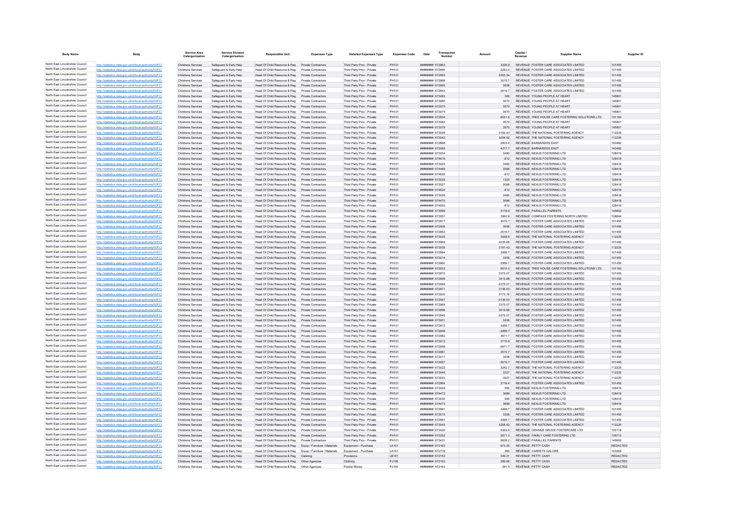| Body Name | Body | Service Area Catergorisation | Service Division Catergorisation | Responsible Unit | Expenses Type | Detailed Expenses Type | Expenses Code | Date | Transaction Number | Amount | Capital / Revenue | Supplier Name | Supplier ID |
|---|---|---|---|---|---|---|---|---|---|---|---|---|---|
| North East Lincolnshire Council | http://statistics.data.gov.uk/id/local-authority/00FC) | Childrens Services | Safeguard & Early Help | Head Of Child Resource & Reg | Private Contractors | Third Party Prov - Private | PH101 | ######## 672963 | | 3336.9 | REVENUE | FOSTER CARE ASSOCIATES LIMITED | 101455 |
| North East Lincolnshire Council | http://statistics.data.gov.uk/id/local-authority/00FC) | Childrens Services | Safeguard & Early Help | Head Of Child Resource & Reg | Private Contractors | Third Party Prov - Private | PH101 | ######## 672994 | | 2253.4 | REVENUE | FOSTER CARE ASSOCIATES LIMITED | 101455 |
| North East Lincolnshire Council | http://statistics.data.gov.uk/id/local-authority/00FC) | Childrens Services | Safeguard & Early Help | Head Of Child Resource & Reg | Private Contractors | Third Party Prov - Private | PH101 | ######## 672993 | | 2353.34 | REVENUE | FOSTER CARE ASSOCIATES LIMITED | 101455 |
| North East Lincolnshire Council | http://statistics.data.gov.uk/id/local-authority/00FC) | Childrens Services | Safeguard & Early Help | Head Of Child Resource & Reg | Private Contractors | Third Party Prov - Private | PH101 | ######## 672966 | | 3515.7 | REVENUE | FOSTER CARE ASSOCIATES LIMITED | 101455 |
| North East Lincolnshire Council | http://statistics.data.gov.uk/id/local-authority/00FC) | Childrens Services | Safeguard & Early Help | Head Of Child Resource & Reg | Private Contractors | Third Party Prov - Private | PH101 | ######## 672995 | | 3558 | REVENUE | FOSTER CARE ASSOCIATES LIMITED | 101455 |
| North East Lincolnshire Council | http://statistics.data.gov.uk/id/local-authority/00FC) | Childrens Services | Safeguard & Early Help | Head Of Child Resource & Reg | Private Contractors | Third Party Prov - Private | PH101 | ######## 672943 | | -3515.7 | REVENUE | FOSTER CARE ASSOCIATES LIMITED | 101455 |
| North East Lincolnshire Council | http://statistics.data.gov.uk/id/local-authority/00FC) | Childrens Services | Safeguard & Early Help | Head Of Child Resource & Reg | Private Contractors | Third Party Prov - Private | PH101 | ######## 673083 | | 366 | REVENUE | YOUNG PEOPLE AT HEART | 145801 |
| North East Lincolnshire Council | http://statistics.data.gov.uk/id/local-authority/00FC) | Childrens Services | Safeguard & Early Help | Head Of Child Resource & Reg | Private Contractors | Third Party Prov - Private | PH101 | ######## 673080 | | 3570 | REVENUE | YOUNG PEOPLE AT HEART | 145801 |
| North East Lincolnshire Council | http://statistics.data.gov.uk/id/local-authority/00FC) | Childrens Services | Safeguard & Early Help | Head Of Child Resource & Reg | Private Contractors | Third Party Prov - Private | PH101 | ######## 673075 | | 3570 | REVENUE | YOUNG PEOPLE AT HEART | 145801 |
| North East Lincolnshire Council | http://statistics.data.gov.uk/id/local-authority/00FC) | Childrens Services | Safeguard & Early Help | Head Of Child Resource & Reg | Private Contractors | Third Party Prov - Private | PH101 | ######## 673074 | | 3570 | REVENUE | YOUNG PEOPLE AT HEART | 145801 |
| North East Lincolnshire Council | http://statistics.data.gov.uk/id/local-authority/00FC) | Childrens Services | Safeguard & Early Help | Head Of Child Resource & Reg | Private Contractors | Third Party Prov - Private | PH101 | ######## 672934 | | 6531.6 | REVENUE | TREE HOUSE CARE FOSTERING SOLUTIONS LTD | 101150 |
| North East Lincolnshire Council | http://statistics.data.gov.uk/id/local-authority/00FC) | Childrens Services | Safeguard & Early Help | Head Of Child Resource & Reg | Private Contractors | Third Party Prov - Private | PH101 | ######## 673082 | | 3570 | REVENUE | YOUNG PEOPLE AT HEART | 145801 |
| North East Lincolnshire Council | http://statistics.data.gov.uk/id/local-authority/00FC) | Childrens Services | Safeguard & Early Help | Head Of Child Resource & Reg | Private Contractors | Third Party Prov - Private | PH101 | ######## 673079 | | 3570 | REVENUE | YOUNG PEOPLE AT HEART | 145801 |
| North East Lincolnshire Council | http://statistics.data.gov.uk/id/local-authority/00FC) | Childrens Services | Safeguard & Early Help | Head Of Child Resource & Reg | Private Contractors | Third Party Prov - Private | PH101 | ######## 673039 | | 3193.43 | REVENUE | THE NATIONAL FOSTERING AGENCY | 112225 |
| North East Lincolnshire Council | http://statistics.data.gov.uk/id/local-authority/00FC) | Childrens Services | Safeguard & Early Help | Head Of Child Resource & Reg | Private Contractors | Third Party Prov - Private | PH101 | ######## 673042 | | 3258.62 | REVENUE | THE NATIONAL FOSTERING AGENCY | 112225 |
| North East Lincolnshire Council | http://statistics.data.gov.uk/id/local-authority/00FC) | Childrens Services | Safeguard & Early Help | Head Of Child Resource & Reg | Private Contractors | Third Party Prov - Private | PH101 | ######## 672868 | | 2003.4 | REVENUE | BARNARDOS EAST | 143482 |
| North East Lincolnshire Council | http://statistics.data.gov.uk/id/local-authority/00FC) | Childrens Services | Safeguard & Early Help | Head Of Child Resource & Reg | Private Contractors | Third Party Prov - Private | PH101 | ######## 673065 | | 4277.7 | REVENUE | BARNARDOS EAST | 143482 |
| North East Lincolnshire Council | http://statistics.data.gov.uk/id/local-authority/00FC) | Childrens Services | Safeguard & Early Help | Head Of Child Resource & Reg | Private Contractors | Third Party Prov - Private | PH101 | ######## 673034 | | 3480 | REVENUE | NEXUS FOSTERING LTD | 128418 |
| North East Lincolnshire Council | http://statistics.data.gov.uk/id/local-authority/00FC) | Childrens Services | Safeguard & Early Help | Head Of Child Resource & Reg | Private Contractors | Third Party Prov - Private | PH101 | ######## 674619 | | -812 | REVENUE | NEXUS FOSTERING LTD | 128418 |
| North East Lincolnshire Council | http://statistics.data.gov.uk/id/local-authority/00FC) | Childrens Services | Safeguard & Early Help | Head Of Child Resource & Reg | Private Contractors | Third Party Prov - Private | PH101 | ######## 673025 | | 3480 | REVENUE | NEXUS FOSTERING LTD | 128418 |
| North East Lincolnshire Council | http://statistics.data.gov.uk/id/local-authority/00FC) | Childrens Services | Safeguard & Early Help | Head Of Child Resource & Reg | Private Contractors | Third Party Prov - Private | PH101 | ######## 674469 | | 3596 | REVENUE | NEXUS FOSTERING LTD | 128418 |
| North East Lincolnshire Council | http://statistics.data.gov.uk/id/local-authority/00FC) | Childrens Services | Safeguard & Early Help | Head Of Child Resource & Reg | Private Contractors | Third Party Prov - Private | PH101 | ######## 674625 | | -812 | REVENUE | NEXUS FOSTERING LTD | 128418 |
| North East Lincolnshire Council | http://statistics.data.gov.uk/id/local-authority/00FC) | Childrens Services | Safeguard & Early Help | Head Of Child Resource & Reg | Private Contractors | Third Party Prov - Private | PH101 | ######## 673029 | | 1320 | REVENUE | NEXUS FOSTERING LTD | 128418 |
| North East Lincolnshire Council | http://statistics.data.gov.uk/id/local-authority/00FC) | Childrens Services | Safeguard & Early Help | Head Of Child Resource & Reg | Private Contractors | Third Party Prov - Private | PH101 | ######## 673027 | | 2088 | REVENUE | NEXUS FOSTERING LTD | 128418 |
| North East Lincolnshire Council | http://statistics.data.gov.uk/id/local-authority/00FC) | Childrens Services | Safeguard & Early Help | Head Of Child Resource & Reg | Private Contractors | Third Party Prov - Private | PH101 | ######## 674624 | | -812 | REVENUE | NEXUS FOSTERING LTD | 128418 |
| North East Lincolnshire Council | http://statistics.data.gov.uk/id/local-authority/00FC) | Childrens Services | Safeguard & Early Help | Head Of Child Resource & Reg | Private Contractors | Third Party Prov - Private | PH101 | ######## 673026 | | 3480 | REVENUE | NEXUS FOSTERING LTD | 128418 |
| North East Lincolnshire Council | http://statistics.data.gov.uk/id/local-authority/00FC) | Childrens Services | Safeguard & Early Help | Head Of Child Resource & Reg | Private Contractors | Third Party Prov - Private | PH101 | ######## 674470 | | 3596 | REVENUE | NEXUS FOSTERING LTD | 128418 |
| North East Lincolnshire Council | http://statistics.data.gov.uk/id/local-authority/00FC) | Childrens Services | Safeguard & Early Help | Head Of Child Resource & Reg | Private Contractors | Third Party Prov - Private | PH101 | ######## 674620 | | -812 | REVENUE | NEXUS FOSTERING LTD | 128418 |
| North East Lincolnshire Council | http://statistics.data.gov.uk/id/local-authority/00FC) | Childrens Services | Safeguard & Early Help | Head Of Child Resource & Reg | Private Contractors | Third Party Prov - Private | PH101 | ######## 673069 | | 3178.8 | REVENUE | PARALLEL PARENTS | 145652 |
| North East Lincolnshire Council | http://statistics.data.gov.uk/id/local-authority/00FC) | Childrens Services | Safeguard & Early Help | Head Of Child Resource & Reg | Private Contractors | Third Party Prov - Private | PH101 | ######## 673057 | | 3562.8 | REVENUE | COMPASS FOSTERING NORTH LIMITED | 128844 |
| North East Lincolnshire Council | http://statistics.data.gov.uk/id/local-authority/00FC) | Childrens Services | Safeguard & Early Help | Head Of Child Resource & Reg | Private Contractors | Third Party Prov - Private | PH101 | ######## 672977 | | 3515.7 | REVENUE | FOSTER CARE ASSOCIATES LIMITED | 101455 |
| North East Lincolnshire Council | http://statistics.data.gov.uk/id/local-authority/00FC) | Childrens Services | Safeguard & Early Help | Head Of Child Resource & Reg | Private Contractors | Third Party Prov - Private | PH101 | ######## 673006 | | 3558 | REVENUE | FOSTER CARE ASSOCIATES LIMITED | 101455 |
| North East Lincolnshire Council | http://statistics.data.gov.uk/id/local-authority/00FC) | Childrens Services | Safeguard & Early Help | Head Of Child Resource & Reg | Private Contractors | Third Party Prov - Private | PH101 | ######## 672953 | | -3515.7 | REVENUE | FOSTER CARE ASSOCIATES LIMITED | 101455 |
| North East Lincolnshire Council | http://statistics.data.gov.uk/id/local-authority/00FC) | Childrens Services | Safeguard & Early Help | Head Of Child Resource & Reg | Private Contractors | Third Party Prov - Private | PH101 | ######## 673035 | | 3258.6 | REVENUE | THE NATIONAL FOSTERING AGENCY | 112225 |
| North East Lincolnshire Council | http://statistics.data.gov.uk/id/local-authority/00FC) | Childrens Services | Safeguard & Early Help | Head Of Child Resource & Reg | Private Contractors | Third Party Prov - Private | PH101 | ######## 672965 | | 4235.66 | REVENUE | FOSTER CARE ASSOCIATES LIMITED | 101455 |
| North East Lincolnshire Council | http://statistics.data.gov.uk/id/local-authority/00FC) | Childrens Services | Safeguard & Early Help | Head Of Child Resource & Reg | Private Contractors | Third Party Prov - Private | PH101 | ######## 673038 | | 3191.43 | REVENUE | THE NATIONAL FOSTERING AGENCY | 112225 |
| North East Lincolnshire Council | http://statistics.data.gov.uk/id/local-authority/00FC) | Childrens Services | Safeguard & Early Help | Head Of Child Resource & Reg | Private Contractors | Third Party Prov - Private | PH101 | ######## 672984 | | 3266.7 | REVENUE | FOSTER CARE ASSOCIATES LIMITED | 101455 |
| North East Lincolnshire Council | http://statistics.data.gov.uk/id/local-authority/00FC) | Childrens Services | Safeguard & Early Help | Head Of Child Resource & Reg | Private Contractors | Third Party Prov - Private | PH101 | ######## 673014 | | 3306 | REVENUE | FOSTER CARE ASSOCIATES LIMITED | 101455 |
| North East Lincolnshire Council | http://statistics.data.gov.uk/id/local-authority/00FC) | Childrens Services | Safeguard & Early Help | Head Of Child Resource & Reg | Private Contractors | Third Party Prov - Private | PH101 | ######## 672960 | | -3266.7 | REVENUE | FOSTER CARE ASSOCIATES LIMITED | 101455 |
| North East Lincolnshire Council | http://statistics.data.gov.uk/id/local-authority/00FC) | Childrens Services | Safeguard & Early Help | Head Of Child Resource & Reg | Private Contractors | Third Party Prov - Private | PH101 | ######## 672933 | | 6510.3 | REVENUE | TREE HOUSE CARE FOSTERING SOLUTIONS LTD | 101150 |
| North East Lincolnshire Council | http://statistics.data.gov.uk/id/local-authority/00FC) | Childrens Services | Safeguard & Early Help | Head Of Child Resource & Reg | Private Contractors | Third Party Prov - Private | PH101 | ######## 672970 | | 3375.07 | REVENUE | FOSTER CARE ASSOCIATES LIMITED | 101455 |
| North East Lincolnshire Council | http://statistics.data.gov.uk/id/local-authority/00FC) | Childrens Services | Safeguard & Early Help | Head Of Child Resource & Reg | Private Contractors | Third Party Prov - Private | PH101 | ######## 672999 | | 3415.68 | REVENUE | FOSTER CARE ASSOCIATES LIMITED | 101455 |
| North East Lincolnshire Council | http://statistics.data.gov.uk/id/local-authority/00FC) | Childrens Services | Safeguard & Early Help | Head Of Child Resource & Reg | Private Contractors | Third Party Prov - Private | PH101 | ######## 672946 | | -3375.07 | REVENUE | FOSTER CARE ASSOCIATES LIMITED | 101455 |
| North East Lincolnshire Council | http://statistics.data.gov.uk/id/local-authority/00FC) | Childrens Services | Safeguard & Early Help | Head Of Child Resource & Reg | Private Contractors | Third Party Prov - Private | PH101 | ######## 672971 | | 3136.03 | REVENUE | FOSTER CARE ASSOCIATES LIMITED | 101455 |
| North East Lincolnshire Council | http://statistics.data.gov.uk/id/local-authority/00FC) | Childrens Services | Safeguard & Early Help | Head Of Child Resource & Reg | Private Contractors | Third Party Prov - Private | PH101 | ######## 673000 | | 3173.76 | REVENUE | FOSTER CARE ASSOCIATES LIMITED | 101455 |
| North East Lincolnshire Council | http://statistics.data.gov.uk/id/local-authority/00FC) | Childrens Services | Safeguard & Early Help | Head Of Child Resource & Reg | Private Contractors | Third Party Prov - Private | PH101 | ######## 672947 | | -3136.03 | REVENUE | FOSTER CARE ASSOCIATES LIMITED | 101455 |
| North East Lincolnshire Council | http://statistics.data.gov.uk/id/local-authority/00FC) | Childrens Services | Safeguard & Early Help | Head Of Child Resource & Reg | Private Contractors | Third Party Prov - Private | PH101 | ######## 672969 | | 3375.07 | REVENUE | FOSTER CARE ASSOCIATES LIMITED | 101455 |
| North East Lincolnshire Council | http://statistics.data.gov.uk/id/local-authority/00FC) | Childrens Services | Safeguard & Early Help | Head Of Child Resource & Reg | Private Contractors | Third Party Prov - Private | PH101 | ######## 672998 | | 3415.68 | REVENUE | FOSTER CARE ASSOCIATES LIMITED | 101455 |
| North East Lincolnshire Council | http://statistics.data.gov.uk/id/local-authority/00FC) | Childrens Services | Safeguard & Early Help | Head Of Child Resource & Reg | Private Contractors | Third Party Prov - Private | PH101 | ######## 672945 | | -3375.07 | REVENUE | FOSTER CARE ASSOCIATES LIMITED | 101455 |
| North East Lincolnshire Council | http://statistics.data.gov.uk/id/local-authority/00FC) | Childrens Services | Safeguard & Early Help | Head Of Child Resource & Reg | Private Contractors | Third Party Prov - Private | PH101 | ######## 673001 | | 3306 | REVENUE | FOSTER CARE ASSOCIATES LIMITED | 101455 |
| North East Lincolnshire Council | http://statistics.data.gov.uk/id/local-authority/00FC) | Childrens Services | Safeguard & Early Help | Head Of Child Resource & Reg | Private Contractors | Third Party Prov - Private | PH101 | ######## 672972 | | 3266.7 | REVENUE | FOSTER CARE ASSOCIATES LIMITED | 101455 |
| North East Lincolnshire Council | http://statistics.data.gov.uk/id/local-authority/00FC) | Childrens Services | Safeguard & Early Help | Head Of Child Resource & Reg | Private Contractors | Third Party Prov - Private | PH101 | ######## 672948 | | -3266.7 | REVENUE | FOSTER CARE ASSOCIATES LIMITED | 101455 |
| North East Lincolnshire Council | http://statistics.data.gov.uk/id/local-authority/00FC) | Childrens Services | Safeguard & Early Help | Head Of Child Resource & Reg | Private Contractors | Third Party Prov - Private | PH101 | ######## 672982 | | 3671.7 | REVENUE | FOSTER CARE ASSOCIATES LIMITED | 101455 |
| North East Lincolnshire Council | http://statistics.data.gov.uk/id/local-authority/00FC) | Childrens Services | Safeguard & Early Help | Head Of Child Resource & Reg | Private Contractors | Third Party Prov - Private | PH101 | ######## 673012 | | 3715.8 | REVENUE | FOSTER CARE ASSOCIATES LIMITED | 101455 |
| North East Lincolnshire Council | http://statistics.data.gov.uk/id/local-authority/00FC) | Childrens Services | Safeguard & Early Help | Head Of Child Resource & Reg | Private Contractors | Third Party Prov - Private | PH101 | ######## 672958 | | -3671.7 | REVENUE | FOSTER CARE ASSOCIATES LIMITED | 101455 |
| North East Lincolnshire Council | http://statistics.data.gov.uk/id/local-authority/00FC) | Childrens Services | Safeguard & Early Help | Head Of Child Resource & Reg | Private Contractors | Third Party Prov - Private | PH101 | ######## 672981 | | 3515.7 | REVENUE | FOSTER CARE ASSOCIATES LIMITED | 101455 |
| North East Lincolnshire Council | http://statistics.data.gov.uk/id/local-authority/00FC) | Childrens Services | Safeguard & Early Help | Head Of Child Resource & Reg | Private Contractors | Third Party Prov - Private | PH101 | ######## 673011 | | 3558 | REVENUE | FOSTER CARE ASSOCIATES LIMITED | 101455 |
| North East Lincolnshire Council | http://statistics.data.gov.uk/id/local-authority/00FC) | Childrens Services | Safeguard & Early Help | Head Of Child Resource & Reg | Private Contractors | Third Party Prov - Private | PH101 | ######## 672957 | | -3515.7 | REVENUE | FOSTER CARE ASSOCIATES LIMITED | 101455 |
| North East Lincolnshire Council | http://statistics.data.gov.uk/id/local-authority/00FC) | Childrens Services | Safeguard & Early Help | Head Of Child Resource & Reg | Private Contractors | Third Party Prov - Private | PH101 | ######## 673022 | | 3242.7 | REVENUE | THE NATIONAL FOSTERING AGENCY | 112225 |
| North East Lincolnshire Council | http://statistics.data.gov.uk/id/local-authority/00FC) | Childrens Services | Safeguard & Early Help | Head Of Child Resource & Reg | Private Contractors | Third Party Prov - Private | PH101 | ######## 673040 | | 3327 | REVENUE | THE NATIONAL FOSTERING AGENCY | 112225 |
| North East Lincolnshire Council | http://statistics.data.gov.uk/id/local-authority/00FC) | Childrens Services | Safeguard & Early Help | Head Of Child Resource & Reg | Private Contractors | Third Party Prov - Private | PH101 | ######## 673023 | | -3327 | REVENUE | THE NATIONAL FOSTERING AGENCY | 112225 |
| North East Lincolnshire Council | http://statistics.data.gov.uk/id/local-authority/00FC) | Childrens Services | Safeguard & Early Help | Head Of Child Resource & Reg | Private Contractors | Third Party Prov - Private | PH101 | ######## 672964 | | 3118.4 | REVENUE | FOSTER CARE ASSOCIATES LIMITED | 101455 |
| North East Lincolnshire Council | http://statistics.data.gov.uk/id/local-authority/00FC) | Childrens Services | Safeguard & Early Help | Head Of Child Resource & Reg | Private Contractors | Third Party Prov - Private | PH101 | ######## 673028 | | 595 | REVENUE | NEXUS FOSTERING LTD | 128418 |
| North East Lincolnshire Council | http://statistics.data.gov.uk/id/local-authority/00FC) | Childrens Services | Safeguard & Early Help | Head Of Child Resource & Reg | Private Contractors | Third Party Prov - Private | PH101 | ######## 674472 | | 3689 | REVENUE | NEXUS FOSTERING LTD | 128418 |
| North East Lincolnshire Council | http://statistics.data.gov.uk/id/local-authority/00FC) | Childrens Services | Safeguard & Early Help | Head Of Child Resource & Reg | Private Contractors | Third Party Prov - Private | PH101 | ######## 673030 | | 595 | REVENUE | NEXUS FOSTERING LTD | 128418 |
| North East Lincolnshire Council | http://statistics.data.gov.uk/id/local-authority/00FC) | Childrens Services | Safeguard & Early Help | Head Of Child Resource & Reg | Private Contractors | Third Party Prov - Private | PH101 | ######## 674473 | | 3689 | REVENUE | NEXUS FOSTERING LTD | 128418 |
| North East Lincolnshire Council | http://statistics.data.gov.uk/id/local-authority/00FC) | Childrens Services | Safeguard & Early Help | Head Of Child Resource & Reg | Private Contractors | Third Party Prov - Private | PH101 | ######## 672991 | | 3266.7 | REVENUE | FOSTER CARE ASSOCIATES LIMITED | 101455 |
| North East Lincolnshire Council | http://statistics.data.gov.uk/id/local-authority/00FC) | Childrens Services | Safeguard & Early Help | Head Of Child Resource & Reg | Private Contractors | Third Party Prov - Private | PH101 | ######## 673015 | | 3306 | REVENUE | FOSTER CARE ASSOCIATES LIMITED | 101455 |
| North East Lincolnshire Council | http://statistics.data.gov.uk/id/local-authority/00FC) | Childrens Services | Safeguard & Early Help | Head Of Child Resource & Reg | Private Contractors | Third Party Prov - Private | PH101 | ######## 672961 | | -3266.7 | REVENUE | FOSTER CARE ASSOCIATES LIMITED | 101455 |
| North East Lincolnshire Council | http://statistics.data.gov.uk/id/local-authority/00FC) | Childrens Services | Safeguard & Early Help | Head Of Child Resource & Reg | Private Contractors | Third Party Prov - Private | PH101 | ######## 673043 | | 3258.62 | REVENUE | THE NATIONAL FOSTERING AGENCY | 112225 |
| North East Lincolnshire Council | http://statistics.data.gov.uk/id/local-authority/00FC) | Childrens Services | Safeguard & Early Help | Head Of Child Resource & Reg | Private Contractors | Third Party Prov - Private | PH101 | ######## 673420 | | 5320.5 | REVENUE | ORANGE GROVE FOSTERCARE LTD | 135118 |
| North East Lincolnshire Council | http://statistics.data.gov.uk/id/local-authority/00FC) | Childrens Services | Safeguard & Early Help | Head Of Child Resource & Reg | Private Contractors | Third Party Prov - Private | PH101 | ######## 673352 | | 5571.3 | REVENUE | FAMILY CARE FOSTERING LTD | 138712 |
| North East Lincolnshire Council | http://statistics.data.gov.uk/id/local-authority/00FC) | Childrens Services | Safeguard & Early Help | Head Of Child Resource & Reg | Private Contractors | Third Party Prov - Private | PH101 | ######## 673421 | | 5626.2 | REVENUE | PARALLEL PARENTS | 145652 |
| North East Lincolnshire Council | http://statistics.data.gov.uk/id/local-authority/00FC) | Childrens Services | Safeguard & Early Help | Head Of Child Resource & Reg | Equip / Furniture / Materials | Equipment - Purchase | LA101 | ######## 672163 | | 673.35 | REVENUE | PETTY CASH | REDACTED |
| North East Lincolnshire Council | http://statistics.data.gov.uk/id/local-authority/00FC) | Childrens Services | Safeguard & Early Help | Head Of Child Resource & Reg | Equip / Furniture / Materials | Equipment - Purchase | LA101 | ######## 672778 | | 260 | REVENUE | CARPETS GALORE | 103262 |
| North East Lincolnshire Council | http://statistics.data.gov.uk/id/local-authority/00FC) | Childrens Services | Safeguard & Early Help | Head Of Child Resource & Reg | Catering | Provisions | LB101 | ######## 672163 | | 349.31 | REVENUE | PETTY CASH | REDACTED |
| North East Lincolnshire Council | http://statistics.data.gov.uk/id/local-authority/00FC) | Childrens Services | Safeguard & Early Help | Head Of Child Resource & Reg | Other Agencies | Clothing | PJ106 | ######## 672163 | | 289.66 | REVENUE | PETTY CASH | REDACTED |
| North East Lincolnshire Council | http://statistics.data.gov.uk/id/local-authority/00FC) | Childrens Services | Safeguard & Early Help | Head Of Child Resource & Reg | Other Agencies | Pocket Money | PJ105 | ######## 672163 | | 291.5 | REVENUE | PETTY CASH | REDACTED |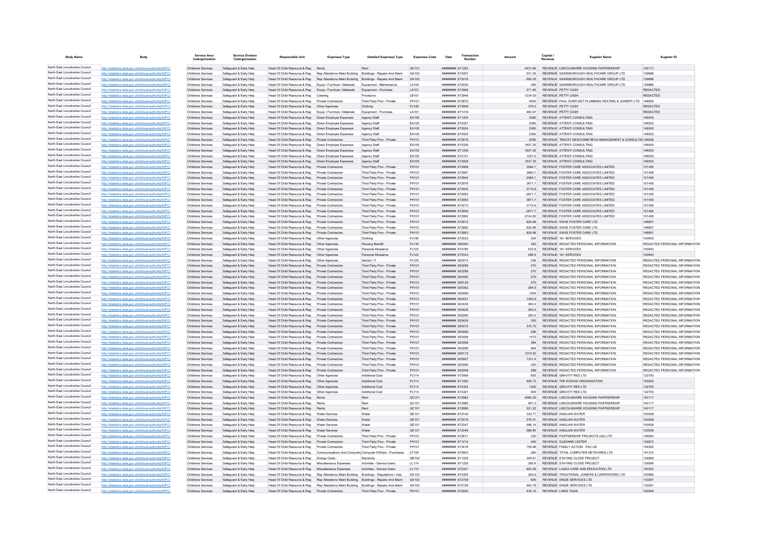| Body Name | Body | Service Area Catergorisation | Service Division Catergorisation | Responsible Unit | Expenses Type | Detailed Expenses Type | Expenses Code | Date | Transaction Number | Amount | Capital / Revenue | Supplier Name | Supplier ID |
|---|---|---|---|---|---|---|---|---|---|---|---|---|---|
| North East Lincolnshire Council | http://statistics.data.gov.uk/id/local-authority/00FC) | Childrens Services | Safeguard & Early Help | Head Of Child Resource & Reg | Rents | Rent | GC101 | ######## 671224 | | 4431.84 | REVENUE | LINCOLNSHIRE HOUSING PARTNERSHIP | 140117 |
| North East Lincolnshire Council | http://statistics.data.gov.uk/id/local-authority/00FC) | Childrens Services | Safeguard & Early Help | Head Of Child Resource & Reg | Rep Alterations Maint Building | Buildings - Repairs And Maint | GA102 | ######## 672057 | | 531.25 | REVENUE | GAINSBOROUGH HEALTHCARE GROUP LTD | 139886 |
| North East Lincolnshire Council | http://statistics.data.gov.uk/id/local-authority/00FC) | Childrens Services | Safeguard & Early Help | Head Of Child Resource & Reg | Rep Alterations Maint Building | Buildings - Repairs And Maint | GA102 | ######## 673016 | | -506.25 | REVENUE | GAINSBOROUGH HEALTHCARE GROUP LTD | 139886 |
| North East Lincolnshire Council | http://statistics.data.gov.uk/id/local-authority/00FC) | Childrens Services | Safeguard & Early Help | Head Of Child Resource & Reg | Equip / Furniture / Materials | Equipment - Maintenance | LA104 | ######## 672035 | | 395 | REVENUE | GAINSBOROUGH HEALTHCARE GROUP LTD | 139886 |
| North East Lincolnshire Council | http://statistics.data.gov.uk/id/local-authority/00FC) | Childrens Services | Safeguard & Early Help | Head Of Child Resource & Reg | Equip / Furniture / Materials | Equipment - Purchase | LA101 | ######## 673946 | | 371.95 | REVENUE | PETTY CASH | REDACTED |
| North East Lincolnshire Council | http://statistics.data.gov.uk/id/local-authority/00FC) | Childrens Services | Safeguard & Early Help | Head Of Child Resource & Reg | Catering | Provisions | LB101 | ######## 673946 | | 1234.53 | REVENUE | PETTY CASH | REDACTED |
| North East Lincolnshire Council | http://statistics.data.gov.uk/id/local-authority/00FC) | Childrens Services | Safeguard & Early Help | Head Of Child Resource & Reg | Private Contractors | Third Party Prov - Private | PH101 | ######## 672870 | | 4550 | REVENUE | PAUL SURFLEET PLUMBING HEATING & JOINERY LTD | 148955 |
| North East Lincolnshire Council | http://statistics.data.gov.uk/id/local-authority/00FC) | Childrens Services | Safeguard & Early Help | Head Of Child Resource & Reg | Other Agencies | Clothing | PJ106 | ######## 673946 | | 379.2 | REVENUE | PETTY CASH | REDACTED |
| North East Lincolnshire Council | http://statistics.data.gov.uk/id/local-authority/00FC) | Childrens Services | Safeguard & Early Help | Head Of Child Resource & Reg | Equip / Furniture / Materials | Equipment - Purchase | LA101 | ######## 671419 | | 483.97 | REVENUE | PETTY CASH | REDACTED |
| North East Lincolnshire Council | http://statistics.data.gov.uk/id/local-authority/00FC) | Childrens Services | Safeguard & Early Help | Head Of Child Resource & Reg | Direct Employee Expenses | Agency Staff | EA105 | ######## 671200 | | 2360 | REVENUE | ATTENTI CONSULTING | 146503 |
| North East Lincolnshire Council | http://statistics.data.gov.uk/id/local-authority/00FC) | Childrens Services | Safeguard & Early Help | Head Of Child Resource & Reg | Direct Employee Expenses | Agency Staff | EA105 | ######## 670337 | | 2360 | REVENUE | ATTENTI CONSULTING | 146503 |
| North East Lincolnshire Council | http://statistics.data.gov.uk/id/local-authority/00FC) | Childrens Services | Safeguard & Early Help | Head Of Child Resource & Reg | Direct Employee Expenses | Agency Staff | EA105 | ######## 673524 | | 2360 | REVENUE | ATTENTI CONSULTING | 146503 |
| North East Lincolnshire Council | http://statistics.data.gov.uk/id/local-authority/00FC) | Childrens Services | Safeguard & Early Help | Head Of Child Resource & Reg | Direct Employee Expenses | Agency Staff | EA105 | ######## 674502 | | 2360 | REVENUE | ATTENTI CONSULTING | 146503 |
| North East Lincolnshire Council | http://statistics.data.gov.uk/id/local-authority/00FC) | Childrens Services | Safeguard & Early Help | Head Of Child Resource & Reg | Private Contractors | Third Party Prov - Private | PH101 | ######## 672818 | | 2050 | REVENUE | TRACEY NEWCOMB REVA MANAGEMENT & CONSULTAN | 148929 |
| North East Lincolnshire Council | http://statistics.data.gov.uk/id/local-authority/00FC) | Childrens Services | Safeguard & Early Help | Head Of Child Resource & Reg | Direct Employee Expenses | Agency Staff | EA105 | ######## 670336 | | 1637.25 | REVENUE | ATTENTI CONSULTING | 146503 |
| North East Lincolnshire Council | http://statistics.data.gov.uk/id/local-authority/00FC) | Childrens Services | Safeguard & Early Help | Head Of Child Resource & Reg | Direct Employee Expenses | Agency Staff | EA105 | ######## 671206 | | 1637.25 | REVENUE | ATTENTI CONSULTING | 146503 |
| North East Lincolnshire Council | http://statistics.data.gov.uk/id/local-authority/00FC) | Childrens Services | Safeguard & Early Help | Head Of Child Resource & Reg | Direct Employee Expenses | Agency Staff | EA105 | ######## 672101 | | 1327.5 | REVENUE | ATTENTI CONSULTING | 146503 |
| North East Lincolnshire Council | http://statistics.data.gov.uk/id/local-authority/00FC) | Childrens Services | Safeguard & Early Help | Head Of Child Resource & Reg | Direct Employee Expenses | Agency Staff | EA105 | ######## 673828 | | 1637.25 | REVENUE | ATTENTI CONSULTING | 146503 |
| North East Lincolnshire Council | http://statistics.data.gov.uk/id/local-authority/00FC) | Childrens Services | Safeguard & Early Help | Head Of Child Resource & Reg | Private Contractors | Third Party Prov - Private | PH101 | ######## 672968 | | 3584.1 | REVENUE | FOSTER CARE ASSOCIATES LIMITED | 101455 |
| North East Lincolnshire Council | http://statistics.data.gov.uk/id/local-authority/00FC) | Childrens Services | Safeguard & Early Help | Head Of Child Resource & Reg | Private Contractors | Third Party Prov - Private | PH101 | ######## 672997 | | 3680.7 | REVENUE | FOSTER CARE ASSOCIATES LIMITED | 101455 |
| North East Lincolnshire Council | http://statistics.data.gov.uk/id/local-authority/00FC) | Childrens Services | Safeguard & Early Help | Head Of Child Resource & Reg | Private Contractors | Third Party Prov - Private | PH101 | ######## 672944 | | -3584.1 | REVENUE | FOSTER CARE ASSOCIATES LIMITED | 101455 |
| North East Lincolnshire Council | http://statistics.data.gov.uk/id/local-authority/00FC) | Childrens Services | Safeguard & Early Help | Head Of Child Resource & Reg | Private Contractors | Third Party Prov - Private | PH101 | ######## 672976 | | 3671.7 | REVENUE | FOSTER CARE ASSOCIATES LIMITED | 101455 |
| North East Lincolnshire Council | http://statistics.data.gov.uk/id/local-authority/00FC) | Childrens Services | Safeguard & Early Help | Head Of Child Resource & Reg | Private Contractors | Third Party Prov - Private | PH101 | ######## 673005 | | 3715.8 | REVENUE | FOSTER CARE ASSOCIATES LIMITED | 101455 |
| North East Lincolnshire Council | http://statistics.data.gov.uk/id/local-authority/00FC) | Childrens Services | Safeguard & Early Help | Head Of Child Resource & Reg | Private Contractors | Third Party Prov - Private | PH101 | ######## 672952 | | -3671.7 | REVENUE | FOSTER CARE ASSOCIATES LIMITED | 101455 |
| North East Lincolnshire Council | http://statistics.data.gov.uk/id/local-authority/00FC) | Childrens Services | Safeguard & Early Help | Head Of Child Resource & Reg | Private Contractors | Third Party Prov - Private | PH101 | ######## 672983 | | 3671.7 | REVENUE | FOSTER CARE ASSOCIATES LIMITED | 101455 |
| North East Lincolnshire Council | http://statistics.data.gov.uk/id/local-authority/00FC) | Childrens Services | Safeguard & Early Help | Head Of Child Resource & Reg | Private Contractors | Third Party Prov - Private | PH101 | ######## 673013 | | 3715.8 | REVENUE | FOSTER CARE ASSOCIATES LIMITED | 101455 |
| North East Lincolnshire Council | http://statistics.data.gov.uk/id/local-authority/00FC) | Childrens Services | Safeguard & Early Help | Head Of Child Resource & Reg | Private Contractors | Third Party Prov - Private | PH101 | ######## 672959 | | -3671.7 | REVENUE | FOSTER CARE ASSOCIATES LIMITED | 101455 |
| North East Lincolnshire Council | http://statistics.data.gov.uk/id/local-authority/00FC) | Childrens Services | Safeguard & Early Help | Head Of Child Resource & Reg | Private Contractors | Third Party Prov - Private | PH101 | ######## 672992 | | 2724.92 | REVENUE | FOSTER CARE ASSOCIATES LIMITED | 101455 |
| North East Lincolnshire Council | http://statistics.data.gov.uk/id/local-authority/00FC) | Childrens Services | Safeguard & Early Help | Head Of Child Resource & Reg | Private Contractors | Third Party Prov - Private | PH101 | ######## 672912 | | 829.99 | REVENUE | SWIIS FOSTER CARE LTD | 146857 |
| North East Lincolnshire Council | http://statistics.data.gov.uk/id/local-authority/00FC) | Childrens Services | Safeguard & Early Help | Head Of Child Resource & Reg | Private Contractors | Third Party Prov - Private | PH101 | ######## 672862 | | 829.99 | REVENUE | SWIIS FOSTER CARE LTD | 146857 |
| North East Lincolnshire Council | http://statistics.data.gov.uk/id/local-authority/00FC) | Childrens Services | Safeguard & Early Help | Head Of Child Resource & Reg | Private Contractors | Third Party Prov - Private | PH101 | ######## 672863 | | 829.99 | REVENUE | SWIIS FOSTER CARE LTD | 146857 |
| North East Lincolnshire Council | http://statistics.data.gov.uk/id/local-authority/00FC) | Childrens Services | Safeguard & Early Help | Head Of Child Resource & Reg | Other Agencies | Clothing | PJ106 | ######## 672533 | | 300 | REVENUE | 16+ SERVICES | 100943 |
| North East Lincolnshire Council | http://statistics.data.gov.uk/id/local-authority/00FC) | Childrens Services | Safeguard & Early Help | Head Of Child Resource & Reg | Other Agencies | Housing Benefit | PJ134 | ######## 926393 | | 340 | REVENUE | REDACTED PERSONAL INFORMATION | REDACTED PERSONAL INFORMATION |
| North East Lincolnshire Council | http://statistics.data.gov.uk/id/local-authority/00FC) | Childrens Services | Safeguard & Early Help | Head Of Child Resource & Reg | Other Agencies | Personal Allowance | PJ122 | ######## 670785 | | 532.8 | REVENUE | 16+ SERVICES | 100943 |
| North East Lincolnshire Council | http://statistics.data.gov.uk/id/local-authority/00FC) | Childrens Services | Safeguard & Early Help | Head Of Child Resource & Reg | Other Agencies | Personal Allowance | PJ122 | ######## 672533 | | 286.4 | REVENUE | 16+ SERVICES | 100943 |
| North East Lincolnshire Council | http://statistics.data.gov.uk/id/local-authority/00FC) | Childrens Services | Safeguard & Early Help | Head Of Child Resource & Reg | Other Agencies | Section 17 | PJ125 | ######## 920014 | | 258 | REVENUE | REDACTED PERSONAL INFORMATION | REDACTED PERSONAL INFORMATION |
| North East Lincolnshire Council | http://statistics.data.gov.uk/id/local-authority/00FC) | Childrens Services | Safeguard & Early Help | Head Of Child Resource & Reg | Private Contractors | Third Party Prov - Private | PH101 | ######## 920296 | | 270 | REVENUE | REDACTED PERSONAL INFORMATION | REDACTED PERSONAL INFORMATION |
| North East Lincolnshire Council | http://statistics.data.gov.uk/id/local-authority/00FC) | Childrens Services | Safeguard & Early Help | Head Of Child Resource & Reg | Private Contractors | Third Party Prov - Private | PH101 | ######## 922289 | | 270 | REVENUE | REDACTED PERSONAL INFORMATION | REDACTED PERSONAL INFORMATION |
| North East Lincolnshire Council | http://statistics.data.gov.uk/id/local-authority/00FC) | Childrens Services | Safeguard & Early Help | Head Of Child Resource & Reg | Private Contractors | Third Party Prov - Private | PH101 | ######## 924492 | | 270 | REVENUE | REDACTED PERSONAL INFORMATION | REDACTED PERSONAL INFORMATION |
| North East Lincolnshire Council | http://statistics.data.gov.uk/id/local-authority/00FC) | Childrens Services | Safeguard & Early Help | Head Of Child Resource & Reg | Private Contractors | Third Party Prov - Private | PH101 | ######## 926128 | | 270 | REVENUE | REDACTED PERSONAL INFORMATION | REDACTED PERSONAL INFORMATION |
| North East Lincolnshire Council | http://statistics.data.gov.uk/id/local-authority/00FC) | Childrens Services | Safeguard & Early Help | Head Of Child Resource & Reg | Private Contractors | Third Party Prov - Private | PH101 | ######## 920063 | | 294.5 | REVENUE | REDACTED PERSONAL INFORMATION | REDACTED PERSONAL INFORMATION |
| North East Lincolnshire Council | http://statistics.data.gov.uk/id/local-authority/00FC) | Childrens Services | Safeguard & Early Help | Head Of Child Resource & Reg | Private Contractors | Third Party Prov - Private | PH101 | ######## 920099 | | 1504 | REVENUE | REDACTED PERSONAL INFORMATION | REDACTED PERSONAL INFORMATION |
| North East Lincolnshire Council | http://statistics.data.gov.uk/id/local-authority/00FC) | Childrens Services | Safeguard & Early Help | Head Of Child Resource & Reg | Private Contractors | Third Party Prov - Private | PH101 | ######## 920437 | | 1450.8 | REVENUE | REDACTED PERSONAL INFORMATION | REDACTED PERSONAL INFORMATION |
| North East Lincolnshire Council | http://statistics.data.gov.uk/id/local-authority/00FC) | Childrens Services | Safeguard & Early Help | Head Of Child Resource & Reg | Private Contractors | Third Party Prov - Private | PH101 | ######## 922438 | | 260.4 | REVENUE | REDACTED PERSONAL INFORMATION | REDACTED PERSONAL INFORMATION |
| North East Lincolnshire Council | http://statistics.data.gov.uk/id/local-authority/00FC) | Childrens Services | Safeguard & Early Help | Head Of Child Resource & Reg | Private Contractors | Third Party Prov - Private | PH101 | ######## 924629 | | 260.4 | REVENUE | REDACTED PERSONAL INFORMATION | REDACTED PERSONAL INFORMATION |
| North East Lincolnshire Council | http://statistics.data.gov.uk/id/local-authority/00FC) | Childrens Services | Safeguard & Early Help | Head Of Child Resource & Reg | Private Contractors | Third Party Prov - Private | PH101 | ######## 926269 | | 260.4 | REVENUE | REDACTED PERSONAL INFORMATION | REDACTED PERSONAL INFORMATION |
| North East Lincolnshire Council | http://statistics.data.gov.uk/id/local-authority/00FC) | Childrens Services | Safeguard & Early Help | Head Of Child Resource & Reg | Private Contractors | Third Party Prov - Private | PH101 | ######## 922426 | | 300 | REVENUE | REDACTED PERSONAL INFORMATION | REDACTED PERSONAL INFORMATION |
| North East Lincolnshire Council | http://statistics.data.gov.uk/id/local-authority/00FC) | Childrens Services | Safeguard & Early Help | Head Of Child Resource & Reg | Private Contractors | Third Party Prov - Private | PH101 | ######## 924272 | | 370.75 | REVENUE | REDACTED PERSONAL INFORMATION | REDACTED PERSONAL INFORMATION |
| North East Lincolnshire Council | http://statistics.data.gov.uk/id/local-authority/00FC) | Childrens Services | Safeguard & Early Help | Head Of Child Resource & Reg | Private Contractors | Third Party Prov - Private | PH101 | ######## 920099 | | 256 | REVENUE | REDACTED PERSONAL INFORMATION | REDACTED PERSONAL INFORMATION |
| North East Lincolnshire Council | http://statistics.data.gov.uk/id/local-authority/00FC) | Childrens Services | Safeguard & Early Help | Head Of Child Resource & Reg | Private Contractors | Third Party Prov - Private | PH101 | ######## 920099 | | 1472 | REVENUE | REDACTED PERSONAL INFORMATION | REDACTED PERSONAL INFORMATION |
| North East Lincolnshire Council | http://statistics.data.gov.uk/id/local-authority/00FC) | Childrens Services | Safeguard & Early Help | Head Of Child Resource & Reg | Private Contractors | Third Party Prov - Private | PH101 | ######## 920099 | | 384 | REVENUE | REDACTED PERSONAL INFORMATION | REDACTED PERSONAL INFORMATION |
| North East Lincolnshire Council | http://statistics.data.gov.uk/id/local-authority/00FC) | Childrens Services | Safeguard & Early Help | Head Of Child Resource & Reg | Private Contractors | Third Party Prov - Private | PH101 | ######## 920099 | | 864 | REVENUE | REDACTED PERSONAL INFORMATION | REDACTED PERSONAL INFORMATION |
| North East Lincolnshire Council | http://statistics.data.gov.uk/id/local-authority/00FC) | Childrens Services | Safeguard & Early Help | Head Of Child Resource & Reg | Private Contractors | Third Party Prov - Private | PH101 | ######## 926172 | | 1074.52 | REVENUE | REDACTED PERSONAL INFORMATION | REDACTED PERSONAL INFORMATION |
| North East Lincolnshire Council | http://statistics.data.gov.uk/id/local-authority/00FC) | Childrens Services | Safeguard & Early Help | Head Of Child Resource & Reg | Private Contractors | Third Party Prov - Private | PH101 | ######## 925907 | | 1331.4 | REVENUE | REDACTED PERSONAL INFORMATION | REDACTED PERSONAL INFORMATION |
| North East Lincolnshire Council | http://statistics.data.gov.uk/id/local-authority/00FC) | Childrens Services | Safeguard & Early Help | Head Of Child Resource & Reg | Private Contractors | Third Party Prov - Private | PH101 | ######## 920099 | | 320 | REVENUE | REDACTED PERSONAL INFORMATION | REDACTED PERSONAL INFORMATION |
| North East Lincolnshire Council | http://statistics.data.gov.uk/id/local-authority/00FC) | Childrens Services | Safeguard & Early Help | Head Of Child Resource & Reg | Private Contractors | Third Party Prov - Private | PH101 | ######## 920099 | | 288 | REVENUE | REDACTED PERSONAL INFORMATION | REDACTED PERSONAL INFORMATION |
| North East Lincolnshire Council | http://statistics.data.gov.uk/id/local-authority/00FC) | Childrens Services | Safeguard & Early Help | Head Of Child Resource & Reg | Other Agencies | Additional Cost | PJ114 | ######## 670569 | | 800 | REVENUE | GRAVITY RED LTD | 122793 |
| North East Lincolnshire Council | http://statistics.data.gov.uk/id/local-authority/00FC) | Childrens Services | Safeguard & Early Help | Head Of Child Resource & Reg | Other Agencies | Additional Cost | PJ114 | ######## 671282 | | 406.72 | REVENUE | THE ROWAN ORGANISATION | 105925 |
| North East Lincolnshire Council | http://statistics.data.gov.uk/id/local-authority/00FC) | Childrens Services | Safeguard & Early Help | Head Of Child Resource & Reg | Other Agencies | Additional Cost | PJ114 | ######## 674324 | | 1300 | REVENUE | GRAVITY RED LTD | 122793 |
| North East Lincolnshire Council | http://statistics.data.gov.uk/id/local-authority/00FC) | Childrens Services | Safeguard & Early Help | Head Of Child Resource & Reg | Other Agencies | Additional Cost | PJ114 | ######## 674321 | | 800 | REVENUE | GRAVITY RED LTD | 122793 |
| North East Lincolnshire Council | http://statistics.data.gov.uk/id/local-authority/00FC) | Childrens Services | Safeguard & Early Help | Head Of Child Resource & Reg | Rents | Rent | GC101 | ######## 672882 | | 4580.25 | REVENUE | LINCOLNSHIRE HOUSING PARTNERSHIP | 140117 |
| North East Lincolnshire Council | http://statistics.data.gov.uk/id/local-authority/00FC) | Childrens Services | Safeguard & Early Help | Head Of Child Resource & Reg | Rents | Rent | GC101 | ######## 672885 | | 901.2 | REVENUE | LINCOLNSHIRE HOUSING PARTNERSHIP | 140117 |
| North East Lincolnshire Council | http://statistics.data.gov.uk/id/local-authority/00FC) | Childrens Services | Safeguard & Early Help | Head Of Child Resource & Reg | Rents | Rent | GC101 | ######## 672886 | | 521.22 | REVENUE | LINCOLNSHIRE HOUSING PARTNERSHIP | 140117 |
| North East Lincolnshire Council | http://statistics.data.gov.uk/id/local-authority/00FC) | Childrens Services | Safeguard & Early Help | Head Of Child Resource & Reg | Water Services | Water | GE101 | ######## 672140 | | 333.77 | REVENUE | ANGLIAN WATER | 100508 |
| North East Lincolnshire Council | http://statistics.data.gov.uk/id/local-authority/00FC) | Childrens Services | Safeguard & Early Help | Head Of Child Resource & Reg | Water Services | Water | GE101 | ######## 672078 | | 276.01 | REVENUE | ANGLIAN WATER | 100508 |
| North East Lincolnshire Council | http://statistics.data.gov.uk/id/local-authority/00FC) | Childrens Services | Safeguard & Early Help | Head Of Child Resource & Reg | Water Services | Water | GE101 | ######## 672047 | | 596.14 | REVENUE | ANGLIAN WATER | 100508 |
| North East Lincolnshire Council | http://statistics.data.gov.uk/id/local-authority/00FC) | Childrens Services | Safeguard & Early Help | Head Of Child Resource & Reg | Water Services | Water | GE101 | ######## 672048 | | 589.84 | REVENUE | ANGLIAN WATER | 100508 |
| North East Lincolnshire Council | http://statistics.data.gov.uk/id/local-authority/00FC) | Childrens Services | Safeguard & Early Help | Head Of Child Resource & Reg | Private Contractors | Third Party Prov - Private | PH101 | ######## 672811 | | 330 | REVENUE | PARTNERSHIP PROJECTS (UK) LTD | 146563 |
| North East Lincolnshire Council | http://statistics.data.gov.uk/id/local-authority/00FC) | Childrens Services | Safeguard & Early Help | Head Of Child Resource & Reg | Private Contractors | Third Party Prov - Private | PH101 | ######## 671214 | | 400 | REVENUE | SUZANNE LESTER | 134872 |
| North East Lincolnshire Council | http://statistics.data.gov.uk/id/local-authority/00FC) | Childrens Services | Safeguard & Early Help | Head Of Child Resource & Reg | Private Contractors | Third Party Prov - Private | PH101 | ######## 673418 | | 759.99 | REVENUE | FAMILY ACTION - PAC-UK | 144362 |
| North East Lincolnshire Council | http://statistics.data.gov.uk/id/local-authority/00FC) | Childrens Services | Safeguard & Early Help | Head Of Child Resource & Reg | Communications And Computing | Computer H/Ware - Purchases | LF105 | ######## 672603 | | 260 | REVENUE | TOTAL COMPUTER NETWORKS LTD | 141310 |
| North East Lincolnshire Council | http://statistics.data.gov.uk/id/local-authority/00FC) | Childrens Services | Safeguard & Early Help | Head Of Child Resource & Reg | Energy Costs | Electricity | GB102 | ######## 671225 | | 348.91 | REVENUE | STAYING CLOSE PROJECT | 139584 |
| North East Lincolnshire Council | http://statistics.data.gov.uk/id/local-authority/00FC) | Childrens Services | Safeguard & Early Help | Head Of Child Resource & Reg | Miscellaneous Expenses | Activities - Service Users | LL114 | ######## 671225 | | 285.9 | REVENUE | STAYING CLOSE PROJECT | 139584 |
| North East Lincolnshire Council | http://statistics.data.gov.uk/id/local-authority/00FC) | Childrens Services | Safeguard & Early Help | Head Of Child Resource & Reg | Miscellaneous Expenses | Activities - Service Users | LL114 | ######## 672337 | | 602.29 | REVENUE | LASKA CARE AND EDUCATION LTD | 140222 |
| North East Lincolnshire Council | http://statistics.data.gov.uk/id/local-authority/00FC) | Childrens Services | Safeguard & Early Help | Head Of Child Resource & Reg | Rep Alterations Maint Building | Buildings - Regulations / Insp | GA103 | ######## 670354 | | 383.9 | REVENUE | TRADITIONAL JOINERS & CARPENTERS LTD | 100986 |
| North East Lincolnshire Council | http://statistics.data.gov.uk/id/local-authority/00FC) | Childrens Services | Safeguard & Early Help | Head Of Child Resource & Reg | Rep Alterations Maint Building | Buildings - Repairs And Maint | GA102 | ######## 672708 | | 605 | REVENUE | ENGIE SERVICES LTD | 133267 |
| North East Lincolnshire Council | http://statistics.data.gov.uk/id/local-authority/00FC) | Childrens Services | Safeguard & Early Help | Head Of Child Resource & Reg | Rep Alterations Maint Building | Buildings - Repairs And Maint | GA102 | ######## 672728 | | 462.79 | REVENUE | ENGIE SERVICES LTD | 133267 |
| North East Lincolnshire Council | http://statistics.data.gov.uk/id/local-authority/00FC) | Childrens Services | Safeguard & Early Help | Head Of Child Resource & Reg | Private Contractors | Third Party Prov - Private | PH101 | ######## 672925 | | 435.74 | REVENUE | LINKS TAXIS | 100546 |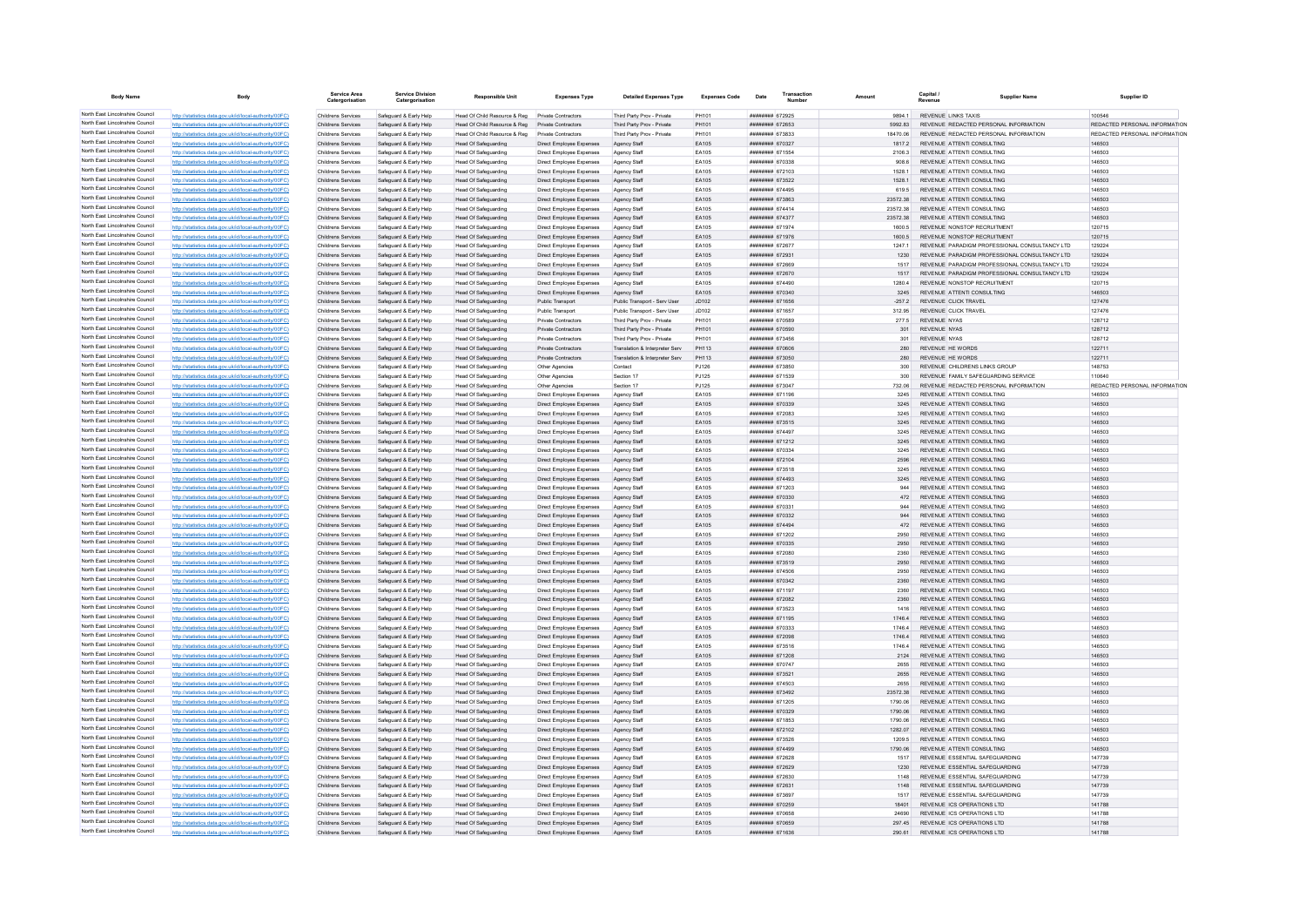| Body Name | Body | Service Area Catergorisation | Service Division Catergorisation | Responsible Unit | Expenses Type | Detailed Expenses Type | Expenses Code | Date | Transaction Number | Amount | Capital / Revenue | Supplier Name | Supplier ID |
|---|---|---|---|---|---|---|---|---|---|---|---|---|---|
| North East Lincolnshire Council | http://statistics.data.gov.uk/id/local-authority/00FC) | Childrens Services | Safeguard & Early Help | Head Of Child Resource & Reg | Private Contractors | Third Party Prov - Private | PH101 | ######## | 672925 | 9894.1 | REVENUE | LINKS TAXIS | 100546 |
| North East Lincolnshire Council | http://statistics.data.gov.uk/id/local-authority/00FC) | Childrens Services | Safeguard & Early Help | Head Of Child Resource & Reg | Private Contractors | Third Party Prov - Private | PH101 | ######## | 672653 | 5992.83 | REVENUE | REDACTED PERSONAL INFORMATION | REDACTED PERSONAL INFORMATION |
| North East Lincolnshire Council | http://statistics.data.gov.uk/id/local-authority/00FC) | Childrens Services | Safeguard & Early Help | Head Of Child Resource & Reg | Private Contractors | Third Party Prov - Private | PH101 | ######## | 673833 | 18470.06 | REVENUE | REDACTED PERSONAL INFORMATION | REDACTED PERSONAL INFORMATION |
| North East Lincolnshire Council | http://statistics.data.gov.uk/id/local-authority/00FC) | Childrens Services | Safeguard & Early Help | Head Of Safeguarding | Direct Employee Expenses | Agency Staff | EA105 | ######## | 670327 | 1817.2 | REVENUE | ATTENTI CONSULTING | 146503 |
| North East Lincolnshire Council | http://statistics.data.gov.uk/id/local-authority/00FC) | Childrens Services | Safeguard & Early Help | Head Of Safeguarding | Direct Employee Expenses | Agency Staff | EA105 | ######## | 671554 | 2106.3 | REVENUE | ATTENTI CONSULTING | 146503 |
| North East Lincolnshire Council | http://statistics.data.gov.uk/id/local-authority/00FC) | Childrens Services | Safeguard & Early Help | Head Of Safeguarding | Direct Employee Expenses | Agency Staff | EA105 | ######## | 670338 | 908.6 | REVENUE | ATTENTI CONSULTING | 146503 |
| North East Lincolnshire Council | http://statistics.data.gov.uk/id/local-authority/00FC) | Childrens Services | Safeguard & Early Help | Head Of Safeguarding | Direct Employee Expenses | Agency Staff | EA105 | ######## | 672103 | 1528.1 | REVENUE | ATTENTI CONSULTING | 146503 |
| North East Lincolnshire Council | http://statistics.data.gov.uk/id/local-authority/00FC) | Childrens Services | Safeguard & Early Help | Head Of Safeguarding | Direct Employee Expenses | Agency Staff | EA105 | ######## | 673522 | 1528.1 | REVENUE | ATTENTI CONSULTING | 146503 |
| North East Lincolnshire Council | http://statistics.data.gov.uk/id/local-authority/00FC) | Childrens Services | Safeguard & Early Help | Head Of Safeguarding | Direct Employee Expenses | Agency Staff | EA105 | ######## | 674495 | 619.5 | REVENUE | ATTENTI CONSULTING | 146503 |
| North East Lincolnshire Council | http://statistics.data.gov.uk/id/local-authority/00FC) | Childrens Services | Safeguard & Early Help | Head Of Safeguarding | Direct Employee Expenses | Agency Staff | EA105 | ######## | 673863 | 23572.38 | REVENUE | ATTENTI CONSULTING | 146503 |
| North East Lincolnshire Council | http://statistics.data.gov.uk/id/local-authority/00FC) | Childrens Services | Safeguard & Early Help | Head Of Safeguarding | Direct Employee Expenses | Agency Staff | EA105 | ######## | 674414 | 23572.38 | REVENUE | ATTENTI CONSULTING | 146503 |
| North East Lincolnshire Council | http://statistics.data.gov.uk/id/local-authority/00FC) | Childrens Services | Safeguard & Early Help | Head Of Safeguarding | Direct Employee Expenses | Agency Staff | EA105 | ######## | 674377 | 23572.38 | REVENUE | ATTENTI CONSULTING | 146503 |
| North East Lincolnshire Council | http://statistics.data.gov.uk/id/local-authority/00FC) | Childrens Services | Safeguard & Early Help | Head Of Safeguarding | Direct Employee Expenses | Agency Staff | EA105 | ######## | 671974 | 1600.5 | REVENUE | NONSTOP RECRUITMENT | 120715 |
| North East Lincolnshire Council | http://statistics.data.gov.uk/id/local-authority/00FC) | Childrens Services | Safeguard & Early Help | Head Of Safeguarding | Direct Employee Expenses | Agency Staff | EA105 | ######## | 671976 | 1600.5 | REVENUE | NONSTOP RECRUITMENT | 120715 |
| North East Lincolnshire Council | http://statistics.data.gov.uk/id/local-authority/00FC) | Childrens Services | Safeguard & Early Help | Head Of Safeguarding | Direct Employee Expenses | Agency Staff | EA105 | ######## | 672677 | 1247.1 | REVENUE | PARADIGM PROFESSIONAL CONSULTANCY LTD | 129224 |
| North East Lincolnshire Council | http://statistics.data.gov.uk/id/local-authority/00FC) | Childrens Services | Safeguard & Early Help | Head Of Safeguarding | Direct Employee Expenses | Agency Staff | EA105 | ######## | 672931 | 1230 | REVENUE | PARADIGM PROFESSIONAL CONSULTANCY LTD | 129224 |
| North East Lincolnshire Council | http://statistics.data.gov.uk/id/local-authority/00FC) | Childrens Services | Safeguard & Early Help | Head Of Safeguarding | Direct Employee Expenses | Agency Staff | EA105 | ######## | 672669 | 1517 | REVENUE | PARADIGM PROFESSIONAL CONSULTANCY LTD | 129224 |
| North East Lincolnshire Council | http://statistics.data.gov.uk/id/local-authority/00FC) | Childrens Services | Safeguard & Early Help | Head Of Safeguarding | Direct Employee Expenses | Agency Staff | EA105 | ######## | 672670 | 1517 | REVENUE | PARADIGM PROFESSIONAL CONSULTANCY LTD | 129224 |
| North East Lincolnshire Council | http://statistics.data.gov.uk/id/local-authority/00FC) | Childrens Services | Safeguard & Early Help | Head Of Safeguarding | Direct Employee Expenses | Agency Staff | EA105 | ######## | 674490 | 1280.4 | REVENUE | NONSTOP RECRUITMENT | 120715 |
| North East Lincolnshire Council | http://statistics.data.gov.uk/id/local-authority/00FC) | Childrens Services | Safeguard & Early Help | Head Of Safeguarding | Direct Employee Expenses | Agency Staff | EA105 | ######## | 670340 | 3245 | REVENUE | ATTENTI CONSULTING | 146503 |
| North East Lincolnshire Council | http://statistics.data.gov.uk/id/local-authority/00FC) | Childrens Services | Safeguard & Early Help | Head Of Safeguarding | Public Transport | Public Transport - Serv User | JD102 | ######## | 671656 | -257.2 | REVENUE | CLICK TRAVEL | 127476 |
| North East Lincolnshire Council | http://statistics.data.gov.uk/id/local-authority/00FC) | Childrens Services | Safeguard & Early Help | Head Of Safeguarding | Public Transport | Public Transport - Serv User | JD102 | ######## | 671657 | 312.95 | REVENUE | CLICK TRAVEL | 127476 |
| North East Lincolnshire Council | http://statistics.data.gov.uk/id/local-authority/00FC) | Childrens Services | Safeguard & Early Help | Head Of Safeguarding | Private Contractors | Third Party Prov - Private | PH101 | ######## | 670589 | 277.5 | REVENUE | NYAS | 128712 |
| North East Lincolnshire Council | http://statistics.data.gov.uk/id/local-authority/00FC) | Childrens Services | Safeguard & Early Help | Head Of Safeguarding | Private Contractors | Third Party Prov - Private | PH101 | ######## | 670590 | 301 | REVENUE | NYAS | 128712 |
| North East Lincolnshire Council | http://statistics.data.gov.uk/id/local-authority/00FC) | Childrens Services | Safeguard & Early Help | Head Of Safeguarding | Private Contractors | Third Party Prov - Private | PH101 | ######## | 673456 | 301 | REVENUE | NYAS | 128712 |
| North East Lincolnshire Council | http://statistics.data.gov.uk/id/local-authority/00FC) | Childrens Services | Safeguard & Early Help | Head Of Safeguarding | Private Contractors | Translation & Interpreter Serv | PH113 | ######## | 670606 | 280 | REVENUE | HE WORDS | 122711 |
| North East Lincolnshire Council | http://statistics.data.gov.uk/id/local-authority/00FC) | Childrens Services | Safeguard & Early Help | Head Of Safeguarding | Private Contractors | Translation & Interpreter Serv | PH113 | ######## | 673050 | 280 | REVENUE | HE WORDS | 122711 |
| North East Lincolnshire Council | http://statistics.data.gov.uk/id/local-authority/00FC) | Childrens Services | Safeguard & Early Help | Head Of Safeguarding | Other Agencies | Contact | PJ126 | ######## | 673850 | 300 | REVENUE | CHILDRENS LINKS GROUP | 148753 |
| North East Lincolnshire Council | http://statistics.data.gov.uk/id/local-authority/00FC) | Childrens Services | Safeguard & Early Help | Head Of Safeguarding | Other Agencies | Section 17 | PJ125 | ######## | 671539 | 300 | REVENUE | FAMILY SAFEGUARDING SERVICE | 110640 |
| North East Lincolnshire Council | http://statistics.data.gov.uk/id/local-authority/00FC) | Childrens Services | Safeguard & Early Help | Head Of Safeguarding | Other Agencies | Section 17 | PJ125 | ######## | 673047 | 732.06 | REVENUE | REDACTED PERSONAL INFORMATION | REDACTED PERSONAL INFORMATION |
| North East Lincolnshire Council | http://statistics.data.gov.uk/id/local-authority/00FC) | Childrens Services | Safeguard & Early Help | Head Of Safeguarding | Direct Employee Expenses | Agency Staff | EA105 | ######## | 671196 | 3245 | REVENUE | ATTENTI CONSULTING | 146503 |
| North East Lincolnshire Council | http://statistics.data.gov.uk/id/local-authority/00FC) | Childrens Services | Safeguard & Early Help | Head Of Safeguarding | Direct Employee Expenses | Agency Staff | EA105 | ######## | 670339 | 3245 | REVENUE | ATTENTI CONSULTING | 146503 |
| North East Lincolnshire Council | http://statistics.data.gov.uk/id/local-authority/00FC) | Childrens Services | Safeguard & Early Help | Head Of Safeguarding | Direct Employee Expenses | Agency Staff | EA105 | ######## | 672083 | 3245 | REVENUE | ATTENTI CONSULTING | 146503 |
| North East Lincolnshire Council | http://statistics.data.gov.uk/id/local-authority/00FC) | Childrens Services | Safeguard & Early Help | Head Of Safeguarding | Direct Employee Expenses | Agency Staff | EA105 | ######## | 673515 | 3245 | REVENUE | ATTENTI CONSULTING | 146503 |
| North East Lincolnshire Council | http://statistics.data.gov.uk/id/local-authority/00FC) | Childrens Services | Safeguard & Early Help | Head Of Safeguarding | Direct Employee Expenses | Agency Staff | EA105 | ######## | 674497 | 3245 | REVENUE | ATTENTI CONSULTING | 146503 |
| North East Lincolnshire Council | http://statistics.data.gov.uk/id/local-authority/00FC) | Childrens Services | Safeguard & Early Help | Head Of Safeguarding | Direct Employee Expenses | Agency Staff | EA105 | ######## | 671212 | 3245 | REVENUE | ATTENTI CONSULTING | 146503 |
| North East Lincolnshire Council | http://statistics.data.gov.uk/id/local-authority/00FC) | Childrens Services | Safeguard & Early Help | Head Of Safeguarding | Direct Employee Expenses | Agency Staff | EA105 | ######## | 670334 | 3245 | REVENUE | ATTENTI CONSULTING | 146503 |
| North East Lincolnshire Council | http://statistics.data.gov.uk/id/local-authority/00FC) | Childrens Services | Safeguard & Early Help | Head Of Safeguarding | Direct Employee Expenses | Agency Staff | EA105 | ######## | 672104 | 2596 | REVENUE | ATTENTI CONSULTING | 146503 |
| North East Lincolnshire Council | http://statistics.data.gov.uk/id/local-authority/00FC) | Childrens Services | Safeguard & Early Help | Head Of Safeguarding | Direct Employee Expenses | Agency Staff | EA105 | ######## | 673518 | 3245 | REVENUE | ATTENTI CONSULTING | 146503 |
| North East Lincolnshire Council | http://statistics.data.gov.uk/id/local-authority/00FC) | Childrens Services | Safeguard & Early Help | Head Of Safeguarding | Direct Employee Expenses | Agency Staff | EA105 | ######## | 674493 | 3245 | REVENUE | ATTENTI CONSULTING | 146503 |
| North East Lincolnshire Council | http://statistics.data.gov.uk/id/local-authority/00FC) | Childrens Services | Safeguard & Early Help | Head Of Safeguarding | Direct Employee Expenses | Agency Staff | EA105 | ######## | 671203 | 944 | REVENUE | ATTENTI CONSULTING | 146503 |
| North East Lincolnshire Council | http://statistics.data.gov.uk/id/local-authority/00FC) | Childrens Services | Safeguard & Early Help | Head Of Safeguarding | Direct Employee Expenses | Agency Staff | EA105 | ######## | 670330 | 472 | REVENUE | ATTENTI CONSULTING | 146503 |
| North East Lincolnshire Council | http://statistics.data.gov.uk/id/local-authority/00FC) | Childrens Services | Safeguard & Early Help | Head Of Safeguarding | Direct Employee Expenses | Agency Staff | EA105 | ######## | 670331 | 944 | REVENUE | ATTENTI CONSULTING | 146503 |
| North East Lincolnshire Council | http://statistics.data.gov.uk/id/local-authority/00FC) | Childrens Services | Safeguard & Early Help | Head Of Safeguarding | Direct Employee Expenses | Agency Staff | EA105 | ######## | 670332 | 944 | REVENUE | ATTENTI CONSULTING | 146503 |
| North East Lincolnshire Council | http://statistics.data.gov.uk/id/local-authority/00FC) | Childrens Services | Safeguard & Early Help | Head Of Safeguarding | Direct Employee Expenses | Agency Staff | EA105 | ######## | 674494 | 472 | REVENUE | ATTENTI CONSULTING | 146503 |
| North East Lincolnshire Council | http://statistics.data.gov.uk/id/local-authority/00FC) | Childrens Services | Safeguard & Early Help | Head Of Safeguarding | Direct Employee Expenses | Agency Staff | EA105 | ######## | 671202 | 2950 | REVENUE | ATTENTI CONSULTING | 146503 |
| North East Lincolnshire Council | http://statistics.data.gov.uk/id/local-authority/00FC) | Childrens Services | Safeguard & Early Help | Head Of Safeguarding | Direct Employee Expenses | Agency Staff | EA105 | ######## | 670335 | 2950 | REVENUE | ATTENTI CONSULTING | 146503 |
| North East Lincolnshire Council | http://statistics.data.gov.uk/id/local-authority/00FC) | Childrens Services | Safeguard & Early Help | Head Of Safeguarding | Direct Employee Expenses | Agency Staff | EA105 | ######## | 672080 | 2360 | REVENUE | ATTENTI CONSULTING | 146503 |
| North East Lincolnshire Council | http://statistics.data.gov.uk/id/local-authority/00FC) | Childrens Services | Safeguard & Early Help | Head Of Safeguarding | Direct Employee Expenses | Agency Staff | EA105 | ######## | 673519 | 2950 | REVENUE | ATTENTI CONSULTING | 146503 |
| North East Lincolnshire Council | http://statistics.data.gov.uk/id/local-authority/00FC) | Childrens Services | Safeguard & Early Help | Head Of Safeguarding | Direct Employee Expenses | Agency Staff | EA105 | ######## | 674506 | 2950 | REVENUE | ATTENTI CONSULTING | 146503 |
| North East Lincolnshire Council | http://statistics.data.gov.uk/id/local-authority/00FC) | Childrens Services | Safeguard & Early Help | Head Of Safeguarding | Direct Employee Expenses | Agency Staff | EA105 | ######## | 670342 | 2360 | REVENUE | ATTENTI CONSULTING | 146503 |
| North East Lincolnshire Council | http://statistics.data.gov.uk/id/local-authority/00FC) | Childrens Services | Safeguard & Early Help | Head Of Safeguarding | Direct Employee Expenses | Agency Staff | EA105 | ######## | 671197 | 2360 | REVENUE | ATTENTI CONSULTING | 146503 |
| North East Lincolnshire Council | http://statistics.data.gov.uk/id/local-authority/00FC) | Childrens Services | Safeguard & Early Help | Head Of Safeguarding | Direct Employee Expenses | Agency Staff | EA105 | ######## | 672082 | 2360 | REVENUE | ATTENTI CONSULTING | 146503 |
| North East Lincolnshire Council | http://statistics.data.gov.uk/id/local-authority/00FC) | Childrens Services | Safeguard & Early Help | Head Of Safeguarding | Direct Employee Expenses | Agency Staff | EA105 | ######## | 673523 | 1416 | REVENUE | ATTENTI CONSULTING | 146503 |
| North East Lincolnshire Council | http://statistics.data.gov.uk/id/local-authority/00FC) | Childrens Services | Safeguard & Early Help | Head Of Safeguarding | Direct Employee Expenses | Agency Staff | EA105 | ######## | 671195 | 1746.4 | REVENUE | ATTENTI CONSULTING | 146503 |
| North East Lincolnshire Council | http://statistics.data.gov.uk/id/local-authority/00FC) | Childrens Services | Safeguard & Early Help | Head Of Safeguarding | Direct Employee Expenses | Agency Staff | EA105 | ######## | 670333 | 1746.4 | REVENUE | ATTENTI CONSULTING | 146503 |
| North East Lincolnshire Council | http://statistics.data.gov.uk/id/local-authority/00FC) | Childrens Services | Safeguard & Early Help | Head Of Safeguarding | Direct Employee Expenses | Agency Staff | EA105 | ######## | 672098 | 1746.4 | REVENUE | ATTENTI CONSULTING | 146503 |
| North East Lincolnshire Council | http://statistics.data.gov.uk/id/local-authority/00FC) | Childrens Services | Safeguard & Early Help | Head Of Safeguarding | Direct Employee Expenses | Agency Staff | EA105 | ######## | 673516 | 1746.4 | REVENUE | ATTENTI CONSULTING | 146503 |
| North East Lincolnshire Council | http://statistics.data.gov.uk/id/local-authority/00FC) | Childrens Services | Safeguard & Early Help | Head Of Safeguarding | Direct Employee Expenses | Agency Staff | EA105 | ######## | 671208 | 2124 | REVENUE | ATTENTI CONSULTING | 146503 |
| North East Lincolnshire Council | http://statistics.data.gov.uk/id/local-authority/00FC) | Childrens Services | Safeguard & Early Help | Head Of Safeguarding | Direct Employee Expenses | Agency Staff | EA105 | ######## | 670747 | 2655 | REVENUE | ATTENTI CONSULTING | 146503 |
| North East Lincolnshire Council | http://statistics.data.gov.uk/id/local-authority/00FC) | Childrens Services | Safeguard & Early Help | Head Of Safeguarding | Direct Employee Expenses | Agency Staff | EA105 | ######## | 673521 | 2655 | REVENUE | ATTENTI CONSULTING | 146503 |
| North East Lincolnshire Council | http://statistics.data.gov.uk/id/local-authority/00FC) | Childrens Services | Safeguard & Early Help | Head Of Safeguarding | Direct Employee Expenses | Agency Staff | EA105 | ######## | 674503 | 2655 | REVENUE | ATTENTI CONSULTING | 146503 |
| North East Lincolnshire Council | http://statistics.data.gov.uk/id/local-authority/00FC) | Childrens Services | Safeguard & Early Help | Head Of Safeguarding | Direct Employee Expenses | Agency Staff | EA105 | ######## | 673492 | 23572.38 | REVENUE | ATTENTI CONSULTING | 146503 |
| North East Lincolnshire Council | http://statistics.data.gov.uk/id/local-authority/00FC) | Childrens Services | Safeguard & Early Help | Head Of Safeguarding | Direct Employee Expenses | Agency Staff | EA105 | ######## | 671205 | 1790.06 | REVENUE | ATTENTI CONSULTING | 146503 |
| North East Lincolnshire Council | http://statistics.data.gov.uk/id/local-authority/00FC) | Childrens Services | Safeguard & Early Help | Head Of Safeguarding | Direct Employee Expenses | Agency Staff | EA105 | ######## | 670329 | 1790.06 | REVENUE | ATTENTI CONSULTING | 146503 |
| North East Lincolnshire Council | http://statistics.data.gov.uk/id/local-authority/00FC) | Childrens Services | Safeguard & Early Help | Head Of Safeguarding | Direct Employee Expenses | Agency Staff | EA105 | ######## | 671853 | 1790.06 | REVENUE | ATTENTI CONSULTING | 146503 |
| North East Lincolnshire Council | http://statistics.data.gov.uk/id/local-authority/00FC) | Childrens Services | Safeguard & Early Help | Head Of Safeguarding | Direct Employee Expenses | Agency Staff | EA105 | ######## | 672102 | 1282.07 | REVENUE | ATTENTI CONSULTING | 146503 |
| North East Lincolnshire Council | http://statistics.data.gov.uk/id/local-authority/00FC) | Childrens Services | Safeguard & Early Help | Head Of Safeguarding | Direct Employee Expenses | Agency Staff | EA105 | ######## | 673526 | 1209.5 | REVENUE | ATTENTI CONSULTING | 146503 |
| North East Lincolnshire Council | http://statistics.data.gov.uk/id/local-authority/00FC) | Childrens Services | Safeguard & Early Help | Head Of Safeguarding | Direct Employee Expenses | Agency Staff | EA105 | ######## | 674499 | 1790.06 | REVENUE | ATTENTI CONSULTING | 146503 |
| North East Lincolnshire Council | http://statistics.data.gov.uk/id/local-authority/00FC) | Childrens Services | Safeguard & Early Help | Head Of Safeguarding | Direct Employee Expenses | Agency Staff | EA105 | ######## | 672628 | 1517 | REVENUE | ESSENTIAL SAFEGUARDING | 147739 |
| North East Lincolnshire Council | http://statistics.data.gov.uk/id/local-authority/00FC) | Childrens Services | Safeguard & Early Help | Head Of Safeguarding | Direct Employee Expenses | Agency Staff | EA105 | ######## | 672629 | 1230 | REVENUE | ESSENTIAL SAFEGUARDING | 147739 |
| North East Lincolnshire Council | http://statistics.data.gov.uk/id/local-authority/00FC) | Childrens Services | Safeguard & Early Help | Head Of Safeguarding | Direct Employee Expenses | Agency Staff | EA105 | ######## | 672630 | 1148 | REVENUE | ESSENTIAL SAFEGUARDING | 147739 |
| North East Lincolnshire Council | http://statistics.data.gov.uk/id/local-authority/00FC) | Childrens Services | Safeguard & Early Help | Head Of Safeguarding | Direct Employee Expenses | Agency Staff | EA105 | ######## | 672631 | 1148 | REVENUE | ESSENTIAL SAFEGUARDING | 147739 |
| North East Lincolnshire Council | http://statistics.data.gov.uk/id/local-authority/00FC) | Childrens Services | Safeguard & Early Help | Head Of Safeguarding | Direct Employee Expenses | Agency Staff | EA105 | ######## | 673697 | 1517 | REVENUE | ESSENTIAL SAFEGUARDING | 147739 |
| North East Lincolnshire Council | http://statistics.data.gov.uk/id/local-authority/00FC) | Childrens Services | Safeguard & Early Help | Head Of Safeguarding | Direct Employee Expenses | Agency Staff | EA105 | ######## | 670259 | 18401 | REVENUE | ICS OPERATIONS LTD | 141788 |
| North East Lincolnshire Council | http://statistics.data.gov.uk/id/local-authority/00FC) | Childrens Services | Safeguard & Early Help | Head Of Safeguarding | Direct Employee Expenses | Agency Staff | EA105 | ######## | 670658 | 24690 | REVENUE | ICS OPERATIONS LTD | 141788 |
| North East Lincolnshire Council | http://statistics.data.gov.uk/id/local-authority/00FC) | Childrens Services | Safeguard & Early Help | Head Of Safeguarding | Direct Employee Expenses | Agency Staff | EA105 | ######## | 670659 | 297.45 | REVENUE | ICS OPERATIONS LTD | 141788 |
| North East Lincolnshire Council | http://statistics.data.gov.uk/id/local-authority/00FC) | Childrens Services | Safeguard & Early Help | Head Of Safeguarding | Direct Employee Expenses | Agency Staff | EA105 | ######## | 671636 | 290.61 | REVENUE | ICS OPERATIONS LTD | 141788 |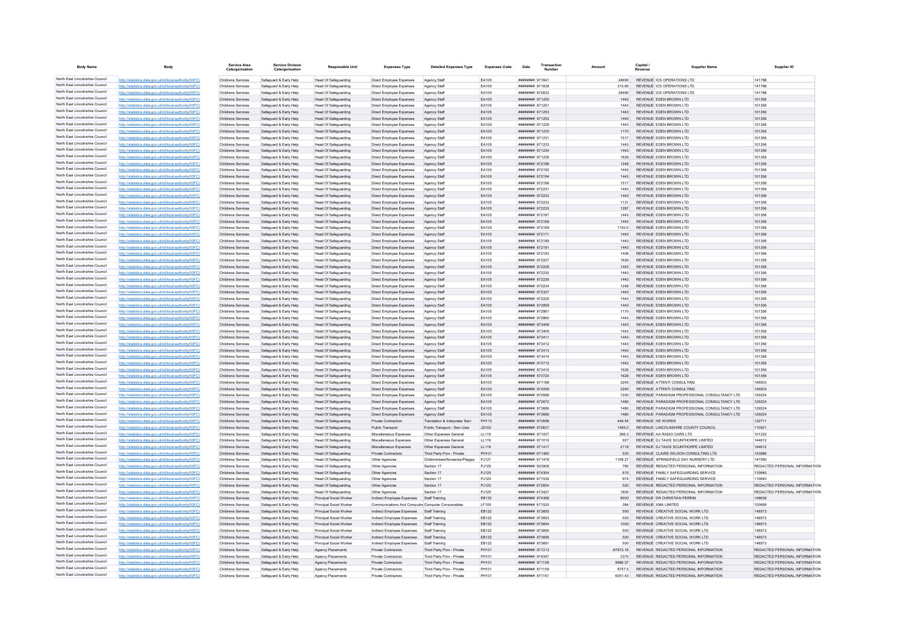| Body Name | Body | Service Area Catergorisation | Service Division Catergorisation | Responsible Unit | Expenses Type | Detailed Expenses Type | Expenses Code | Date | Transaction Number | Amount | Capital / Revenue | Supplier Name | Supplier ID |
|---|---|---|---|---|---|---|---|---|---|---|---|---|---|
| North East Lincolnshire Council | http://statistics.data.gov.uk/id/local-authority/00FC) | Childrens Services | Safeguard & Early Help | Head Of Safeguarding | Direct Employee Expenses | Agency Staff | EA105 | ######## | 671641 | 24690 | REVENUE | ICS OPERATIONS LTD | 141788 |
| North East Lincolnshire Council | http://statistics.data.gov.uk/id/local-authority/00FC) | Childrens Services | Safeguard & Early Help | Head Of Safeguarding | Direct Employee Expenses | Agency Staff | EA105 | ######## | 671638 | 313.65 | REVENUE | ICS OPERATIONS LTD | 141788 |
| North East Lincolnshire Council | http://statistics.data.gov.uk/id/local-authority/00FC) | Childrens Services | Safeguard & Early Help | Head Of Safeguarding | Direct Employee Expenses | Agency Staff | EA105 | ######## | 672632 | 24690 | REVENUE | ICS OPERATIONS LTD | 141788 |
| North East Lincolnshire Council | http://statistics.data.gov.uk/id/local-authority/00FC) | Childrens Services | Safeguard & Early Help | Head Of Safeguarding | Direct Employee Expenses | Agency Staff | EA105 | ######## | 671255 | 1443 | REVENUE | EDEN BROWN LTD | 101356 |
| North East Lincolnshire Council | http://statistics.data.gov.uk/id/local-authority/00FC) | Childrens Services | Safeguard & Early Help | Head Of Safeguarding | Direct Employee Expenses | Agency Staff | EA105 | ######## | 671251 | 1443 | REVENUE | EDEN BROWN LTD | 101356 |
| North East Lincolnshire Council | http://statistics.data.gov.uk/id/local-authority/00FC) | Childrens Services | Safeguard & Early Help | Head Of Safeguarding | Direct Employee Expenses | Agency Staff | EA105 | ######## | 671253 | 1443 | REVENUE | EDEN BROWN LTD | 101356 |
| North East Lincolnshire Council | http://statistics.data.gov.uk/id/local-authority/00FC) | Childrens Services | Safeguard & Early Help | Head Of Safeguarding | Direct Employee Expenses | Agency Staff | EA105 | ######## | 671252 | 1443 | REVENUE | EDEN BROWN LTD | 101356 |
| North East Lincolnshire Council | http://statistics.data.gov.uk/id/local-authority/00FC) | Childrens Services | Safeguard & Early Help | Head Of Safeguarding | Direct Employee Expenses | Agency Staff | EA105 | ######## | 671229 | 1443 | REVENUE | EDEN BROWN LTD | 101356 |
| North East Lincolnshire Council | http://statistics.data.gov.uk/id/local-authority/00FC) | Childrens Services | Safeguard & Early Help | Head Of Safeguarding | Direct Employee Expenses | Agency Staff | EA105 | ######## | 671230 | 1170 | REVENUE | EDEN BROWN LTD | 101356 |
| North East Lincolnshire Council | http://statistics.data.gov.uk/id/local-authority/00FC) | Childrens Services | Safeguard & Early Help | Head Of Safeguarding | Direct Employee Expenses | Agency Staff | EA105 | ######## | 671231 | 1517 | REVENUE | EDEN BROWN LTD | 101356 |
| North East Lincolnshire Council | http://statistics.data.gov.uk/id/local-authority/00FC) | Childrens Services | Safeguard & Early Help | Head Of Safeguarding | Direct Employee Expenses | Agency Staff | EA105 | ######## | 671233 | 1443 | REVENUE | EDEN BROWN LTD | 101356 |
| North East Lincolnshire Council | http://statistics.data.gov.uk/id/local-authority/00FC) | Childrens Services | Safeguard & Early Help | Head Of Safeguarding | Direct Employee Expenses | Agency Staff | EA105 | ######## | 671234 | 1443 | REVENUE | EDEN BROWN LTD | 101356 |
| North East Lincolnshire Council | http://statistics.data.gov.uk/id/local-authority/00FC) | Childrens Services | Safeguard & Early Help | Head Of Safeguarding | Direct Employee Expenses | Agency Staff | EA105 | ######## | 671236 | 1628 | REVENUE | EDEN BROWN LTD | 101356 |
| North East Lincolnshire Council | http://statistics.data.gov.uk/id/local-authority/00FC) | Childrens Services | Safeguard & Early Help | Head Of Safeguarding | Direct Employee Expenses | Agency Staff | EA105 | ######## | 672186 | 1248 | REVENUE | EDEN BROWN LTD | 101356 |
| North East Lincolnshire Council | http://statistics.data.gov.uk/id/local-authority/00FC) | Childrens Services | Safeguard & Early Help | Head Of Safeguarding | Direct Employee Expenses | Agency Staff | EA105 | ######## | 672192 | 1443 | REVENUE | EDEN BROWN LTD | 101356 |
| North East Lincolnshire Council | http://statistics.data.gov.uk/id/local-authority/00FC) | Childrens Services | Safeguard & Early Help | Head Of Safeguarding | Direct Employee Expenses | Agency Staff | EA105 | ######## | 672194 | 1443 | REVENUE | EDEN BROWN LTD | 101356 |
| North East Lincolnshire Council | http://statistics.data.gov.uk/id/local-authority/00FC) | Childrens Services | Safeguard & Early Help | Head Of Safeguarding | Direct Employee Expenses | Agency Staff | EA105 | ######## | 672196 | 1517 | REVENUE | EDEN BROWN LTD | 101356 |
| North East Lincolnshire Council | http://statistics.data.gov.uk/id/local-authority/00FC) | Childrens Services | Safeguard & Early Help | Head Of Safeguarding | Direct Employee Expenses | Agency Staff | EA105 | ######## | 672231 | 1443 | REVENUE | EDEN BROWN LTD | 101356 |
| North East Lincolnshire Council | http://statistics.data.gov.uk/id/local-authority/00FC) | Childrens Services | Safeguard & Early Help | Head Of Safeguarding | Direct Employee Expenses | Agency Staff | EA105 | ######## | 672232 | 1443 | REVENUE | EDEN BROWN LTD | 101356 |
| North East Lincolnshire Council | http://statistics.data.gov.uk/id/local-authority/00FC) | Childrens Services | Safeguard & Early Help | Head Of Safeguarding | Direct Employee Expenses | Agency Staff | EA105 | ######## | 672233 | 1131 | REVENUE | EDEN BROWN LTD | 101356 |
| North East Lincolnshire Council | http://statistics.data.gov.uk/id/local-authority/00FC) | Childrens Services | Safeguard & Early Help | Head Of Safeguarding | Direct Employee Expenses | Agency Staff | EA105 | ######## | 672235 | 1287 | REVENUE | EDEN BROWN LTD | 101356 |
| North East Lincolnshire Council | http://statistics.data.gov.uk/id/local-authority/00FC) | Childrens Services | Safeguard & Early Help | Head Of Safeguarding | Direct Employee Expenses | Agency Staff | EA105 | ######## | 672167 | 1443 | REVENUE | EDEN BROWN LTD | 101356 |
| North East Lincolnshire Council | http://statistics.data.gov.uk/id/local-authority/00FC) | Childrens Services | Safeguard & Early Help | Head Of Safeguarding | Direct Employee Expenses | Agency Staff | EA105 | ######## | 672168 | 1443 | REVENUE | EDEN BROWN LTD | 101356 |
| North East Lincolnshire Council | http://statistics.data.gov.uk/id/local-authority/00FC) | Childrens Services | Safeguard & Early Help | Head Of Safeguarding | Direct Employee Expenses | Agency Staff | EA105 | ######## | 672169 | 1150.5 | REVENUE | EDEN BROWN LTD | 101356 |
| North East Lincolnshire Council | http://statistics.data.gov.uk/id/local-authority/00FC) | Childrens Services | Safeguard & Early Help | Head Of Safeguarding | Direct Employee Expenses | Agency Staff | EA105 | ######## | 672171 | 1443 | REVENUE | EDEN BROWN LTD | 101356 |
| North East Lincolnshire Council | http://statistics.data.gov.uk/id/local-authority/00FC) | Childrens Services | Safeguard & Early Help | Head Of Safeguarding | Direct Employee Expenses | Agency Staff | EA105 | ######## | 672189 | 1443 | REVENUE | EDEN BROWN LTD | 101356 |
| North East Lincolnshire Council | http://statistics.data.gov.uk/id/local-authority/00FC) | Childrens Services | Safeguard & Early Help | Head Of Safeguarding | Direct Employee Expenses | Agency Staff | EA105 | ######## | 672191 | 1443 | REVENUE | EDEN BROWN LTD | 101356 |
| North East Lincolnshire Council | http://statistics.data.gov.uk/id/local-authority/00FC) | Childrens Services | Safeguard & Early Help | Head Of Safeguarding | Direct Employee Expenses | Agency Staff | EA105 | ######## | 672193 | 1408 | REVENUE | EDEN BROWN LTD | 101356 |
| North East Lincolnshire Council | http://statistics.data.gov.uk/id/local-authority/00FC) | Childrens Services | Safeguard & Early Help | Head Of Safeguarding | Direct Employee Expenses | Agency Staff | EA105 | ######## | 672227 | 1628 | REVENUE | EDEN BROWN LTD | 101356 |
| North East Lincolnshire Council | http://statistics.data.gov.uk/id/local-authority/00FC) | Childrens Services | Safeguard & Early Help | Head Of Safeguarding | Direct Employee Expenses | Agency Staff | EA105 | ######## | 672228 | 1443 | REVENUE | EDEN BROWN LTD | 101356 |
| North East Lincolnshire Council | http://statistics.data.gov.uk/id/local-authority/00FC) | Childrens Services | Safeguard & Early Help | Head Of Safeguarding | Direct Employee Expenses | Agency Staff | EA105 | ######## | 672230 | 1443 | REVENUE | EDEN BROWN LTD | 101356 |
| North East Lincolnshire Council | http://statistics.data.gov.uk/id/local-authority/00FC) | Childrens Services | Safeguard & Early Help | Head Of Safeguarding | Direct Employee Expenses | Agency Staff | EA105 | ######## | 672236 | 1443 | REVENUE | EDEN BROWN LTD | 101356 |
| North East Lincolnshire Council | http://statistics.data.gov.uk/id/local-authority/00FC) | Childrens Services | Safeguard & Early Help | Head Of Safeguarding | Direct Employee Expenses | Agency Staff | EA105 | ######## | 672234 | 1248 | REVENUE | EDEN BROWN LTD | 101356 |
| North East Lincolnshire Council | http://statistics.data.gov.uk/id/local-authority/00FC) | Childrens Services | Safeguard & Early Help | Head Of Safeguarding | Direct Employee Expenses | Agency Staff | EA105 | ######## | 672327 | 1443 | REVENUE | EDEN BROWN LTD | 101356 |
| North East Lincolnshire Council | http://statistics.data.gov.uk/id/local-authority/00FC) | Childrens Services | Safeguard & Early Help | Head Of Safeguarding | Direct Employee Expenses | Agency Staff | EA105 | ######## | 672229 | 1443 | REVENUE | EDEN BROWN LTD | 101356 |
| North East Lincolnshire Council | http://statistics.data.gov.uk/id/local-authority/00FC) | Childrens Services | Safeguard & Early Help | Head Of Safeguarding | Direct Employee Expenses | Agency Staff | EA105 | ######## | 672859 | 1443 | REVENUE | EDEN BROWN LTD | 101356 |
| North East Lincolnshire Council | http://statistics.data.gov.uk/id/local-authority/00FC) | Childrens Services | Safeguard & Early Help | Head Of Safeguarding | Direct Employee Expenses | Agency Staff | EA105 | ######## | 672861 | 1170 | REVENUE | EDEN BROWN LTD | 101356 |
| North East Lincolnshire Council | http://statistics.data.gov.uk/id/local-authority/00FC) | Childrens Services | Safeguard & Early Help | Head Of Safeguarding | Direct Employee Expenses | Agency Staff | EA105 | ######## | 672860 | 1443 | REVENUE | EDEN BROWN LTD | 101356 |
| North East Lincolnshire Council | http://statistics.data.gov.uk/id/local-authority/00FC) | Childrens Services | Safeguard & Early Help | Head Of Safeguarding | Direct Employee Expenses | Agency Staff | EA105 | ######## | 673408 | 1443 | REVENUE | EDEN BROWN LTD | 101356 |
| North East Lincolnshire Council | http://statistics.data.gov.uk/id/local-authority/00FC) | Childrens Services | Safeguard & Early Help | Head Of Safeguarding | Direct Employee Expenses | Agency Staff | EA105 | ######## | 673409 | 1443 | REVENUE | EDEN BROWN LTD | 101356 |
| North East Lincolnshire Council | http://statistics.data.gov.uk/id/local-authority/00FC) | Childrens Services | Safeguard & Early Help | Head Of Safeguarding | Direct Employee Expenses | Agency Staff | EA105 | ######## | 673411 | 1443 | REVENUE | EDEN BROWN LTD | 101356 |
| North East Lincolnshire Council | http://statistics.data.gov.uk/id/local-authority/00FC) | Childrens Services | Safeguard & Early Help | Head Of Safeguarding | Direct Employee Expenses | Agency Staff | EA105 | ######## | 673412 | 1443 | REVENUE | EDEN BROWN LTD | 101356 |
| North East Lincolnshire Council | http://statistics.data.gov.uk/id/local-authority/00FC) | Childrens Services | Safeguard & Early Help | Head Of Safeguarding | Direct Employee Expenses | Agency Staff | EA105 | ######## | 673413 | 1443 | REVENUE | EDEN BROWN LTD | 101356 |
| North East Lincolnshire Council | http://statistics.data.gov.uk/id/local-authority/00FC) | Childrens Services | Safeguard & Early Help | Head Of Safeguarding | Direct Employee Expenses | Agency Staff | EA105 | ######## | 673414 | 1443 | REVENUE | EDEN BROWN LTD | 101356 |
| North East Lincolnshire Council | http://statistics.data.gov.uk/id/local-authority/00FC) | Childrens Services | Safeguard & Early Help | Head Of Safeguarding | Direct Employee Expenses | Agency Staff | EA105 | ######## | 673712 | 1443 | REVENUE | EDEN BROWN LTD | 101356 |
| North East Lincolnshire Council | http://statistics.data.gov.uk/id/local-authority/00FC) | Childrens Services | Safeguard & Early Help | Head Of Safeguarding | Direct Employee Expenses | Agency Staff | EA105 | ######## | 673410 | 1628 | REVENUE | EDEN BROWN LTD | 101356 |
| North East Lincolnshire Council | http://statistics.data.gov.uk/id/local-authority/00FC) | Childrens Services | Safeguard & Early Help | Head Of Safeguarding | Direct Employee Expenses | Agency Staff | EA105 | ######## | 673720 | 1628 | REVENUE | EDEN BROWN LTD | 101356 |
| North East Lincolnshire Council | http://statistics.data.gov.uk/id/local-authority/00FC) | Childrens Services | Safeguard & Early Help | Head Of Safeguarding | Direct Employee Expenses | Agency Staff | EA105 | ######## | 671198 | 3245 | REVENUE | ATTENTI CONSULTING | 146503 |
| North East Lincolnshire Council | http://statistics.data.gov.uk/id/local-authority/00FC) | Childrens Services | Safeguard & Early Help | Head Of Safeguarding | Direct Employee Expenses | Agency Staff | EA105 | ######## | 672099 | 3245 | REVENUE | ATTENTI CONSULTING | 146503 |
| North East Lincolnshire Council | http://statistics.data.gov.uk/id/local-authority/00FC) | Childrens Services | Safeguard & Early Help | Head Of Safeguarding | Direct Employee Expenses | Agency Staff | EA105 | ######## | 670588 | 1200 | REVENUE | PARADIGM PROFESSIONAL CONSULTANCY LTD | 129224 |
| North East Lincolnshire Council | http://statistics.data.gov.uk/id/local-authority/00FC) | Childrens Services | Safeguard & Early Help | Head Of Safeguarding | Direct Employee Expenses | Agency Staff | EA105 | ######## | 672672 | 1480 | REVENUE | PARADIGM PROFESSIONAL CONSULTANCY LTD | 129224 |
| North East Lincolnshire Council | http://statistics.data.gov.uk/id/local-authority/00FC) | Childrens Services | Safeguard & Early Help | Head Of Safeguarding | Direct Employee Expenses | Agency Staff | EA105 | ######## | 673686 | 1480 | REVENUE | PARADIGM PROFESSIONAL CONSULTANCY LTD | 129224 |
| North East Lincolnshire Council | http://statistics.data.gov.uk/id/local-authority/00FC) | Childrens Services | Safeguard & Early Help | Head Of Safeguarding | Direct Employee Expenses | Agency Staff | EA105 | ######## | 673688 | 1480 | REVENUE | PARADIGM PROFESSIONAL CONSULTANCY LTD | 129224 |
| North East Lincolnshire Council | http://statistics.data.gov.uk/id/local-authority/00FC) | Childrens Services | Safeguard & Early Help | Head Of Safeguarding | Private Contractors | Translation & Interpreter Serv | PH113 | ######## | 670598 | 449.54 | REVENUE | HE WORDS | 122711 |
| North East Lincolnshire Council | http://statistics.data.gov.uk/id/local-authority/00FC) | Childrens Services | Safeguard & Early Help | Head Of Safeguarding | Public Transport | Public Transport - Serv User | JD102 | ######## | 672627 | 1459.2 | REVENUE | LINCOLNSHIRE COUNTY COUNCIL | 110521 |
| North East Lincolnshire Council | http://statistics.data.gov.uk/id/local-authority/00FC) | Childrens Services | Safeguard & Early Help | Head Of Safeguarding | Miscellaneous Expenses | Other Expenses General | LL119 | ######## | 671007 | 266.2 | REVENUE | AA RADIO CARS LTD | 101222 |
| North East Lincolnshire Council | http://statistics.data.gov.uk/id/local-authority/00FC) | Childrens Services | Safeguard & Early Help | Head Of Safeguarding | Miscellaneous Expenses | Other Expenses General | LL119 | ######## | 671010 | 927 | REVENUE | DJ TAXIS SCUNTHORPE LIMITED | 144612 |
| North East Lincolnshire Council | http://statistics.data.gov.uk/id/local-authority/00FC) | Childrens Services | Safeguard & Early Help | Head Of Safeguarding | Miscellaneous Expenses | Other Expenses General | LL119 | ######## | 671417 | 2116 | REVENUE | DJ TAXIS SCUNTHORPE LIMITED | 144612 |
| North East Lincolnshire Council | http://statistics.data.gov.uk/id/local-authority/00FC) | Childrens Services | Safeguard & Early Help | Head Of Safeguarding | Private Contractors | Third Party Prov - Private | PH101 | ######## | 671480 | 525 | REVENUE | CLAIRE WILSON CONSULTING LTD | 143986 |
| North East Lincolnshire Council | http://statistics.data.gov.uk/id/local-authority/00FC) | Childrens Services | Safeguard & Early Help | Head Of Safeguarding | Other Agencies | Childminders/Nurseries/Playgrp | PJ127 | ######## | 671478 | 1108.27 | REVENUE | SPRINGFIELD DAY NURSERY LTD | 147560 |
| North East Lincolnshire Council | http://statistics.data.gov.uk/id/local-authority/00FC) | Childrens Services | Safeguard & Early Help | Head Of Safeguarding | Other Agencies | Section 17 | PJ125 | ######## | 923908 | 780 | REVENUE | REDACTED PERSONAL INFORMATION | REDACTED PERSONAL INFORMATION |
| North East Lincolnshire Council | http://statistics.data.gov.uk/id/local-authority/00FC) | Childrens Services | Safeguard & Early Help | Head Of Safeguarding | Other Agencies | Section 17 | PJ125 | ######## | 674304 | 610 | REVENUE | FAMILY SAFEGUARDING SERVICE | 110640 |
| North East Lincolnshire Council | http://statistics.data.gov.uk/id/local-authority/00FC) | Childrens Services | Safeguard & Early Help | Head Of Safeguarding | Other Agencies | Section 17 | PJ125 | ######## | 671539 | 974 | REVENUE | FAMILY SAFEGUARDING SERVICE | 110640 |
| North East Lincolnshire Council | http://statistics.data.gov.uk/id/local-authority/00FC) | Childrens Services | Safeguard & Early Help | Head Of Safeguarding | Other Agencies | Section 17 | PJ125 | ######## | 672654 | 520 | REVENUE | REDACTED PERSONAL INFORMATION | REDACTED PERSONAL INFORMATION |
| North East Lincolnshire Council | http://statistics.data.gov.uk/id/local-authority/00FC) | Childrens Services | Safeguard & Early Help | Head Of Safeguarding | Other Agencies | Section 17 | PJ125 | ######## | 673427 | 1600 | REVENUE | REDACTED PERSONAL INFORMATION | REDACTED PERSONAL INFORMATION |
| North East Lincolnshire Council | http://statistics.data.gov.uk/id/local-authority/00FC) | Childrens Services | Safeguard & Early Help | Principal Social Worker | Indirect Employee Expenses | Staff Training | EB122 | ######## | 674398 | 8500 | REVENUE | DR CHRISTIAN PERRIN | 148638 |
| North East Lincolnshire Council | http://statistics.data.gov.uk/id/local-authority/00FC) | Childrens Services | Safeguard & Early Help | Principal Social Worker | Communications And Computing | Computer Consumables | LF109 | ######## | 671520 | 384 | REVENUE | XMA LIMITED | 100699 |
| North East Lincolnshire Council | http://statistics.data.gov.uk/id/local-authority/00FC) | Childrens Services | Safeguard & Early Help | Principal Social Worker | Indirect Employee Expenses | Staff Training | EB122 | ######## | 673692 | 500 | REVENUE | CREATIVE SOCIAL WORK LTD | 148573 |
| North East Lincolnshire Council | http://statistics.data.gov.uk/id/local-authority/00FC) | Childrens Services | Safeguard & Early Help | Principal Social Worker | Indirect Employee Expenses | Staff Training | EB122 | ######## | 673693 | 500 | REVENUE | CREATIVE SOCIAL WORK LTD | 148573 |
| North East Lincolnshire Council | http://statistics.data.gov.uk/id/local-authority/00FC) | Childrens Services | Safeguard & Early Help | Principal Social Worker | Indirect Employee Expenses | Staff Training | EB122 | ######## | 673694 | 1000 | REVENUE | CREATIVE SOCIAL WORK LTD | 148573 |
| North East Lincolnshire Council | http://statistics.data.gov.uk/id/local-authority/00FC) | Childrens Services | Safeguard & Early Help | Principal Social Worker | Indirect Employee Expenses | Staff Training | EB122 | ######## | 673695 | 500 | REVENUE | CREATIVE SOCIAL WORK LTD | 148573 |
| North East Lincolnshire Council | http://statistics.data.gov.uk/id/local-authority/00FC) | Childrens Services | Safeguard & Early Help | Principal Social Worker | Indirect Employee Expenses | Staff Training | EB122 | ######## | 673696 | 500 | REVENUE | CREATIVE SOCIAL WORK LTD | 148573 |
| North East Lincolnshire Council | http://statistics.data.gov.uk/id/local-authority/00FC) | Childrens Services | Safeguard & Early Help | Principal Social Worker | Indirect Employee Expenses | Staff Training | EB122 | ######## | 673691 | 500 | REVENUE | CREATIVE SOCIAL WORK LTD | 148573 |
| North East Lincolnshire Council | http://statistics.data.gov.uk/id/local-authority/00FC) | Childrens Services | Safeguard & Early Help | Agency Placements | Private Contractors | Third Party Prov - Private | PH101 | ######## | 671313 | -97873.16 | REVENUE | REDACTED PERSONAL INFORMATION | REDACTED PERSONAL INFORMATION |
| North East Lincolnshire Council | http://statistics.data.gov.uk/id/local-authority/00FC) | Childrens Services | Safeguard & Early Help | Agency Placements | Private Contractors | Third Party Prov - Private | PH101 | ######## | 674397 | 3375 | REVENUE | REDACTED PERSONAL INFORMATION | REDACTED PERSONAL INFORMATION |
| North East Lincolnshire Council | http://statistics.data.gov.uk/id/local-authority/00FC) | Childrens Services | Safeguard & Early Help | Agency Placements | Private Contractors | Third Party Prov - Private | PH101 | ######## | 671158 | 9986.07 | REVENUE | REDACTED PERSONAL INFORMATION | REDACTED PERSONAL INFORMATION |
| North East Lincolnshire Council | http://statistics.data.gov.uk/id/local-authority/00FC) | Childrens Services | Safeguard & Early Help | Agency Placements | Private Contractors | Third Party Prov - Private | PH101 | ######## | 671159 | 8757.5 | REVENUE | REDACTED PERSONAL INFORMATION | REDACTED PERSONAL INFORMATION |
| North East Lincolnshire Council | http://statistics.data.gov.uk/id/local-authority/00FC) | Childrens Services | Safeguard & Early Help | Agency Placements | Private Contractors | Third Party Prov - Private | PH101 | ######## | 671161 | 6051.43 | REVENUE | REDACTED PERSONAL INFORMATION | REDACTED PERSONAL INFORMATION |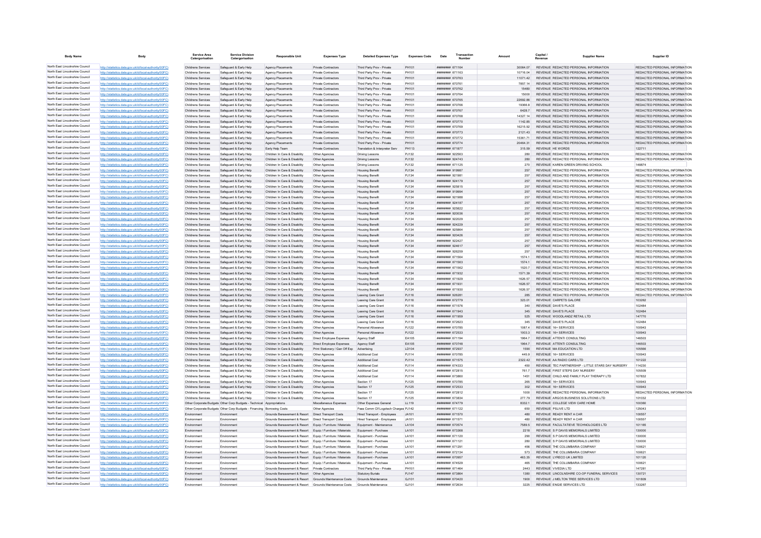| Body Name | Body | Service Area Catergorisation | Service Division Catergorisation | Responsible Unit | Expenses Type | Detailed Expenses Type | Expenses Code | Date | Transaction Number | Amount | Capital / Revenue | Supplier Name | Supplier ID |
|---|---|---|---|---|---|---|---|---|---|---|---|---|---|
| North East Lincolnshire Council | http://statistics.data.gov.uk/id/local-authority/00FC) | Childrens Services | Safeguard & Early Help | Agency Placements | Private Contractors | Third Party Prov - Private | PH101 | ######## 671164 | | 30064.07 | REVENUE | REDACTED PERSONAL INFORMATION | REDACTED PERSONAL INFORMATION |
| North East Lincolnshire Council | http://statistics.data.gov.uk/id/local-authority/00FC) | Childrens Services | Safeguard & Early Help | Agency Placements | Private Contractors | Third Party Prov - Private | PH101 | ######## 671163 | | 10716.04 | REVENUE | REDACTED PERSONAL INFORMATION | REDACTED PERSONAL INFORMATION |
| North East Lincolnshire Council | http://statistics.data.gov.uk/id/local-authority/00FC) | Childrens Services | Safeguard & Early Help | Agency Placements | Private Contractors | Third Party Prov - Private | PH101 | ######## 670763 | | 11071.42 | REVENUE | REDACTED PERSONAL INFORMATION | REDACTED PERSONAL INFORMATION |
| North East Lincolnshire Council | http://statistics.data.gov.uk/id/local-authority/00FC) | Childrens Services | Safeguard & Early Help | Agency Placements | Private Contractors | Third Party Prov - Private | PH101 | ######## 670761 | | 7857.14 | REVENUE | REDACTED PERSONAL INFORMATION | REDACTED PERSONAL INFORMATION |
| North East Lincolnshire Council | http://statistics.data.gov.uk/id/local-authority/00FC) | Childrens Services | Safeguard & Early Help | Agency Placements | Private Contractors | Third Party Prov - Private | PH101 | ######## 670762 | | 15480 | REVENUE | REDACTED PERSONAL INFORMATION | REDACTED PERSONAL INFORMATION |
| North East Lincolnshire Council | http://statistics.data.gov.uk/id/local-authority/00FC) | Childrens Services | Safeguard & Early Help | Agency Placements | Private Contractors | Third Party Prov - Private | PH101 | ######## 670764 | | 15000 | REVENUE | REDACTED PERSONAL INFORMATION | REDACTED PERSONAL INFORMATION |
| North East Lincolnshire Council | http://statistics.data.gov.uk/id/local-authority/00FC) | Childrens Services | Safeguard & Early Help | Agency Placements | Private Contractors | Third Party Prov - Private | PH101 | ######## 670765 | | 22692.86 | REVENUE | REDACTED PERSONAL INFORMATION | REDACTED PERSONAL INFORMATION |
| North East Lincolnshire Council | http://statistics.data.gov.uk/id/local-authority/00FC) | Childrens Services | Safeguard & Early Help | Agency Placements | Private Contractors | Third Party Prov - Private | PH101 | ######## 670766 | | 19366.8 | REVENUE | REDACTED PERSONAL INFORMATION | REDACTED PERSONAL INFORMATION |
| North East Lincolnshire Council | http://statistics.data.gov.uk/id/local-authority/00FC) | Childrens Services | Safeguard & Early Help | Agency Placements | Private Contractors | Third Party Prov - Private | PH101 | ######## 670767 | | 6428.7 | REVENUE | REDACTED PERSONAL INFORMATION | REDACTED PERSONAL INFORMATION |
| North East Lincolnshire Council | http://statistics.data.gov.uk/id/local-authority/00FC) | Childrens Services | Safeguard & Early Help | Agency Placements | Private Contractors | Third Party Prov - Private | PH101 | ######## 670768 | | 14327.14 | REVENUE | REDACTED PERSONAL INFORMATION | REDACTED PERSONAL INFORMATION |
| North East Lincolnshire Council | http://statistics.data.gov.uk/id/local-authority/00FC) | Childrens Services | Safeguard & Early Help | Agency Placements | Private Contractors | Third Party Prov - Private | PH101 | ######## 670770 | | 1142.85 | REVENUE | REDACTED PERSONAL INFORMATION | REDACTED PERSONAL INFORMATION |
| North East Lincolnshire Council | http://statistics.data.gov.uk/id/local-authority/00FC) | Childrens Services | Safeguard & Early Help | Agency Placements | Private Contractors | Third Party Prov - Private | PH101 | ######## 670769 | | 16215.92 | REVENUE | REDACTED PERSONAL INFORMATION | REDACTED PERSONAL INFORMATION |
| North East Lincolnshire Council | http://statistics.data.gov.uk/id/local-authority/00FC) | Childrens Services | Safeguard & Early Help | Agency Placements | Private Contractors | Third Party Prov - Private | PH101 | ######## 670773 | | 2121.43 | REVENUE | REDACTED PERSONAL INFORMATION | REDACTED PERSONAL INFORMATION |
| North East Lincolnshire Council | http://statistics.data.gov.uk/id/local-authority/00FC) | Childrens Services | Safeguard & Early Help | Agency Placements | Private Contractors | Third Party Prov - Private | PH101 | ######## 670772 | | 15361.71 | REVENUE | REDACTED PERSONAL INFORMATION | REDACTED PERSONAL INFORMATION |
| North East Lincolnshire Council | http://statistics.data.gov.uk/id/local-authority/00FC) | Childrens Services | Safeguard & Early Help | Agency Placements | Private Contractors | Third Party Prov - Private | PH101 | ######## 670774 | | 20464.31 | REVENUE | REDACTED PERSONAL INFORMATION | REDACTED PERSONAL INFORMATION |
| North East Lincolnshire Council | http://statistics.data.gov.uk/id/local-authority/00FC) | Childrens Services | Safeguard & Early Help | Early Help Team | Private Contractors | Translation & Interpreter Serv | PH113 | ######## 671877 | | 315.59 | REVENUE | HE WORDS | 122711 |
| North East Lincolnshire Council | http://statistics.data.gov.uk/id/local-authority/00FC) | Childrens Services | Safeguard & Early Help | Children In Care & Disability | Other Agencies | Driving Lessons | PJ132 | ######## 922563 | | 280 | REVENUE | REDACTED PERSONAL INFORMATION | REDACTED PERSONAL INFORMATION |
| North East Lincolnshire Council | http://statistics.data.gov.uk/id/local-authority/00FC) | Childrens Services | Safeguard & Early Help | Children In Care & Disability | Other Agencies | Driving Lessons | PJ132 | ######## 924743 | | 280 | REVENUE | REDACTED PERSONAL INFORMATION | REDACTED PERSONAL INFORMATION |
| North East Lincolnshire Council | http://statistics.data.gov.uk/id/local-authority/00FC) | Childrens Services | Safeguard & Early Help | Children In Care & Disability | Other Agencies | Driving Lessons | PJ132 | ######## 671125 | | 270 | REVENUE | KAREN GREEN DRIVING SCHOOL | 148874 |
| North East Lincolnshire Council | http://statistics.data.gov.uk/id/local-authority/00FC) | Childrens Services | Safeguard & Early Help | Children In Care & Disability | Other Agencies | Housing Benefit | PJ134 | ######## 919987 | | 257 | REVENUE | REDACTED PERSONAL INFORMATION | REDACTED PERSONAL INFORMATION |
| North East Lincolnshire Council | http://statistics.data.gov.uk/id/local-authority/00FC) | Childrens Services | Safeguard & Early Help | Children In Care & Disability | Other Agencies | Housing Benefit | PJ134 | ######## 921981 | | 257 | REVENUE | REDACTED PERSONAL INFORMATION | REDACTED PERSONAL INFORMATION |
| North East Lincolnshire Council | http://statistics.data.gov.uk/id/local-authority/00FC) | Childrens Services | Safeguard & Early Help | Children In Care & Disability | Other Agencies | Housing Benefit | PJ134 | ######## 924179 | | 257 | REVENUE | REDACTED PERSONAL INFORMATION | REDACTED PERSONAL INFORMATION |
| North East Lincolnshire Council | http://statistics.data.gov.uk/id/local-authority/00FC) | Childrens Services | Safeguard & Early Help | Children In Care & Disability | Other Agencies | Housing Benefit | PJ134 | ######## 925815 | | 257 | REVENUE | REDACTED PERSONAL INFORMATION | REDACTED PERSONAL INFORMATION |
| North East Lincolnshire Council | http://statistics.data.gov.uk/id/local-authority/00FC) | Childrens Services | Safeguard & Early Help | Children In Care & Disability | Other Agencies | Housing Benefit | PJ134 | ######## 919994 | | 257 | REVENUE | REDACTED PERSONAL INFORMATION | REDACTED PERSONAL INFORMATION |
| North East Lincolnshire Council | http://statistics.data.gov.uk/id/local-authority/00FC) | Childrens Services | Safeguard & Early Help | Children In Care & Disability | Other Agencies | Housing Benefit | PJ134 | ######## 921988 | | 257 | REVENUE | REDACTED PERSONAL INFORMATION | REDACTED PERSONAL INFORMATION |
| North East Lincolnshire Council | http://statistics.data.gov.uk/id/local-authority/00FC) | Childrens Services | Safeguard & Early Help | Children In Care & Disability | Other Agencies | Housing Benefit | PJ134 | ######## 924187 | | 257 | REVENUE | REDACTED PERSONAL INFORMATION | REDACTED PERSONAL INFORMATION |
| North East Lincolnshire Council | http://statistics.data.gov.uk/id/local-authority/00FC) | Childrens Services | Safeguard & Early Help | Children In Care & Disability | Other Agencies | Housing Benefit | PJ134 | ######## 925822 | | 257 | REVENUE | REDACTED PERSONAL INFORMATION | REDACTED PERSONAL INFORMATION |
| North East Lincolnshire Council | http://statistics.data.gov.uk/id/local-authority/00FC) | Childrens Services | Safeguard & Early Help | Children In Care & Disability | Other Agencies | Housing Benefit | PJ134 | ######## 920036 | | 257 | REVENUE | REDACTED PERSONAL INFORMATION | REDACTED PERSONAL INFORMATION |
| North East Lincolnshire Council | http://statistics.data.gov.uk/id/local-authority/00FC) | Childrens Services | Safeguard & Early Help | Children In Care & Disability | Other Agencies | Housing Benefit | PJ134 | ######## 922029 | | 257 | REVENUE | REDACTED PERSONAL INFORMATION | REDACTED PERSONAL INFORMATION |
| North East Lincolnshire Council | http://statistics.data.gov.uk/id/local-authority/00FC) | Childrens Services | Safeguard & Early Help | Children In Care & Disability | Other Agencies | Housing Benefit | PJ134 | ######## 924229 | | 257 | REVENUE | REDACTED PERSONAL INFORMATION | REDACTED PERSONAL INFORMATION |
| North East Lincolnshire Council | http://statistics.data.gov.uk/id/local-authority/00FC) | Childrens Services | Safeguard & Early Help | Children In Care & Disability | Other Agencies | Housing Benefit | PJ134 | ######## 925864 | | 257 | REVENUE | REDACTED PERSONAL INFORMATION | REDACTED PERSONAL INFORMATION |
| North East Lincolnshire Council | http://statistics.data.gov.uk/id/local-authority/00FC) | Childrens Services | Safeguard & Early Help | Children In Care & Disability | Other Agencies | Housing Benefit | PJ134 | ######## 920426 | | 257 | REVENUE | REDACTED PERSONAL INFORMATION | REDACTED PERSONAL INFORMATION |
| North East Lincolnshire Council | http://statistics.data.gov.uk/id/local-authority/00FC) | Childrens Services | Safeguard & Early Help | Children In Care & Disability | Other Agencies | Housing Benefit | PJ134 | ######## 922427 | | 257 | REVENUE | REDACTED PERSONAL INFORMATION | REDACTED PERSONAL INFORMATION |
| North East Lincolnshire Council | http://statistics.data.gov.uk/id/local-authority/00FC) | Childrens Services | Safeguard & Early Help | Children In Care & Disability | Other Agencies | Housing Benefit | PJ134 | ######## 924617 | | 257 | REVENUE | REDACTED PERSONAL INFORMATION | REDACTED PERSONAL INFORMATION |
| North East Lincolnshire Council | http://statistics.data.gov.uk/id/local-authority/00FC) | Childrens Services | Safeguard & Early Help | Children In Care & Disability | Other Agencies | Housing Benefit | PJ134 | ######## 926259 | | 257 | REVENUE | REDACTED PERSONAL INFORMATION | REDACTED PERSONAL INFORMATION |
| North East Lincolnshire Council | http://statistics.data.gov.uk/id/local-authority/00FC) | Childrens Services | Safeguard & Early Help | Children In Care & Disability | Other Agencies | Housing Benefit | PJ134 | ######## 671564 | | 1574.1 | REVENUE | REDACTED PERSONAL INFORMATION | REDACTED PERSONAL INFORMATION |
| North East Lincolnshire Council | http://statistics.data.gov.uk/id/local-authority/00FC) | Childrens Services | Safeguard & Early Help | Children In Care & Disability | Other Agencies | Housing Benefit | PJ134 | ######## 671563 | | 1574.1 | REVENUE | REDACTED PERSONAL INFORMATION | REDACTED PERSONAL INFORMATION |
| North East Lincolnshire Council | http://statistics.data.gov.uk/id/local-authority/00FC) | Childrens Services | Safeguard & Early Help | Children In Care & Disability | Other Agencies | Housing Benefit | PJ134 | ######## 671562 | | 1520.7 | REVENUE | REDACTED PERSONAL INFORMATION | REDACTED PERSONAL INFORMATION |
| North East Lincolnshire Council | http://statistics.data.gov.uk/id/local-authority/00FC) | Childrens Services | Safeguard & Early Help | Children In Care & Disability | Other Agencies | Housing Benefit | PJ134 | ######## 671932 | | 1571.39 | REVENUE | REDACTED PERSONAL INFORMATION | REDACTED PERSONAL INFORMATION |
| North East Lincolnshire Council | http://statistics.data.gov.uk/id/local-authority/00FC) | Childrens Services | Safeguard & Early Help | Children In Care & Disability | Other Agencies | Housing Benefit | PJ134 | ######## 671929 | | 1626.57 | REVENUE | REDACTED PERSONAL INFORMATION | REDACTED PERSONAL INFORMATION |
| North East Lincolnshire Council | http://statistics.data.gov.uk/id/local-authority/00FC) | Childrens Services | Safeguard & Early Help | Children In Care & Disability | Other Agencies | Housing Benefit | PJ134 | ######## 671931 | | 1626.57 | REVENUE | REDACTED PERSONAL INFORMATION | REDACTED PERSONAL INFORMATION |
| North East Lincolnshire Council | http://statistics.data.gov.uk/id/local-authority/00FC) | Childrens Services | Safeguard & Early Help | Children In Care & Disability | Other Agencies | Housing Benefit | PJ134 | ######## 671930 | | 1626.57 | REVENUE | REDACTED PERSONAL INFORMATION | REDACTED PERSONAL INFORMATION |
| North East Lincolnshire Council | http://statistics.data.gov.uk/id/local-authority/00FC) | Childrens Services | Safeguard & Early Help | Children In Care & Disability | Other Agencies | Leaving Care Grant | PJ116 | ######## 926281 | | 285 | REVENUE | REDACTED PERSONAL INFORMATION | REDACTED PERSONAL INFORMATION |
| North East Lincolnshire Council | http://statistics.data.gov.uk/id/local-authority/00FC) | Childrens Services | Safeguard & Early Help | Children In Care & Disability | Other Agencies | Leaving Care Grant | PJ116 | ######## 672779 | | 323.01 | REVENUE | CARPETS GALORE | 103262 |
| North East Lincolnshire Council | http://statistics.data.gov.uk/id/local-authority/00FC) | Childrens Services | Safeguard & Early Help | Children In Care & Disability | Other Agencies | Leaving Care Grant | PJ116 | ######## 671576 | | 340 | REVENUE | DAVE'S PLACE | 102484 |
| North East Lincolnshire Council | http://statistics.data.gov.uk/id/local-authority/00FC) | Childrens Services | Safeguard & Early Help | Children In Care & Disability | Other Agencies | Leaving Care Grant | PJ116 | ######## 671943 | | 345 | REVENUE | DAVE'S PLACE | 102484 |
| North East Lincolnshire Council | http://statistics.data.gov.uk/id/local-authority/00FC) | Childrens Services | Safeguard & Early Help | Children In Care & Disability | Other Agencies | Leaving Care Grant | PJ116 | ######## 671959 | | 525 | REVENUE | WOODLANDZ RETAIL LTD | 147770 |
| North East Lincolnshire Council | http://statistics.data.gov.uk/id/local-authority/00FC) | Childrens Services | Safeguard & Early Help | Children In Care & Disability | Other Agencies | Leaving Care Grant | PJ116 | ######## 672623 | | 345 | REVENUE | DAVE'S PLACE | 102484 |
| North East Lincolnshire Council | http://statistics.data.gov.uk/id/local-authority/00FC) | Childrens Services | Safeguard & Early Help | Children In Care & Disability | Other Agencies | Personal Allowance | PJ122 | ######## 670785 | | 1087.4 | REVENUE | 16+ SERVICES | 100943 |
| North East Lincolnshire Council | http://statistics.data.gov.uk/id/local-authority/00FC) | Childrens Services | Safeguard & Early Help | Children In Care & Disability | Other Agencies | Personal Allowance | PJ122 | ######## 672533 | | 1003.3 | REVENUE | 16+ SERVICES | 100943 |
| North East Lincolnshire Council | http://statistics.data.gov.uk/id/local-authority/00FC) | Childrens Services | Safeguard & Early Help | Children In Care & Disability | Direct Employee Expenses | Agency Staff | EA105 | ######## 671194 | | 1964.7 | REVENUE | ATTENTI CONSULTING | 146503 |
| North East Lincolnshire Council | http://statistics.data.gov.uk/id/local-authority/00FC) | Childrens Services | Safeguard & Early Help | Children In Care & Disability | Direct Employee Expenses | Agency Staff | EA105 | ######## 670748 | | 1964.7 | REVENUE | ATTENTI CONSULTING | 146503 |
| North East Lincolnshire Council | http://statistics.data.gov.uk/id/local-authority/00FC) | Childrens Services | Safeguard & Early Help | Children In Care & Disability | Print Stationery / Gen Off Exp | Advertising | LD104 | ######## 672937 | | 1590 | REVENUE | MA EDUCATION LTD | 105566 |
| North East Lincolnshire Council | http://statistics.data.gov.uk/id/local-authority/00FC) | Childrens Services | Safeguard & Early Help | Children In Care & Disability | Other Agencies | Additional Cost | PJ114 | ######## 670785 | | 445.9 | REVENUE | 16+ SERVICES | 100943 |
| North East Lincolnshire Council | http://statistics.data.gov.uk/id/local-authority/00FC) | Childrens Services | Safeguard & Early Help | Children In Care & Disability | Other Agencies | Additional Cost | PJ114 | ######## 671575 | | 2322.42 | REVENUE | AA RADIO CARS LTD | 101222 |
| North East Lincolnshire Council | http://statistics.data.gov.uk/id/local-authority/00FC) | Childrens Services | Safeguard & Early Help | Children In Care & Disability | Other Agencies | Additional Cost | PJ114 | ######## 674333 | | 450 | REVENUE | TEC PARTNERSHIP - LITTLE STARS DAY NURSERY | 114230 |
| North East Lincolnshire Council | http://statistics.data.gov.uk/id/local-authority/00FC) | Childrens Services | Safeguard & Early Help | Children In Care & Disability | Other Agencies | Additional Cost | PJ114 | ######## 672815 | | 761.7 | REVENUE | FIRST STEPS DAY NURSERY | 105509 |
| North East Lincolnshire Council | http://statistics.data.gov.uk/id/local-authority/00FC) | Childrens Services | Safeguard & Early Help | Children In Care & Disability | Other Agencies | Additional Cost | PJ114 | ######## 673860 | | 1451 | REVENUE | CHILD AND FAMILY PLAY THERAPY LTD | 107832 |
| North East Lincolnshire Council | http://statistics.data.gov.uk/id/local-authority/00FC) | Childrens Services | Safeguard & Early Help | Children In Care & Disability | Other Agencies | Section 17 | PJ125 | ######## 670785 | | 265 | REVENUE | 16+ SERVICES | 100943 |
| North East Lincolnshire Council | http://statistics.data.gov.uk/id/local-authority/00FC) | Childrens Services | Safeguard & Early Help | Children In Care & Disability | Other Agencies | Section 17 | PJ125 | ######## 672533 | | 302 | REVENUE | 16+ SERVICES | 100943 |
| North East Lincolnshire Council | http://statistics.data.gov.uk/id/local-authority/00FC) | Childrens Services | Safeguard & Early Help | Children In Care & Disability | Other Agencies | Section 17 | PJ125 | ######## 672812 | | 1000 | REVENUE | REDACTED PERSONAL INFORMATION | REDACTED PERSONAL INFORMATION |
| North East Lincolnshire Council | http://statistics.data.gov.uk/id/local-authority/00FC) | Childrens Services | Safeguard & Early Help | Children In Care & Disability | Other Agencies | Section 17 | PJ125 | ######## 673834 | | 277.79 | REVENUE | ARGOS BUSINESS SOLUTIONS LTD | 101032 |
| North East Lincolnshire Council | http://statistics.data.gov.uk/id/local-authority/00FC) | Other Corporate Budgets | Other Corp Budgets - Technical | Appropriations | Miscellaneous Expenses | Other Expenses General | LL119 | ######## 674779 | | 8332.1 | REVENUE | COLLEGE VIEW CARE HOME | 100360 |
| North East Lincolnshire Council | http://statistics.data.gov.uk/id/local-authority/00FC) | Other Corporate Budgets | Other Corp Budgets - Financing | Borrowing Costs | Other Agencies | Fees Comm Clf Logotech Charges | PJ142 | ######## 671122 | | 650 | REVENUE | PSLIVE LTD | 125043 |
| North East Lincolnshire Council | http://statistics.data.gov.uk/id/local-authority/00FC) | Environment | Environment | Grounds Bereavement & Resort | Direct Transport Costs | Hired Transport - Employees | JA101 | ######## 671570 | | 480 | REVENUE | READY RENT A CAR | 100557 |
| North East Lincolnshire Council | http://statistics.data.gov.uk/id/local-authority/00FC) | Environment | Environment | Grounds Bereavement & Resort | Direct Transport Costs | Hired Transport - Employees | JA101 | ######## 671571 | | 480 | REVENUE | READY RENT A CAR | 100557 |
| North East Lincolnshire Council | http://statistics.data.gov.uk/id/local-authority/00FC) | Environment | Environment | Grounds Bereavement & Resort | Equip / Furniture / Materials | Equipment - Maintenance | LA104 | ######## 670574 | | 7589.5 | REVENUE | FACULTATIEVE TECHNOLOGIES LTD | 101165 |
| North East Lincolnshire Council | http://statistics.data.gov.uk/id/local-authority/00FC) | Environment | Environment | Grounds Bereavement & Resort | Equip / Furniture / Materials | Equipment - Purchase | LA101 | ######## 673368 | | 2218 | REVENUE | S P DAVIS MEMORIALS LIMITED | 130000 |
| North East Lincolnshire Council | http://statistics.data.gov.uk/id/local-authority/00FC) | Environment | Environment | Grounds Bereavement & Resort | Equip / Furniture / Materials | Equipment - Purchase | LA101 | ######## 671120 | | 290 | REVENUE | S P DAVIS MEMORIALS LIMITED | 130000 |
| North East Lincolnshire Council | http://statistics.data.gov.uk/id/local-authority/00FC) | Environment | Environment | Grounds Bereavement & Resort | Equip / Furniture / Materials | Equipment - Purchase | LA101 | ######## 671121 | | 280 | REVENUE | S P DAVIS MEMORIALS LIMITED | 130000 |
| North East Lincolnshire Council | http://statistics.data.gov.uk/id/local-authority/00FC) | Environment | Environment | Grounds Bereavement & Resort | Equip / Furniture / Materials | Equipment - Purchase | LA101 | ######## 671291 | | 456 | REVENUE | THE COLUMBARIA COMPANY | 100621 |
| North East Lincolnshire Council | http://statistics.data.gov.uk/id/local-authority/00FC) | Environment | Environment | Grounds Bereavement & Resort | Equip / Furniture / Materials | Equipment - Purchase | LA101 | ######## 672134 | | 573 | REVENUE | THE COLUMBARIA COMPANY | 100621 |
| North East Lincolnshire Council | http://statistics.data.gov.uk/id/local-authority/00FC) | Environment | Environment | Grounds Bereavement & Resort | Equip / Furniture / Materials | Equipment - Purchase | LA101 | ######## 670957 | | 463.35 | REVENUE | LYRECO UK LIMITED | 101120 |
| North East Lincolnshire Council | http://statistics.data.gov.uk/id/local-authority/00FC) | Environment | Environment | Grounds Bereavement & Resort | Equip / Furniture / Materials | Equipment - Purchase | LA101 | ######## 674529 | | 465 | REVENUE | THE COLUMBARIA COMPANY | 100621 |
| North East Lincolnshire Council | http://statistics.data.gov.uk/id/local-authority/00FC) | Environment | Environment | Grounds Bereavement & Resort | Private Contractors | Third Party Prov - Private | PH101 | ######## 671464 | | 2443 | REVENUE | VIVEDIA LTD | 147291 |
| North East Lincolnshire Council | http://statistics.data.gov.uk/id/local-authority/00FC) | Environment | Environment | Grounds Bereavement & Resort | Other Agencies | Statutory Burials | PJ147 | ######## 673864 | | 1380 | REVENUE | LINCOLNSHIRE CO-OP FUNERAL SERVICES | 130721 |
| North East Lincolnshire Council | http://statistics.data.gov.uk/id/local-authority/00FC) | Environment | Environment | Grounds Bereavement & Resort | Grounds Maintenance Costs | Grounds Maintenance | GJ101 | ######## 670420 | | 1900 | REVENUE | J MELTON TREE SERVICES LTD | 101809 |
| North East Lincolnshire Council | http://statistics.data.gov.uk/id/local-authority/00FC) | Environment | Environment | Grounds Bereavement & Resort | Grounds Maintenance Costs | Grounds Maintenance | GJ101 | ######## 672634 | | 3225 | REVENUE | ENGIE SERVICES LTD | 133267 |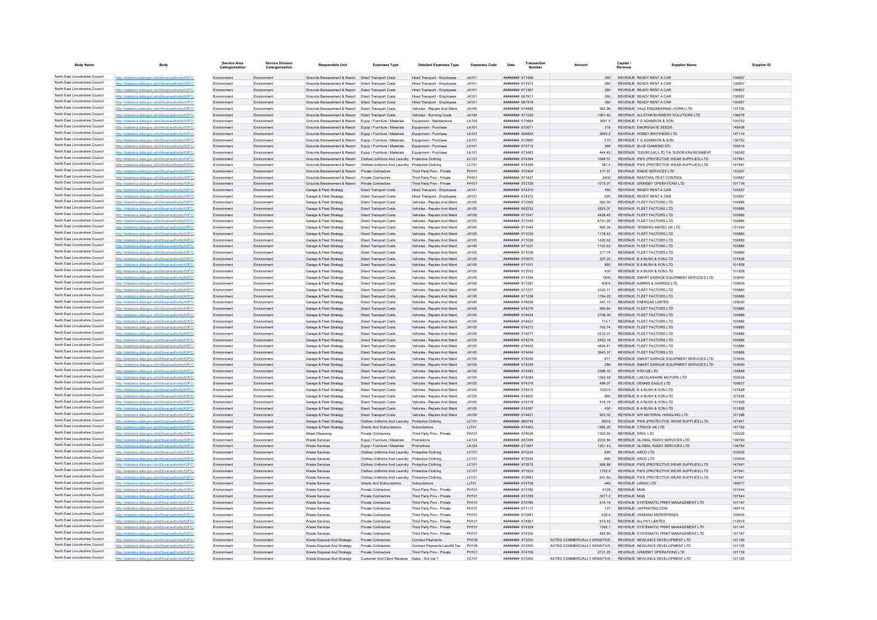| Body Name | Body | Service Area Catergorisation | Service Division Catergorisation | Responsible Unit | Expenses Type | Detailed Expenses Type | Expenses Code | Date | Transaction Number | Amount | Capital / Revenue | Supplier Name | Supplier ID |
|---|---|---|---|---|---|---|---|---|---|---|---|---|---|
| North East Lincolnshire Council | http://statistics.data.gov.uk/id/local-authority/00FC) | Environment | Environment | Grounds Bereavement & Resort | Direct Transport Costs | Hired Transport - Employees | JA101 | ######## | 671566 | 360 | REVENUE | READY RENT A CAR | 100557 |
| North East Lincolnshire Council | http://statistics.data.gov.uk/id/local-authority/00FC) | Environment | Environment | Grounds Bereavement & Resort | Direct Transport Costs | Hired Transport - Employees | JA101 | ######## | 671573 | 360 | REVENUE | READY RENT A CAR | 100557 |
| North East Lincolnshire Council | http://statistics.data.gov.uk/id/local-authority/00FC) | Environment | Environment | Grounds Bereavement & Resort | Direct Transport Costs | Hired Transport - Employees | JA101 | ######## | 671567 | 360 | REVENUE | READY RENT A CAR | 100557 |
| North East Lincolnshire Council | http://statistics.data.gov.uk/id/local-authority/00FC) | Environment | Environment | Grounds Bereavement & Resort | Direct Transport Costs | Hired Transport - Employees | JA101 | ######## | 667917 | 360 | REVENUE | READY RENT A CAR | 100557 |
| North East Lincolnshire Council | http://statistics.data.gov.uk/id/local-authority/00FC) | Environment | Environment | Grounds Bereavement & Resort | Direct Transport Costs | Hired Transport - Employees | JA101 | ######## | 667919 | 360 | REVENUE | READY RENT A CAR | 100557 |
| North East Lincolnshire Council | http://statistics.data.gov.uk/id/local-authority/00FC) | Environment | Environment | Grounds Bereavement & Resort | Direct Transport Costs | Vehicles - Repairs And Maint | JA105 | ######## | 674688 | 552.98 | REVENUE | VALE ENGINEERING (YORK) LTD | 101700 |
| North East Lincolnshire Council | http://statistics.data.gov.uk/id/local-authority/00FC) | Environment | Environment | Grounds Bereavement & Resort | Direct Transport Costs | Vehicles - Running Costs | JA104 | ######## | 671220 | 1361.85 | REVENUE | ALLSTAR BUSINESS SOLUTIONS LTD | 108278 |
| North East Lincolnshire Council | http://statistics.data.gov.uk/id/local-authority/00FC) | Environment | Environment | Grounds Bereavement & Resort | Equip / Furniture / Materials | Equipment - Maintenance | LA104 | ######## | 670664 | 1891.5 | REVENUE | F G ADAMSON & SON | 100752 |
| North East Lincolnshire Council | http://statistics.data.gov.uk/id/local-authority/00FC) | Environment | Environment | Grounds Bereavement & Resort | Equip / Furniture / Materials | Equipment - Purchase | LA101 | ######## | 670671 | 315 | REVENUE | EMORSGATE SEEDS | 145436 |
| North East Lincolnshire Council | http://statistics.data.gov.uk/id/local-authority/00FC) | Environment | Environment | Grounds Bereavement & Resort | Equip / Furniture / Materials | Equipment - Purchase | LA101 | ######## | 668655 | 3693.2 | REVENUE | HONEY BROTHERS LTD | 147119 |
| North East Lincolnshire Council | http://statistics.data.gov.uk/id/local-authority/00FC) | Environment | Environment | Grounds Bereavement & Resort | Equip / Furniture / Materials | Equipment - Purchase | LA101 | ######## | 672665 | 510 | REVENUE | F G ADAMSON & SON | 100752 |
| North East Lincolnshire Council | http://statistics.data.gov.uk/id/local-authority/00FC) | Environment | Environment | Grounds Bereavement & Resort | Equip / Furniture / Materials | Equipment - Purchase | LA101 | ######## | 672712 | 366 | REVENUE | BLUE DIAMOND STL | 100516 |
| North East Lincolnshire Council | http://statistics.data.gov.uk/id/local-authority/00FC) | Environment | Environment | Grounds Bereavement & Resort | Equip / Furniture / Materials | Equipment - Purchase | LA101 | ######## | 673483 | 444.45 | REVENUE | TUDOR (UK) LTD T/A TUDOR ENVIRONMENT | 138362 |
| North East Lincolnshire Council | http://statistics.data.gov.uk/id/local-authority/00FC) | Environment | Environment | Grounds Bereavement & Resort | Clothes Uniforms And Laundry | Protective Clothing | LC101 | ######## | 674394 | 1068.51 | REVENUE | PWS (PROTECTIVE WEAR SUPPLIES) LTD | 147941 |
| North East Lincolnshire Council | http://statistics.data.gov.uk/id/local-authority/00FC) | Environment | Environment | Grounds Bereavement & Resort | Clothes Uniforms And Laundry | Protective Clothing | LC101 | ######## | 674399 | 387.4 | REVENUE | PWS (PROTECTIVE WEAR SUPPLIES) LTD | 147941 |
| North East Lincolnshire Council | http://statistics.data.gov.uk/id/local-authority/00FC) | Environment | Environment | Grounds Bereavement & Resort | Private Contractors | Third Party Prov - Private | PH101 | ######## | 670404 | 317.31 | REVENUE | ENGIE SERVICES LTD | 133267 |
| North East Lincolnshire Council | http://statistics.data.gov.uk/id/local-authority/00FC) | Environment | Environment | Grounds Bereavement & Resort | Private Contractors | Third Party Prov - Private | PH101 | ######## | 671637 | 2600 | REVENUE | RENTOKIL PEST CONTROL | 100587 |
| North East Lincolnshire Council | http://statistics.data.gov.uk/id/local-authority/00FC) | Environment | Environment | Grounds Bereavement & Resort | Private Contractors | Third Party Prov - Private | PH101 | ######## | 672726 | 1015.07 | REVENUE | GRIMSBY OPERATIONS LTD | 101116 |
| North East Lincolnshire Council | http://statistics.data.gov.uk/id/local-authority/00FC) | Environment | Environment | Garage & Fleet Strategy | Direct Transport Costs | Hired Transport - Employees | JA101 | ######## | 674370 | 450 | REVENUE | READY RENT A CAR | 100557 |
| North East Lincolnshire Council | http://statistics.data.gov.uk/id/local-authority/00FC) | Environment | Environment | Garage & Fleet Strategy | Direct Transport Costs | Hired Transport - Employees | JA101 | ######## | 674372 | 625 | REVENUE | READY RENT A CAR | 100557 |
| North East Lincolnshire Council | http://statistics.data.gov.uk/id/local-authority/00FC) | Environment | Environment | Garage & Fleet Strategy | Direct Transport Costs | Vehicles - Repairs And Maint | JA105 | ######## | 673355 | -300.35 | REVENUE | FLEET FACTORS LTD | 100886 |
| North East Lincolnshire Council | http://statistics.data.gov.uk/id/local-authority/00FC) | Environment | Environment | Garage & Fleet Strategy | Direct Transport Costs | Vehicles - Repairs And Maint | JA105 | ######## | 662232 | 3825.07 | REVENUE | FLEET FACTORS LTD | 100886 |
| North East Lincolnshire Council | http://statistics.data.gov.uk/id/local-authority/00FC) | Environment | Environment | Garage & Fleet Strategy | Direct Transport Costs | Vehicles - Repairs And Maint | JA105 | ######## | 671047 | 4428.45 | REVENUE | FLEET FACTORS LTD | 100886 |
| North East Lincolnshire Council | http://statistics.data.gov.uk/id/local-authority/00FC) | Environment | Environment | Garage & Fleet Strategy | Direct Transport Costs | Vehicles - Repairs And Maint | JA105 | ######## | 671046 | 6791.26 | REVENUE | FLEET FACTORS LTD | 100886 |
| North East Lincolnshire Council | http://statistics.data.gov.uk/id/local-authority/00FC) | Environment | Environment | Garage & Fleet Strategy | Direct Transport Costs | Vehicles - Repairs And Maint | JA105 | ######## | 671044 | 665.34 | REVENUE | TERBERG MATEC UK LTD | 101293 |
| North East Lincolnshire Council | http://statistics.data.gov.uk/id/local-authority/00FC) | Environment | Environment | Garage & Fleet Strategy | Direct Transport Costs | Vehicles - Repairs And Maint | JA105 | ######## | 671035 | 1178.43 | REVENUE | FLEET FACTORS LTD | 100886 |
| North East Lincolnshire Council | http://statistics.data.gov.uk/id/local-authority/00FC) | Environment | Environment | Garage & Fleet Strategy | Direct Transport Costs | Vehicles - Repairs And Maint | JA105 | ######## | 671036 | 1426.62 | REVENUE | FLEET FACTORS LTD | 100886 |
| North East Lincolnshire Council | http://statistics.data.gov.uk/id/local-authority/00FC) | Environment | Environment | Garage & Fleet Strategy | Direct Transport Costs | Vehicles - Repairs And Maint | JA105 | ######## | 671037 | 1102.63 | REVENUE | FLEET FACTORS LTD | 100886 |
| North East Lincolnshire Council | http://statistics.data.gov.uk/id/local-authority/00FC) | Environment | Environment | Garage & Fleet Strategy | Direct Transport Costs | Vehicles - Repairs And Maint | JA105 | ######## | 671038 | 317.74 | REVENUE | FLEET FACTORS LTD | 100886 |
| North East Lincolnshire Council | http://statistics.data.gov.uk/id/local-authority/00FC) | Environment | Environment | Garage & Fleet Strategy | Direct Transport Costs | Vehicles - Repairs And Maint | JA105 | ######## | 670970 | 327.22 | REVENUE | B A BUSH & SON LTD | 101828 |
| North East Lincolnshire Council | http://statistics.data.gov.uk/id/local-authority/00FC) | Environment | Environment | Garage & Fleet Strategy | Direct Transport Costs | Vehicles - Repairs And Maint | JA105 | ######## | 671051 | 860 | REVENUE | B A BUSH & SON LTD | 101828 |
| North East Lincolnshire Council | http://statistics.data.gov.uk/id/local-authority/00FC) | Environment | Environment | Garage & Fleet Strategy | Direct Transport Costs | Vehicles - Repairs And Maint | JA105 | ######## | 671052 | 430 | REVENUE | B A BUSH & SON LTD | 101828 |
| North East Lincolnshire Council | http://statistics.data.gov.uk/id/local-authority/00FC) | Environment | Environment | Garage & Fleet Strategy | Direct Transport Costs | Vehicles - Repairs And Maint | JA105 | ######## | 671294 | 1905 | REVENUE | SMART GARAGE EQUIPMENT SERVICES LTD | 103640 |
| North East Lincolnshire Council | http://statistics.data.gov.uk/id/local-authority/00FC) | Environment | Environment | Garage & Fleet Strategy | Direct Transport Costs | Vehicles - Repairs And Maint | JA105 | ######## | 671297 | 408.6 | REVENUE | HARRIS & GARROD LTD | 100604 |
| North East Lincolnshire Council | http://statistics.data.gov.uk/id/local-authority/00FC) | Environment | Environment | Garage & Fleet Strategy | Direct Transport Costs | Vehicles - Repairs And Maint | JA105 | ######## | 671237 | 3332.11 | REVENUE | FLEET FACTORS LTD | 100886 |
| North East Lincolnshire Council | http://statistics.data.gov.uk/id/local-authority/00FC) | Environment | Environment | Garage & Fleet Strategy | Direct Transport Costs | Vehicles - Repairs And Maint | JA105 | ######## | 671238 | 1764.22 | REVENUE | FLEET FACTORS LTD | 100886 |
| North East Lincolnshire Council | http://statistics.data.gov.uk/id/local-authority/00FC) | Environment | Environment | Garage & Fleet Strategy | Direct Transport Costs | Vehicles - Repairs And Maint | JA105 | ######## | 674298 | 347.13 | REVENUE | ENERGAS LIMITED | 129000 |
| North East Lincolnshire Council | http://statistics.data.gov.uk/id/local-authority/00FC) | Environment | Environment | Garage & Fleet Strategy | Direct Transport Costs | Vehicles - Repairs And Maint | JA105 | ######## | 674276 | 950.84 | REVENUE | FLEET FACTORS LTD | 100886 |
| North East Lincolnshire Council | http://statistics.data.gov.uk/id/local-authority/00FC) | Environment | Environment | Garage & Fleet Strategy | Direct Transport Costs | Vehicles - Repairs And Maint | JA105 | ######## | 674424 | 2708.36 | REVENUE | FLEET FACTORS LTD | 100886 |
| North East Lincolnshire Council | http://statistics.data.gov.uk/id/local-authority/00FC) | Environment | Environment | Garage & Fleet Strategy | Direct Transport Costs | Vehicles - Repairs And Maint | JA105 | ######## | 674423 | 713.7 | REVENUE | FLEET FACTORS LTD | 100886 |
| North East Lincolnshire Council | http://statistics.data.gov.uk/id/local-authority/00FC) | Environment | Environment | Garage & Fleet Strategy | Direct Transport Costs | Vehicles - Repairs And Maint | JA105 | ######## | 674273 | 702.74 | REVENUE | FLEET FACTORS LTD | 100886 |
| North East Lincolnshire Council | http://statistics.data.gov.uk/id/local-authority/00FC) | Environment | Environment | Garage & Fleet Strategy | Direct Transport Costs | Vehicles - Repairs And Maint | JA105 | ######## | 674277 | 2215.31 | REVENUE | FLEET FACTORS LTD | 100886 |
| North East Lincolnshire Council | http://statistics.data.gov.uk/id/local-authority/00FC) | Environment | Environment | Garage & Fleet Strategy | Direct Transport Costs | Vehicles - Repairs And Maint | JA105 | ######## | 674278 | 2462.18 | REVENUE | FLEET FACTORS LTD | 100886 |
| North East Lincolnshire Council | http://statistics.data.gov.uk/id/local-authority/00FC) | Environment | Environment | Garage & Fleet Strategy | Direct Transport Costs | Vehicles - Repairs And Maint | JA105 | ######## | 674425 | 4454.41 | REVENUE | FLEET FACTORS LTD | 100886 |
| North East Lincolnshire Council | http://statistics.data.gov.uk/id/local-authority/00FC) | Environment | Environment | Garage & Fleet Strategy | Direct Transport Costs | Vehicles - Repairs And Maint | JA105 | ######## | 674454 | 3643.37 | REVENUE | FLEET FACTORS LTD | 100886 |
| North East Lincolnshire Council | http://statistics.data.gov.uk/id/local-authority/00FC) | Environment | Environment | Garage & Fleet Strategy | Direct Transport Costs | Vehicles - Repairs And Maint | JA105 | ######## | 674280 | 611 | REVENUE | SMART GARAGE EQUIPMENT SERVICES LTD | 103640 |
| North East Lincolnshire Council | http://statistics.data.gov.uk/id/local-authority/00FC) | Environment | Environment | Garage & Fleet Strategy | Direct Transport Costs | Vehicles - Repairs And Maint | JA105 | ######## | 674289 | 288 | REVENUE | SMART GARAGE EQUIPMENT SERVICES LTD | 103640 |
| North East Lincolnshire Council | http://statistics.data.gov.uk/id/local-authority/00FC) | Environment | Environment | Garage & Fleet Strategy | Direct Transport Costs | Vehicles - Repairs And Maint | JA105 | ######## | 674383 | 3366.15 | REVENUE | NTM GB LTD | 134848 |
| North East Lincolnshire Council | http://statistics.data.gov.uk/id/local-authority/00FC) | Environment | Environment | Garage & Fleet Strategy | Direct Transport Costs | Vehicles - Repairs And Maint | JA105 | ######## | 674384 | 1362.48 | REVENUE | LINCOLNSHIRE MOTORS LTD | 100538 |
| North East Lincolnshire Council | http://statistics.data.gov.uk/id/local-authority/00FC) | Environment | Environment | Garage & Fleet Strategy | Direct Transport Costs | Vehicles - Repairs And Maint | JA105 | ######## | 674378 | 498.07 | REVENUE | DENNIS EAGLE LTD | 100627 |
| North East Lincolnshire Council | http://statistics.data.gov.uk/id/local-authority/00FC) | Environment | Environment | Garage & Fleet Strategy | Direct Transport Costs | Vehicles - Repairs And Maint | JA105 | ######## | 674315 | 1020.6 | REVENUE | B A BUSH & SON LTD | 101828 |
| North East Lincolnshire Council | http://statistics.data.gov.uk/id/local-authority/00FC) | Environment | Environment | Garage & Fleet Strategy | Direct Transport Costs | Vehicles - Repairs And Maint | JA105 | ######## | 674420 | 860 | REVENUE | B A BUSH & SON LTD | 101828 |
| North East Lincolnshire Council | http://statistics.data.gov.uk/id/local-authority/00FC) | Environment | Environment | Garage & Fleet Strategy | Direct Transport Costs | Vehicles - Repairs And Maint | JA105 | ######## | 674319 | 514.74 | REVENUE | B A BUSH & SON LTD | 101828 |
| North East Lincolnshire Council | http://statistics.data.gov.uk/id/local-authority/00FC) | Environment | Environment | Garage & Fleet Strategy | Direct Transport Costs | Vehicles - Repairs And Maint | JA105 | ######## | 674387 | 430 | REVENUE | B A BUSH & SON LTD | 101828 |
| North East Lincolnshire Council | http://statistics.data.gov.uk/id/local-authority/00FC) | Environment | Environment | Garage & Fleet Strategy | Direct Transport Costs | Vehicles - Repairs And Maint | JA105 | ######## | 674421 | 923.02 | REVENUE | WR MATERIAL HANDLING LTD | 101388 |
| North East Lincolnshire Council | http://statistics.data.gov.uk/id/local-authority/00FC) | Environment | Environment | Garage & Fleet Strategy | Clothes Uniforms And Laundry | Protective Clothing | LC101 | ######## | 669745 | 269.6 | REVENUE | PWS (PROTECTIVE WEAR SUPPLIES) LTD | 147941 |
| North East Lincolnshire Council | http://statistics.data.gov.uk/id/local-authority/00FC) | Environment | Environment | Garage & Fleet Strategy | Grants And Subscriptions | Subscriptions | LJ101 | ######## | 674453 | 1289.25 | REVENUE | CTRACK UK LTD | 147152 |
| North East Lincolnshire Council | http://statistics.data.gov.uk/id/local-authority/00FC) | Environment | Environment | Street Cleansing | Private Contractors | Third Party Prov - Private | PH101 | ######## | 674526 | 1302.55 | REVENUE | SRCL LTD | 102009 |
| North East Lincolnshire Council | http://statistics.data.gov.uk/id/local-authority/00FC) | Environment | Environment | Waste Services | Equip / Furniture / Materials | Promotions | LA124 | ######## | 667289 | 2032.86 | REVENUE | GLOBAL RADIO SERVICES LTD | 109784 |
| North East Lincolnshire Council | http://statistics.data.gov.uk/id/local-authority/00FC) | Environment | Environment | Waste Services | Equip / Furniture / Materials | Promotions | LA124 | ######## | 671991 | 1251.43 | REVENUE | GLOBAL RADIO SERVICES LTD | 109784 |
| North East Lincolnshire Council | http://statistics.data.gov.uk/id/local-authority/00FC) | Environment | Environment | Waste Services | Clothes Uniforms And Laundry | Protective Clothing | LC101 | ######## | 670324 | 690 | REVENUE | ARCO LTD | 100509 |
| North East Lincolnshire Council | http://statistics.data.gov.uk/id/local-authority/00FC) | Environment | Environment | Waste Services | Clothes Uniforms And Laundry | Protective Clothing | LC101 | ######## | 670324 | 690 | REVENUE | ARCO LTD | 100509 |
| North East Lincolnshire Council | http://statistics.data.gov.uk/id/local-authority/00FC) | Environment | Environment | Waste Services | Clothes Uniforms And Laundry | Protective Clothing | LC101 | ######## | 670575 | 956.88 | REVENUE | PWS (PROTECTIVE WEAR SUPPLIES) LTD | 147941 |
| North East Lincolnshire Council | http://statistics.data.gov.uk/id/local-authority/00FC) | Environment | Environment | Waste Services | Clothes Uniforms And Laundry | Protective Clothing | LC101 | ######## | 671633 | 1722.5 | REVENUE | PWS (PROTECTIVE WEAR SUPPLIES) LTD | 147941 |
| North East Lincolnshire Council | http://statistics.data.gov.uk/id/local-authority/00FC) | Environment | Environment | Waste Services | Clothes Uniforms And Laundry | Protective Clothing | LC101 | ######## | 672681 | 641.82 | REVENUE | PWS (PROTECTIVE WEAR SUPPLIES) LTD | 147941 |
| North East Lincolnshire Council | http://statistics.data.gov.uk/id/local-authority/00FC) | Environment | Environment | Waste Services | Grants And Subscriptions | Subscriptions | LJ101 | ######## | 674708 | 445 | REVENUE | LARAC LTD | 149017 |
| North East Lincolnshire Council | http://statistics.data.gov.uk/id/local-authority/00FC) | Environment | Environment | Waste Services | Private Contractors | Third Party Prov - Private | PH101 | ######## | 673780 | 4128 | REVENUE | MGB | 101544 |
| North East Lincolnshire Council | http://statistics.data.gov.uk/id/local-authority/00FC) | Environment | Environment | Waste Services | Private Contractors | Third Party Prov - Private | PH101 | ######## | 673789 | 3577.2 | REVENUE | MGB | 101544 |
| North East Lincolnshire Council | http://statistics.data.gov.uk/id/local-authority/00FC) | Environment | Environment | Waste Services | Private Contractors | Third Party Prov - Private | PH101 | ######## | 670780 | 616.14 | REVENUE | SYSTEMATIC PRINT MANAGEMENT LTD | 101147 |
| North East Lincolnshire Council | http://statistics.data.gov.uk/id/local-authority/00FC) | Environment | Environment | Waste Services | Private Contractors | Third Party Prov - Private | PH101 | ######## | 671117 | 727 | REVENUE | UKPRINTING.COM | 148715 |
| North East Lincolnshire Council | http://statistics.data.gov.uk/id/local-authority/00FC) | Environment | Environment | Waste Services | Private Contractors | Third Party Prov - Private | PH101 | ######## | 672681 | 526.8 | REVENUE | VENDING ENTERPRISES | 100635 |
| North East Lincolnshire Council | http://statistics.data.gov.uk/id/local-authority/00FC) | Environment | Environment | Waste Services | Private Contractors | Third Party Prov - Private | PH101 | ######## | 674267 | 619.63 | REVENUE | ALLPAY LIMITED | 112919 |
| North East Lincolnshire Council | http://statistics.data.gov.uk/id/local-authority/00FC) | Environment | Environment | Waste Services | Private Contractors | Third Party Prov - Private | PH101 | ######## | 674329 | 1292.7 | REVENUE | SYSTEMATIC PRINT MANAGEMENT LTD | 101147 |
| North East Lincolnshire Council | http://statistics.data.gov.uk/id/local-authority/00FC) | Environment | Environment | Waste Services | Private Contractors | Third Party Prov - Private | PH101 | ######## | 674330 | 463.85 | REVENUE | SYSTEMATIC PRINT MANAGEMENT LTD | 101147 |
| North East Lincolnshire Council | http://statistics.data.gov.uk/id/local-authority/00FC) | Environment | Environment | Waste Disposal And Strategy | Private Contractors | Contract Payments | PH105 | ######## | 673350 | ACTED COMMERCIALLY SENSITIVE | REVENUE | NEWLINCS DEVELOPMENT LTD | 101125 |
| North East Lincolnshire Council | http://statistics.data.gov.uk/id/local-authority/00FC) | Environment | Environment | Waste Disposal And Strategy | Private Contractors | Contract Payments Landfill Tax | PH106 | ######## | 673350 | ACTED COMMERCIALLY SENSITIVE | REVENUE | NEWLINCS DEVELOPMENT LTD | 101125 |
| North East Lincolnshire Council | http://statistics.data.gov.uk/id/local-authority/00FC) | Environment | Environment | Waste Disposal And Strategy | Private Contractors | Third Party Prov - Private | PH101 | ######## | 674706 | 2731.25 | REVENUE | GRIMSBY OPERATIONS LTD | 101116 |
| North East Lincolnshire Council | http://statistics.data.gov.uk/id/local-authority/00FC) | Environment | Environment | Waste Disposal And Strategy | Customer And Client Receipts | Sales - Std Vat 7 | VC101 | ######## | 673350 | ACTED COMMERCIALLY SENSITIVE | REVENUE | NEWLINCS DEVELOPMENT LTD | 101125 |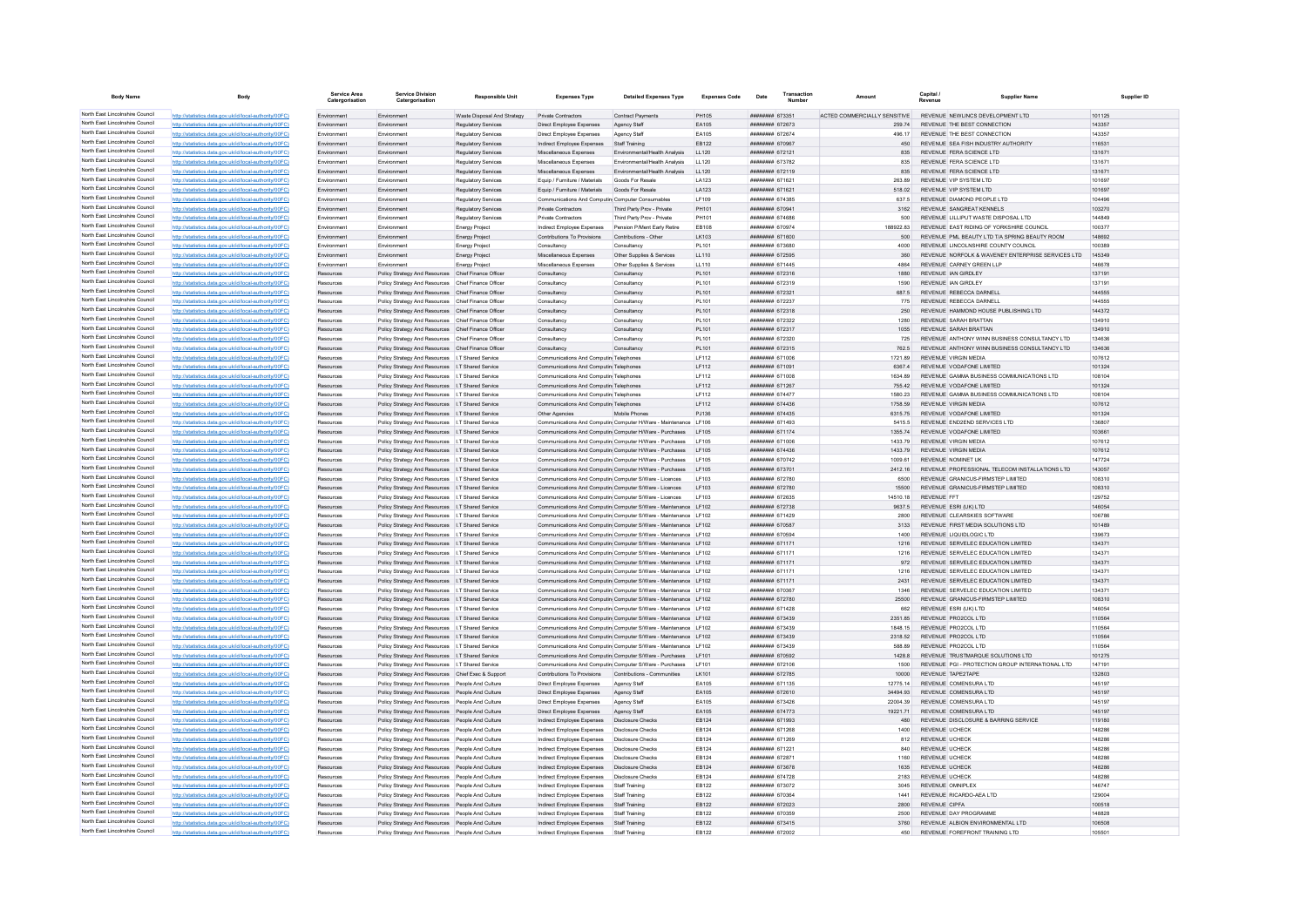| Body Name | Body | Service Area Catergorisation | Service Division Catergorisation | Responsible Unit | Expenses Type | Detailed Expenses Type | Expenses Code | Date | Transaction Number | Amount | Capital / Revenue | Supplier Name | Supplier ID |
|---|---|---|---|---|---|---|---|---|---|---|---|---|---|
| North East Lincolnshire Council | http://statistics.data.gov.uk/id/local-authority/00FC) | Environment | Environment | Waste Disposal And Strategy | Private Contractors | Contract Payments | PH105 | ######## | 673351 | ACTED COMMERCIALLY SENSITIVE | REVENUE | NEWLINCS DEVELOPMENT LTD | 101125 |
| North East Lincolnshire Council | http://statistics.data.gov.uk/id/local-authority/00FC) | Environment | Environment | Regulatory Services | Direct Employee Expenses | Agency Staff | EA105 | ######## | 672673 | 259.74 | REVENUE | THE BEST CONNECTION | 143357 |
| North East Lincolnshire Council | http://statistics.data.gov.uk/id/local-authority/00FC) | Environment | Environment | Regulatory Services | Direct Employee Expenses | Agency Staff | EA105 | ######## | 672674 | 496.17 | REVENUE | THE BEST CONNECTION | 143357 |
| North East Lincolnshire Council | http://statistics.data.gov.uk/id/local-authority/00FC) | Environment | Environment | Regulatory Services | Indirect Employee Expenses | Staff Training | EB122 | ######## | 670967 | 450 | REVENUE | SEA FISH INDUSTRY AUTHORITY | 116531 |
| North East Lincolnshire Council | http://statistics.data.gov.uk/id/local-authority/00FC) | Environment | Environment | Regulatory Services | Miscellaneous Expenses | Environmental/Health Analysis | LL120 | ######## | 672121 | 835 | REVENUE | FERA SCIENCE LTD | 131671 |
| North East Lincolnshire Council | http://statistics.data.gov.uk/id/local-authority/00FC) | Environment | Environment | Regulatory Services | Miscellaneous Expenses | Environmental/Health Analysis | LL120 | ######## | 673782 | 835 | REVENUE | FERA SCIENCE LTD | 131671 |
| North East Lincolnshire Council | http://statistics.data.gov.uk/id/local-authority/00FC) | Environment | Environment | Regulatory Services | Miscellaneous Expenses | Environmental/Health Analysis | LL120 | ######## | 672119 | 835 | REVENUE | FERA SCIENCE LTD | 131671 |
| North East Lincolnshire Council | http://statistics.data.gov.uk/id/local-authority/00FC) | Environment | Environment | Regulatory Services | Equip / Furniture / Materials | Goods For Resale | LA123 | ######## | 671621 | 263.89 | REVENUE | VIP SYSTEM LTD | 101697 |
| North East Lincolnshire Council | http://statistics.data.gov.uk/id/local-authority/00FC) | Environment | Environment | Regulatory Services | Equip / Furniture / Materials | Goods For Resale | LA123 | ######## | 671621 | 518.02 | REVENUE | VIP SYSTEM LTD | 101697 |
| North East Lincolnshire Council | http://statistics.data.gov.uk/id/local-authority/00FC) | Environment | Environment | Regulatory Services | Communications And Computing | Computer Consumables | LF109 | ######## | 674385 | 637.5 | REVENUE | DIAMOND PEOPLE LTD | 104496 |
| North East Lincolnshire Council | http://statistics.data.gov.uk/id/local-authority/00FC) | Environment | Environment | Regulatory Services | Private Contractors | Third Party Prov - Private | PH101 | ######## | 670941 | 3162 | REVENUE | SANGREAT KENNELS | 103270 |
| North East Lincolnshire Council | http://statistics.data.gov.uk/id/local-authority/00FC) | Environment | Environment | Regulatory Services | Private Contractors | Third Party Prov - Private | PH101 | ######## | 674686 | 500 | REVENUE | LILLIPUT WASTE DISPOSAL LTD | 144849 |
| North East Lincolnshire Council | http://statistics.data.gov.uk/id/local-authority/00FC) | Environment | Environment | Energy Project | Indirect Employee Expenses | Pension P/Ment Early Retire | EB108 | ######## | 670974 | 188922.83 | REVENUE | EAST RIDING OF YORKSHIRE COUNCIL | 100377 |
| North East Lincolnshire Council | http://statistics.data.gov.uk/id/local-authority/00FC) | Environment | Environment | Energy Project | Contributions To Provisions | Contributions - Other | LK103 | ######## | 671600 | 500 | REVENUE | PML BEAUTY LTD T/A SPRING BEAUTY ROOM | 148692 |
| North East Lincolnshire Council | http://statistics.data.gov.uk/id/local-authority/00FC) | Environment | Environment | Energy Project | Consultancy | Consultancy | PL101 | ######## | 673680 | 4000 | REVENUE | LINCOLNSHIRE COUNTY COUNCIL | 100389 |
| North East Lincolnshire Council | http://statistics.data.gov.uk/id/local-authority/00FC) | Environment | Environment | Energy Project | Miscellaneous Expenses | Other Supplies & Services | LL110 | ######## | 672595 | 360 | REVENUE | NORFOLK & WAVENEY ENTERPRISE SERVICES LTD | 145349 |
| North East Lincolnshire Council | http://statistics.data.gov.uk/id/local-authority/00FC) | Environment | Environment | Energy Project | Miscellaneous Expenses | Other Supplies & Services | LL110 | ######## | 671445 | 4864 | REVENUE | CARNEY GREEN LLP | 146678 |
| North East Lincolnshire Council | http://statistics.data.gov.uk/id/local-authority/00FC) | Resources | Policy Strategy And Resources | Chief Finance Officer | Consultancy | Consultancy | PL101 | ######## | 672316 | 1880 | REVENUE | IAN GIRDLEY | 137191 |
| North East Lincolnshire Council | http://statistics.data.gov.uk/id/local-authority/00FC) | Resources | Policy Strategy And Resources | Chief Finance Officer | Consultancy | Consultancy | PL101 | ######## | 672319 | 1590 | REVENUE | IAN GIRDLEY | 137191 |
| North East Lincolnshire Council | http://statistics.data.gov.uk/id/local-authority/00FC) | Resources | Policy Strategy And Resources | Chief Finance Officer | Consultancy | Consultancy | PL101 | ######## | 672321 | 687.5 | REVENUE | REBECCA DARNELL | 144555 |
| North East Lincolnshire Council | http://statistics.data.gov.uk/id/local-authority/00FC) | Resources | Policy Strategy And Resources | Chief Finance Officer | Consultancy | Consultancy | PL101 | ######## | 672237 | 775 | REVENUE | REBECCA DARNELL | 144555 |
| North East Lincolnshire Council | http://statistics.data.gov.uk/id/local-authority/00FC) | Resources | Policy Strategy And Resources | Chief Finance Officer | Consultancy | Consultancy | PL101 | ######## | 672318 | 250 | REVENUE | HAMMOND HOUSE PUBLISHING LTD | 144372 |
| North East Lincolnshire Council | http://statistics.data.gov.uk/id/local-authority/00FC) | Resources | Policy Strategy And Resources | Chief Finance Officer | Consultancy | Consultancy | PL101 | ######## | 672322 | 1280 | REVENUE | SARAH BRATTAN | 134910 |
| North East Lincolnshire Council | http://statistics.data.gov.uk/id/local-authority/00FC) | Resources | Policy Strategy And Resources | Chief Finance Officer | Consultancy | Consultancy | PL101 | ######## | 672317 | 1055 | REVENUE | SARAH BRATTAN | 134910 |
| North East Lincolnshire Council | http://statistics.data.gov.uk/id/local-authority/00FC) | Resources | Policy Strategy And Resources | Chief Finance Officer | Consultancy | Consultancy | PL101 | ######## | 672320 | 725 | REVENUE | ANTHONY WINN BUSINESS CONSULTANCY LTD | 134636 |
| North East Lincolnshire Council | http://statistics.data.gov.uk/id/local-authority/00FC) | Resources | Policy Strategy And Resources | Chief Finance Officer | Consultancy | Consultancy | PL101 | ######## | 672315 | 762.5 | REVENUE | ANTHONY WINN BUSINESS CONSULTANCY LTD | 134636 |
| North East Lincolnshire Council | http://statistics.data.gov.uk/id/local-authority/00FC) | Resources | Policy Strategy And Resources | I.T Shared Service | Communications And Computing | Telephones | LF112 | ######## | 671006 | 1721.89 | REVENUE | VIRGIN MEDIA | 107612 |
| North East Lincolnshire Council | http://statistics.data.gov.uk/id/local-authority/00FC) | Resources | Policy Strategy And Resources | I.T Shared Service | Communications And Computing | Telephones | LF112 | ######## | 671091 | 6367.4 | REVENUE | VODAFONE LIMITED | 101324 |
| North East Lincolnshire Council | http://statistics.data.gov.uk/id/local-authority/00FC) | Resources | Policy Strategy And Resources | I.T Shared Service | Communications And Computing | Telephones | LF112 | ######## | 671008 | 1634.89 | REVENUE | GAMMA BUSINESS COMMUNICATIONS LTD | 108104 |
| North East Lincolnshire Council | http://statistics.data.gov.uk/id/local-authority/00FC) | Resources | Policy Strategy And Resources | I.T Shared Service | Communications And Computing | Telephones | LF112 | ######## | 671267 | 755.42 | REVENUE | VODAFONE LIMITED | 101324 |
| North East Lincolnshire Council | http://statistics.data.gov.uk/id/local-authority/00FC) | Resources | Policy Strategy And Resources | I.T Shared Service | Communications And Computing | Telephones | LF112 | ######## | 674477 | 1580.23 | REVENUE | GAMMA BUSINESS COMMUNICATIONS LTD | 108104 |
| North East Lincolnshire Council | http://statistics.data.gov.uk/id/local-authority/00FC) | Resources | Policy Strategy And Resources | I.T Shared Service | Communications And Computing | Telephones | LF112 | ######## | 674436 | 1758.59 | REVENUE | VIRGIN MEDIA | 107612 |
| North East Lincolnshire Council | http://statistics.data.gov.uk/id/local-authority/00FC) | Resources | Policy Strategy And Resources | I.T Shared Service | Other Agencies | Mobile Phones | PJ136 | ######## | 674435 | 6315.75 | REVENUE | VODAFONE LIMITED | 101324 |
| North East Lincolnshire Council | http://statistics.data.gov.uk/id/local-authority/00FC) | Resources | Policy Strategy And Resources | I.T Shared Service | Communications And Computing | Computer H/Ware - Maintenance | LF106 | ######## | 671493 | 5415.5 | REVENUE | END2END SERVICES LTD | 136807 |
| North East Lincolnshire Council | http://statistics.data.gov.uk/id/local-authority/00FC) | Resources | Policy Strategy And Resources | I.T Shared Service | Communications And Computing | Computer H/Ware - Purchases | LF105 | ######## | 671174 | 1355.74 | REVENUE | VODAFONE LIMITED | 103661 |
| North East Lincolnshire Council | http://statistics.data.gov.uk/id/local-authority/00FC) | Resources | Policy Strategy And Resources | I.T Shared Service | Communications And Computing | Computer H/Ware - Purchases | LF105 | ######## | 671006 | 1433.79 | REVENUE | VIRGIN MEDIA | 107612 |
| North East Lincolnshire Council | http://statistics.data.gov.uk/id/local-authority/00FC) | Resources | Policy Strategy And Resources | I.T Shared Service | Communications And Computing | Computer H/Ware - Purchases | LF105 | ######## | 674436 | 1433.79 | REVENUE | VIRGIN MEDIA | 107612 |
| North East Lincolnshire Council | http://statistics.data.gov.uk/id/local-authority/00FC) | Resources | Policy Strategy And Resources | I.T Shared Service | Communications And Computing | Computer H/Ware - Purchases | LF105 | ######## | 670742 | 1009.61 | REVENUE | NOMINET UK | 147724 |
| North East Lincolnshire Council | http://statistics.data.gov.uk/id/local-authority/00FC) | Resources | Policy Strategy And Resources | I.T Shared Service | Communications And Computing | Computer H/Ware - Purchases | LF105 | ######## | 673701 | 2412.16 | REVENUE | PROFESSIONAL TELECOM INSTALLATIONS LTD | 143057 |
| North East Lincolnshire Council | http://statistics.data.gov.uk/id/local-authority/00FC) | Resources | Policy Strategy And Resources | I.T Shared Service | Communications And Computing | Computer S/Ware - Licences | LF103 | ######## | 672780 | 6500 | REVENUE | GRANICUS-FIRMSTEP LIMITED | 108310 |
| North East Lincolnshire Council | http://statistics.data.gov.uk/id/local-authority/00FC) | Resources | Policy Strategy And Resources | I.T Shared Service | Communications And Computing | Computer S/Ware - Licences | LF103 | ######## | 672780 | 15500 | REVENUE | GRANICUS-FIRMSTEP LIMITED | 108310 |
| North East Lincolnshire Council | http://statistics.data.gov.uk/id/local-authority/00FC) | Resources | Policy Strategy And Resources | I.T Shared Service | Communications And Computing | Computer S/Ware - Licences | LF103 | ######## | 672635 | 14510.18 | REVENUE | FFT | 129752 |
| North East Lincolnshire Council | http://statistics.data.gov.uk/id/local-authority/00FC) | Resources | Policy Strategy And Resources | I.T Shared Service | Communications And Computing | Computer S/Ware - Maintenance | LF102 | ######## | 672738 | 9637.5 | REVENUE | ESRI (UK) LTD | 146054 |
| North East Lincolnshire Council | http://statistics.data.gov.uk/id/local-authority/00FC) | Resources | Policy Strategy And Resources | I.T Shared Service | Communications And Computing | Computer S/Ware - Maintenance | LF102 | ######## | 671429 | 2800 | REVENUE | CLEARSKIES SOFTWARE | 106786 |
| North East Lincolnshire Council | http://statistics.data.gov.uk/id/local-authority/00FC) | Resources | Policy Strategy And Resources | I.T Shared Service | Communications And Computing | Computer S/Ware - Maintenance | LF102 | ######## | 670587 | 3133 | REVENUE | FIRST MEDIA SOLUTIONS LTD | 101489 |
| North East Lincolnshire Council | http://statistics.data.gov.uk/id/local-authority/00FC) | Resources | Policy Strategy And Resources | I.T Shared Service | Communications And Computing | Computer S/Ware - Maintenance | LF102 | ######## | 670594 | 1400 | REVENUE | LIQUIDLOGIC LTD | 139673 |
| North East Lincolnshire Council | http://statistics.data.gov.uk/id/local-authority/00FC) | Resources | Policy Strategy And Resources | I.T Shared Service | Communications And Computing | Computer S/Ware - Maintenance | LF102 | ######## | 671171 | 1216 | REVENUE | SERVELEC EDUCATION LIMITED | 134371 |
| North East Lincolnshire Council | http://statistics.data.gov.uk/id/local-authority/00FC) | Resources | Policy Strategy And Resources | I.T Shared Service | Communications And Computing | Computer S/Ware - Maintenance | LF102 | ######## | 671171 | 1216 | REVENUE | SERVELEC EDUCATION LIMITED | 134371 |
| North East Lincolnshire Council | http://statistics.data.gov.uk/id/local-authority/00FC) | Resources | Policy Strategy And Resources | I.T Shared Service | Communications And Computing | Computer S/Ware - Maintenance | LF102 | ######## | 671171 | 972 | REVENUE | SERVELEC EDUCATION LIMITED | 134371 |
| North East Lincolnshire Council | http://statistics.data.gov.uk/id/local-authority/00FC) | Resources | Policy Strategy And Resources | I.T Shared Service | Communications And Computing | Computer S/Ware - Maintenance | LF102 | ######## | 671171 | 1216 | REVENUE | SERVELEC EDUCATION LIMITED | 134371 |
| North East Lincolnshire Council | http://statistics.data.gov.uk/id/local-authority/00FC) | Resources | Policy Strategy And Resources | I.T Shared Service | Communications And Computing | Computer S/Ware - Maintenance | LF102 | ######## | 671171 | 2431 | REVENUE | SERVELEC EDUCATION LIMITED | 134371 |
| North East Lincolnshire Council | http://statistics.data.gov.uk/id/local-authority/00FC) | Resources | Policy Strategy And Resources | I.T Shared Service | Communications And Computing | Computer S/Ware - Maintenance | LF102 | ######## | 670367 | 1346 | REVENUE | SERVELEC EDUCATION LIMITED | 134371 |
| North East Lincolnshire Council | http://statistics.data.gov.uk/id/local-authority/00FC) | Resources | Policy Strategy And Resources | I.T Shared Service | Communications And Computing | Computer S/Ware - Maintenance | LF102 | ######## | 672780 | 25500 | REVENUE | GRANICUS-FIRMSTEP LIMITED | 108310 |
| North East Lincolnshire Council | http://statistics.data.gov.uk/id/local-authority/00FC) | Resources | Policy Strategy And Resources | I.T Shared Service | Communications And Computing | Computer S/Ware - Maintenance | LF102 | ######## | 671428 | 662 | REVENUE | ESRI (UK) LTD | 146054 |
| North East Lincolnshire Council | http://statistics.data.gov.uk/id/local-authority/00FC) | Resources | Policy Strategy And Resources | I.T Shared Service | Communications And Computing | Computer S/Ware - Maintenance | LF102 | ######## | 673439 | 2351.85 | REVENUE | PRO2COL LTD | 110564 |
| North East Lincolnshire Council | http://statistics.data.gov.uk/id/local-authority/00FC) | Resources | Policy Strategy And Resources | I.T Shared Service | Communications And Computing | Computer S/Ware - Maintenance | LF102 | ######## | 673439 | 1848.15 | REVENUE | PRO2COL LTD | 110564 |
| North East Lincolnshire Council | http://statistics.data.gov.uk/id/local-authority/00FC) | Resources | Policy Strategy And Resources | I.T Shared Service | Communications And Computing | Computer S/Ware - Maintenance | LF102 | ######## | 673439 | 2318.52 | REVENUE | PRO2COL LTD | 110564 |
| North East Lincolnshire Council | http://statistics.data.gov.uk/id/local-authority/00FC) | Resources | Policy Strategy And Resources | I.T Shared Service | Communications And Computing | Computer S/Ware - Maintenance | LF102 | ######## | 673439 | 588.89 | REVENUE | PRO2COL LTD | 110564 |
| North East Lincolnshire Council | http://statistics.data.gov.uk/id/local-authority/00FC) | Resources | Policy Strategy And Resources | I.T Shared Service | Communications And Computing | Computer S/Ware - Purchases | LF101 | ######## | 670692 | 1428.8 | REVENUE | TRUSTMARQUE SOLUTIONS LTD | 101275 |
| North East Lincolnshire Council | http://statistics.data.gov.uk/id/local-authority/00FC) | Resources | Policy Strategy And Resources | I.T Shared Service | Communications And Computing | Computer S/Ware - Purchases | LF101 | ######## | 672106 | 1500 | REVENUE | PGI - PROTECTION GROUP INTERNATIONAL LTD | 147191 |
| North East Lincolnshire Council | http://statistics.data.gov.uk/id/local-authority/00FC) | Resources | Policy Strategy And Resources | Chief Exec & Support | Contributions To Provisions | Contributions - Communities | LK101 | ######## | 672785 | 10000 | REVENUE | TAPE2TAPE | 132803 |
| North East Lincolnshire Council | http://statistics.data.gov.uk/id/local-authority/00FC) | Resources | Policy Strategy And Resources | People And Culture | Direct Employee Expenses | Agency Staff | EA105 | ######## | 671135 | 12775.14 | REVENUE | COMENSURA LTD | 145197 |
| North East Lincolnshire Council | http://statistics.data.gov.uk/id/local-authority/00FC) | Resources | Policy Strategy And Resources | People And Culture | Direct Employee Expenses | Agency Staff | EA105 | ######## | 672610 | 34494.93 | REVENUE | COMENSURA LTD | 145197 |
| North East Lincolnshire Council | http://statistics.data.gov.uk/id/local-authority/00FC) | Resources | Policy Strategy And Resources | People And Culture | Direct Employee Expenses | Agency Staff | EA105 | ######## | 673426 | 22004.39 | REVENUE | COMENSURA LTD | 145197 |
| North East Lincolnshire Council | http://statistics.data.gov.uk/id/local-authority/00FC) | Resources | Policy Strategy And Resources | People And Culture | Direct Employee Expenses | Agency Staff | EA105 | ######## | 674773 | 19221.71 | REVENUE | COMENSURA LTD | 145197 |
| North East Lincolnshire Council | http://statistics.data.gov.uk/id/local-authority/00FC) | Resources | Policy Strategy And Resources | People And Culture | Indirect Employee Expenses | Disclosure Checks | EB124 | ######## | 671993 | 480 | REVENUE | DISCLOSURE & BARRING SERVICE | 119180 |
| North East Lincolnshire Council | http://statistics.data.gov.uk/id/local-authority/00FC) | Resources | Policy Strategy And Resources | People And Culture | Indirect Employee Expenses | Disclosure Checks | EB124 | ######## | 671268 | 1400 | REVENUE | UCHECK | 148286 |
| North East Lincolnshire Council | http://statistics.data.gov.uk/id/local-authority/00FC) | Resources | Policy Strategy And Resources | People And Culture | Indirect Employee Expenses | Disclosure Checks | EB124 | ######## | 671269 | 812 | REVENUE | UCHECK | 148286 |
| North East Lincolnshire Council | http://statistics.data.gov.uk/id/local-authority/00FC) | Resources | Policy Strategy And Resources | People And Culture | Indirect Employee Expenses | Disclosure Checks | EB124 | ######## | 671221 | 840 | REVENUE | UCHECK | 148286 |
| North East Lincolnshire Council | http://statistics.data.gov.uk/id/local-authority/00FC) | Resources | Policy Strategy And Resources | People And Culture | Indirect Employee Expenses | Disclosure Checks | EB124 | ######## | 672871 | 1160 | REVENUE | UCHECK | 148286 |
| North East Lincolnshire Council | http://statistics.data.gov.uk/id/local-authority/00FC) | Resources | Policy Strategy And Resources | People And Culture | Indirect Employee Expenses | Disclosure Checks | EB124 | ######## | 673678 | 1635 | REVENUE | UCHECK | 148286 |
| North East Lincolnshire Council | http://statistics.data.gov.uk/id/local-authority/00FC) | Resources | Policy Strategy And Resources | People And Culture | Indirect Employee Expenses | Disclosure Checks | EB124 | ######## | 674728 | 2183 | REVENUE | UCHECK | 148286 |
| North East Lincolnshire Council | http://statistics.data.gov.uk/id/local-authority/00FC) | Resources | Policy Strategy And Resources | People And Culture | Indirect Employee Expenses | Staff Training | EB122 | ######## | 673072 | 3045 | REVENUE | OMNIPLEX | 146747 |
| North East Lincolnshire Council | http://statistics.data.gov.uk/id/local-authority/00FC) | Resources | Policy Strategy And Resources | People And Culture | Indirect Employee Expenses | Staff Training | EB122 | ######## | 670364 | 1441 | REVENUE | RICARDO-AEA LTD | 129004 |
| North East Lincolnshire Council | http://statistics.data.gov.uk/id/local-authority/00FC) | Resources | Policy Strategy And Resources | People And Culture | Indirect Employee Expenses | Staff Training | EB122 | ######## | 672023 | 2800 | REVENUE | CIPFA | 100518 |
| North East Lincolnshire Council | http://statistics.data.gov.uk/id/local-authority/00FC) | Resources | Policy Strategy And Resources | People And Culture | Indirect Employee Expenses | Staff Training | EB122 | ######## | 670359 | 2500 | REVENUE | DAY PROGRAMME | 148828 |
| North East Lincolnshire Council | http://statistics.data.gov.uk/id/local-authority/00FC) | Resources | Policy Strategy And Resources | People And Culture | Indirect Employee Expenses | Staff Training | EB122 | ######## | 673415 | 3760 | REVENUE | ALBION ENVIRONMENTAL LTD | 106508 |
| North East Lincolnshire Council | http://statistics.data.gov.uk/id/local-authority/00FC) | Resources | Policy Strategy And Resources | People And Culture | Indirect Employee Expenses | Staff Training | EB122 | ######## | 672002 | 450 | REVENUE | FOREFRONT TRAINING LTD | 105501 |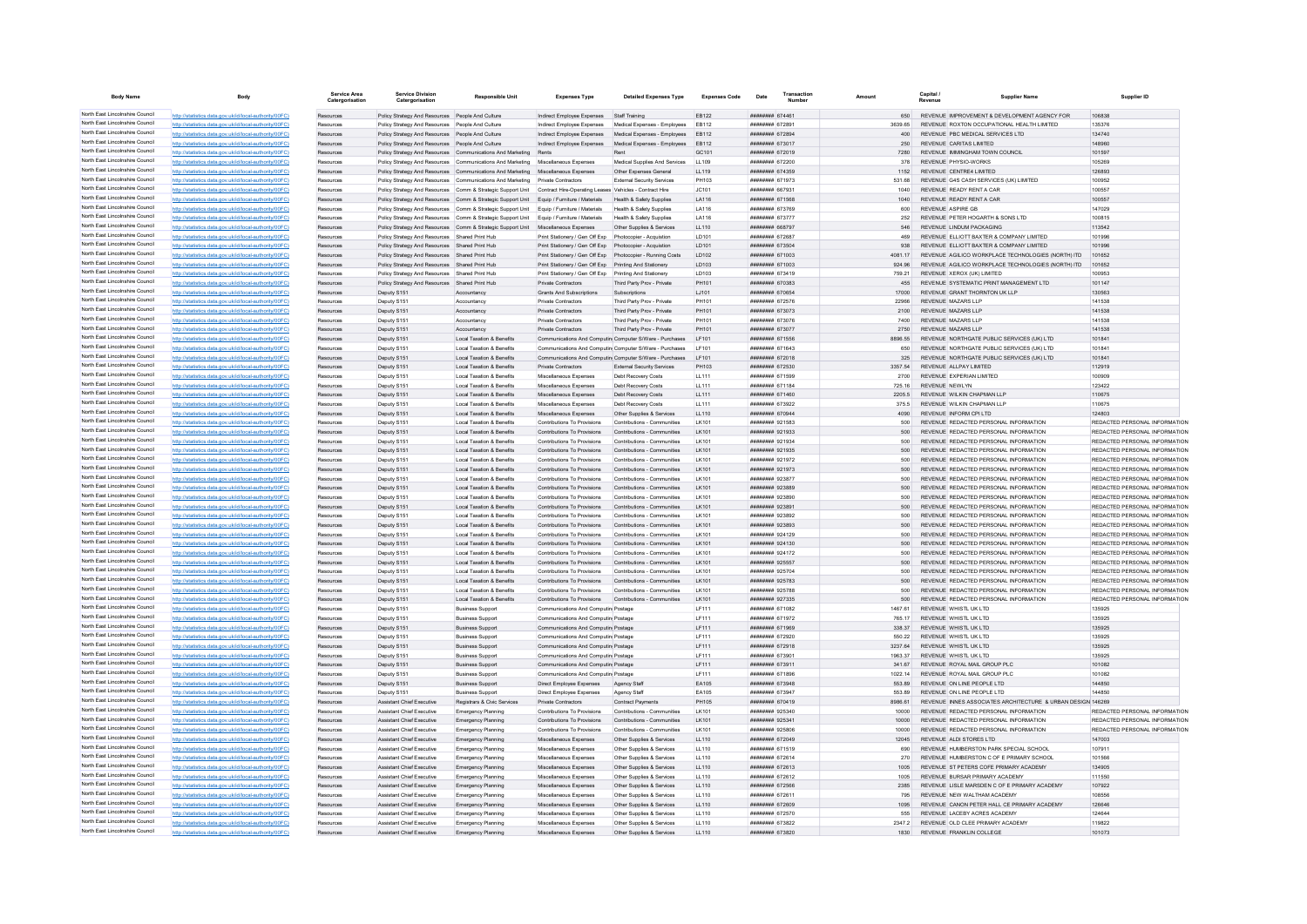| Body Name | Body | Service Area Catergorisation | Service Division Catergorisation | Responsible Unit | Expenses Type | Detailed Expenses Type | Expenses Code | Date | Transaction Number | Amount | Capital / Revenue | Supplier Name | Supplier ID |
|---|---|---|---|---|---|---|---|---|---|---|---|---|---|
| North East Lincolnshire Council | http://statistics.data.gov.uk/id/local-authority/00FC) | Resources | Policy Strategy And Resources | People And Culture | Indirect Employee Expenses | Staff Training | EB122 | ######## 674461 | | 650 | REVENUE | IMPROVEMENT & DEVELOPMENT AGENCY FOR | 106838 |
| North East Lincolnshire Council | http://statistics.data.gov.uk/id/local-authority/00FC) | Resources | Policy Strategy And Resources | People And Culture | Indirect Employee Expenses | Medical Expenses - Employees | EB112 | ######## 672891 | | 3639.65 | REVENUE | ROXTON OCCUPATIONAL HEALTH LIMITED | 135376 |
| North East Lincolnshire Council | http://statistics.data.gov.uk/id/local-authority/00FC) | Resources | Policy Strategy And Resources | People And Culture | Indirect Employee Expenses | Medical Expenses - Employees | EB112 | ######## 672894 | | 400 | REVENUE | PBC MEDICAL SERVICES LTD | 134740 |
| North East Lincolnshire Council | http://statistics.data.gov.uk/id/local-authority/00FC) | Resources | Policy Strategy And Resources | People And Culture | Indirect Employee Expenses | Medical Expenses - Employees | EB112 | ######## 673017 | | 250 | REVENUE | CARITAS LIMITED | 148960 |
| North East Lincolnshire Council | http://statistics.data.gov.uk/id/local-authority/00FC) | Resources | Policy Strategy And Resources | Communications And Marketing | Rents | Rent | GC101 | ######## 672019 | | 7280 | REVENUE | IMMINGHAM TOWN COUNCIL | 101597 |
| North East Lincolnshire Council | http://statistics.data.gov.uk/id/local-authority/00FC) | Resources | Policy Strategy And Resources | Communications And Marketing | Miscellaneous Expenses | Medical Supplies And Services | LL109 | ######## 672200 | | 378 | REVENUE | PHYSIO-WORKS | 105269 |
| North East Lincolnshire Council | http://statistics.data.gov.uk/id/local-authority/00FC) | Resources | Policy Strategy And Resources | Communications And Marketing | Miscellaneous Expenses | Other Expenses General | LL119 | ######## 674359 | | 1152 | REVENUE | CENTRE4 LIMITED | 126893 |
| North East Lincolnshire Council | http://statistics.data.gov.uk/id/local-authority/00FC) | Resources | Policy Strategy And Resources | Communications And Marketing | Private Contractors | External Security Services | PH103 | ######## 671973 | | 531.68 | REVENUE | G4S CASH SERVICES (UK) LIMITED | 100952 |
| North East Lincolnshire Council | http://statistics.data.gov.uk/id/local-authority/00FC) | Resources | Policy Strategy And Resources | Comm & Strategic Support Unit | Contract Hire-Operating Leases | Vehicles - Contract Hire | JC101 | ######## 667931 | | 1040 | REVENUE | READY RENT A CAR | 100557 |
| North East Lincolnshire Council | http://statistics.data.gov.uk/id/local-authority/00FC) | Resources | Policy Strategy And Resources | Comm & Strategic Support Unit | Equip / Furniture / Materials | Health & Safety Supplies | LA116 | ######## 671568 | | 1040 | REVENUE | READY RENT A CAR | 100557 |
| North East Lincolnshire Council | http://statistics.data.gov.uk/id/local-authority/00FC) | Resources | Policy Strategy And Resources | Comm & Strategic Support Unit | Equip / Furniture / Materials | Health & Safety Supplies | LA116 | ######## 673769 | | 600 | REVENUE | ASPIRE GB | 147029 |
| North East Lincolnshire Council | http://statistics.data.gov.uk/id/local-authority/00FC) | Resources | Policy Strategy And Resources | Comm & Strategic Support Unit | Equip / Furniture / Materials | Health & Safety Supplies | LA116 | ######## 673777 | | 252 | REVENUE | PETER HOGARTH & SONS LTD | 100815 |
| North East Lincolnshire Council | http://statistics.data.gov.uk/id/local-authority/00FC) | Resources | Policy Strategy And Resources | Comm & Strategic Support Unit | Miscellaneous Expenses | Other Supplies & Services | LL110 | ######## 668797 | | 546 | REVENUE | LINDUM PACKAGING | 113542 |
| North East Lincolnshire Council | http://statistics.data.gov.uk/id/local-authority/00FC) | Resources | Policy Strategy And Resources | Shared Print Hub | Print Stationery / Gen Off Exp | Photocopier - Acquisition | LD101 | ######## 672687 | | 469 | REVENUE | ELLIOTT BAXTER & COMPANY LIMITED | 101996 |
| North East Lincolnshire Council | http://statistics.data.gov.uk/id/local-authority/00FC) | Resources | Policy Strategy And Resources | Shared Print Hub | Print Stationery / Gen Off Exp | Photocopier - Acquisition | LD101 | ######## 673504 | | 938 | REVENUE | ELLIOTT BAXTER & COMPANY LIMITED | 101996 |
| North East Lincolnshire Council | http://statistics.data.gov.uk/id/local-authority/00FC) | Resources | Policy Strategy And Resources | Shared Print Hub | Print Stationery / Gen Off Exp | Photocopier - Running Costs | LD102 | ######## 671003 | | 4081.17 | REVENUE | AGILICO WORKPLACE TECHNOLOGIES (NORTH) ITD | 101652 |
| North East Lincolnshire Council | http://statistics.data.gov.uk/id/local-authority/00FC) | Resources | Policy Strategy And Resources | Shared Print Hub | Print Stationery / Gen Off Exp | Printing And Stationery | LD103 | ######## 671003 | | 924.96 | REVENUE | AGILICO WORKPLACE TECHNOLOGIES (NORTH) ITD | 101652 |
| North East Lincolnshire Council | http://statistics.data.gov.uk/id/local-authority/00FC) | Resources | Policy Strategy And Resources | Shared Print Hub | Print Stationery / Gen Off Exp | Printing And Stationery | LD103 | ######## 673419 | | 759.21 | REVENUE | XEROX (UK) LIMITED | 100953 |
| North East Lincolnshire Council | http://statistics.data.gov.uk/id/local-authority/00FC) | Resources | Policy Strategy And Resources | Shared Print Hub | Private Contractors | Third Party Prov - Private | PH101 | ######## 670383 | | 455 | REVENUE | SYSTEMATIC PRINT MANAGEMENT LTD | 101147 |
| North East Lincolnshire Council | http://statistics.data.gov.uk/id/local-authority/00FC) | Resources | Deputy S151 | Accountancy | Grants And Subscriptions | Subscriptions | LJ101 | ######## 672654 | | 17000 | REVENUE | GRANT THORNTON UK LLP | 130563 |
| North East Lincolnshire Council | http://statistics.data.gov.uk/id/local-authority/00FC) | Resources | Deputy S151 | Accountancy | Private Contractors | Third Party Prov - Private | PH101 | ######## 672576 | | 22988 | REVENUE | MAZARS LLP | 141538 |
| North East Lincolnshire Council | http://statistics.data.gov.uk/id/local-authority/00FC) | Resources | Deputy S151 | Accountancy | Private Contractors | Third Party Prov - Private | PH101 | ######## 673073 | | 2100 | REVENUE | MAZARS LLP | 141538 |
| North East Lincolnshire Council | http://statistics.data.gov.uk/id/local-authority/00FC) | Resources | Deputy S151 | Accountancy | Private Contractors | Third Party Prov - Private | PH101 | ######## 673076 | | 7400 | REVENUE | MAZARS LLP | 141538 |
| North East Lincolnshire Council | http://statistics.data.gov.uk/id/local-authority/00FC) | Resources | Deputy S151 | Accountancy | Private Contractors | Third Party Prov - Private | PH101 | ######## 673077 | | 2750 | REVENUE | MAZARS LLP | 141538 |
| North East Lincolnshire Council | http://statistics.data.gov.uk/id/local-authority/00FC) | Resources | Deputy S151 | Local Taxation & Benefits | Communications And Computing | Computer S/Ware - Purchases | LF101 | ######## 671556 | | 8896.55 | REVENUE | NORTHGATE PUBLIC SERVICES (UK) LTD | 101841 |
| North East Lincolnshire Council | http://statistics.data.gov.uk/id/local-authority/00FC) | Resources | Deputy S151 | Local Taxation & Benefits | Communications And Computing | Computer S/Ware - Purchases | LF101 | ######## 671643 | | 650 | REVENUE | NORTHGATE PUBLIC SERVICES (UK) LTD | 101841 |
| North East Lincolnshire Council | http://statistics.data.gov.uk/id/local-authority/00FC) | Resources | Deputy S151 | Local Taxation & Benefits | Communications And Computing | Computer S/Ware - Purchases | LF101 | ######## 672018 | | 325 | REVENUE | NORTHGATE PUBLIC SERVICES (UK) LTD | 101841 |
| North East Lincolnshire Council | http://statistics.data.gov.uk/id/local-authority/00FC) | Resources | Deputy S151 | Local Taxation & Benefits | Private Contractors | External Security Services | PH103 | ######## 672530 | | 3357.54 | REVENUE | ALLPAY LIMITED | 112919 |
| North East Lincolnshire Council | http://statistics.data.gov.uk/id/local-authority/00FC) | Resources | Deputy S151 | Local Taxation & Benefits | Miscellaneous Expenses | Debt Recovery Costs | LL111 | ######## 671599 | | 2700 | REVENUE | EXPERIAN LIMITED | 100909 |
| North East Lincolnshire Council | http://statistics.data.gov.uk/id/local-authority/00FC) | Resources | Deputy S151 | Local Taxation & Benefits | Miscellaneous Expenses | Debt Recovery Costs | LL111 | ######## 671184 | | 725.16 | REVENUE | NEWLYN | 123422 |
| North East Lincolnshire Council | http://statistics.data.gov.uk/id/local-authority/00FC) | Resources | Deputy S151 | Local Taxation & Benefits | Miscellaneous Expenses | Debt Recovery Costs | LL111 | ######## 671460 | | 2205.5 | REVENUE | WILKIN CHAPMAN LLP | 110675 |
| North East Lincolnshire Council | http://statistics.data.gov.uk/id/local-authority/00FC) | Resources | Deputy S151 | Local Taxation & Benefits | Miscellaneous Expenses | Debt Recovery Costs | LL111 | ######## 673922 | | 375.5 | REVENUE | WILKIN CHAPMAN LLP | 110675 |
| North East Lincolnshire Council | http://statistics.data.gov.uk/id/local-authority/00FC) | Resources | Deputy S151 | Local Taxation & Benefits | Miscellaneous Expenses | Other Supplies & Services | LL110 | ######## 670944 | | 4090 | REVENUE | INFORM CPI LTD | 124803 |
| North East Lincolnshire Council | http://statistics.data.gov.uk/id/local-authority/00FC) | Resources | Deputy S151 | Local Taxation & Benefits | Contributions To Provisions | Contributions - Communities | LK101 | ######## 921583 | | 500 | REVENUE | REDACTED PERSONAL INFORMATION | REDACTED PERSONAL INFORMATION |
| North East Lincolnshire Council | http://statistics.data.gov.uk/id/local-authority/00FC) | Resources | Deputy S151 | Local Taxation & Benefits | Contributions To Provisions | Contributions - Communities | LK101 | ######## 921933 | | 500 | REVENUE | REDACTED PERSONAL INFORMATION | REDACTED PERSONAL INFORMATION |
| North East Lincolnshire Council | http://statistics.data.gov.uk/id/local-authority/00FC) | Resources | Deputy S151 | Local Taxation & Benefits | Contributions To Provisions | Contributions - Communities | LK101 | ######## 921934 | | 500 | REVENUE | REDACTED PERSONAL INFORMATION | REDACTED PERSONAL INFORMATION |
| North East Lincolnshire Council | http://statistics.data.gov.uk/id/local-authority/00FC) | Resources | Deputy S151 | Local Taxation & Benefits | Contributions To Provisions | Contributions - Communities | LK101 | ######## 921935 | | 500 | REVENUE | REDACTED PERSONAL INFORMATION | REDACTED PERSONAL INFORMATION |
| North East Lincolnshire Council | http://statistics.data.gov.uk/id/local-authority/00FC) | Resources | Deputy S151 | Local Taxation & Benefits | Contributions To Provisions | Contributions - Communities | LK101 | ######## 921972 | | 500 | REVENUE | REDACTED PERSONAL INFORMATION | REDACTED PERSONAL INFORMATION |
| North East Lincolnshire Council | http://statistics.data.gov.uk/id/local-authority/00FC) | Resources | Deputy S151 | Local Taxation & Benefits | Contributions To Provisions | Contributions - Communities | LK101 | ######## 921973 | | 500 | REVENUE | REDACTED PERSONAL INFORMATION | REDACTED PERSONAL INFORMATION |
| North East Lincolnshire Council | http://statistics.data.gov.uk/id/local-authority/00FC) | Resources | Deputy S151 | Local Taxation & Benefits | Contributions To Provisions | Contributions - Communities | LK101 | ######## 923877 | | 500 | REVENUE | REDACTED PERSONAL INFORMATION | REDACTED PERSONAL INFORMATION |
| North East Lincolnshire Council | http://statistics.data.gov.uk/id/local-authority/00FC) | Resources | Deputy S151 | Local Taxation & Benefits | Contributions To Provisions | Contributions - Communities | LK101 | ######## 923889 | | 500 | REVENUE | REDACTED PERSONAL INFORMATION | REDACTED PERSONAL INFORMATION |
| North East Lincolnshire Council | http://statistics.data.gov.uk/id/local-authority/00FC) | Resources | Deputy S151 | Local Taxation & Benefits | Contributions To Provisions | Contributions - Communities | LK101 | ######## 923890 | | 500 | REVENUE | REDACTED PERSONAL INFORMATION | REDACTED PERSONAL INFORMATION |
| North East Lincolnshire Council | http://statistics.data.gov.uk/id/local-authority/00FC) | Resources | Deputy S151 | Local Taxation & Benefits | Contributions To Provisions | Contributions - Communities | LK101 | ######## 923891 | | 500 | REVENUE | REDACTED PERSONAL INFORMATION | REDACTED PERSONAL INFORMATION |
| North East Lincolnshire Council | http://statistics.data.gov.uk/id/local-authority/00FC) | Resources | Deputy S151 | Local Taxation & Benefits | Contributions To Provisions | Contributions - Communities | LK101 | ######## 923892 | | 500 | REVENUE | REDACTED PERSONAL INFORMATION | REDACTED PERSONAL INFORMATION |
| North East Lincolnshire Council | http://statistics.data.gov.uk/id/local-authority/00FC) | Resources | Deputy S151 | Local Taxation & Benefits | Contributions To Provisions | Contributions - Communities | LK101 | ######## 923893 | | 500 | REVENUE | REDACTED PERSONAL INFORMATION | REDACTED PERSONAL INFORMATION |
| North East Lincolnshire Council | http://statistics.data.gov.uk/id/local-authority/00FC) | Resources | Deputy S151 | Local Taxation & Benefits | Contributions To Provisions | Contributions - Communities | LK101 | ######## 924129 | | 500 | REVENUE | REDACTED PERSONAL INFORMATION | REDACTED PERSONAL INFORMATION |
| North East Lincolnshire Council | http://statistics.data.gov.uk/id/local-authority/00FC) | Resources | Deputy S151 | Local Taxation & Benefits | Contributions To Provisions | Contributions - Communities | LK101 | ######## 924130 | | 500 | REVENUE | REDACTED PERSONAL INFORMATION | REDACTED PERSONAL INFORMATION |
| North East Lincolnshire Council | http://statistics.data.gov.uk/id/local-authority/00FC) | Resources | Deputy S151 | Local Taxation & Benefits | Contributions To Provisions | Contributions - Communities | LK101 | ######## 924172 | | 500 | REVENUE | REDACTED PERSONAL INFORMATION | REDACTED PERSONAL INFORMATION |
| North East Lincolnshire Council | http://statistics.data.gov.uk/id/local-authority/00FC) | Resources | Deputy S151 | Local Taxation & Benefits | Contributions To Provisions | Contributions - Communities | LK101 | ######## 925657 | | 500 | REVENUE | REDACTED PERSONAL INFORMATION | REDACTED PERSONAL INFORMATION |
| North East Lincolnshire Council | http://statistics.data.gov.uk/id/local-authority/00FC) | Resources | Deputy S151 | Local Taxation & Benefits | Contributions To Provisions | Contributions - Communities | LK101 | ######## 925704 | | 500 | REVENUE | REDACTED PERSONAL INFORMATION | REDACTED PERSONAL INFORMATION |
| North East Lincolnshire Council | http://statistics.data.gov.uk/id/local-authority/00FC) | Resources | Deputy S151 | Local Taxation & Benefits | Contributions To Provisions | Contributions - Communities | LK101 | ######## 925783 | | 500 | REVENUE | REDACTED PERSONAL INFORMATION | REDACTED PERSONAL INFORMATION |
| North East Lincolnshire Council | http://statistics.data.gov.uk/id/local-authority/00FC) | Resources | Deputy S151 | Local Taxation & Benefits | Contributions To Provisions | Contributions - Communities | LK101 | ######## 925788 | | 500 | REVENUE | REDACTED PERSONAL INFORMATION | REDACTED PERSONAL INFORMATION |
| North East Lincolnshire Council | http://statistics.data.gov.uk/id/local-authority/00FC) | Resources | Deputy S151 | Local Taxation & Benefits | Contributions To Provisions | Contributions - Communities | LK101 | ######## 927335 | | 500 | REVENUE | REDACTED PERSONAL INFORMATION | REDACTED PERSONAL INFORMATION |
| North East Lincolnshire Council | http://statistics.data.gov.uk/id/local-authority/00FC) | Resources | Deputy S151 | Business Support | Communications And Computing | Postage | LF111 | ######## 671082 | | 1467.61 | REVENUE | WHISTL UK LTD | 135925 |
| North East Lincolnshire Council | http://statistics.data.gov.uk/id/local-authority/00FC) | Resources | Deputy S151 | Business Support | Communications And Computing | Postage | LF111 | ######## 671972 | | 765.17 | REVENUE | WHISTL UK LTD | 135925 |
| North East Lincolnshire Council | http://statistics.data.gov.uk/id/local-authority/00FC) | Resources | Deputy S151 | Business Support | Communications And Computing | Postage | LF111 | ######## 671969 | | 338.37 | REVENUE | WHISTL UK LTD | 135925 |
| North East Lincolnshire Council | http://statistics.data.gov.uk/id/local-authority/00FC) | Resources | Deputy S151 | Business Support | Communications And Computing | Postage | LF111 | ######## 672920 | | 550.22 | REVENUE | WHISTL UK LTD | 135925 |
| North East Lincolnshire Council | http://statistics.data.gov.uk/id/local-authority/00FC) | Resources | Deputy S151 | Business Support | Communications And Computing | Postage | LF111 | ######## 672918 | | 3237.64 | REVENUE | WHISTL UK LTD | 135925 |
| North East Lincolnshire Council | http://statistics.data.gov.uk/id/local-authority/00FC) | Resources | Deputy S151 | Business Support | Communications And Computing | Postage | LF111 | ######## 673901 | | 1963.37 | REVENUE | WHISTL UK LTD | 135925 |
| North East Lincolnshire Council | http://statistics.data.gov.uk/id/local-authority/00FC) | Resources | Deputy S151 | Business Support | Communications And Computing | Postage | LF111 | ######## 673911 | | 341.67 | REVENUE | ROYAL MAIL GROUP PLC | 101082 |
| North East Lincolnshire Council | http://statistics.data.gov.uk/id/local-authority/00FC) | Resources | Deputy S151 | Business Support | Communications And Computing | Postage | LF111 | ######## 671896 | | 1022.14 | REVENUE | ROYAL MAIL GROUP PLC | 101082 |
| North East Lincolnshire Council | http://statistics.data.gov.uk/id/local-authority/00FC) | Resources | Deputy S151 | Business Support | Direct Employee Expenses | Agency Staff | EA105 | ######## 673948 | | 553.89 | REVENUE | ON LINE PEOPLE LTD | 144850 |
| North East Lincolnshire Council | http://statistics.data.gov.uk/id/local-authority/00FC) | Resources | Deputy S151 | Business Support | Direct Employee Expenses | Agency Staff | EA105 | ######## 673947 | | 553.89 | REVENUE | ON LINE PEOPLE LTD | 144850 |
| North East Lincolnshire Council | http://statistics.data.gov.uk/id/local-authority/00FC) | Resources | Assistant Chief Executive | Registrars & Civic Services | Private Contractors | Contract Payments | PH105 | ######## 670419 | | 8986.61 | REVENUE | INNES ASSOCIATES ARCHITECTURE & URBAN DESIGN | 146269 |
| North East Lincolnshire Council | http://statistics.data.gov.uk/id/local-authority/00FC) | Resources | Assistant Chief Executive | Emergency Planning | Contributions To Provisions | Contributions - Communities | LK101 | ######## 925340 | | 10000 | REVENUE | REDACTED PERSONAL INFORMATION | REDACTED PERSONAL INFORMATION |
| North East Lincolnshire Council | http://statistics.data.gov.uk/id/local-authority/00FC) | Resources | Assistant Chief Executive | Emergency Planning | Contributions To Provisions | Contributions - Communities | LK101 | ######## 925341 | | 10000 | REVENUE | REDACTED PERSONAL INFORMATION | REDACTED PERSONAL INFORMATION |
| North East Lincolnshire Council | http://statistics.data.gov.uk/id/local-authority/00FC) | Resources | Assistant Chief Executive | Emergency Planning | Contributions To Provisions | Contributions - Communities | LK101 | ######## 925806 | | 10000 | REVENUE | REDACTED PERSONAL INFORMATION | REDACTED PERSONAL INFORMATION |
| North East Lincolnshire Council | http://statistics.data.gov.uk/id/local-authority/00FC) | Resources | Assistant Chief Executive | Emergency Planning | Miscellaneous Expenses | Other Supplies & Services | LL110 | ######## 672049 | | 12045 | REVENUE | ALDI STORES LTD | 147003 |
| North East Lincolnshire Council | http://statistics.data.gov.uk/id/local-authority/00FC) | Resources | Assistant Chief Executive | Emergency Planning | Miscellaneous Expenses | Other Supplies & Services | LL110 | ######## 671519 | | 690 | REVENUE | HUMBERSTON PARK SPECIAL SCHOOL | 107911 |
| North East Lincolnshire Council | http://statistics.data.gov.uk/id/local-authority/00FC) | Resources | Assistant Chief Executive | Emergency Planning | Miscellaneous Expenses | Other Supplies & Services | LL110 | ######## 672614 | | 270 | REVENUE | HUMBERSTON C OF E PRIMARY SCHOOL | 101566 |
| North East Lincolnshire Council | http://statistics.data.gov.uk/id/local-authority/00FC) | Resources | Assistant Chief Executive | Emergency Planning | Miscellaneous Expenses | Other Supplies & Services | LL110 | ######## 672613 | | 1005 | REVENUE | ST PETERS COFE PRIMARY ACADEMY | 134905 |
| North East Lincolnshire Council | http://statistics.data.gov.uk/id/local-authority/00FC) | Resources | Assistant Chief Executive | Emergency Planning | Miscellaneous Expenses | Other Supplies & Services | LL110 | ######## 672612 | | 1005 | REVENUE | BURSAR PRIMARY ACADEMY | 111550 |
| North East Lincolnshire Council | http://statistics.data.gov.uk/id/local-authority/00FC) | Resources | Assistant Chief Executive | Emergency Planning | Miscellaneous Expenses | Other Supplies & Services | LL110 | ######## 672566 | | 2385 | REVENUE | LISLE MARSDEN C OF E PRIMARY ACADEMY | 107922 |
| North East Lincolnshire Council | http://statistics.data.gov.uk/id/local-authority/00FC) | Resources | Assistant Chief Executive | Emergency Planning | Miscellaneous Expenses | Other Supplies & Services | LL110 | ######## 672611 | | 795 | REVENUE | NEW WALTHAM ACADEMY | 108556 |
| North East Lincolnshire Council | http://statistics.data.gov.uk/id/local-authority/00FC) | Resources | Assistant Chief Executive | Emergency Planning | Miscellaneous Expenses | Other Supplies & Services | LL110 | ######## 672609 | | 1095 | REVENUE | CANON PETER HALL CE PRIMARY ACADEMY | 126646 |
| North East Lincolnshire Council | http://statistics.data.gov.uk/id/local-authority/00FC) | Resources | Assistant Chief Executive | Emergency Planning | Miscellaneous Expenses | Other Supplies & Services | LL110 | ######## 672570 | | 555 | REVENUE | LACEBY ACRES ACADEMY | 124644 |
| North East Lincolnshire Council | http://statistics.data.gov.uk/id/local-authority/00FC) | Resources | Assistant Chief Executive | Emergency Planning | Miscellaneous Expenses | Other Supplies & Services | LL110 | ######## 673822 | | 2347.2 | REVENUE | OLD CLEE PRIMARY ACADEMY | 119822 |
| North East Lincolnshire Council | http://statistics.data.gov.uk/id/local-authority/00FC) | Resources | Assistant Chief Executive | Emergency Planning | Miscellaneous Expenses | Other Supplies & Services | LL110 | ######## 673820 | | 1830 | REVENUE | FRANKLIN COLLEGE | 101073 |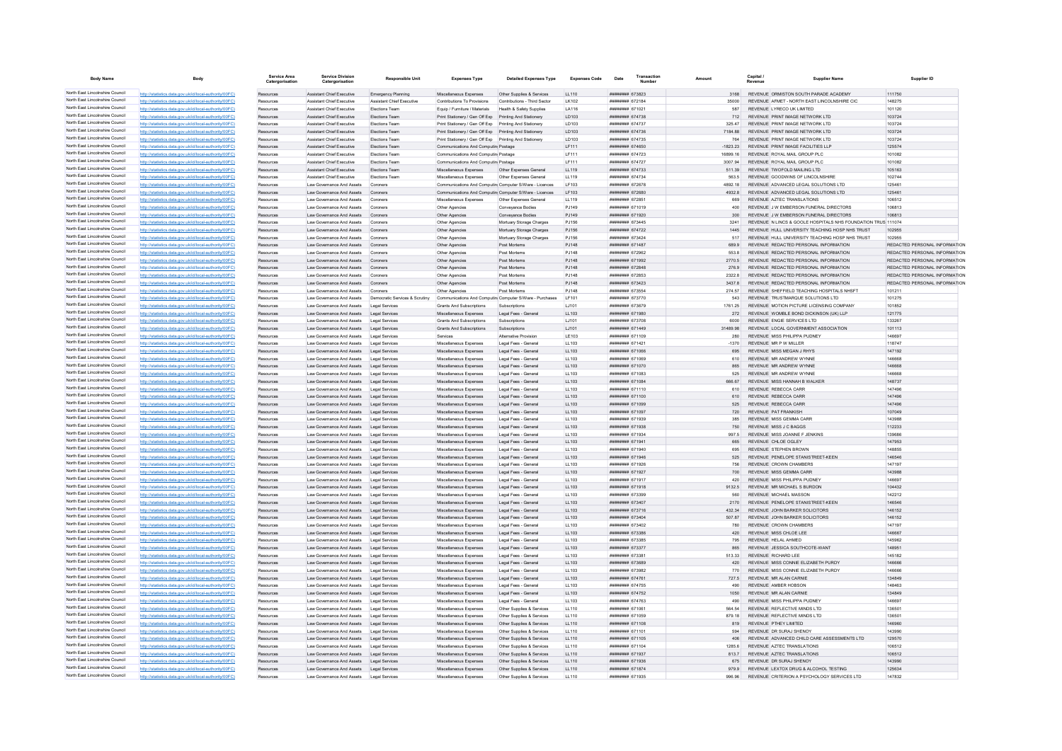| Body Name | Body | Service Area Catergorisation | Service Division Catergorisation | Responsible Unit | Expenses Type | Detailed Expenses Type | Expenses Code | Date | Transaction Number | Amount | Capital / Revenue | Supplier Name | Supplier ID |
|---|---|---|---|---|---|---|---|---|---|---|---|---|---|
| North East Lincolnshire Council | http://statistics.data.gov.uk/id/local-authority/00FC) | Resources | Assistant Chief Executive | Emergency Planning | Miscellaneous Expenses | Other Supplies & Services | LL110 | ######## | 673823 | 3168 | REVENUE | ORMISTON SOUTH PARADE ACADEMY | 111750 |
| North East Lincolnshire Council | http://statistics.data.gov.uk/id/local-authority/00FC) | Resources | Assistant Chief Executive | Assistant Chief Executive | Contributions To Provisions | Contributions - Third Sector | LK102 | ######## | 672184 | 35000 | REVENUE | AFMET - NORTH EAST LINCOLNSHIRE CIC | 148275 |
| North East Lincolnshire Council | http://statistics.data.gov.uk/id/local-authority/00FC) | Resources | Assistant Chief Executive | Elections Team | Equip / Furniture / Materials | Health & Safety Supplies | LA116 | ######## | 671021 | 587 | REVENUE | LYRECO UK LIMITED | 101120 |
| North East Lincolnshire Council | http://statistics.data.gov.uk/id/local-authority/00FC) | Resources | Assistant Chief Executive | Elections Team | Print Stationery / Gen Off Exp | Printing And Stationery | LD103 | ######## | 674738 | 712 | REVENUE | PRINT IMAGE NETWORK LTD | 103724 |
| North East Lincolnshire Council | http://statistics.data.gov.uk/id/local-authority/00FC) | Resources | Assistant Chief Executive | Elections Team | Print Stationery / Gen Off Exp | Printing And Stationery | LD103 | ######## | 674737 | 325.47 | REVENUE | PRINT IMAGE NETWORK LTD | 103724 |
| North East Lincolnshire Council | http://statistics.data.gov.uk/id/local-authority/00FC) | Resources | Assistant Chief Executive | Elections Team | Print Stationery / Gen Off Exp | Printing And Stationery | LD103 | ######## | 674736 | 7184.88 | REVENUE | PRINT IMAGE NETWORK LTD | 103724 |
| North East Lincolnshire Council | http://statistics.data.gov.uk/id/local-authority/00FC) | Resources | Assistant Chief Executive | Elections Team | Print Stationery / Gen Off Exp | Printing And Stationery | LD103 | ######## | 674735 | 764 | REVENUE | PRINT IMAGE NETWORK LTD | 103724 |
| North East Lincolnshire Council | http://statistics.data.gov.uk/id/local-authority/00FC) | Resources | Assistant Chief Executive | Elections Team | Communications And Computing | Postage | LF111 | ######## | 674650 | -1823.23 | REVENUE | PRINT IMAGE FACILITIES LLP | 125574 |
| North East Lincolnshire Council | http://statistics.data.gov.uk/id/local-authority/00FC) | Resources | Assistant Chief Executive | Elections Team | Communications And Computing | Postage | LF111 | ######## | 674723 | 16899.16 | REVENUE | ROYAL MAIL GROUP PLC | 101082 |
| North East Lincolnshire Council | http://statistics.data.gov.uk/id/local-authority/00FC) | Resources | Assistant Chief Executive | Elections Team | Communications And Computing | Postage | LF111 | ######## | 674727 | 3007.94 | REVENUE | ROYAL MAIL GROUP PLC | 101082 |
| North East Lincolnshire Council | http://statistics.data.gov.uk/id/local-authority/00FC) | Resources | Assistant Chief Executive | Elections Team | Miscellaneous Expenses | Other Expenses General | LL119 | ######## | 674733 | 511.39 | REVENUE | TWOFOLD MAILING LTD | 105163 |
| North East Lincolnshire Council | http://statistics.data.gov.uk/id/local-authority/00FC) | Resources | Assistant Chief Executive | Elections Team | Miscellaneous Expenses | Other Expenses General | LL119 | ######## | 674734 | 563.5 | REVENUE | GOODWINS OF LINCOLNSHIRE | 102744 |
| North East Lincolnshire Council | http://statistics.data.gov.uk/id/local-authority/00FC) | Resources | Law Governance And Assets | Coroners | Communications And Computing | Computer S/Ware - Licences | LF103 | ######## | 672678 | 4892.18 | REVENUE | ADVANCED LEGAL SOLUTIONS LTD | 125461 |
| North East Lincolnshire Council | http://statistics.data.gov.uk/id/local-authority/00FC) | Resources | Law Governance And Assets | Coroners | Communications And Computing | Computer S/Ware - Licences | LF103 | ######## | 672680 | 4932.8 | REVENUE | ADVANCED LEGAL SOLUTIONS LTD | 125461 |
| North East Lincolnshire Council | http://statistics.data.gov.uk/id/local-authority/00FC) | Resources | Law Governance And Assets | Coroners | Miscellaneous Expenses | Other Expenses General | LL119 | ######## | 672851 | 669 | REVENUE | AZTEC TRANSLATIONS | 106512 |
| North East Lincolnshire Council | http://statistics.data.gov.uk/id/local-authority/00FC) | Resources | Law Governance And Assets | Coroners | Other Agencies | Conveyance Bodies | PJ149 | ######## | 671019 | 400 | REVENUE | J W EMBERSON FUNERAL DIRECTORS | 106813 |
| North East Lincolnshire Council | http://statistics.data.gov.uk/id/local-authority/00FC) | Resources | Law Governance And Assets | Coroners | Other Agencies | Conveyance Bodies | PJ149 | ######## | 671920 | 300 | REVENUE | J W EMBERSON FUNERAL DIRECTORS | 106813 |
| North East Lincolnshire Council | http://statistics.data.gov.uk/id/local-authority/00FC) | Resources | Law Governance And Assets | Coroners | Other Agencies | Mortuary Storage Charges | PJ156 | ######## | 673445 | 3241 | REVENUE | N LINCS & GOOLE HOSPITALS NHS FOUNDATION TRUST | 111074 |
| North East Lincolnshire Council | http://statistics.data.gov.uk/id/local-authority/00FC) | Resources | Law Governance And Assets | Coroners | Other Agencies | Mortuary Storage Charges | PJ156 | ######## | 674722 | 1445 | REVENUE | HULL UNIVERSITY TEACHING HOSP NHS TRUST | 102955 |
| North East Lincolnshire Council | http://statistics.data.gov.uk/id/local-authority/00FC) | Resources | Law Governance And Assets | Coroners | Other Agencies | Mortuary Storage Charges | PJ156 | ######## | 673424 | 517 | REVENUE | HULL UNIVERSITY TEACHING HOSP NHS TRUST | 102955 |
| North East Lincolnshire Council | http://statistics.data.gov.uk/id/local-authority/00FC) | Resources | Law Governance And Assets | Coroners | Other Agencies | Post Mortems | PJ148 | ######## | 671487 | 689.9 | REVENUE | REDACTED PERSONAL INFORMATION | REDACTED PERSONAL INFORMATION |
| North East Lincolnshire Council | http://statistics.data.gov.uk/id/local-authority/00FC) | Resources | Law Governance And Assets | Coroners | Other Agencies | Post Mortems | PJ148 | ######## | 672962 | 553.8 | REVENUE | REDACTED PERSONAL INFORMATION | REDACTED PERSONAL INFORMATION |
| North East Lincolnshire Council | http://statistics.data.gov.uk/id/local-authority/00FC) | Resources | Law Governance And Assets | Coroners | Other Agencies | Post Mortems | PJ148 | ######## | 671992 | 2770.5 | REVENUE | REDACTED PERSONAL INFORMATION | REDACTED PERSONAL INFORMATION |
| North East Lincolnshire Council | http://statistics.data.gov.uk/id/local-authority/00FC) | Resources | Law Governance And Assets | Coroners | Other Agencies | Post Mortems | PJ148 | ######## | 672848 | 278.9 | REVENUE | REDACTED PERSONAL INFORMATION | REDACTED PERSONAL INFORMATION |
| North East Lincolnshire Council | http://statistics.data.gov.uk/id/local-authority/00FC) | Resources | Law Governance And Assets | Coroners | Other Agencies | Post Mortems | PJ148 | ######## | 672853 | 2322.8 | REVENUE | REDACTED PERSONAL INFORMATION | REDACTED PERSONAL INFORMATION |
| North East Lincolnshire Council | http://statistics.data.gov.uk/id/local-authority/00FC) | Resources | Law Governance And Assets | Coroners | Other Agencies | Post Mortems | PJ148 | ######## | 673423 | 3437.8 | REVENUE | REDACTED PERSONAL INFORMATION | REDACTED PERSONAL INFORMATION |
| North East Lincolnshire Council | http://statistics.data.gov.uk/id/local-authority/00FC) | Resources | Law Governance And Assets | Coroners | Other Agencies | Post Mortems | PJ148 | ######## | 673554 | 274.57 | REVENUE | SHEFFIELD TEACHING HOSPITALS NHSFT | 101211 |
| North East Lincolnshire Council | http://statistics.data.gov.uk/id/local-authority/00FC) | Resources | Law Governance And Assets | Democratic Services & Scrutiny | Communications And Computing | Computer S/Ware - Purchases | LF101 | ######## | 673770 | 543 | REVENUE | TRUSTMARQUE SOLUTIONS LTD | 101275 |
| North East Lincolnshire Council | http://statistics.data.gov.uk/id/local-authority/00FC) | Resources | Law Governance And Assets | Legal Services | Grants And Subscriptions | Subscriptions | LJ101 | ######## | 673679 | 1761.25 | REVENUE | MOTION PICTURE LICENSING COMPANY | 101852 |
| North East Lincolnshire Council | http://statistics.data.gov.uk/id/local-authority/00FC) | Resources | Law Governance And Assets | Legal Services | Miscellaneous Expenses | Legal Fees - General | LL103 | ######## | 671980 | 272 | REVENUE | WOMBLE BOND DICKINSON (UK) LLP | 121775 |
| North East Lincolnshire Council | http://statistics.data.gov.uk/id/local-authority/00FC) | Resources | Law Governance And Assets | Legal Services | Grants And Subscriptions | Subscriptions | LJ101 | ######## | 673708 | 6000 | REVENUE | ENGIE SERVICES LTD | 133267 |
| North East Lincolnshire Council | http://statistics.data.gov.uk/id/local-authority/00FC) | Resources | Law Governance And Assets | Legal Services | Grants And Subscriptions | Subscriptions | LJ101 | ######## | 671449 | 31489.98 | REVENUE | LOCAL GOVERNMENT ASSOCIATION | 101113 |
| North East Lincolnshire Council | http://statistics.data.gov.uk/id/local-authority/00FC) | Resources | Law Governance And Assets | Legal Services | Services | Alternative Provision | LE103 | ######## | 671109 | 280 | REVENUE | MISS PHILIPPA PUDNEY | 146697 |
| North East Lincolnshire Council | http://statistics.data.gov.uk/id/local-authority/00FC) | Resources | Law Governance And Assets | Legal Services | Miscellaneous Expenses | Legal Fees - General | LL103 | ######## | 671421 | -1370 | REVENUE | MR P W MILLER | 118747 |
| North East Lincolnshire Council | http://statistics.data.gov.uk/id/local-authority/00FC) | Resources | Law Governance And Assets | Legal Services | Miscellaneous Expenses | Legal Fees - General | LL103 | ######## | 671066 | 695 | REVENUE | MISS MEGAN J RHYS | 147192 |
| North East Lincolnshire Council | http://statistics.data.gov.uk/id/local-authority/00FC) | Resources | Law Governance And Assets | Legal Services | Miscellaneous Expenses | Legal Fees - General | LL103 | ######## | 671069 | 610 | REVENUE | MR ANDREW WYNNE | 146668 |
| North East Lincolnshire Council | http://statistics.data.gov.uk/id/local-authority/00FC) | Resources | Law Governance And Assets | Legal Services | Miscellaneous Expenses | Legal Fees - General | LL103 | ######## | 671070 | 865 | REVENUE | MR ANDREW WYNNE | 146668 |
| North East Lincolnshire Council | http://statistics.data.gov.uk/id/local-authority/00FC) | Resources | Law Governance And Assets | Legal Services | Miscellaneous Expenses | Legal Fees - General | LL103 | ######## | 671083 | 525 | REVENUE | MR ANDREW WYNNE | 146668 |
| North East Lincolnshire Council | http://statistics.data.gov.uk/id/local-authority/00FC) | Resources | Law Governance And Assets | Legal Services | Miscellaneous Expenses | Legal Fees - General | LL103 | ######## | 671084 | 666.67 | REVENUE | MISS HANNAH B WALKER | 148737 |
| North East Lincolnshire Council | http://statistics.data.gov.uk/id/local-authority/00FC) | Resources | Law Governance And Assets | Legal Services | Miscellaneous Expenses | Legal Fees - General | LL103 | ######## | 671110 | 610 | REVENUE | REBECCA CARR | 147496 |
| North East Lincolnshire Council | http://statistics.data.gov.uk/id/local-authority/00FC) | Resources | Law Governance And Assets | Legal Services | Miscellaneous Expenses | Legal Fees - General | LL103 | ######## | 671100 | 610 | REVENUE | REBECCA CARR | 147496 |
| North East Lincolnshire Council | http://statistics.data.gov.uk/id/local-authority/00FC) | Resources | Law Governance And Assets | Legal Services | Miscellaneous Expenses | Legal Fees - General | LL103 | ######## | 671099 | 525 | REVENUE | REBECCA CARR | 147496 |
| North East Lincolnshire Council | http://statistics.data.gov.uk/id/local-authority/00FC) | Resources | Law Governance And Assets | Legal Services | Miscellaneous Expenses | Legal Fees - General | LL103 | ######## | 671097 | 720 | REVENUE | PAT FRANKISH | 107049 |
| North East Lincolnshire Council | http://statistics.data.gov.uk/id/local-authority/00FC) | Resources | Law Governance And Assets | Legal Services | Miscellaneous Expenses | Legal Fees - General | LL103 | ######## | 671939 | 385 | REVENUE | MISS GEMMA CARR | 143988 |
| North East Lincolnshire Council | http://statistics.data.gov.uk/id/local-authority/00FC) | Resources | Law Governance And Assets | Legal Services | Miscellaneous Expenses | Legal Fees - General | LL103 | ######## | 671938 | 750 | REVENUE | MISS J C BAGGS | 112233 |
| North East Lincolnshire Council | http://statistics.data.gov.uk/id/local-authority/00FC) | Resources | Law Governance And Assets | Legal Services | Miscellaneous Expenses | Legal Fees - General | LL103 | ######## | 671934 | 997.5 | REVENUE | MISS JOANNE F JENKINS | 139686 |
| North East Lincolnshire Council | http://statistics.data.gov.uk/id/local-authority/00FC) | Resources | Law Governance And Assets | Legal Services | Miscellaneous Expenses | Legal Fees - General | LL103 | ######## | 671941 | 665 | REVENUE | CHLOE OGLEY | 147953 |
| North East Lincolnshire Council | http://statistics.data.gov.uk/id/local-authority/00FC) | Resources | Law Governance And Assets | Legal Services | Miscellaneous Expenses | Legal Fees - General | LL103 | ######## | 671940 | 695 | REVENUE | STEPHEN BROWN | 148855 |
| North East Lincolnshire Council | http://statistics.data.gov.uk/id/local-authority/00FC) | Resources | Law Governance And Assets | Legal Services | Miscellaneous Expenses | Legal Fees - General | LL103 | ######## | 671948 | 525 | REVENUE | PENELOPE STANISTREET-KEEN | 146546 |
| North East Lincolnshire Council | http://statistics.data.gov.uk/id/local-authority/00FC) | Resources | Law Governance And Assets | Legal Services | Miscellaneous Expenses | Legal Fees - General | LL103 | ######## | 671926 | 756 | REVENUE | CROWN CHAMBERS | 147197 |
| North East Lincolnshire Council | http://statistics.data.gov.uk/id/local-authority/00FC) | Resources | Law Governance And Assets | Legal Services | Miscellaneous Expenses | Legal Fees - General | LL103 | ######## | 671927 | 700 | REVENUE | MISS GEMMA CARR | 143988 |
| North East Lincolnshire Council | http://statistics.data.gov.uk/id/local-authority/00FC) | Resources | Law Governance And Assets | Legal Services | Miscellaneous Expenses | Legal Fees - General | LL103 | ######## | 671917 | 420 | REVENUE | MISS PHILIPPA PUDNEY | 146697 |
| North East Lincolnshire Council | http://statistics.data.gov.uk/id/local-authority/00FC) | Resources | Law Governance And Assets | Legal Services | Miscellaneous Expenses | Legal Fees - General | LL103 | ######## | 671918 | 9132.5 | REVENUE | MR MICHAEL S BURDON | 104432 |
| North East Lincolnshire Council | http://statistics.data.gov.uk/id/local-authority/00FC) | Resources | Law Governance And Assets | Legal Services | Miscellaneous Expenses | Legal Fees - General | LL103 | ######## | 673399 | 560 | REVENUE | MICHAEL MASSON | 142212 |
| North East Lincolnshire Council | http://statistics.data.gov.uk/id/local-authority/00FC) | Resources | Law Governance And Assets | Legal Services | Miscellaneous Expenses | Legal Fees - General | LL103 | ######## | 673407 | 2170 | REVENUE | PENELOPE STANISTREET-KEEN | 146546 |
| North East Lincolnshire Council | http://statistics.data.gov.uk/id/local-authority/00FC) | Resources | Law Governance And Assets | Legal Services | Miscellaneous Expenses | Legal Fees - General | LL103 | ######## | 673716 | 432.34 | REVENUE | JOHN BARKER SOLICITORS | 146152 |
| North East Lincolnshire Council | http://statistics.data.gov.uk/id/local-authority/00FC) | Resources | Law Governance And Assets | Legal Services | Miscellaneous Expenses | Legal Fees - General | LL103 | ######## | 673404 | 507.87 | REVENUE | JOHN BARKER SOLICITORS | 146152 |
| North East Lincolnshire Council | http://statistics.data.gov.uk/id/local-authority/00FC) | Resources | Law Governance And Assets | Legal Services | Miscellaneous Expenses | Legal Fees - General | LL103 | ######## | 673402 | 780 | REVENUE | CROWN CHAMBERS | 147197 |
| North East Lincolnshire Council | http://statistics.data.gov.uk/id/local-authority/00FC) | Resources | Law Governance And Assets | Legal Services | Miscellaneous Expenses | Legal Fees - General | LL103 | ######## | 673386 | 420 | REVENUE | MISS CHLOE LEE | 146667 |
| North East Lincolnshire Council | http://statistics.data.gov.uk/id/local-authority/00FC) | Resources | Law Governance And Assets | Legal Services | Miscellaneous Expenses | Legal Fees - General | LL103 | ######## | 673385 | 795 | REVENUE | HELAL AHMED | 145962 |
| North East Lincolnshire Council | http://statistics.data.gov.uk/id/local-authority/00FC) | Resources | Law Governance And Assets | Legal Services | Miscellaneous Expenses | Legal Fees - General | LL103 | ######## | 673377 | 865 | REVENUE | JESSICA SOUTHCOTE-WANT | 148951 |
| North East Lincolnshire Council | http://statistics.data.gov.uk/id/local-authority/00FC) | Resources | Law Governance And Assets | Legal Services | Miscellaneous Expenses | Legal Fees - General | LL103 | ######## | 673381 | 513.33 | REVENUE | RICHARD LEE | 145182 |
| North East Lincolnshire Council | http://statistics.data.gov.uk/id/local-authority/00FC) | Resources | Law Governance And Assets | Legal Services | Miscellaneous Expenses | Legal Fees - General | LL103 | ######## | 673689 | 420 | REVENUE | MISS CONNIE ELIZABETH PURDY | 146666 |
| North East Lincolnshire Council | http://statistics.data.gov.uk/id/local-authority/00FC) | Resources | Law Governance And Assets | Legal Services | Miscellaneous Expenses | Legal Fees - General | LL103 | ######## | 673982 | 770 | REVENUE | MISS CONNIE ELIZABETH PURDY | 146666 |
| North East Lincolnshire Council | http://statistics.data.gov.uk/id/local-authority/00FC) | Resources | Law Governance And Assets | Legal Services | Miscellaneous Expenses | Legal Fees - General | LL103 | ######## | 674761 | 727.5 | REVENUE | MR ALAN CARNIE | 134849 |
| North East Lincolnshire Council | http://statistics.data.gov.uk/id/local-authority/00FC) | Resources | Law Governance And Assets | Legal Services | Miscellaneous Expenses | Legal Fees - General | LL103 | ######## | 674755 | 490 | REVENUE | AMBER HOBSON | 148463 |
| North East Lincolnshire Council | http://statistics.data.gov.uk/id/local-authority/00FC) | Resources | Law Governance And Assets | Legal Services | Miscellaneous Expenses | Legal Fees - General | LL103 | ######## | 674752 | 1050 | REVENUE | MR ALAN CARNIE | 134849 |
| North East Lincolnshire Council | http://statistics.data.gov.uk/id/local-authority/00FC) | Resources | Law Governance And Assets | Legal Services | Miscellaneous Expenses | Legal Fees - General | LL103 | ######## | 674763 | 490 | REVENUE | MISS PHILIPPA PUDNEY | 146697 |
| North East Lincolnshire Council | http://statistics.data.gov.uk/id/local-authority/00FC) | Resources | Law Governance And Assets | Legal Services | Miscellaneous Expenses | Other Supplies & Services | LL110 | ######## | 671061 | 564.54 | REVENUE | REFLECTIVE MINDS LTD | 136501 |
| North East Lincolnshire Council | http://statistics.data.gov.uk/id/local-authority/00FC) | Resources | Law Governance And Assets | Legal Services | Miscellaneous Expenses | Other Supplies & Services | LL110 | ######## | 671059 | 879.18 | REVENUE | REFLECTIVE MINDS LTD | 136501 |
| North East Lincolnshire Council | http://statistics.data.gov.uk/id/local-authority/00FC) | Resources | Law Governance And Assets | Legal Services | Miscellaneous Expenses | Other Supplies & Services | LL110 | ######## | 671108 | 819 | REVENUE | PTHEY LIMITED | 146960 |
| North East Lincolnshire Council | http://statistics.data.gov.uk/id/local-authority/00FC) | Resources | Law Governance And Assets | Legal Services | Miscellaneous Expenses | Other Supplies & Services | LL110 | ######## | 671101 | 594 | REVENUE | DR SURAJ SHENOY | 143990 |
| North East Lincolnshire Council | http://statistics.data.gov.uk/id/local-authority/00FC) | Resources | Law Governance And Assets | Legal Services | Miscellaneous Expenses | Other Supplies & Services | LL110 | ######## | 671105 | 406 | REVENUE | ADVANCED CHILD CARE ASSESSMENTS LTD | 129570 |
| North East Lincolnshire Council | http://statistics.data.gov.uk/id/local-authority/00FC) | Resources | Law Governance And Assets | Legal Services | Miscellaneous Expenses | Other Supplies & Services | LL110 | ######## | 671104 | 1285.6 | REVENUE | AZTEC TRANSLATIONS | 106512 |
| North East Lincolnshire Council | http://statistics.data.gov.uk/id/local-authority/00FC) | Resources | Law Governance And Assets | Legal Services | Miscellaneous Expenses | Other Supplies & Services | LL110 | ######## | 671937 | 813.7 | REVENUE | AZTEC TRANSLATIONS | 106512 |
| North East Lincolnshire Council | http://statistics.data.gov.uk/id/local-authority/00FC) | Resources | Law Governance And Assets | Legal Services | Miscellaneous Expenses | Other Supplies & Services | LL110 | ######## | 671936 | 675 | REVENUE | DR SURAJ SHENOY | 143990 |
| North East Lincolnshire Council | http://statistics.data.gov.uk/id/local-authority/00FC) | Resources | Law Governance And Assets | Legal Services | Miscellaneous Expenses | Other Supplies & Services | LL110 | ######## | 671874 | 979.9 | REVENUE | LEXTOX DRUG & ALCOHOL TESTING | 125634 |
| North East Lincolnshire Council | http://statistics.data.gov.uk/id/local-authority/00FC) | Resources | Law Governance And Assets | Legal Services | Miscellaneous Expenses | Other Supplies & Services | LL110 | ######## | 671935 | 996.96 | REVENUE | CRITERION A PSYCHOLOGY SERVICES LTD | 147832 |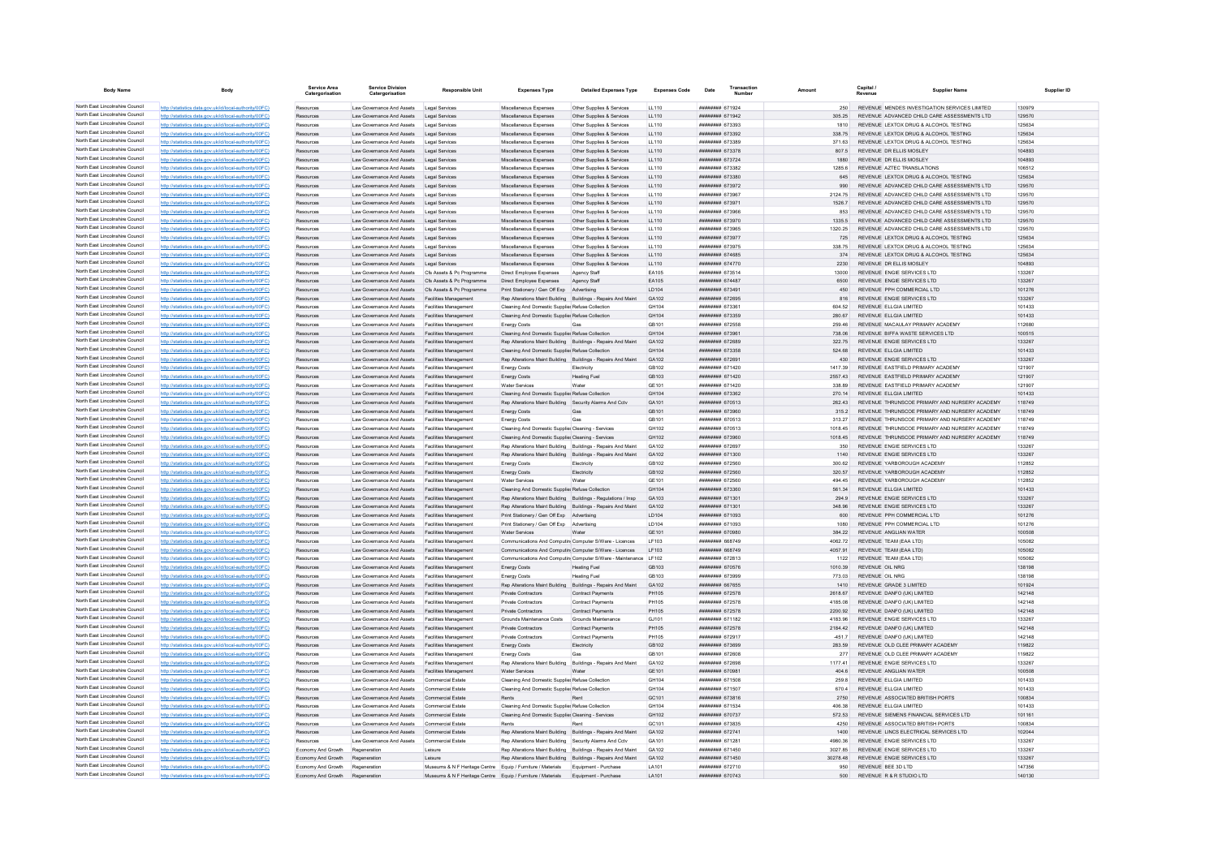| Body Name | Body | Service Area Catergorisation | Service Division Catergorisation | Responsible Unit | Expenses Type | Detailed Expenses Type | Expenses Code | Date | Transaction Number | Amount | Capital / Revenue | Supplier Name | Supplier ID |
|---|---|---|---|---|---|---|---|---|---|---|---|---|---|
| North East Lincolnshire Council | http://statistics.data.gov.uk/id/local-authority/00FC) | Resources | Law Governance And Assets | Legal Services | Miscellaneous Expenses | Other Supplies & Services | LL110 | ######## | 671924 | 250 | REVENUE | MENDES INVESTIGATION SERVICES LIMITED | 130979 |
| North East Lincolnshire Council | http://statistics.data.gov.uk/id/local-authority/00FC) | Resources | Law Governance And Assets | Legal Services | Miscellaneous Expenses | Other Supplies & Services | LL110 | ######## | 671942 | 305.25 | REVENUE | ADVANCED CHILD CARE ASSESSMENTS LTD | 129570 |
| North East Lincolnshire Council | http://statistics.data.gov.uk/id/local-authority/00FC) | Resources | Law Governance And Assets | Legal Services | Miscellaneous Expenses | Other Supplies & Services | LL110 | ######## | 673393 | 1810 | REVENUE | LEXTOX DRUG & ALCOHOL TESTING | 125634 |
| North East Lincolnshire Council | http://statistics.data.gov.uk/id/local-authority/00FC) | Resources | Law Governance And Assets | Legal Services | Miscellaneous Expenses | Other Supplies & Services | LL110 | ######## | 673392 | 338.75 | REVENUE | LEXTOX DRUG & ALCOHOL TESTING | 125634 |
| North East Lincolnshire Council | http://statistics.data.gov.uk/id/local-authority/00FC) | Resources | Law Governance And Assets | Legal Services | Miscellaneous Expenses | Other Supplies & Services | LL110 | ######## | 673389 | 371.63 | REVENUE | LEXTOX DRUG & ALCOHOL TESTING | 125634 |
| North East Lincolnshire Council | http://statistics.data.gov.uk/id/local-authority/00FC) | Resources | Law Governance And Assets | Legal Services | Miscellaneous Expenses | Other Supplies & Services | LL110 | ######## | 673378 | 807.5 | REVENUE | DR ELLIS MOSLEY | 104893 |
| North East Lincolnshire Council | http://statistics.data.gov.uk/id/local-authority/00FC) | Resources | Law Governance And Assets | Legal Services | Miscellaneous Expenses | Other Supplies & Services | LL110 | ######## | 673724 | 1880 | REVENUE | DR ELLIS MOSLEY | 104893 |
| North East Lincolnshire Council | http://statistics.data.gov.uk/id/local-authority/00FC) | Resources | Law Governance And Assets | Legal Services | Miscellaneous Expenses | Other Supplies & Services | LL110 | ######## | 673382 | 1285.6 | REVENUE | AZTEC TRANSLATIONS | 106512 |
| North East Lincolnshire Council | http://statistics.data.gov.uk/id/local-authority/00FC) | Resources | Law Governance And Assets | Legal Services | Miscellaneous Expenses | Other Supplies & Services | LL110 | ######## | 673380 | 645 | REVENUE | LEXTOX DRUG & ALCOHOL TESTING | 125634 |
| North East Lincolnshire Council | http://statistics.data.gov.uk/id/local-authority/00FC) | Resources | Law Governance And Assets | Legal Services | Miscellaneous Expenses | Other Supplies & Services | LL110 | ######## | 673972 | 990 | REVENUE | ADVANCED CHILD CARE ASSESSMENTS LTD | 129570 |
| North East Lincolnshire Council | http://statistics.data.gov.uk/id/local-authority/00FC) | Resources | Law Governance And Assets | Legal Services | Miscellaneous Expenses | Other Supplies & Services | LL110 | ######## | 673967 | 2124.75 | REVENUE | ADVANCED CHILD CARE ASSESSMENTS LTD | 129570 |
| North East Lincolnshire Council | http://statistics.data.gov.uk/id/local-authority/00FC) | Resources | Law Governance And Assets | Legal Services | Miscellaneous Expenses | Other Supplies & Services | LL110 | ######## | 673971 | 1526.7 | REVENUE | ADVANCED CHILD CARE ASSESSMENTS LTD | 129570 |
| North East Lincolnshire Council | http://statistics.data.gov.uk/id/local-authority/00FC) | Resources | Law Governance And Assets | Legal Services | Miscellaneous Expenses | Other Supplies & Services | LL110 | ######## | 673966 | 853 | REVENUE | ADVANCED CHILD CARE ASSESSMENTS LTD | 129570 |
| North East Lincolnshire Council | http://statistics.data.gov.uk/id/local-authority/00FC) | Resources | Law Governance And Assets | Legal Services | Miscellaneous Expenses | Other Supplies & Services | LL110 | ######## | 673970 | 1335.5 | REVENUE | ADVANCED CHILD CARE ASSESSMENTS LTD | 129570 |
| North East Lincolnshire Council | http://statistics.data.gov.uk/id/local-authority/00FC) | Resources | Law Governance And Assets | Legal Services | Miscellaneous Expenses | Other Supplies & Services | LL110 | ######## | 673965 | 1320.25 | REVENUE | ADVANCED CHILD CARE ASSESSMENTS LTD | 129570 |
| North East Lincolnshire Council | http://statistics.data.gov.uk/id/local-authority/00FC) | Resources | Law Governance And Assets | Legal Services | Miscellaneous Expenses | Other Supplies & Services | LL110 | ######## | 673977 | 725 | REVENUE | LEXTOX DRUG & ALCOHOL TESTING | 125634 |
| North East Lincolnshire Council | http://statistics.data.gov.uk/id/local-authority/00FC) | Resources | Law Governance And Assets | Legal Services | Miscellaneous Expenses | Other Supplies & Services | LL110 | ######## | 673975 | 338.75 | REVENUE | LEXTOX DRUG & ALCOHOL TESTING | 125634 |
| North East Lincolnshire Council | http://statistics.data.gov.uk/id/local-authority/00FC) | Resources | Law Governance And Assets | Legal Services | Miscellaneous Expenses | Other Supplies & Services | LL110 | ######## | 674685 | 374 | REVENUE | LEXTOX DRUG & ALCOHOL TESTING | 125634 |
| North East Lincolnshire Council | http://statistics.data.gov.uk/id/local-authority/00FC) | Resources | Law Governance And Assets | Legal Services | Miscellaneous Expenses | Other Supplies & Services | LL110 | ######## | 674770 | 2230 | REVENUE | DR ELLIS MOSLEY | 104893 |
| North East Lincolnshire Council | http://statistics.data.gov.uk/id/local-authority/00FC) | Resources | Law Governance And Assets | Cfs Assets & Pc Programme | Direct Employee Expenses | Agency Staff | EA105 | ######## | 673514 | 13000 | REVENUE | ENGIE SERVICES LTD | 133267 |
| North East Lincolnshire Council | http://statistics.data.gov.uk/id/local-authority/00FC) | Resources | Law Governance And Assets | Cfs Assets & Pc Programme | Direct Employee Expenses | Agency Staff | EA105 | ######## | 674487 | 6500 | REVENUE | ENGIE SERVICES LTD | 133267 |
| North East Lincolnshire Council | http://statistics.data.gov.uk/id/local-authority/00FC) | Resources | Law Governance And Assets | Cfs Assets & Pc Programme | Print Stationery / Gen Off Exp | Advertising | LD104 | ######## | 673491 | 450 | REVENUE | PPH COMMERCIAL LTD | 101276 |
| North East Lincolnshire Council | http://statistics.data.gov.uk/id/local-authority/00FC) | Resources | Law Governance And Assets | Facilities Management | Rep Alterations Maint Building | Buildings - Repairs And Maint | GA102 | ######## | 672695 | 816 | REVENUE | ENGIE SERVICES LTD | 133267 |
| North East Lincolnshire Council | http://statistics.data.gov.uk/id/local-authority/00FC) | Resources | Law Governance And Assets | Facilities Management | Cleaning And Domestic Supplies | Refuse Collection | GH104 | ######## | 673361 | 604.52 | REVENUE | ELLGIA LIMITED | 101433 |
| North East Lincolnshire Council | http://statistics.data.gov.uk/id/local-authority/00FC) | Resources | Law Governance And Assets | Facilities Management | Cleaning And Domestic Supplies | Refuse Collection | GH104 | ######## | 673359 | 280.67 | REVENUE | ELLGIA LIMITED | 101433 |
| North East Lincolnshire Council | http://statistics.data.gov.uk/id/local-authority/00FC) | Resources | Law Governance And Assets | Facilities Management | Energy Costs | Gas | GB101 | ######## | 672558 | 259.46 | REVENUE | MACAULAY PRIMARY ACADEMY | 112680 |
| North East Lincolnshire Council | http://statistics.data.gov.uk/id/local-authority/00FC) | Resources | Law Governance And Assets | Facilities Management | Cleaning And Domestic Supplies | Refuse Collection | GH104 | ######## | 673961 | 738.06 | REVENUE | BIFFA WASTE SERVICES LTD | 100515 |
| North East Lincolnshire Council | http://statistics.data.gov.uk/id/local-authority/00FC) | Resources | Law Governance And Assets | Facilities Management | Rep Alterations Maint Building | Buildings - Repairs And Maint | GA102 | ######## | 672689 | 322.75 | REVENUE | ENGIE SERVICES LTD | 133267 |
| North East Lincolnshire Council | http://statistics.data.gov.uk/id/local-authority/00FC) | Resources | Law Governance And Assets | Facilities Management | Cleaning And Domestic Supplies | Refuse Collection | GH104 | ######## | 673358 | 524.68 | REVENUE | ELLGIA LIMITED | 101433 |
| North East Lincolnshire Council | http://statistics.data.gov.uk/id/local-authority/00FC) | Resources | Law Governance And Assets | Facilities Management | Rep Alterations Maint Building | Buildings - Repairs And Maint | GA102 | ######## | 672691 | 430 | REVENUE | ENGIE SERVICES LTD | 133267 |
| North East Lincolnshire Council | http://statistics.data.gov.uk/id/local-authority/00FC) | Resources | Law Governance And Assets | Facilities Management | Energy Costs | Electricity | GB102 | ######## | 671420 | 1417.39 | REVENUE | EASTFIELD PRIMARY ACADEMY | 121907 |
| North East Lincolnshire Council | http://statistics.data.gov.uk/id/local-authority/00FC) | Resources | Law Governance And Assets | Facilities Management | Energy Costs | Heating Fuel | GB103 | ######## | 671420 | 2557.43 | REVENUE | EASTFIELD PRIMARY ACADEMY | 121907 |
| North East Lincolnshire Council | http://statistics.data.gov.uk/id/local-authority/00FC) | Resources | Law Governance And Assets | Facilities Management | Water Services | Water | GE101 | ######## | 671420 | 338.89 | REVENUE | EASTFIELD PRIMARY ACADEMY | 121907 |
| North East Lincolnshire Council | http://statistics.data.gov.uk/id/local-authority/00FC) | Resources | Law Governance And Assets | Facilities Management | Cleaning And Domestic Supplies | Refuse Collection | GH104 | ######## | 673362 | 270.14 | REVENUE | ELLGIA LIMITED | 101433 |
| North East Lincolnshire Council | http://statistics.data.gov.uk/id/local-authority/00FC) | Resources | Law Governance And Assets | Facilities Management | Rep Alterations Maint Building | Security Alarms And Cctv | GA101 | ######## | 670513 | 262.43 | REVENUE | THRUNSCOE PRIMARY AND NURSERY ACADEMY | 118749 |
| North East Lincolnshire Council | http://statistics.data.gov.uk/id/local-authority/00FC) | Resources | Law Governance And Assets | Facilities Management | Energy Costs | Gas | GB101 | ######## | 673960 | 315.2 | REVENUE | THRUNSCOE PRIMARY AND NURSERY ACADEMY | 118749 |
| North East Lincolnshire Council | http://statistics.data.gov.uk/id/local-authority/00FC) | Resources | Law Governance And Assets | Facilities Management | Energy Costs | Gas | GB101 | ######## | 670513 | 313.27 | REVENUE | THRUNSCOE PRIMARY AND NURSERY ACADEMY | 118749 |
| North East Lincolnshire Council | http://statistics.data.gov.uk/id/local-authority/00FC) | Resources | Law Governance And Assets | Facilities Management | Cleaning And Domestic Supplies | Cleaning - Services | GH102 | ######## | 670513 | 1018.45 | REVENUE | THRUNSCOE PRIMARY AND NURSERY ACADEMY | 118749 |
| North East Lincolnshire Council | http://statistics.data.gov.uk/id/local-authority/00FC) | Resources | Law Governance And Assets | Facilities Management | Cleaning And Domestic Supplies | Cleaning - Services | GH102 | ######## | 673960 | 1018.45 | REVENUE | THRUNSCOE PRIMARY AND NURSERY ACADEMY | 118749 |
| North East Lincolnshire Council | http://statistics.data.gov.uk/id/local-authority/00FC) | Resources | Law Governance And Assets | Facilities Management | Rep Alterations Maint Building | Buildings - Repairs And Maint | GA102 | ######## | 672697 | 350 | REVENUE | ENGIE SERVICES LTD | 133267 |
| North East Lincolnshire Council | http://statistics.data.gov.uk/id/local-authority/00FC) | Resources | Law Governance And Assets | Facilities Management | Rep Alterations Maint Building | Buildings - Repairs And Maint | GA102 | ######## | 671300 | 1140 | REVENUE | ENGIE SERVICES LTD | 133267 |
| North East Lincolnshire Council | http://statistics.data.gov.uk/id/local-authority/00FC) | Resources | Law Governance And Assets | Facilities Management | Energy Costs | Electricity | GB102 | ######## | 672560 | 300.62 | REVENUE | YARBOROUGH ACADEMY | 112852 |
| North East Lincolnshire Council | http://statistics.data.gov.uk/id/local-authority/00FC) | Resources | Law Governance And Assets | Facilities Management | Energy Costs | Electricity | GB102 | ######## | 672560 | 320.57 | REVENUE | YARBOROUGH ACADEMY | 112852 |
| North East Lincolnshire Council | http://statistics.data.gov.uk/id/local-authority/00FC) | Resources | Law Governance And Assets | Facilities Management | Water Services | Water | GE101 | ######## | 672560 | 494.45 | REVENUE | YARBOROUGH ACADEMY | 112852 |
| North East Lincolnshire Council | http://statistics.data.gov.uk/id/local-authority/00FC) | Resources | Law Governance And Assets | Facilities Management | Cleaning And Domestic Supplies | Refuse Collection | GH104 | ######## | 673360 | 561.34 | REVENUE | ELLGIA LIMITED | 101433 |
| North East Lincolnshire Council | http://statistics.data.gov.uk/id/local-authority/00FC) | Resources | Law Governance And Assets | Facilities Management | Rep Alterations Maint Building | Buildings - Regulations / Insp | GA103 | ######## | 671301 | 294.9 | REVENUE | ENGIE SERVICES LTD | 133267 |
| North East Lincolnshire Council | http://statistics.data.gov.uk/id/local-authority/00FC) | Resources | Law Governance And Assets | Facilities Management | Rep Alterations Maint Building | Buildings - Repairs And Maint | GA102 | ######## | 671301 | 348.96 | REVENUE | ENGIE SERVICES LTD | 133267 |
| North East Lincolnshire Council | http://statistics.data.gov.uk/id/local-authority/00FC) | Resources | Law Governance And Assets | Facilities Management | Print Stationery / Gen Off Exp | Advertising | LD104 | ######## | 671093 | 600 | REVENUE | PPH COMMERCIAL LTD | 101276 |
| North East Lincolnshire Council | http://statistics.data.gov.uk/id/local-authority/00FC) | Resources | Law Governance And Assets | Facilities Management | Print Stationery / Gen Off Exp | Advertising | LD104 | ######## | 671093 | 1080 | REVENUE | PPH COMMERCIAL LTD | 101276 |
| North East Lincolnshire Council | http://statistics.data.gov.uk/id/local-authority/00FC) | Resources | Law Governance And Assets | Facilities Management | Water Services | Water | GE101 | ######## | 670980 | 384.22 | REVENUE | ANGLIAN WATER | 100508 |
| North East Lincolnshire Council | http://statistics.data.gov.uk/id/local-authority/00FC) | Resources | Law Governance And Assets | Facilities Management | Communications And Computing | Computer S/Ware - Licences | LF103 | ######## | 668749 | 4062.72 | REVENUE | TEAM (EAA LTD) | 105082 |
| North East Lincolnshire Council | http://statistics.data.gov.uk/id/local-authority/00FC) | Resources | Law Governance And Assets | Facilities Management | Communications And Computing | Computer S/Ware - Licences | LF103 | ######## | 668749 | 4057.91 | REVENUE | TEAM (EAA LTD) | 105082 |
| North East Lincolnshire Council | http://statistics.data.gov.uk/id/local-authority/00FC) | Resources | Law Governance And Assets | Facilities Management | Communications And Computing | Computer S/Ware - Maintenance | LF102 | ######## | 672813 | 1122 | REVENUE | TEAM (EAA LTD) | 105082 |
| North East Lincolnshire Council | http://statistics.data.gov.uk/id/local-authority/00FC) | Resources | Law Governance And Assets | Facilities Management | Energy Costs | Heating Fuel | GB103 | ######## | 670576 | 1010.39 | REVENUE | OIL NRG | 138198 |
| North East Lincolnshire Council | http://statistics.data.gov.uk/id/local-authority/00FC) | Resources | Law Governance And Assets | Facilities Management | Energy Costs | Heating Fuel | GB103 | ######## | 673999 | 773.03 | REVENUE | OIL NRG | 138198 |
| North East Lincolnshire Council | http://statistics.data.gov.uk/id/local-authority/00FC) | Resources | Law Governance And Assets | Facilities Management | Rep Alterations Maint Building | Buildings - Repairs And Maint | GA102 | ######## | 667655 | 1410 | REVENUE | GRADE 3 LIMITED | 101924 |
| North East Lincolnshire Council | http://statistics.data.gov.uk/id/local-authority/00FC) | Resources | Law Governance And Assets | Facilities Management | Private Contractors | Contract Payments | PH105 | ######## | 672578 | 2618.67 | REVENUE | DANFO (UK) LIMITED | 142148 |
| North East Lincolnshire Council | http://statistics.data.gov.uk/id/local-authority/00FC) | Resources | Law Governance And Assets | Facilities Management | Private Contractors | Contract Payments | PH105 | ######## | 672578 | 4185.08 | REVENUE | DANFO (UK) LIMITED | 142148 |
| North East Lincolnshire Council | http://statistics.data.gov.uk/id/local-authority/00FC) | Resources | Law Governance And Assets | Facilities Management | Private Contractors | Contract Payments | PH105 | ######## | 672578 | 2200.92 | REVENUE | DANFO (UK) LIMITED | 142148 |
| North East Lincolnshire Council | http://statistics.data.gov.uk/id/local-authority/00FC) | Resources | Law Governance And Assets | Facilities Management | Grounds Maintenance Costs | Grounds Maintenance | GJ101 | ######## | 671182 | 4183.96 | REVENUE | ENGIE SERVICES LTD | 133267 |
| North East Lincolnshire Council | http://statistics.data.gov.uk/id/local-authority/00FC) | Resources | Law Governance And Assets | Facilities Management | Private Contractors | Contract Payments | PH105 | ######## | 672578 | 2184.42 | REVENUE | DANFO (UK) LIMITED | 142148 |
| North East Lincolnshire Council | http://statistics.data.gov.uk/id/local-authority/00FC) | Resources | Law Governance And Assets | Facilities Management | Private Contractors | Contract Payments | PH105 | ######## | 672917 | -451.7 | REVENUE | DANFO (UK) LIMITED | 142148 |
| North East Lincolnshire Council | http://statistics.data.gov.uk/id/local-authority/00FC) | Resources | Law Governance And Assets | Facilities Management | Energy Costs | Electricity | GB102 | ######## | 673699 | 283.59 | REVENUE | OLD CLEE PRIMARY ACADEMY | 119822 |
| North East Lincolnshire Council | http://statistics.data.gov.uk/id/local-authority/00FC) | Resources | Law Governance And Assets | Facilities Management | Energy Costs | Gas | GB101 | ######## | 672608 | 277 | REVENUE | OLD CLEE PRIMARY ACADEMY | 119822 |
| North East Lincolnshire Council | http://statistics.data.gov.uk/id/local-authority/00FC) | Resources | Law Governance And Assets | Facilities Management | Rep Alterations Maint Building | Buildings - Repairs And Maint | GA102 | ######## | 672698 | 1177.41 | REVENUE | ENGIE SERVICES LTD | 133267 |
| North East Lincolnshire Council | http://statistics.data.gov.uk/id/local-authority/00FC) | Resources | Law Governance And Assets | Facilities Management | Water Services | Water | GE101 | ######## | 670981 | 404.6 | REVENUE | ANGLIAN WATER | 100508 |
| North East Lincolnshire Council | http://statistics.data.gov.uk/id/local-authority/00FC) | Resources | Law Governance And Assets | Commercial Estate | Cleaning And Domestic Supplies | Refuse Collection | GH104 | ######## | 671508 | 259.8 | REVENUE | ELLGIA LIMITED | 101433 |
| North East Lincolnshire Council | http://statistics.data.gov.uk/id/local-authority/00FC) | Resources | Law Governance And Assets | Commercial Estate | Cleaning And Domestic Supplies | Refuse Collection | GH104 | ######## | 671507 | 670.4 | REVENUE | ELLGIA LIMITED | 101433 |
| North East Lincolnshire Council | http://statistics.data.gov.uk/id/local-authority/00FC) | Resources | Law Governance And Assets | Commercial Estate | Rents | Rent | GC101 | ######## | 673816 | 2750 | REVENUE | ASSOCIATED BRITISH PORTS | 100834 |
| North East Lincolnshire Council | http://statistics.data.gov.uk/id/local-authority/00FC) | Resources | Law Governance And Assets | Commercial Estate | Cleaning And Domestic Supplies | Refuse Collection | GH104 | ######## | 671534 | 406.38 | REVENUE | ELLGIA LIMITED | 101433 |
| North East Lincolnshire Council | http://statistics.data.gov.uk/id/local-authority/00FC) | Resources | Law Governance And Assets | Commercial Estate | Cleaning And Domestic Supplies | Cleaning - Services | GH102 | ######## | 670737 | 572.53 | REVENUE | SIEMENS FINANCIAL SERVICES LTD | 101161 |
| North East Lincolnshire Council | http://statistics.data.gov.uk/id/local-authority/00FC) | Resources | Law Governance And Assets | Commercial Estate | Rents | Rent | GC101 | ######## | 673835 | 4250 | REVENUE | ASSOCIATED BRITISH PORTS | 100834 |
| North East Lincolnshire Council | http://statistics.data.gov.uk/id/local-authority/00FC) | Resources | Law Governance And Assets | Commercial Estate | Rep Alterations Maint Building | Buildings - Repairs And Maint | GA102 | ######## | 672741 | 1400 | REVENUE | LINCS ELECTRICAL SERVICES LTD | 102044 |
| North East Lincolnshire Council | http://statistics.data.gov.uk/id/local-authority/00FC) | Resources | Law Governance And Assets | Commercial Estate | Rep Alterations Maint Building | Security Alarms And Cctv | GA101 | ######## | 671281 | 4980.36 | REVENUE | ENGIE SERVICES LTD | 133267 |
| North East Lincolnshire Council | http://statistics.data.gov.uk/id/local-authority/00FC) | Economy And Growth | Regeneration | Leisure | Rep Alterations Maint Building | Buildings - Repairs And Maint | GA102 | ######## | 671450 | 3027.85 | REVENUE | ENGIE SERVICES LTD | 133267 |
| North East Lincolnshire Council | http://statistics.data.gov.uk/id/local-authority/00FC) | Economy And Growth | Regeneration | Leisure | Rep Alterations Maint Building | Buildings - Repairs And Maint | GA102 | ######## | 671450 | 30278.48 | REVENUE | ENGIE SERVICES LTD | 133267 |
| North East Lincolnshire Council | http://statistics.data.gov.uk/id/local-authority/00FC) | Economy And Growth | Regeneration | Museums & N F Heritage Centre | Equip / Furniture / Materials | Equipment - Purchase | LA101 | ######## | 672710 | 950 | REVENUE | BEE 3D LTD | 147356 |
| North East Lincolnshire Council | http://statistics.data.gov.uk/id/local-authority/00FC) | Economy And Growth | Regeneration | Museums & N F Heritage Centre | Equip / Furniture / Materials | Equipment - Purchase | LA101 | ######## | 670743 | 500 | REVENUE | R & R STUDIO LTD | 140130 |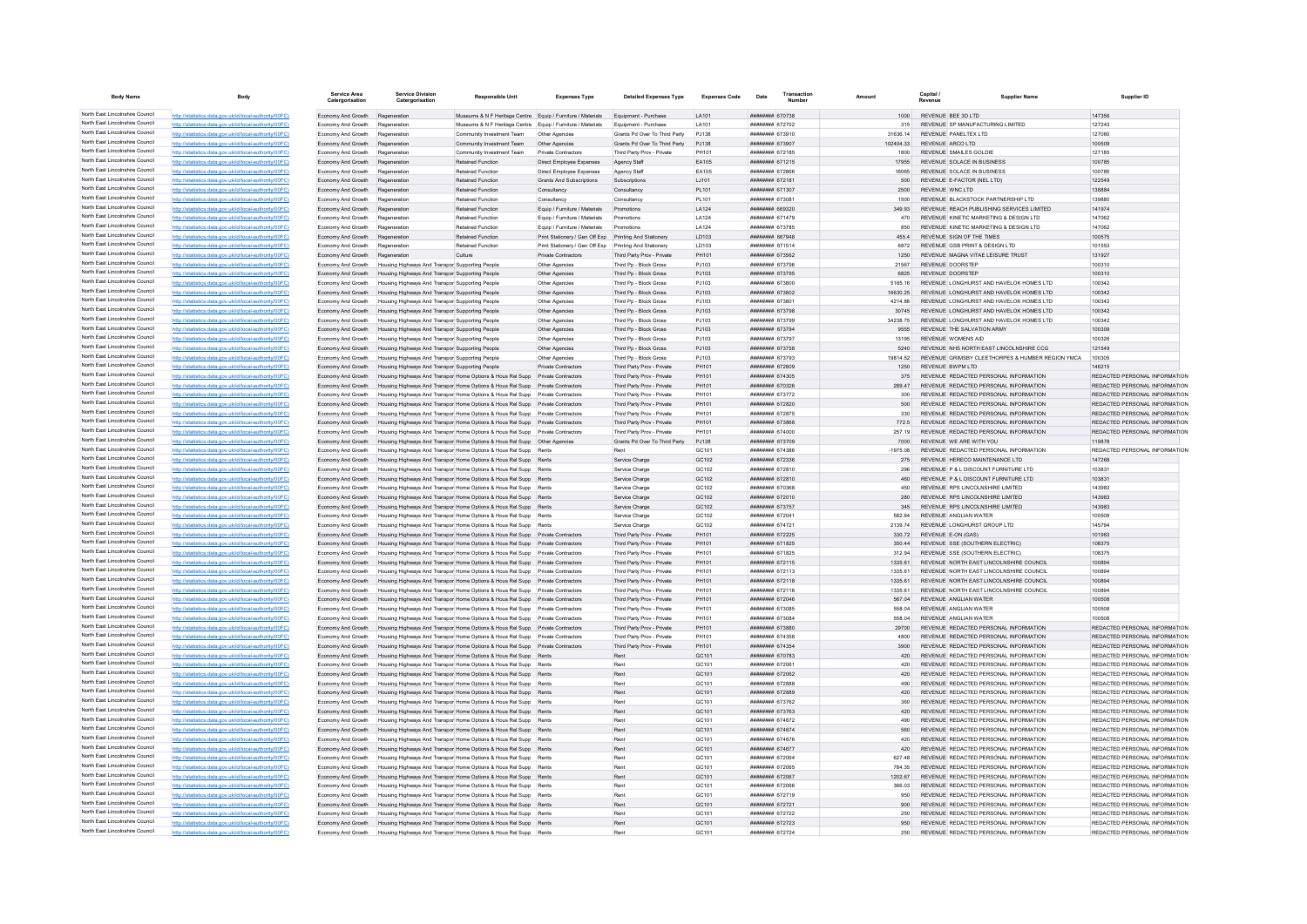| Body Name | Body | Service Area Catergorisation | Service Division Catergorisation | Responsible Unit | Expenses Type | Detailed Expenses Type | Expenses Code | Date | Transaction Number | Amount | Capital / Revenue | Supplier Name | Supplier ID |
|---|---|---|---|---|---|---|---|---|---|---|---|---|---|
| North East Lincolnshire Council | http://statistics.data.gov.uk/id/local-authority/00FC) | Economy And Growth | Regeneration | Museums & N F Heritage Centre | Equip / Furniture / Materials | Equipment - Purchase | LA101 | ######## | 670738 | 1000 | REVENUE | BEE 3D LTD | 147356 |
| North East Lincolnshire Council | http://statistics.data.gov.uk/id/local-authority/00FC) | Economy And Growth | Regeneration | Museums & N F Heritage Centre | Equip / Furniture / Materials | Equipment - Purchase | LA101 | ######## | 672702 | 315 | REVENUE | SP MANUFACTURING LIMITED | 127243 |
| North East Lincolnshire Council | http://statistics.data.gov.uk/id/local-authority/00FC) | Economy And Growth | Regeneration | Community Investment Team | Other Agencies | Grants Pd Over To Third Party | PJ138 | ######## | 673910 | 31636.14 | REVENUE | PANELTEX LTD | 127060 |
| North East Lincolnshire Council | http://statistics.data.gov.uk/id/local-authority/00FC) | Economy And Growth | Regeneration | Community Investment Team | Other Agencies | Grants Pd Over To Third Party | PJ138 | ######## | 673907 | 102404.33 | REVENUE | ARCO LTD | 100509 |
| North East Lincolnshire Council | http://statistics.data.gov.uk/id/local-authority/00FC) | Economy And Growth | Regeneration | Community Investment Team | Private Contractors | Third Party Prov - Private | PH101 | ######## | 672185 | 1800 | REVENUE | SMAILES GOLDIE | 127185 |
| North East Lincolnshire Council | http://statistics.data.gov.uk/id/local-authority/00FC) | Economy And Growth | Regeneration | Retained Function | Direct Employee Expenses | Agency Staff | EA105 | ######## | 671215 | 17955 | REVENUE | SOLACE IN BUSINESS | 100785 |
| North East Lincolnshire Council | http://statistics.data.gov.uk/id/local-authority/00FC) | Economy And Growth | Regeneration | Retained Function | Direct Employee Expenses | Agency Staff | EA105 | ######## | 672866 | 16065 | REVENUE | SOLACE IN BUSINESS | 100785 |
| North East Lincolnshire Council | http://statistics.data.gov.uk/id/local-authority/00FC) | Economy And Growth | Regeneration | Retained Function | Grants And Subscriptions | Subscriptions | LJ101 | ######## | 672181 | 500 | REVENUE | E-FACTOR (NEL LTD) | 122549 |
| North East Lincolnshire Council | http://statistics.data.gov.uk/id/local-authority/00FC) | Economy And Growth | Regeneration | Retained Function | Consultancy | Consultancy | PL101 | ######## | 671307 | 2500 | REVENUE | WNC LTD | 138884 |
| North East Lincolnshire Council | http://statistics.data.gov.uk/id/local-authority/00FC) | Economy And Growth | Regeneration | Retained Function | Consultancy | Consultancy | PL101 | ######## | 673081 | 1500 | REVENUE | BLACKSTOCK PARTNERSHIP LTD | 139880 |
| North East Lincolnshire Council | http://statistics.data.gov.uk/id/local-authority/00FC) | Economy And Growth | Regeneration | Retained Function | Equip / Furniture / Materials | Promotions | LA124 | ######## | 669320 | 349.93 | REVENUE | REACH PUBLISHING SERVICES LIMITED | 141974 |
| North East Lincolnshire Council | http://statistics.data.gov.uk/id/local-authority/00FC) | Economy And Growth | Regeneration | Retained Function | Equip / Furniture / Materials | Promotions | LA124 | ######## | 671470 | 470 | REVENUE | KINETIC MARKETING & DESIGN LTD | 147062 |
| North East Lincolnshire Council | http://statistics.data.gov.uk/id/local-authority/00FC) | Economy And Growth | Regeneration | Retained Function | Equip / Furniture / Materials | Promotions | LA124 | ######## | 673785 | 850 | REVENUE | KINETIC MARKETING & DESIGN LTD | 147062 |
| North East Lincolnshire Council | http://statistics.data.gov.uk/id/local-authority/00FC) | Economy And Growth | Regeneration | Retained Function | Print Stationery / Gen Off Exp | Printing And Stationery | LD103 | ######## | 667948 | 455.4 | REVENUE | SIGN OF THE TIMES | 100575 |
| North East Lincolnshire Council | http://statistics.data.gov.uk/id/local-authority/00FC) | Economy And Growth | Regeneration | Retained Function | Print Stationery / Gen Off Exp | Printing And Stationery | LD103 | ######## | 671514 | 6872 | REVENUE | GSB PRINT & DESIGN LTD | 101553 |
| North East Lincolnshire Council | http://statistics.data.gov.uk/id/local-authority/00FC) | Economy And Growth | Regeneration | Culture | Private Contractors | Third Party Prov - Private | PH101 | ######## | 673562 | 1250 | REVENUE | MAGNA VITAE LEISURE TRUST | 131927 |
| North East Lincolnshire Council | http://statistics.data.gov.uk/id/local-authority/00FC) | Economy And Growth | Housing Highways And Transpor | Supporting People | Other Agencies | Third Pp - Block Gross | PJ103 | ######## | 673796 | 21567 | REVENUE | DOORSTEP | 100310 |
| North East Lincolnshire Council | http://statistics.data.gov.uk/id/local-authority/00FC) | Economy And Growth | Housing Highways And Transpor | Supporting People | Other Agencies | Third Pp - Block Gross | PJ103 | ######## | 673795 | 6825 | REVENUE | DOORSTEP | 100310 |
| North East Lincolnshire Council | http://statistics.data.gov.uk/id/local-authority/00FC) | Economy And Growth | Housing Highways And Transpor | Supporting People | Other Agencies | Third Pp - Block Gross | PJ103 | ######## | 673800 | 5165.16 | REVENUE | LONGHURST AND HAVELOK HOMES LTD | 100342 |
| North East Lincolnshire Council | http://statistics.data.gov.uk/id/local-authority/00FC) | Economy And Growth | Housing Highways And Transpor | Supporting People | Other Agencies | Third Pp - Block Gross | PJ103 | ######## | 673802 | 16630.25 | REVENUE | LONGHURST AND HAVELOK HOMES LTD | 100342 |
| North East Lincolnshire Council | http://statistics.data.gov.uk/id/local-authority/00FC) | Economy And Growth | Housing Highways And Transpor | Supporting People | Other Agencies | Third Pp - Block Gross | PJ103 | ######## | 673801 | 4214.86 | REVENUE | LONGHURST AND HAVELOK HOMES LTD | 100342 |
| North East Lincolnshire Council | http://statistics.data.gov.uk/id/local-authority/00FC) | Economy And Growth | Housing Highways And Transpor | Supporting People | Other Agencies | Third Pp - Block Gross | PJ103 | ######## | 673798 | 30745 | REVENUE | LONGHURST AND HAVELOK HOMES LTD | 100342 |
| North East Lincolnshire Council | http://statistics.data.gov.uk/id/local-authority/00FC) | Economy And Growth | Housing Highways And Transpor | Supporting People | Other Agencies | Third Pp - Block Gross | PJ103 | ######## | 673799 | 34238.75 | REVENUE | LONGHURST AND HAVELOK HOMES LTD | 100342 |
| North East Lincolnshire Council | http://statistics.data.gov.uk/id/local-authority/00FC) | Economy And Growth | Housing Highways And Transpor | Supporting People | Other Agencies | Third Pp - Block Gross | PJ103 | ######## | 673794 | 9555 | REVENUE | THE SALVATION ARMY | 100309 |
| North East Lincolnshire Council | http://statistics.data.gov.uk/id/local-authority/00FC) | Economy And Growth | Housing Highways And Transpor | Supporting People | Other Agencies | Third Pp - Block Gross | PJ103 | ######## | 673797 | 13195 | REVENUE | WOMENS AID | 100326 |
| North East Lincolnshire Council | http://statistics.data.gov.uk/id/local-authority/00FC) | Economy And Growth | Housing Highways And Transpor | Supporting People | Other Agencies | Third Pp - Block Gross | PJ103 | ######## | 673758 | 5240 | REVENUE | NHS NORTH EAST LINCOLNSHIRE CCG | 121549 |
| North East Lincolnshire Council | http://statistics.data.gov.uk/id/local-authority/00FC) | Economy And Growth | Housing Highways And Transpor | Supporting People | Other Agencies | Third Pp - Block Gross | PJ103 | ######## | 673793 | 19814.52 | REVENUE | GRIMSBY CLEETHORPES & HUMBER REGION YMCA | 100305 |
| North East Lincolnshire Council | http://statistics.data.gov.uk/id/local-authority/00FC) | Economy And Growth | Housing Highways And Transpor | Supporting People | Private Contractors | Third Party Prov - Private | PH101 | ######## | 672809 | 1250 | REVENUE | BWPM LTD | 146215 |
| North East Lincolnshire Council | http://statistics.data.gov.uk/id/local-authority/00FC) | Economy And Growth | Housing Highways And Transpor | Home Options & Hous Rel Supp | Private Contractors | Third Party Prov - Private | PH101 | ######## | 674305 | 375 | REVENUE | REDACTED PERSONAL INFORMATION | REDACTED PERSONAL INFORMATION |
| North East Lincolnshire Council | http://statistics.data.gov.uk/id/local-authority/00FC) | Economy And Growth | Housing Highways And Transpor | Home Options & Hous Rel Supp | Private Contractors | Third Party Prov - Private | PH101 | ######## | 670326 | 289.47 | REVENUE | REDACTED PERSONAL INFORMATION | REDACTED PERSONAL INFORMATION |
| North East Lincolnshire Council | http://statistics.data.gov.uk/id/local-authority/00FC) | Economy And Growth | Housing Highways And Transpor | Home Options & Hous Rel Supp | Private Contractors | Third Party Prov - Private | PH101 | ######## | 673772 | 300 | REVENUE | REDACTED PERSONAL INFORMATION | REDACTED PERSONAL INFORMATION |
| North East Lincolnshire Council | http://statistics.data.gov.uk/id/local-authority/00FC) | Economy And Growth | Housing Highways And Transpor | Home Options & Hous Rel Supp | Private Contractors | Third Party Prov - Private | PH101 | ######## | 672820 | 500 | REVENUE | REDACTED PERSONAL INFORMATION | REDACTED PERSONAL INFORMATION |
| North East Lincolnshire Council | http://statistics.data.gov.uk/id/local-authority/00FC) | Economy And Growth | Housing Highways And Transpor | Home Options & Hous Rel Supp | Private Contractors | Third Party Prov - Private | PH101 | ######## | 672875 | 330 | REVENUE | REDACTED PERSONAL INFORMATION | REDACTED PERSONAL INFORMATION |
| North East Lincolnshire Council | http://statistics.data.gov.uk/id/local-authority/00FC) | Economy And Growth | Housing Highways And Transpor | Home Options & Hous Rel Supp | Private Contractors | Third Party Prov - Private | PH101 | ######## | 673868 | 772.5 | REVENUE | REDACTED PERSONAL INFORMATION | REDACTED PERSONAL INFORMATION |
| North East Lincolnshire Council | http://statistics.data.gov.uk/id/local-authority/00FC) | Economy And Growth | Housing Highways And Transpor | Home Options & Hous Rel Supp | Private Contractors | Third Party Prov - Private | PH101 | ######## | 674000 | 257.19 | REVENUE | REDACTED PERSONAL INFORMATION | REDACTED PERSONAL INFORMATION |
| North East Lincolnshire Council | http://statistics.data.gov.uk/id/local-authority/00FC) | Economy And Growth | Housing Highways And Transpor | Home Options & Hous Rel Supp | Other Agencies | Grants Pd Over To Third Party | PJ138 | ######## | 673709 | 7000 | REVENUE | WE ARE WITH YOU | 119878 |
| North East Lincolnshire Council | http://statistics.data.gov.uk/id/local-authority/00FC) | Economy And Growth | Housing Highways And Transpor | Home Options & Hous Rel Supp | Rents | Rent | GC101 | ######## | 674386 | -1975.06 | REVENUE | REDACTED PERSONAL INFORMATION | REDACTED PERSONAL INFORMATION |
| North East Lincolnshire Council | http://statistics.data.gov.uk/id/local-authority/00FC) | Economy And Growth | Housing Highways And Transpor | Home Options & Hous Rel Supp | Rents | Service Charge | GC102 | ######## | 672336 | 275 | REVENUE | HERECO MAINTENANCE LTD | 147268 |
| North East Lincolnshire Council | http://statistics.data.gov.uk/id/local-authority/00FC) | Economy And Growth | Housing Highways And Transpor | Home Options & Hous Rel Supp | Rents | Service Charge | GC102 | ######## | 672810 | 296 | REVENUE | P & L DISCOUNT FURNITURE LTD | 103831 |
| North East Lincolnshire Council | http://statistics.data.gov.uk/id/local-authority/00FC) | Economy And Growth | Housing Highways And Transpor | Home Options & Hous Rel Supp | Rents | Service Charge | GC102 | ######## | 672810 | 460 | REVENUE | P & L DISCOUNT FURNITURE LTD | 103831 |
| North East Lincolnshire Council | http://statistics.data.gov.uk/id/local-authority/00FC) | Economy And Growth | Housing Highways And Transpor | Home Options & Hous Rel Supp | Rents | Service Charge | GC102 | ######## | 670368 | 450 | REVENUE | RPS LINCOLNSHIRE LIMITED | 143983 |
| North East Lincolnshire Council | http://statistics.data.gov.uk/id/local-authority/00FC) | Economy And Growth | Housing Highways And Transpor | Home Options & Hous Rel Supp | Rents | Service Charge | GC102 | ######## | 672010 | 280 | REVENUE | RPS LINCOLNSHIRE LIMITED | 143983 |
| North East Lincolnshire Council | http://statistics.data.gov.uk/id/local-authority/00FC) | Economy And Growth | Housing Highways And Transpor | Home Options & Hous Rel Supp | Rents | Service Charge | GC102 | ######## | 673757 | 345 | REVENUE | RPS LINCOLNSHIRE LIMITED | 143983 |
| North East Lincolnshire Council | http://statistics.data.gov.uk/id/local-authority/00FC) | Economy And Growth | Housing Highways And Transpor | Home Options & Hous Rel Supp | Rents | Service Charge | GC102 | ######## | 672041 | 582.64 | REVENUE | ANGLIAN WATER | 100508 |
| North East Lincolnshire Council | http://statistics.data.gov.uk/id/local-authority/00FC) | Economy And Growth | Housing Highways And Transpor | Home Options & Hous Rel Supp | Rents | Service Charge | GC102 | ######## | 674721 | 2139.74 | REVENUE | LONGHURST GROUP LTD | 145794 |
| North East Lincolnshire Council | http://statistics.data.gov.uk/id/local-authority/00FC) | Economy And Growth | Housing Highways And Transpor | Home Options & Hous Rel Supp | Private Contractors | Third Party Prov - Private | PH101 | ######## | 672225 | 330.72 | REVENUE | E-ON (GAS) | 101983 |
| North East Lincolnshire Council | http://statistics.data.gov.uk/id/local-authority/00FC) | Economy And Growth | Housing Highways And Transpor | Home Options & Hous Rel Supp | Private Contractors | Third Party Prov - Private | PH101 | ######## | 671825 | 350.44 | REVENUE | SSE (SOUTHERN ELECTRIC) | 108375 |
| North East Lincolnshire Council | http://statistics.data.gov.uk/id/local-authority/00FC) | Economy And Growth | Housing Highways And Transpor | Home Options & Hous Rel Supp | Private Contractors | Third Party Prov - Private | PH101 | ######## | 671825 | 312.94 | REVENUE | SSE (SOUTHERN ELECTRIC) | 108375 |
| North East Lincolnshire Council | http://statistics.data.gov.uk/id/local-authority/00FC) | Economy And Growth | Housing Highways And Transpor | Home Options & Hous Rel Supp | Private Contractors | Third Party Prov - Private | PH101 | ######## | 672115 | 1335.61 | REVENUE | NORTH EAST LINCOLNSHIRE COUNCIL | 100894 |
| North East Lincolnshire Council | http://statistics.data.gov.uk/id/local-authority/00FC) | Economy And Growth | Housing Highways And Transpor | Home Options & Hous Rel Supp | Private Contractors | Third Party Prov - Private | PH101 | ######## | 672113 | 1335.61 | REVENUE | NORTH EAST LINCOLNSHIRE COUNCIL | 100894 |
| North East Lincolnshire Council | http://statistics.data.gov.uk/id/local-authority/00FC) | Economy And Growth | Housing Highways And Transpor | Home Options & Hous Rel Supp | Private Contractors | Third Party Prov - Private | PH101 | ######## | 672118 | 1335.61 | REVENUE | NORTH EAST LINCOLNSHIRE COUNCIL | 100894 |
| North East Lincolnshire Council | http://statistics.data.gov.uk/id/local-authority/00FC) | Economy And Growth | Housing Highways And Transpor | Home Options & Hous Rel Supp | Private Contractors | Third Party Prov - Private | PH101 | ######## | 672116 | 1335.61 | REVENUE | NORTH EAST LINCOLNSHIRE COUNCIL | 100894 |
| North East Lincolnshire Council | http://statistics.data.gov.uk/id/local-authority/00FC) | Economy And Growth | Housing Highways And Transpor | Home Options & Hous Rel Supp | Private Contractors | Third Party Prov - Private | PH101 | ######## | 672048 | 567.04 | REVENUE | ANGLIAN WATER | 100508 |
| North East Lincolnshire Council | http://statistics.data.gov.uk/id/local-authority/00FC) | Economy And Growth | Housing Highways And Transpor | Home Options & Hous Rel Supp | Private Contractors | Third Party Prov - Private | PH101 | ######## | 673085 | 558.04 | REVENUE | ANGLIAN WATER | 100508 |
| North East Lincolnshire Council | http://statistics.data.gov.uk/id/local-authority/00FC) | Economy And Growth | Housing Highways And Transpor | Home Options & Hous Rel Supp | Private Contractors | Third Party Prov - Private | PH101 | ######## | 673084 | 558.04 | REVENUE | ANGLIAN WATER | 100508 |
| North East Lincolnshire Council | http://statistics.data.gov.uk/id/local-authority/00FC) | Economy And Growth | Housing Highways And Transpor | Home Options & Hous Rel Supp | Private Contractors | Third Party Prov - Private | PH101 | ######## | 673880 | 29700 | REVENUE | REDACTED PERSONAL INFORMATION | REDACTED PERSONAL INFORMATION |
| North East Lincolnshire Council | http://statistics.data.gov.uk/id/local-authority/00FC) | Economy And Growth | Housing Highways And Transpor | Home Options & Hous Rel Supp | Private Contractors | Third Party Prov - Private | PH101 | ######## | 674358 | 4800 | REVENUE | REDACTED PERSONAL INFORMATION | REDACTED PERSONAL INFORMATION |
| North East Lincolnshire Council | http://statistics.data.gov.uk/id/local-authority/00FC) | Economy And Growth | Housing Highways And Transpor | Home Options & Hous Rel Supp | Private Contractors | Third Party Prov - Private | PH101 | ######## | 674354 | 3900 | REVENUE | REDACTED PERSONAL INFORMATION | REDACTED PERSONAL INFORMATION |
| North East Lincolnshire Council | http://statistics.data.gov.uk/id/local-authority/00FC) | Economy And Growth | Housing Highways And Transpor | Home Options & Hous Rel Supp | Rents | Rent | GC101 | ######## | 670783 | 420 | REVENUE | REDACTED PERSONAL INFORMATION | REDACTED PERSONAL INFORMATION |
| North East Lincolnshire Council | http://statistics.data.gov.uk/id/local-authority/00FC) | Economy And Growth | Housing Highways And Transpor | Home Options & Hous Rel Supp | Rents | Rent | GC101 | ######## | 672061 | 420 | REVENUE | REDACTED PERSONAL INFORMATION | REDACTED PERSONAL INFORMATION |
| North East Lincolnshire Council | http://statistics.data.gov.uk/id/local-authority/00FC) | Economy And Growth | Housing Highways And Transpor | Home Options & Hous Rel Supp | Rents | Rent | GC101 | ######## | 672062 | 420 | REVENUE | REDACTED PERSONAL INFORMATION | REDACTED PERSONAL INFORMATION |
| North East Lincolnshire Council | http://statistics.data.gov.uk/id/local-authority/00FC) | Economy And Growth | Housing Highways And Transpor | Home Options & Hous Rel Supp | Rents | Rent | GC101 | ######## | 672888 | 490 | REVENUE | REDACTED PERSONAL INFORMATION | REDACTED PERSONAL INFORMATION |
| North East Lincolnshire Council | http://statistics.data.gov.uk/id/local-authority/00FC) | Economy And Growth | Housing Highways And Transpor | Home Options & Hous Rel Supp | Rents | Rent | GC101 | ######## | 672889 | 420 | REVENUE | REDACTED PERSONAL INFORMATION | REDACTED PERSONAL INFORMATION |
| North East Lincolnshire Council | http://statistics.data.gov.uk/id/local-authority/00FC) | Economy And Growth | Housing Highways And Transpor | Home Options & Hous Rel Supp | Rents | Rent | GC101 | ######## | 673762 | 360 | REVENUE | REDACTED PERSONAL INFORMATION | REDACTED PERSONAL INFORMATION |
| North East Lincolnshire Council | http://statistics.data.gov.uk/id/local-authority/00FC) | Economy And Growth | Housing Highways And Transpor | Home Options & Hous Rel Supp | Rents | Rent | GC101 | ######## | 673763 | 420 | REVENUE | REDACTED PERSONAL INFORMATION | REDACTED PERSONAL INFORMATION |
| North East Lincolnshire Council | http://statistics.data.gov.uk/id/local-authority/00FC) | Economy And Growth | Housing Highways And Transpor | Home Options & Hous Rel Supp | Rents | Rent | GC101 | ######## | 674672 | 490 | REVENUE | REDACTED PERSONAL INFORMATION | REDACTED PERSONAL INFORMATION |
| North East Lincolnshire Council | http://statistics.data.gov.uk/id/local-authority/00FC) | Economy And Growth | Housing Highways And Transpor | Home Options & Hous Rel Supp | Rents | Rent | GC101 | ######## | 674674 | 560 | REVENUE | REDACTED PERSONAL INFORMATION | REDACTED PERSONAL INFORMATION |
| North East Lincolnshire Council | http://statistics.data.gov.uk/id/local-authority/00FC) | Economy And Growth | Housing Highways And Transpor | Home Options & Hous Rel Supp | Rents | Rent | GC101 | ######## | 674676 | 420 | REVENUE | REDACTED PERSONAL INFORMATION | REDACTED PERSONAL INFORMATION |
| North East Lincolnshire Council | http://statistics.data.gov.uk/id/local-authority/00FC) | Economy And Growth | Housing Highways And Transpor | Home Options & Hous Rel Supp | Rents | Rent | GC101 | ######## | 674677 | 420 | REVENUE | REDACTED PERSONAL INFORMATION | REDACTED PERSONAL INFORMATION |
| North East Lincolnshire Council | http://statistics.data.gov.uk/id/local-authority/00FC) | Economy And Growth | Housing Highways And Transpor | Home Options & Hous Rel Supp | Rents | Rent | GC101 | ######## | 672064 | 627.48 | REVENUE | REDACTED PERSONAL INFORMATION | REDACTED PERSONAL INFORMATION |
| North East Lincolnshire Council | http://statistics.data.gov.uk/id/local-authority/00FC) | Economy And Growth | Housing Highways And Transpor | Home Options & Hous Rel Supp | Rents | Rent | GC101 | ######## | 672065 | 784.35 | REVENUE | REDACTED PERSONAL INFORMATION | REDACTED PERSONAL INFORMATION |
| North East Lincolnshire Council | http://statistics.data.gov.uk/id/local-authority/00FC) | Economy And Growth | Housing Highways And Transpor | Home Options & Hous Rel Supp | Rents | Rent | GC101 | ######## | 672067 | 1202.67 | REVENUE | REDACTED PERSONAL INFORMATION | REDACTED PERSONAL INFORMATION |
| North East Lincolnshire Council | http://statistics.data.gov.uk/id/local-authority/00FC) | Economy And Growth | Housing Highways And Transpor | Home Options & Hous Rel Supp | Rents | Rent | GC101 | ######## | 672066 | 366.03 | REVENUE | REDACTED PERSONAL INFORMATION | REDACTED PERSONAL INFORMATION |
| North East Lincolnshire Council | http://statistics.data.gov.uk/id/local-authority/00FC) | Economy And Growth | Housing Highways And Transpor | Home Options & Hous Rel Supp | Rents | Rent | GC101 | ######## | 672719 | 950 | REVENUE | REDACTED PERSONAL INFORMATION | REDACTED PERSONAL INFORMATION |
| North East Lincolnshire Council | http://statistics.data.gov.uk/id/local-authority/00FC) | Economy And Growth | Housing Highways And Transpor | Home Options & Hous Rel Supp | Rents | Rent | GC101 | ######## | 672721 | 950 | REVENUE | REDACTED PERSONAL INFORMATION | REDACTED PERSONAL INFORMATION |
| North East Lincolnshire Council | http://statistics.data.gov.uk/id/local-authority/00FC) | Economy And Growth | Housing Highways And Transpor | Home Options & Hous Rel Supp | Rents | Rent | GC101 | ######## | 672722 | 250 | REVENUE | REDACTED PERSONAL INFORMATION | REDACTED PERSONAL INFORMATION |
| North East Lincolnshire Council | http://statistics.data.gov.uk/id/local-authority/00FC) | Economy And Growth | Housing Highways And Transpor | Home Options & Hous Rel Supp | Rents | Rent | GC101 | ######## | 672723 | 950 | REVENUE | REDACTED PERSONAL INFORMATION | REDACTED PERSONAL INFORMATION |
| North East Lincolnshire Council | http://statistics.data.gov.uk/id/local-authority/00FC) | Economy And Growth | Housing Highways And Transpor | Home Options & Hous Rel Supp | Rents | Rent | GC101 | ######## | 672724 | 250 | REVENUE | REDACTED PERSONAL INFORMATION | REDACTED PERSONAL INFORMATION |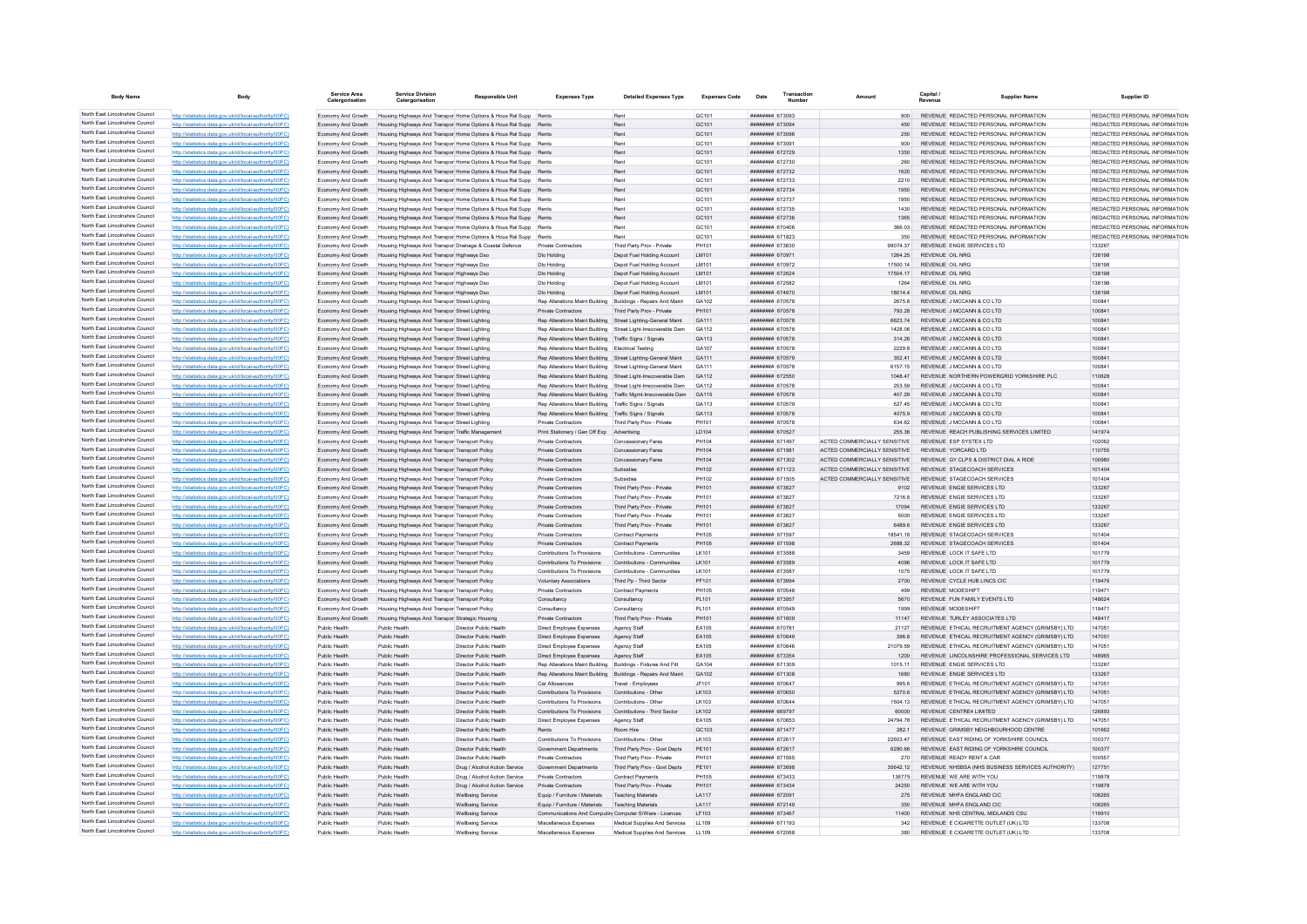| Body Name | Body | Service Area Catergorisation | Service Division Catergorisation | Responsible Unit | Expenses Type | Detailed Expenses Type | Expenses Code | Date | Transaction Number | Amount | Capital / Revenue | Supplier Name | Supplier ID |
|---|---|---|---|---|---|---|---|---|---|---|---|---|---|
| North East Lincolnshire Council | http://statistics.data.gov.uk/id/local-authority/00FC) | Economy And Growth | Housing Highways And Transpor | Home Options & Hous Rel Supp | Rents | Rent | GC101 | ######## | 673093 | 900 | REVENUE | REDACTED PERSONAL INFORMATION | REDACTED PERSONAL INFORMATION |
| North East Lincolnshire Council | http://statistics.data.gov.uk/id/local-authority/00FC) | Economy And Growth | Housing Highways And Transpor | Home Options & Hous Rel Supp | Rents | Rent | GC101 | ######## | 673094 | 450 | REVENUE | REDACTED PERSONAL INFORMATION | REDACTED PERSONAL INFORMATION |
| North East Lincolnshire Council | http://statistics.data.gov.uk/id/local-authority/00FC) | Economy And Growth | Housing Highways And Transpor | Home Options & Hous Rel Supp | Rents | Rent | GC101 | ######## | 673096 | 250 | REVENUE | REDACTED PERSONAL INFORMATION | REDACTED PERSONAL INFORMATION |
| North East Lincolnshire Council | http://statistics.data.gov.uk/id/local-authority/00FC) | Economy And Growth | Housing Highways And Transpor | Home Options & Hous Rel Supp | Rents | Rent | GC101 | ######## | 673091 | 900 | REVENUE | REDACTED PERSONAL INFORMATION | REDACTED PERSONAL INFORMATION |
| North East Lincolnshire Council | http://statistics.data.gov.uk/id/local-authority/00FC) | Economy And Growth | Housing Highways And Transpor | Home Options & Hous Rel Supp | Rents | Rent | GC101 | ######## | 672729 | 1350 | REVENUE | REDACTED PERSONAL INFORMATION | REDACTED PERSONAL INFORMATION |
| North East Lincolnshire Council | http://statistics.data.gov.uk/id/local-authority/00FC) | Economy And Growth | Housing Highways And Transpor | Home Options & Hous Rel Supp | Rents | Rent | GC101 | ######## | 672730 | 260 | REVENUE | REDACTED PERSONAL INFORMATION | REDACTED PERSONAL INFORMATION |
| North East Lincolnshire Council | http://statistics.data.gov.uk/id/local-authority/00FC) | Economy And Growth | Housing Highways And Transpor | Home Options & Hous Rel Supp | Rents | Rent | GC101 | ######## | 672732 | 1620 | REVENUE | REDACTED PERSONAL INFORMATION | REDACTED PERSONAL INFORMATION |
| North East Lincolnshire Council | http://statistics.data.gov.uk/id/local-authority/00FC) | Economy And Growth | Housing Highways And Transpor | Home Options & Hous Rel Supp | Rents | Rent | GC101 | ######## | 672733 | 2210 | REVENUE | REDACTED PERSONAL INFORMATION | REDACTED PERSONAL INFORMATION |
| North East Lincolnshire Council | http://statistics.data.gov.uk/id/local-authority/00FC) | Economy And Growth | Housing Highways And Transpor | Home Options & Hous Rel Supp | Rents | Rent | GC101 | ######## | 672734 | 1950 | REVENUE | REDACTED PERSONAL INFORMATION | REDACTED PERSONAL INFORMATION |
| North East Lincolnshire Council | http://statistics.data.gov.uk/id/local-authority/00FC) | Economy And Growth | Housing Highways And Transpor | Home Options & Hous Rel Supp | Rents | Rent | GC101 | ######## | 672737 | 1950 | REVENUE | REDACTED PERSONAL INFORMATION | REDACTED PERSONAL INFORMATION |
| North East Lincolnshire Council | http://statistics.data.gov.uk/id/local-authority/00FC) | Economy And Growth | Housing Highways And Transpor | Home Options & Hous Rel Supp | Rents | Rent | GC101 | ######## | 672735 | 1430 | REVENUE | REDACTED PERSONAL INFORMATION | REDACTED PERSONAL INFORMATION |
| North East Lincolnshire Council | http://statistics.data.gov.uk/id/local-authority/00FC) | Economy And Growth | Housing Highways And Transpor | Home Options & Hous Rel Supp | Rents | Rent | GC101 | ######## | 672736 | 1365 | REVENUE | REDACTED PERSONAL INFORMATION | REDACTED PERSONAL INFORMATION |
| North East Lincolnshire Council | http://statistics.data.gov.uk/id/local-authority/00FC) | Economy And Growth | Housing Highways And Transpor | Home Options & Hous Rel Supp | Rents | Rent | GC101 | ######## | 670406 | 366.03 | REVENUE | REDACTED PERSONAL INFORMATION | REDACTED PERSONAL INFORMATION |
| North East Lincolnshire Council | http://statistics.data.gov.uk/id/local-authority/00FC) | Economy And Growth | Housing Highways And Transpor | Home Options & Hous Rel Supp | Rents | Rent | GC101 | ######## | 671823 | 350 | REVENUE | REDACTED PERSONAL INFORMATION | REDACTED PERSONAL INFORMATION |
| North East Lincolnshire Council | http://statistics.data.gov.uk/id/local-authority/00FC) | Economy And Growth | Housing Highways And Transpor | Drainage & Coastal Defence | Private Contractors | Third Party Prov - Private | PH101 | ######## | 673830 | 99074.37 | REVENUE | ENGIE SERVICES LTD | 133267 |
| North East Lincolnshire Council | http://statistics.data.gov.uk/id/local-authority/00FC) | Economy And Growth | Housing Highways And Transpor | Highways Dso | Dlo Holding | Depot Fuel Holding Account | LM101 | ######## | 670971 | 1264.25 | REVENUE | OIL NRG | 138198 |
| North East Lincolnshire Council | http://statistics.data.gov.uk/id/local-authority/00FC) | Economy And Growth | Housing Highways And Transpor | Highways Dso | Dlo Holding | Depot Fuel Holding Account | LM101 | ######## | 670972 | 17500.14 | REVENUE | OIL NRG | 138198 |
| North East Lincolnshire Council | http://statistics.data.gov.uk/id/local-authority/00FC) | Economy And Growth | Housing Highways And Transpor | Highways Dso | Dlo Holding | Depot Fuel Holding Account | LM101 | ######## | 672624 | 17504.17 | REVENUE | OIL NRG | 138198 |
| North East Lincolnshire Council | http://statistics.data.gov.uk/id/local-authority/00FC) | Economy And Growth | Housing Highways And Transpor | Highways Dso | Dlo Holding | Depot Fuel Holding Account | LM101 | ######## | 672582 | 1264 | REVENUE | OIL NRG | 138198 |
| North East Lincolnshire Council | http://statistics.data.gov.uk/id/local-authority/00FC) | Economy And Growth | Housing Highways And Transpor | Highways Dso | Dlo Holding | Depot Fuel Holding Account | LM101 | ######## | 674670 | 18014.4 | REVENUE | OIL NRG | 138198 |
| North East Lincolnshire Council | http://statistics.data.gov.uk/id/local-authority/00FC) | Economy And Growth | Housing Highways And Transpor | Street Lighting | Rep Alterations Maint Building | Buildings - Repairs And Maint | GA102 | ######## | 670578 | 2675.8 | REVENUE | J MCCANN & CO LTD | 100841 |
| North East Lincolnshire Council | http://statistics.data.gov.uk/id/local-authority/00FC) | Economy And Growth | Housing Highways And Transpor | Street Lighting | Private Contractors | Third Party Prov - Private | PH101 | ######## | 670578 | 793.28 | REVENUE | J MCCANN & CO LTD | 100841 |
| North East Lincolnshire Council | http://statistics.data.gov.uk/id/local-authority/00FC) | Economy And Growth | Housing Highways And Transpor | Street Lighting | Rep Alterations Maint Building | Street Lighting-General Maint | GA111 | ######## | 670578 | 6823.74 | REVENUE | J MCCANN & CO LTD | 100841 |
| North East Lincolnshire Council | http://statistics.data.gov.uk/id/local-authority/00FC) | Economy And Growth | Housing Highways And Transpor | Street Lighting | Rep Alterations Maint Building | Street Light-Irrecoverable Dam | GA112 | ######## | 670578 | 1428.06 | REVENUE | J MCCANN & CO LTD | 100841 |
| North East Lincolnshire Council | http://statistics.data.gov.uk/id/local-authority/00FC) | Economy And Growth | Housing Highways And Transpor | Street Lighting | Rep Alterations Maint Building | Traffic Signs / Signals | GA113 | ######## | 670578 | 314.26 | REVENUE | J MCCANN & CO LTD | 100841 |
| North East Lincolnshire Council | http://statistics.data.gov.uk/id/local-authority/00FC) | Economy And Growth | Housing Highways And Transpor | Street Lighting | Rep Alterations Maint Building | Electrical Testing | GA107 | ######## | 670578 | 2229.8 | REVENUE | J MCCANN & CO LTD | 100841 |
| North East Lincolnshire Council | http://statistics.data.gov.uk/id/local-authority/00FC) | Economy And Growth | Housing Highways And Transpor | Street Lighting | Rep Alterations Maint Building | Street Lighting-General Maint | GA111 | ######## | 670579 | 352.41 | REVENUE | J MCCANN & CO LTD | 100841 |
| North East Lincolnshire Council | http://statistics.data.gov.uk/id/local-authority/00FC) | Economy And Growth | Housing Highways And Transpor | Street Lighting | Rep Alterations Maint Building | Street Lighting-General Maint | GA111 | ######## | 670578 | 6157.15 | REVENUE | J MCCANN & CO LTD | 100841 |
| North East Lincolnshire Council | http://statistics.data.gov.uk/id/local-authority/00FC) | Economy And Growth | Housing Highways And Transpor | Street Lighting | Rep Alterations Maint Building | Street Light-Irrecoverable Dam | GA112 | ######## | 672550 | 1048.47 | REVENUE | NORTHERN POWERGRID YORKSHIRE PLC | 110628 |
| North East Lincolnshire Council | http://statistics.data.gov.uk/id/local-authority/00FC) | Economy And Growth | Housing Highways And Transpor | Street Lighting | Rep Alterations Maint Building | Street Light-Irrecoverable Dam | GA112 | ######## | 670578 | 253.59 | REVENUE | J MCCANN & CO LTD | 100841 |
| North East Lincolnshire Council | http://statistics.data.gov.uk/id/local-authority/00FC) | Economy And Growth | Housing Highways And Transpor | Street Lighting | Rep Alterations Maint Building | Traffic Mgmt-Irrecoverable Dam | GA115 | ######## | 670578 | 407.29 | REVENUE | J MCCANN & CO LTD | 100841 |
| North East Lincolnshire Council | http://statistics.data.gov.uk/id/local-authority/00FC) | Economy And Growth | Housing Highways And Transpor | Street Lighting | Rep Alterations Maint Building | Traffic Signs / Signals | GA113 | ######## | 670579 | 527.45 | REVENUE | J MCCANN & CO LTD | 100841 |
| North East Lincolnshire Council | http://statistics.data.gov.uk/id/local-authority/00FC) | Economy And Growth | Housing Highways And Transpor | Street Lighting | Rep Alterations Maint Building | Traffic Signs / Signals | GA113 | ######## | 670578 | 4075.9 | REVENUE | J MCCANN & CO LTD | 100841 |
| North East Lincolnshire Council | http://statistics.data.gov.uk/id/local-authority/00FC) | Economy And Growth | Housing Highways And Transpor | Street Lighting | Private Contractors | Third Party Prov - Private | PH101 | ######## | 670578 | 634.62 | REVENUE | J MCCANN & CO LTD | 100841 |
| North East Lincolnshire Council | http://statistics.data.gov.uk/id/local-authority/00FC) | Economy And Growth | Housing Highways And Transpor | Traffic Management | Print Stationery / Gen Off Exp | Advertising | LD104 | ######## | 670527 | 255.36 | REVENUE | REACH PUBLISHING SERVICES LIMITED | 141974 |
| North East Lincolnshire Council | http://statistics.data.gov.uk/id/local-authority/00FC) | Economy And Growth | Housing Highways And Transpor | Transport Policy | Private Contractors | Concessionary Fares | PH104 | ######## | 671497 | ACTED COMMERCIALLY SENSITIVE | REVENUE | ESP SYSTEX LTD | 102062 |
| North East Lincolnshire Council | http://statistics.data.gov.uk/id/local-authority/00FC) | Economy And Growth | Housing Highways And Transpor | Transport Policy | Private Contractors | Concessionary Fares | PH104 | ######## | 671981 | ACTED COMMERCIALLY SENSITIVE | REVENUE | YORCARD LTD | 110755 |
| North East Lincolnshire Council | http://statistics.data.gov.uk/id/local-authority/00FC) | Economy And Growth | Housing Highways And Transpor | Transport Policy | Private Contractors | Concessionary Fares | PH104 | ######## | 671302 | ACTED COMMERCIALLY SENSITIVE | REVENUE | GY CLPS & DISTRICT DIAL A RIDE | 100980 |
| North East Lincolnshire Council | http://statistics.data.gov.uk/id/local-authority/00FC) | Economy And Growth | Housing Highways And Transpor | Transport Policy | Private Contractors | Subsidies | PH102 | ######## | 671123 | ACTED COMMERCIALLY SENSITIVE | REVENUE | STAGECOACH SERVICES | 101404 |
| North East Lincolnshire Council | http://statistics.data.gov.uk/id/local-authority/00FC) | Economy And Growth | Housing Highways And Transpor | Transport Policy | Private Contractors | Subsidies | PH102 | ######## | 671505 | ACTED COMMERCIALLY SENSITIVE | REVENUE | STAGECOACH SERVICES | 101404 |
| North East Lincolnshire Council | http://statistics.data.gov.uk/id/local-authority/00FC) | Economy And Growth | Housing Highways And Transpor | Transport Policy | Private Contractors | Third Party Prov - Private | PH101 | ######## | 673827 | 9102 | REVENUE | ENGIE SERVICES LTD | 133267 |
| North East Lincolnshire Council | http://statistics.data.gov.uk/id/local-authority/00FC) | Economy And Growth | Housing Highways And Transpor | Transport Policy | Private Contractors | Third Party Prov - Private | PH101 | ######## | 673827 | 7218.8 | REVENUE | ENGIE SERVICES LTD | 133267 |
| North East Lincolnshire Council | http://statistics.data.gov.uk/id/local-authority/00FC) | Economy And Growth | Housing Highways And Transpor | Transport Policy | Private Contractors | Third Party Prov - Private | PH101 | ######## | 673827 | 17094 | REVENUE | ENGIE SERVICES LTD | 133267 |
| North East Lincolnshire Council | http://statistics.data.gov.uk/id/local-authority/00FC) | Economy And Growth | Housing Highways And Transpor | Transport Policy | Private Contractors | Third Party Prov - Private | PH101 | ######## | 673827 | 5000 | REVENUE | ENGIE SERVICES LTD | 133267 |
| North East Lincolnshire Council | http://statistics.data.gov.uk/id/local-authority/00FC) | Economy And Growth | Housing Highways And Transpor | Transport Policy | Private Contractors | Third Party Prov - Private | PH101 | ######## | 673827 | 6489.6 | REVENUE | ENGIE SERVICES LTD | 133267 |
| North East Lincolnshire Council | http://statistics.data.gov.uk/id/local-authority/00FC) | Economy And Growth | Housing Highways And Transpor | Transport Policy | Private Contractors | Contract Payments | PH105 | ######## | 671597 | 18541.18 | REVENUE | STAGECOACH SERVICES | 101404 |
| North East Lincolnshire Council | http://statistics.data.gov.uk/id/local-authority/00FC) | Economy And Growth | Housing Highways And Transpor | Transport Policy | Private Contractors | Contract Payments | PH105 | ######## | 671598 | 2688.32 | REVENUE | STAGECOACH SERVICES | 101404 |
| North East Lincolnshire Council | http://statistics.data.gov.uk/id/local-authority/00FC) | Economy And Growth | Housing Highways And Transpor | Transport Policy | Contributions To Provisions | Contributions - Communities | LK101 | ######## | 673588 | 3459 | REVENUE | LOCK IT SAFE LTD | 101779 |
| North East Lincolnshire Council | http://statistics.data.gov.uk/id/local-authority/00FC) | Economy And Growth | Housing Highways And Transpor | Transport Policy | Contributions To Provisions | Contributions - Communities | LK101 | ######## | 673589 | 4096 | REVENUE | LOCK IT SAFE LTD | 101779 |
| North East Lincolnshire Council | http://statistics.data.gov.uk/id/local-authority/00FC) | Economy And Growth | Housing Highways And Transpor | Transport Policy | Contributions To Provisions | Contributions - Communities | LK101 | ######## | 673587 | 1075 | REVENUE | LOCK IT SAFE LTD | 101779 |
| North East Lincolnshire Council | http://statistics.data.gov.uk/id/local-authority/00FC) | Economy And Growth | Housing Highways And Transpor | Transport Policy | Voluntary Associations | Third Pp - Third Sector | PF101 | ######## | 673994 | 2700 | REVENUE | CYCLE HUB LINCS CIC | 119476 |
| North East Lincolnshire Council | http://statistics.data.gov.uk/id/local-authority/00FC) | Economy And Growth | Housing Highways And Transpor | Transport Policy | Private Contractors | Contract Payments | PH105 | ######## | 670548 | 499 | REVENUE | MODESHIFT | 119471 |
| North East Lincolnshire Council | http://statistics.data.gov.uk/id/local-authority/00FC) | Economy And Growth | Housing Highways And Transpor | Transport Policy | Consultancy | Consultancy | PL101 | ######## | 673957 | 5670 | REVENUE | FUN FAMILY EVENTS LTD | 148624 |
| North East Lincolnshire Council | http://statistics.data.gov.uk/id/local-authority/00FC) | Economy And Growth | Housing Highways And Transpor | Transport Policy | Consultancy | Consultancy | PL101 | ######## | 670549 | 1999 | REVENUE | MODESHIFT | 119471 |
| North East Lincolnshire Council | http://statistics.data.gov.uk/id/local-authority/00FC) | Economy And Growth | Housing Highways And Transpor | Strategic Housing | Private Contractors | Third Party Prov - Private | PH101 | ######## | 671609 | 11147 | REVENUE | TURLEY ASSOCIATES LTD | 148417 |
| North East Lincolnshire Council | http://statistics.data.gov.uk/id/local-authority/00FC) | Public Health | Public Health | Director Public Health | Direct Employee Expenses | Agency Staff | EA105 | ######## | 670781 | 21127 | REVENUE | ETHICAL RECRUITMENT AGENCY (GRIMSBY) LTD | 147051 |
| North East Lincolnshire Council | http://statistics.data.gov.uk/id/local-authority/00FC) | Public Health | Public Health | Director Public Health | Direct Employee Expenses | Agency Staff | EA105 | ######## | 670649 | 396.8 | REVENUE | ETHICAL RECRUITMENT AGENCY (GRIMSBY) LTD | 147051 |
| North East Lincolnshire Council | http://statistics.data.gov.uk/id/local-authority/00FC) | Public Health | Public Health | Director Public Health | Direct Employee Expenses | Agency Staff | EA105 | ######## | 670646 | 21079.59 | REVENUE | ETHICAL RECRUITMENT AGENCY (GRIMSBY) LTD | 147051 |
| North East Lincolnshire Council | http://statistics.data.gov.uk/id/local-authority/00FC) | Public Health | Public Health | Director Public Health | Direct Employee Expenses | Agency Staff | EA105 | ######## | 673354 | 1200 | REVENUE | LINCOLNSHIRE PROFESSIONAL SERVICES LTD | 148965 |
| North East Lincolnshire Council | http://statistics.data.gov.uk/id/local-authority/00FC) | Public Health | Public Health | Director Public Health | Rep Alterations Maint Building | Buildings - Fixtures And Fitt | GA104 | ######## | 671309 | 1015.11 | REVENUE | ENGIE SERVICES LTD | 133267 |
| North East Lincolnshire Council | http://statistics.data.gov.uk/id/local-authority/00FC) | Public Health | Public Health | Director Public Health | Rep Alterations Maint Building | Buildings - Repairs And Maint | GA102 | ######## | 671308 | 1680 | REVENUE | ENGIE SERVICES LTD | 133267 |
| North East Lincolnshire Council | http://statistics.data.gov.uk/id/local-authority/00FC) | Public Health | Public Health | Director Public Health | Car Allowances | Travel - Employees | JF101 | ######## | 670647 | 995.6 | REVENUE | ETHICAL RECRUITMENT AGENCY (GRIMSBY) LTD | 147051 |
| North East Lincolnshire Council | http://statistics.data.gov.uk/id/local-authority/00FC) | Public Health | Public Health | Director Public Health | Contributions To Provisions | Contributions - Other | LK103 | ######## | 670650 | 5270.6 | REVENUE | ETHICAL RECRUITMENT AGENCY (GRIMSBY) LTD | 147051 |
| North East Lincolnshire Council | http://statistics.data.gov.uk/id/local-authority/00FC) | Public Health | Public Health | Director Public Health | Contributions To Provisions | Contributions - Other | LK103 | ######## | 670644 | 1504.13 | REVENUE | ETHICAL RECRUITMENT AGENCY (GRIMSBY) LTD | 147051 |
| North East Lincolnshire Council | http://statistics.data.gov.uk/id/local-authority/00FC) | Public Health | Public Health | Director Public Health | Contributions To Provisions | Contributions - Third Sector | LK102 | ######## | 669797 | 60000 | REVENUE | CENTRE4 LIMITED | 126893 |
| North East Lincolnshire Council | http://statistics.data.gov.uk/id/local-authority/00FC) | Public Health | Public Health | Director Public Health | Direct Employee Expenses | Agency Staff | EA105 | ######## | 670653 | 24794.78 | REVENUE | ETHICAL RECRUITMENT AGENCY (GRIMSBY) LTD | 147051 |
| North East Lincolnshire Council | http://statistics.data.gov.uk/id/local-authority/00FC) | Public Health | Public Health | Director Public Health | Rents | Room Hire | GC103 | ######## | 671477 | 282.1 | REVENUE | GRIMSBY NEIGHBOURHOOD CENTRE | 101662 |
| North East Lincolnshire Council | http://statistics.data.gov.uk/id/local-authority/00FC) | Public Health | Public Health | Director Public Health | Contributions To Provisions | Contributions - Other | LK103 | ######## | 672617 | 22603.47 | REVENUE | EAST RIDING OF YORKSHIRE COUNCIL | 100377 |
| North East Lincolnshire Council | http://statistics.data.gov.uk/id/local-authority/00FC) | Public Health | Public Health | Director Public Health | Government Departments | Third Party Prov - Govt Depts | PE101 | ######## | 672617 | 6290.66 | REVENUE | EAST RIDING OF YORKSHIRE COUNCIL | 100377 |
| North East Lincolnshire Council | http://statistics.data.gov.uk/id/local-authority/00FC) | Public Health | Public Health | Director Public Health | Private Contractors | Third Party Prov - Private | PH101 | ######## | 671565 | 270 | REVENUE | READY RENT A CAR | 100557 |
| North East Lincolnshire Council | http://statistics.data.gov.uk/id/local-authority/00FC) | Public Health | Public Health | Drug / Alcohol Action Service | Government Departments | Third Party Prov - Govt Depts | PE101 | ######## | 673698 | 35642.12 | REVENUE | NHSBSA (NHS BUSINESS SERVICES AUTHORITY) | 127751 |
| North East Lincolnshire Council | http://statistics.data.gov.uk/id/local-authority/00FC) | Public Health | Public Health | Drug / Alcohol Action Service | Private Contractors | Contract Payments | PH105 | ######## | 673433 | 136775 | REVENUE | WE ARE WITH YOU | 119878 |
| North East Lincolnshire Council | http://statistics.data.gov.uk/id/local-authority/00FC) | Public Health | Public Health | Drug / Alcohol Action Service | Private Contractors | Third Party Prov - Private | PH101 | ######## | 673434 | 24250 | REVENUE | WE ARE WITH YOU | 119878 |
| North East Lincolnshire Council | http://statistics.data.gov.uk/id/local-authority/00FC) | Public Health | Public Health | Wellbeing Service | Equip / Furniture / Materials | Teaching Materials | LA117 | ######## | 672091 | 275 | REVENUE | MHFA ENGLAND CIC | 108265 |
| North East Lincolnshire Council | http://statistics.data.gov.uk/id/local-authority/00FC) | Public Health | Public Health | Wellbeing Service | Equip / Furniture / Materials | Teaching Materials | LA117 | ######## | 672149 | 350 | REVENUE | MHFA ENGLAND CIC | 108265 |
| North East Lincolnshire Council | http://statistics.data.gov.uk/id/local-authority/00FC) | Public Health | Public Health | Wellbeing Service | Communications And Computin | Computer S/Ware - Licences | LF103 | ######## | 673467 | 11400 | REVENUE | NHS CENTRAL MIDLANDS CSU | 119910 |
| North East Lincolnshire Council | http://statistics.data.gov.uk/id/local-authority/00FC) | Public Health | Public Health | Wellbeing Service | Miscellaneous Expenses | Medical Supplies And Services | LL109 | ######## | 671193 | 342 | REVENUE | E CIGARETTE OUTLET (UK) LTD | 133708 |
| North East Lincolnshire Council | http://statistics.data.gov.uk/id/local-authority/00FC) | Public Health | Public Health | Wellbeing Service | Miscellaneous Expenses | Medical Supplies And Services | LL109 | ######## | 672068 | 380 | REVENUE | E CIGARETTE OUTLET (UK) LTD | 133708 |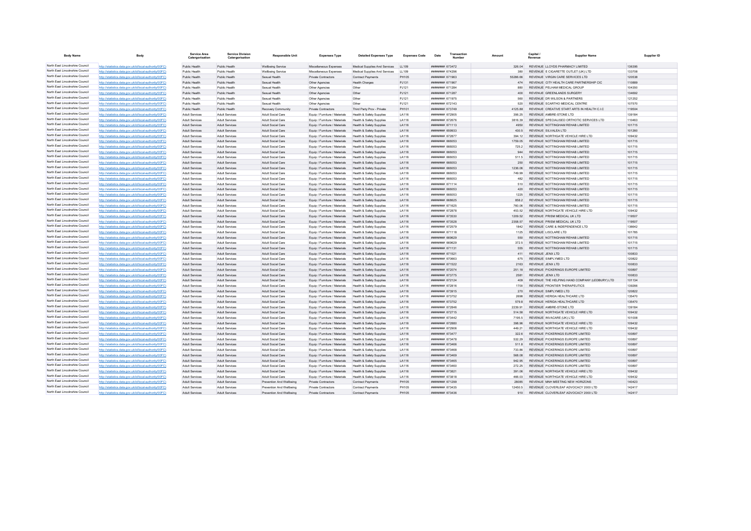| Body Name | Body | Service Area Catergorisation | Service Division Catergorisation | Responsible Unit | Expenses Type | Detailed Expenses Type | Expenses Code | Date | Transaction Number | Amount | Capital / Revenue | Supplier Name | Supplier ID |
|---|---|---|---|---|---|---|---|---|---|---|---|---|---|
| North East Lincolnshire Council | http://statistics.data.gov.uk/id/local-authority/00FC) | Public Health | Public Health | Wellbeing Service | Miscellaneous Expenses | Medical Supplies And Services | LL109 | ######## | 673472 | 326.04 | REVENUE | LLOYDS PHARMACY LIMITED | 136395 |
| North East Lincolnshire Council | http://statistics.data.gov.uk/id/local-authority/00FC) | Public Health | Public Health | Wellbeing Service | Miscellaneous Expenses | Medical Supplies And Services | LL109 | ######## | 674296 | 380 | REVENUE | E CIGARETTE OUTLET (UK) LTD | 133708 |
| North East Lincolnshire Council | http://statistics.data.gov.uk/id/local-authority/00FC) | Public Health | Public Health | Sexual Health | Private Contractors | Contract Payments | PH105 | ######## | 671963 | 55286.66 | REVENUE | VIRGIN CARE SERVICES LTD | 120538 |
| North East Lincolnshire Council | http://statistics.data.gov.uk/id/local-authority/00FC) | Public Health | Public Health | Sexual Health | Other Agencies | Health Charges | PJ131 | ######## | 671967 | 474 | REVENUE | CITY HEALTH CARE PARTNERSHIP CIC | 110889 |
| North East Lincolnshire Council | http://statistics.data.gov.uk/id/local-authority/00FC) | Public Health | Public Health | Sexual Health | Other Agencies | Other | PJ121 | ######## | 671284 | 880 | REVENUE | PELHAM MEDICAL GROUP | 104350 |
| North East Lincolnshire Council | http://statistics.data.gov.uk/id/local-authority/00FC) | Public Health | Public Health | Sexual Health | Other Agencies | Other | PJ121 | ######## | 671287 | 400 | REVENUE | GREENLANDS SURGERY | 134692 |
| North East Lincolnshire Council | http://statistics.data.gov.uk/id/local-authority/00FC) | Public Health | Public Health | Sexual Health | Other Agencies | Other | PJ121 | ######## | 671975 | 560 | REVENUE | DR WILSON & PARTNERS | 121252 |
| North East Lincolnshire Council | http://statistics.data.gov.uk/id/local-authority/00FC) | Public Health | Public Health | Sexual Health | Other Agencies | Other | PJ121 | ######## | 672143 | 520 | REVENUE | SCARTHO MEDICAL CENTRE | 107570 |
| North East Lincolnshire Council | http://statistics.data.gov.uk/id/local-authority/00FC) | Public Health | Public Health | Recovery Community | Private Contractors | Third Party Prov - Private | PH101 | ######## | 673749 | 4125.88 | REVENUE | CREATIVE START ARTS IN HEALTH C.I.C | 119504 |
| North East Lincolnshire Council | http://statistics.data.gov.uk/id/local-authority/00FC) | Adult Services | Adult Services | Adult Social Care | Equip / Furniture / Materials | Health & Safety Supplies | LA116 | ######## | 672905 | 356.25 | REVENUE | AMBRE-STONE LTD | 139184 |
| North East Lincolnshire Council | http://statistics.data.gov.uk/id/local-authority/00FC) | Adult Services | Adult Services | Adult Social Care | Equip / Furniture / Materials | Health & Safety Supplies | LA116 | ######## | 672676 | 3816.39 | REVENUE | SPECIALISED ORTHOTIC SERVICES LTD | 110463 |
| North East Lincolnshire Council | http://statistics.data.gov.uk/id/local-authority/00FC) | Adult Services | Adult Services | Adult Social Care | Equip / Furniture / Materials | Health & Safety Supplies | LA116 | ######## | 671113 | 4950 | REVENUE | NOTTINGHAM REHAB LIMITED | 101715 |
| North East Lincolnshire Council | http://statistics.data.gov.uk/id/local-authority/00FC) | Adult Services | Adult Services | Adult Social Care | Equip / Furniture / Materials | Health & Safety Supplies | LA116 | ######## | 659933 | 430.5 | REVENUE | SILVALEA LTD | 101260 |
| North East Lincolnshire Council | http://statistics.data.gov.uk/id/local-authority/00FC) | Adult Services | Adult Services | Adult Social Care | Equip / Furniture / Materials | Health & Safety Supplies | LA116 | ######## | 672877 | 394.12 | REVENUE | NORTHGATE VEHICLE HIRE LTD | 109432 |
| North East Lincolnshire Council | http://statistics.data.gov.uk/id/local-authority/00FC) | Adult Services | Adult Services | Adult Social Care | Equip / Furniture / Materials | Health & Safety Supplies | LA116 | ######## | 666053 | 1759.05 | REVENUE | NOTTINGHAM REHAB LIMITED | 101715 |
| North East Lincolnshire Council | http://statistics.data.gov.uk/id/local-authority/00FC) | Adult Services | Adult Services | Adult Social Care | Equip / Furniture / Materials | Health & Safety Supplies | LA116 | ######## | 666053 | 725.2 | REVENUE | NOTTINGHAM REHAB LIMITED | 101715 |
| North East Lincolnshire Council | http://statistics.data.gov.uk/id/local-authority/00FC) | Adult Services | Adult Services | Adult Social Care | Equip / Furniture / Materials | Health & Safety Supplies | LA116 | ######## | 666053 | 944 | REVENUE | NOTTINGHAM REHAB LIMITED | 101715 |
| North East Lincolnshire Council | http://statistics.data.gov.uk/id/local-authority/00FC) | Adult Services | Adult Services | Adult Social Care | Equip / Furniture / Materials | Health & Safety Supplies | LA116 | ######## | 666053 | 511.5 | REVENUE | NOTTINGHAM REHAB LIMITED | 101715 |
| North East Lincolnshire Council | http://statistics.data.gov.uk/id/local-authority/00FC) | Adult Services | Adult Services | Adult Social Care | Equip / Furniture / Materials | Health & Safety Supplies | LA116 | ######## | 666053 | 250 | REVENUE | NOTTINGHAM REHAB LIMITED | 101715 |
| North East Lincolnshire Council | http://statistics.data.gov.uk/id/local-authority/00FC) | Adult Services | Adult Services | Adult Social Care | Equip / Furniture / Materials | Health & Safety Supplies | LA116 | ######## | 666053 | 1236.06 | REVENUE | NOTTINGHAM REHAB LIMITED | 101715 |
| North East Lincolnshire Council | http://statistics.data.gov.uk/id/local-authority/00FC) | Adult Services | Adult Services | Adult Social Care | Equip / Furniture / Materials | Health & Safety Supplies | LA116 | ######## | 666053 | 749.99 | REVENUE | NOTTINGHAM REHAB LIMITED | 101715 |
| North East Lincolnshire Council | http://statistics.data.gov.uk/id/local-authority/00FC) | Adult Services | Adult Services | Adult Social Care | Equip / Furniture / Materials | Health & Safety Supplies | LA116 | ######## | 666053 | 482 | REVENUE | NOTTINGHAM REHAB LIMITED | 101715 |
| North East Lincolnshire Council | http://statistics.data.gov.uk/id/local-authority/00FC) | Adult Services | Adult Services | Adult Social Care | Equip / Furniture / Materials | Health & Safety Supplies | LA116 | ######## | 671114 | 510 | REVENUE | NOTTINGHAM REHAB LIMITED | 101715 |
| North East Lincolnshire Council | http://statistics.data.gov.uk/id/local-authority/00FC) | Adult Services | Adult Services | Adult Social Care | Equip / Furniture / Materials | Health & Safety Supplies | LA116 | ######## | 666053 | 420 | REVENUE | NOTTINGHAM REHAB LIMITED | 101715 |
| North East Lincolnshire Council | http://statistics.data.gov.uk/id/local-authority/00FC) | Adult Services | Adult Services | Adult Social Care | Equip / Furniture / Materials | Health & Safety Supplies | LA116 | ######## | 666053 | 1225 | REVENUE | NOTTINGHAM REHAB LIMITED | 101715 |
| North East Lincolnshire Council | http://statistics.data.gov.uk/id/local-authority/00FC) | Adult Services | Adult Services | Adult Social Care | Equip / Furniture / Materials | Health & Safety Supplies | LA116 | ######## | 668625 | 858.2 | REVENUE | NOTTINGHAM REHAB LIMITED | 101715 |
| North East Lincolnshire Council | http://statistics.data.gov.uk/id/local-authority/00FC) | Adult Services | Adult Services | Adult Social Care | Equip / Furniture / Materials | Health & Safety Supplies | LA116 | ######## | 671625 | 760.06 | REVENUE | NOTTINGHAM REHAB LIMITED | 101715 |
| North East Lincolnshire Council | http://statistics.data.gov.uk/id/local-authority/00FC) | Adult Services | Adult Services | Adult Social Care | Equip / Furniture / Materials | Health & Safety Supplies | LA116 | ######## | 672878 | 453.52 | REVENUE | NORTHGATE VEHICLE HIRE LTD | 109432 |
| North East Lincolnshire Council | http://statistics.data.gov.uk/id/local-authority/00FC) | Adult Services | Adult Services | Adult Social Care | Equip / Furniture / Materials | Health & Safety Supplies | LA116 | ######## | 673530 | 1209.52 | REVENUE | PRISM MEDICAL UK LTD | 119507 |
| North East Lincolnshire Council | http://statistics.data.gov.uk/id/local-authority/00FC) | Adult Services | Adult Services | Adult Social Care | Equip / Furniture / Materials | Health & Safety Supplies | LA116 | ######## | 673528 | 2358.57 | REVENUE | PRISM MEDICAL UK LTD | 119507 |
| North East Lincolnshire Council | http://statistics.data.gov.uk/id/local-authority/00FC) | Adult Services | Adult Services | Adult Social Care | Equip / Furniture / Materials | Health & Safety Supplies | LA116 | ######## | 672579 | 1842 | REVENUE | CARE & INDEPENDENCE LTD | 136642 |
| North East Lincolnshire Council | http://statistics.data.gov.uk/id/local-authority/00FC) | Adult Services | Adult Services | Adult Social Care | Equip / Furniture / Materials | Health & Safety Supplies | LA116 | ######## | 671118 | 1125 | REVENUE | LISCLARE LTD | 101785 |
| North East Lincolnshire Council | http://statistics.data.gov.uk/id/local-authority/00FC) | Adult Services | Adult Services | Adult Social Care | Equip / Furniture / Materials | Health & Safety Supplies | LA116 | ######## | 669629 | 550 | REVENUE | NOTTINGHAM REHAB LIMITED | 101715 |
| North East Lincolnshire Council | http://statistics.data.gov.uk/id/local-authority/00FC) | Adult Services | Adult Services | Adult Social Care | Equip / Furniture / Materials | Health & Safety Supplies | LA116 | ######## | 669629 | 372.5 | REVENUE | NOTTINGHAM REHAB LIMITED | 101715 |
| North East Lincolnshire Council | http://statistics.data.gov.uk/id/local-authority/00FC) | Adult Services | Adult Services | Adult Social Care | Equip / Furniture / Materials | Health & Safety Supplies | LA116 | ######## | 671131 | 555 | REVENUE | NOTTINGHAM REHAB LIMITED | 101715 |
| North East Lincolnshire Council | http://statistics.data.gov.uk/id/local-authority/00FC) | Adult Services | Adult Services | Adult Social Care | Equip / Furniture / Materials | Health & Safety Supplies | LA116 | ######## | 671521 | 411 | REVENUE | JENX LTD | 100833 |
| North East Lincolnshire Council | http://statistics.data.gov.uk/id/local-authority/00FC) | Adult Services | Adult Services | Adult Social Care | Equip / Furniture / Materials | Health & Safety Supplies | LA116 | ######## | 670663 | 675 | REVENUE | SIMPLYMED LTD | 120822 |
| North East Lincolnshire Council | http://statistics.data.gov.uk/id/local-authority/00FC) | Adult Services | Adult Services | Adult Social Care | Equip / Furniture / Materials | Health & Safety Supplies | LA116 | ######## | 671522 | 2163 | REVENUE | JENX LTD | 100833 |
| North East Lincolnshire Council | http://statistics.data.gov.uk/id/local-authority/00FC) | Adult Services | Adult Services | Adult Social Care | Equip / Furniture / Materials | Health & Safety Supplies | LA116 | ######## | 672074 | 251.18 | REVENUE | PICKERINGS EUROPE LIMITED | 100897 |
| North East Lincolnshire Council | http://statistics.data.gov.uk/id/local-authority/00FC) | Adult Services | Adult Services | Adult Social Care | Equip / Furniture / Materials | Health & Safety Supplies | LA116 | ######## | 673775 | 2581 | REVENUE | JENX LTD | 100833 |
| North East Lincolnshire Council | http://statistics.data.gov.uk/id/local-authority/00FC) | Adult Services | Adult Services | Adult Social Care | Equip / Furniture / Materials | Health & Safety Supplies | LA116 | ######## | 672124 | 409 | REVENUE | THE HELPING HAND COMPANY (LEDBURY) LTD | 101134 |
| North East Lincolnshire Council | http://statistics.data.gov.uk/id/local-authority/00FC) | Adult Services | Adult Services | Adult Social Care | Equip / Furniture / Materials | Health & Safety Supplies | LA116 | ######## | 672816 | 1700 | REVENUE | FRONTIER THERAPEUTICS | 139266 |
| North East Lincolnshire Council | http://statistics.data.gov.uk/id/local-authority/00FC) | Adult Services | Adult Services | Adult Social Care | Equip / Furniture / Materials | Health & Safety Supplies | LA116 | ######## | 673915 | 270 | REVENUE | SIMPLYMED LTD | 120822 |
| North East Lincolnshire Council | http://statistics.data.gov.uk/id/local-authority/00FC) | Adult Services | Adult Services | Adult Social Care | Equip / Furniture / Materials | Health & Safety Supplies | LA116 | ######## | 673752 | 2698 | REVENUE | HERIDA HEALTHCARE LTD | 135470 |
| North East Lincolnshire Council | http://statistics.data.gov.uk/id/local-authority/00FC) | Adult Services | Adult Services | Adult Social Care | Equip / Furniture / Materials | Health & Safety Supplies | LA116 | ######## | 673752 | 579.8 | REVENUE | HERIDA HEALTHCARE LTD | 135470 |
| North East Lincolnshire Council | http://statistics.data.gov.uk/id/local-authority/00FC) | Adult Services | Adult Services | Adult Social Care | Equip / Furniture / Materials | Health & Safety Supplies | LA116 | ######## | 672846 | 2239.91 | REVENUE | AMBRE-STONE LTD | 139184 |
| North East Lincolnshire Council | http://statistics.data.gov.uk/id/local-authority/00FC) | Adult Services | Adult Services | Adult Social Care | Equip / Furniture / Materials | Health & Safety Supplies | LA116 | ######## | 672715 | 514.58 | REVENUE | NORTHGATE VEHICLE HIRE LTD | 109432 |
| North East Lincolnshire Council | http://statistics.data.gov.uk/id/local-authority/00FC) | Adult Services | Adult Services | Adult Social Care | Equip / Furniture / Materials | Health & Safety Supplies | LA116 | ######## | 673442 | 7195.5 | REVENUE | INVACARE (UK) LTD | 101008 |
| North East Lincolnshire Council | http://statistics.data.gov.uk/id/local-authority/00FC) | Adult Services | Adult Services | Adult Social Care | Equip / Furniture / Materials | Health & Safety Supplies | LA116 | ######## | 672880 | 398.96 | REVENUE | NORTHGATE VEHICLE HIRE LTD | 109432 |
| North East Lincolnshire Council | http://statistics.data.gov.uk/id/local-authority/00FC) | Adult Services | Adult Services | Adult Social Care | Equip / Furniture / Materials | Health & Safety Supplies | LA116 | ######## | 672906 | 449.21 | REVENUE | NORTHGATE VEHICLE HIRE LTD | 109432 |
| North East Lincolnshire Council | http://statistics.data.gov.uk/id/local-authority/00FC) | Adult Services | Adult Services | Adult Social Care | Equip / Furniture / Materials | Health & Safety Supplies | LA116 | ######## | 673477 | 322.6 | REVENUE | PICKERINGS EUROPE LIMITED | 100897 |
| North East Lincolnshire Council | http://statistics.data.gov.uk/id/local-authority/00FC) | Adult Services | Adult Services | Adult Social Care | Equip / Furniture / Materials | Health & Safety Supplies | LA116 | ######## | 673478 | 532.29 | REVENUE | PICKERINGS EUROPE LIMITED | 100897 |
| North East Lincolnshire Council | http://statistics.data.gov.uk/id/local-authority/00FC) | Adult Services | Adult Services | Adult Social Care | Equip / Furniture / Materials | Health & Safety Supplies | LA116 | ######## | 673466 | 511.8 | REVENUE | PICKERINGS EUROPE LIMITED | 100897 |
| North East Lincolnshire Council | http://statistics.data.gov.uk/id/local-authority/00FC) | Adult Services | Adult Services | Adult Social Care | Equip / Furniture / Materials | Health & Safety Supplies | LA116 | ######## | 673468 | 733.86 | REVENUE | PICKERINGS EUROPE LIMITED | 100897 |
| North East Lincolnshire Council | http://statistics.data.gov.uk/id/local-authority/00FC) | Adult Services | Adult Services | Adult Social Care | Equip / Furniture / Materials | Health & Safety Supplies | LA116 | ######## | 673469 | 568.08 | REVENUE | PICKERINGS EUROPE LIMITED | 100897 |
| North East Lincolnshire Council | http://statistics.data.gov.uk/id/local-authority/00FC) | Adult Services | Adult Services | Adult Social Care | Equip / Furniture / Materials | Health & Safety Supplies | LA116 | ######## | 673465 | 942.95 | REVENUE | PICKERINGS EUROPE LIMITED | 100897 |
| North East Lincolnshire Council | http://statistics.data.gov.uk/id/local-authority/00FC) | Adult Services | Adult Services | Adult Social Care | Equip / Furniture / Materials | Health & Safety Supplies | LA116 | ######## | 673460 | 272.25 | REVENUE | PICKERINGS EUROPE LIMITED | 100897 |
| North East Lincolnshire Council | http://statistics.data.gov.uk/id/local-authority/00FC) | Adult Services | Adult Services | Adult Social Care | Equip / Furniture / Materials | Health & Safety Supplies | LA116 | ######## | 673821 | 391.06 | REVENUE | NORTHGATE VEHICLE HIRE LTD | 109432 |
| North East Lincolnshire Council | http://statistics.data.gov.uk/id/local-authority/00FC) | Adult Services | Adult Services | Adult Social Care | Equip / Furniture / Materials | Health & Safety Supplies | LA116 | ######## | 673818 | 466.03 | REVENUE | NORTHGATE VEHICLE HIRE LTD | 109432 |
| North East Lincolnshire Council | http://statistics.data.gov.uk/id/local-authority/00FC) | Adult Services | Adult Services | Prevention And Wellbeing | Private Contractors | Contract Payments | PH105 | ######## | 671299 | 28085 | REVENUE | MNH MEETING NEW HORIZONS | 140423 |
| North East Lincolnshire Council | http://statistics.data.gov.uk/id/local-authority/00FC) | Adult Services | Adult Services | Prevention And Wellbeing | Private Contractors | Contract Payments | PH105 | ######## | 673435 | 12450.5 | REVENUE | CLOVERLEAF ADVOCACY 2000 LTD | 142417 |
| North East Lincolnshire Council | http://statistics.data.gov.uk/id/local-authority/00FC) | Adult Services | Adult Services | Prevention And Wellbeing | Private Contractors | Contract Payments | PH105 | ######## | 673436 | 910 | REVENUE | CLOVERLEAF ADVOCACY 2000 LTD | 142417 |